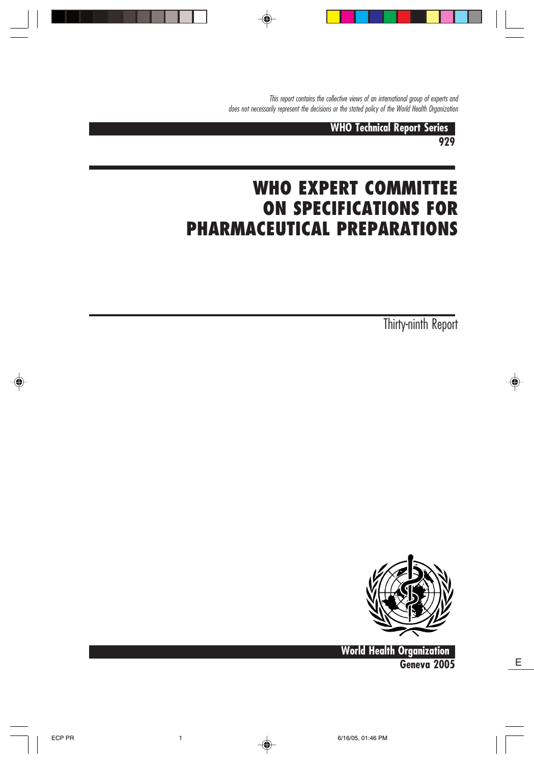*This report contains the collective views of an international group of experts and does not necessarily represent the decisions or the stated policy of the World Health Organization*

**WHO Technical Report Series**
**929**

# WHO EXPERT COMMITTEE ON SPECIFICATIONS FOR PHARMACEUTICAL PREPARATIONS

Thirty-ninth Report

**World Health Organization**
**Geneva 2005**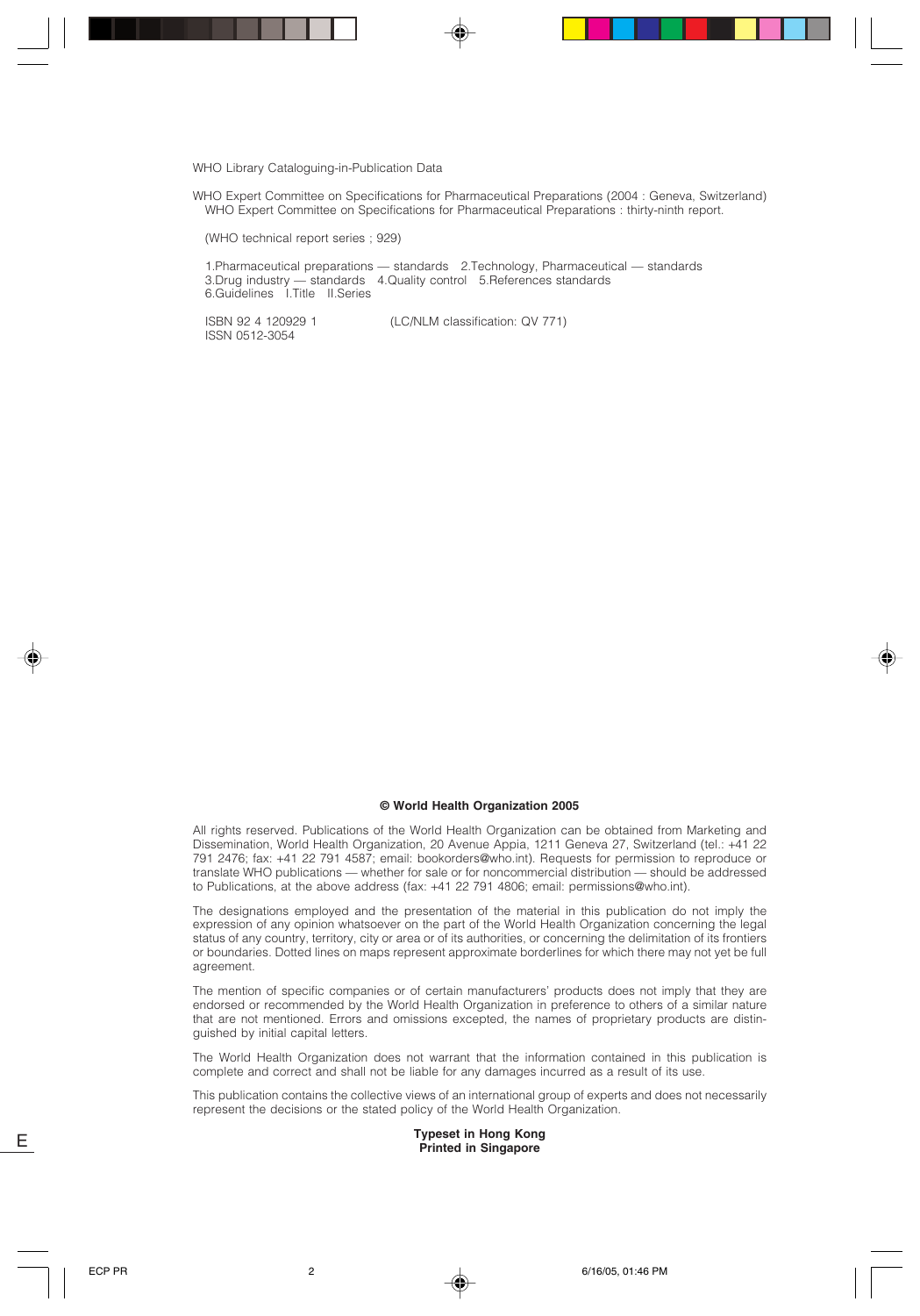WHO Library Cataloguing-in-Publication Data

WHO Expert Committee on Specifications for Pharmaceutical Preparations (2004 : Geneva, Switzerland)
WHO Expert Committee on Specifications for Pharmaceutical Preparations : thirty-ninth report.

(WHO technical report series ; 929)

1.Pharmaceutical preparations — standards 2.Technology, Pharmaceutical — standards
3.Drug industry — standards 4.Quality control 5.References standards
6.Guidelines I.Title II.Series

ISBN 92 4 120929 1 (LC/NLM classification: QV 771)
ISSN 0512-3054

**© World Health Organization 2005**

All rights reserved. Publications of the World Health Organization can be obtained from Marketing and Dissemination, World Health Organization, 20 Avenue Appia, 1211 Geneva 27, Switzerland (tel.: +41 22 791 2476; fax: +41 22 791 4587; email: bookorders@who.int). Requests for permission to reproduce or translate WHO publications — whether for sale or for noncommercial distribution — should be addressed to Publications, at the above address (fax: +41 22 791 4806; email: permissions@who.int).

The designations employed and the presentation of the material in this publication do not imply the expression of any opinion whatsoever on the part of the World Health Organization concerning the legal status of any country, territory, city or area or of its authorities, or concerning the delimitation of its frontiers or boundaries. Dotted lines on maps represent approximate borderlines for which there may not yet be full agreement.

The mention of specific companies or of certain manufacturers' products does not imply that they are endorsed or recommended by the World Health Organization in preference to others of a similar nature that are not mentioned. Errors and omissions excepted, the names of proprietary products are distinguished by initial capital letters.

The World Health Organization does not warrant that the information contained in this publication is complete and correct and shall not be liable for any damages incurred as a result of its use.

This publication contains the collective views of an international group of experts and does not necessarily represent the decisions or the stated policy of the World Health Organization.

**Typeset in Hong Kong**
**Printed in Singapore**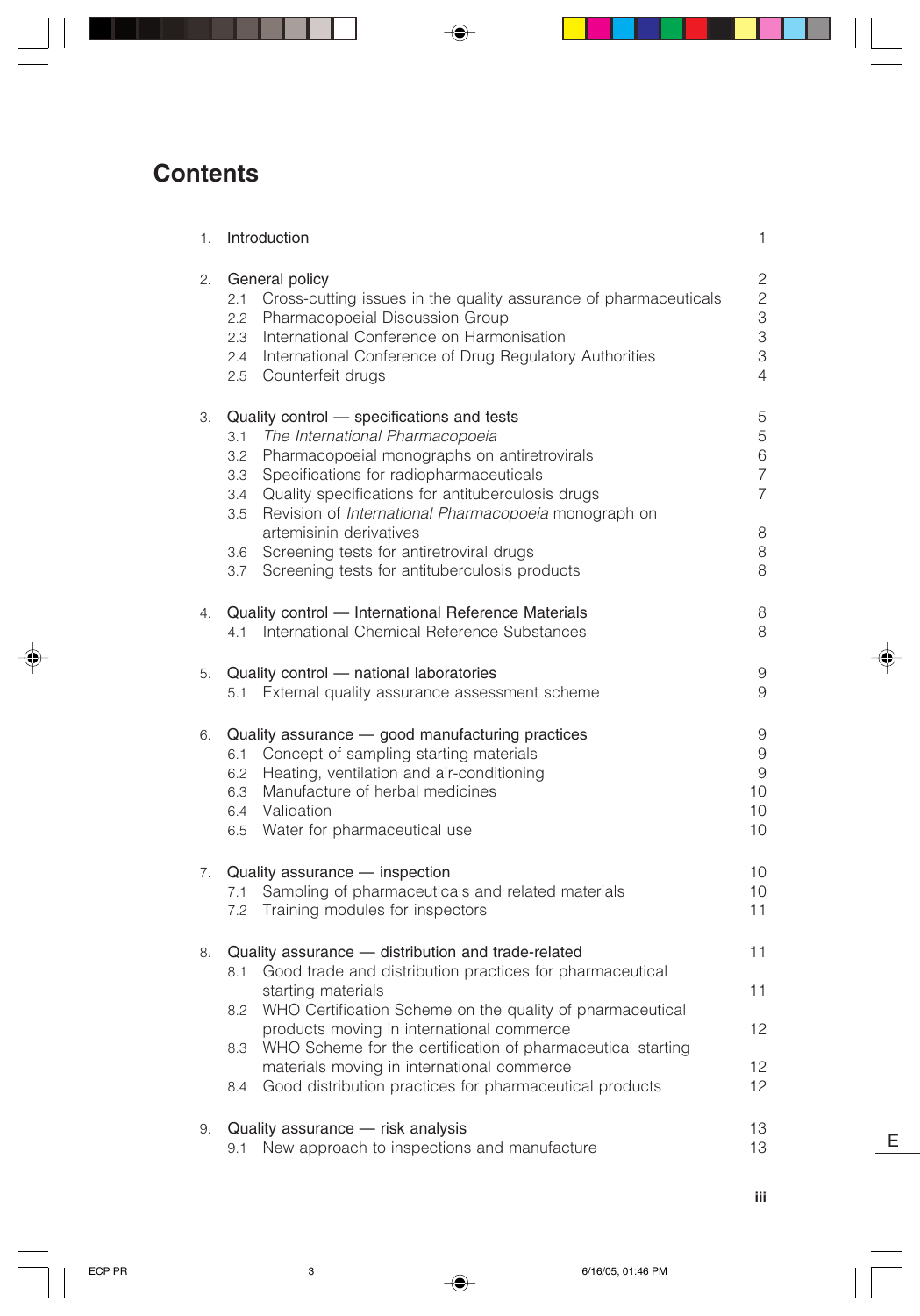# Contents

| | | |
|---|---|---|
| 1. | Introduction | 1 |
| 2. | General policy | 2 |
| | 2.1 Cross-cutting issues in the quality assurance of pharmaceuticals | 2 |
| | 2.2 Pharmacopoeial Discussion Group | 3 |
| | 2.3 International Conference on Harmonisation | 3 |
| | 2.4 International Conference of Drug Regulatory Authorities | 3 |
| | 2.5 Counterfeit drugs | 4 |
| 3. | Quality control — specifications and tests | 5 |
| | 3.1 *The International Pharmacopoeia* | 5 |
| | 3.2 Pharmacopoeial monographs on antiretrovirals | 6 |
| | 3.3 Specifications for radiopharmaceuticals | 7 |
| | 3.4 Quality specifications for antituberculosis drugs | 7 |
| | 3.5 Revision of *International Pharmacopoeia* monograph on artemisinin derivatives | 8 |
| | 3.6 Screening tests for antiretroviral drugs | 8 |
| | 3.7 Screening tests for antituberculosis products | 8 |
| 4. | Quality control — International Reference Materials | 8 |
| | 4.1 International Chemical Reference Substances | 8 |
| 5. | Quality control — national laboratories | 9 |
| | 5.1 External quality assurance assessment scheme | 9 |
| 6. | Quality assurance — good manufacturing practices | 9 |
| | 6.1 Concept of sampling starting materials | 9 |
| | 6.2 Heating, ventilation and air-conditioning | 9 |
| | 6.3 Manufacture of herbal medicines | 10 |
| | 6.4 Validation | 10 |
| | 6.5 Water for pharmaceutical use | 10 |
| 7. | Quality assurance — inspection | 10 |
| | 7.1 Sampling of pharmaceuticals and related materials | 10 |
| | 7.2 Training modules for inspectors | 11 |
| 8. | Quality assurance — distribution and trade-related | 11 |
| | 8.1 Good trade and distribution practices for pharmaceutical starting materials | 11 |
| | 8.2 WHO Certification Scheme on the quality of pharmaceutical products moving in international commerce | 12 |
| | 8.3 WHO Scheme for the certification of pharmaceutical starting materials moving in international commerce | 12 |
| | 8.4 Good distribution practices for pharmaceutical products | 12 |
| 9. | Quality assurance — risk analysis | 13 |
| | 9.1 New approach to inspections and manufacture | 13 |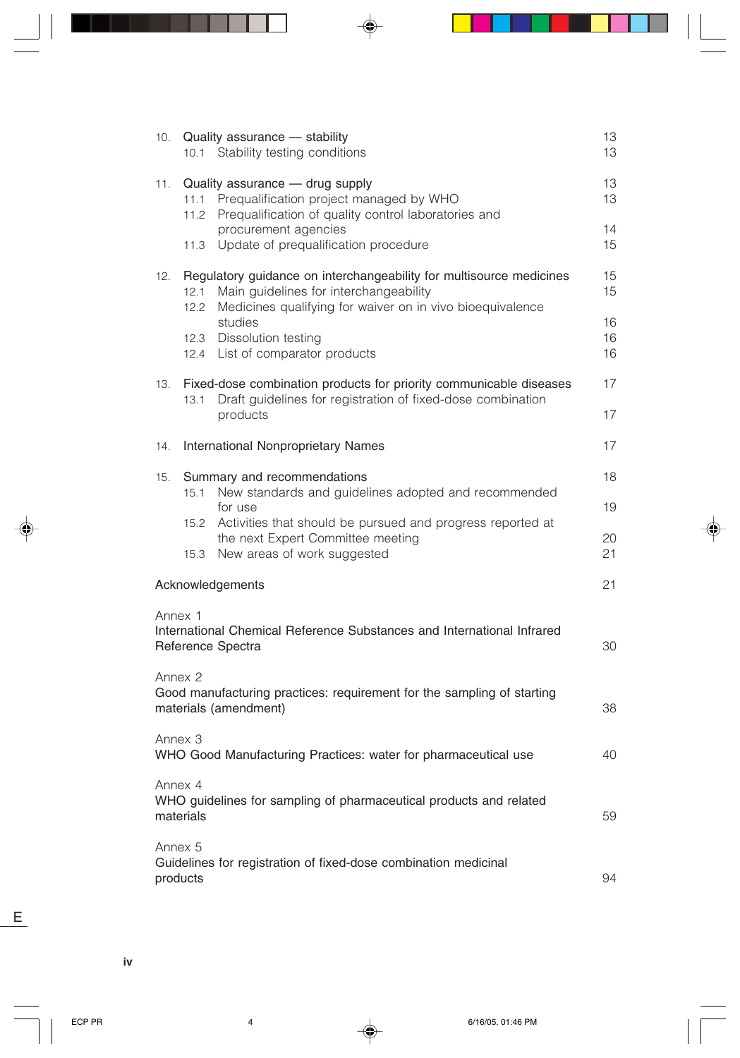| | | |
|---|---|---|
| 10. | Quality assurance — stability | 13 |
| | 10.1 Stability testing conditions | 13 |
| 11. | Quality assurance — drug supply | 13 |
| | 11.1 Prequalification project managed by WHO | 13 |
| | 11.2 Prequalification of quality control laboratories and procurement agencies | 14 |
| | 11.3 Update of prequalification procedure | 15 |
| 12. | Regulatory guidance on interchangeability for multisource medicines | 15 |
| | 12.1 Main guidelines for interchangeability | 15 |
| | 12.2 Medicines qualifying for waiver on in vivo bioequivalence studies | 16 |
| | 12.3 Dissolution testing | 16 |
| | 12.4 List of comparator products | 16 |
| 13. | Fixed-dose combination products for priority communicable diseases | 17 |
| | 13.1 Draft guidelines for registration of fixed-dose combination products | 17 |
| 14. | International Nonproprietary Names | 17 |
| 15. | Summary and recommendations | 18 |
| | 15.1 New standards and guidelines adopted and recommended for use | 19 |
| | 15.2 Activities that should be pursued and progress reported at the next Expert Committee meeting | 20 |
| | 15.3 New areas of work suggested | 21 |
| | Acknowledgements | 21 |
| | Annex 1<br>International Chemical Reference Substances and International Infrared Reference Spectra | 30 |
| | Annex 2<br>Good manufacturing practices: requirement for the sampling of starting materials (amendment) | 38 |
| | Annex 3<br>WHO Good Manufacturing Practices: water for pharmaceutical use | 40 |
| | Annex 4<br>WHO guidelines for sampling of pharmaceutical products and related materials | 59 |
| | Annex 5<br>Guidelines for registration of fixed-dose combination medicinal products | 94 |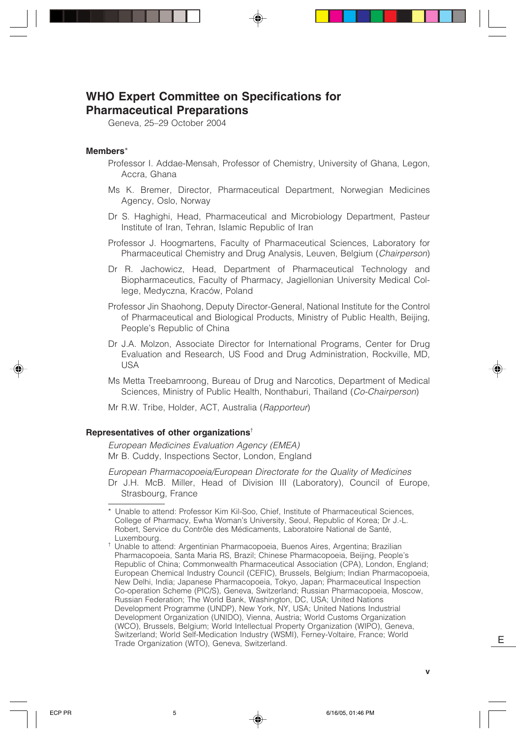# WHO Expert Committee on Specifications for Pharmaceutical Preparations

Geneva, 25–29 October 2004

**Members***

Professor I. Addae-Mensah, Professor of Chemistry, University of Ghana, Legon, Accra, Ghana

Ms K. Bremer, Director, Pharmaceutical Department, Norwegian Medicines Agency, Oslo, Norway

Dr S. Haghighi, Head, Pharmaceutical and Microbiology Department, Pasteur Institute of Iran, Tehran, Islamic Republic of Iran

Professor J. Hoogmartens, Faculty of Pharmaceutical Sciences, Laboratory for Pharmaceutical Chemistry and Drug Analysis, Leuven, Belgium (*Chairperson*)

Dr R. Jachowicz, Head, Department of Pharmaceutical Technology and Biopharmaceutics, Faculty of Pharmacy, Jagiellonian University Medical College, Medyczna, Kraców, Poland

Professor Jin Shaohong, Deputy Director-General, National Institute for the Control of Pharmaceutical and Biological Products, Ministry of Public Health, Beijing, People's Republic of China

Dr J.A. Molzon, Associate Director for International Programs, Center for Drug Evaluation and Research, US Food and Drug Administration, Rockville, MD, USA

Ms Metta Treebamroong, Bureau of Drug and Narcotics, Department of Medical Sciences, Ministry of Public Health, Nonthaburi, Thailand (*Co-Chairperson*)

Mr R.W. Tribe, Holder, ACT, Australia (*Rapporteur*)

**Representatives of other organizations**†

*European Medicines Evaluation Agency (EMEA)*
Mr B. Cuddy, Inspections Sector, London, England

*European Pharmacopoeia/European Directorate for the Quality of Medicines*
Dr J.H. McB. Miller, Head of Division III (Laboratory), Council of Europe, Strasbourg, France

---

\* Unable to attend: Professor Kim Kil-Soo, Chief, Institute of Pharmaceutical Sciences, College of Pharmacy, Ewha Woman's University, Seoul, Republic of Korea; Dr J.-L. Robert, Service du Contrôle des Médicaments, Laboratoire National de Santé, Luxembourg.

† Unable to attend: Argentinian Pharmacopoeia, Buenos Aires, Argentina; Brazilian Pharmacopoeia, Santa Maria RS, Brazil; Chinese Pharmacopoeia, Beijing, People's Republic of China; Commonwealth Pharmaceutical Association (CPA), London, England; European Chemical Industry Council (CEFIC), Brussels, Belgium; Indian Pharmacopoeia, New Delhi, India; Japanese Pharmacopoeia, Tokyo, Japan; Pharmaceutical Inspection Co-operation Scheme (PIC/S), Geneva, Switzerland; Russian Pharmacopoeia, Moscow, Russian Federation; The World Bank, Washington, DC, USA; United Nations Development Programme (UNDP), New York, NY, USA; United Nations Industrial Development Organization (UNIDO), Vienna, Austria; World Customs Organization (WCO), Brussels, Belgium; World Intellectual Property Organization (WIPO), Geneva, Switzerland; World Self-Medication Industry (WSMI), Ferney-Voltaire, France; World Trade Organization (WTO), Geneva, Switzerland.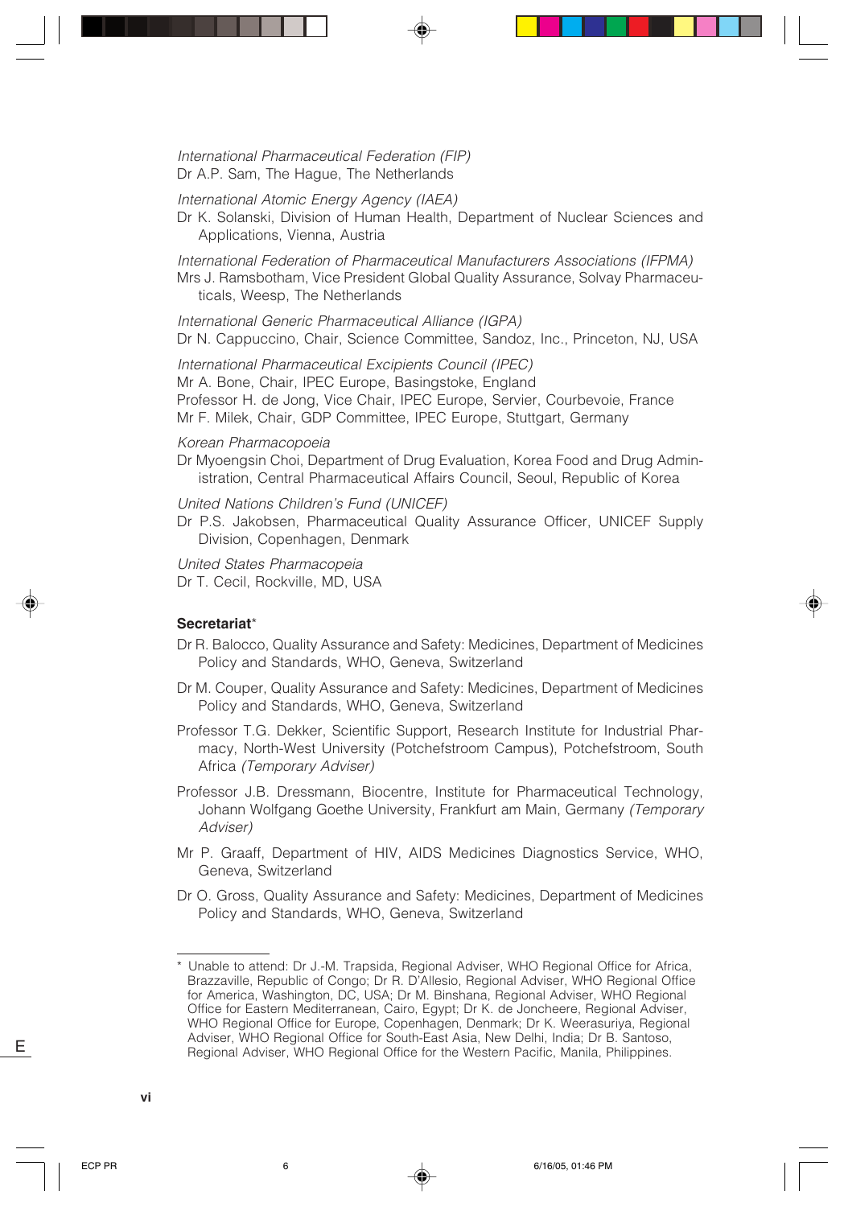*International Pharmaceutical Federation (FIP)*
Dr A.P. Sam, The Hague, The Netherlands

*International Atomic Energy Agency (IAEA)*
Dr K. Solanski, Division of Human Health, Department of Nuclear Sciences and Applications, Vienna, Austria

*International Federation of Pharmaceutical Manufacturers Associations (IFPMA)*
Mrs J. Ramsbotham, Vice President Global Quality Assurance, Solvay Pharmaceuticals, Weesp, The Netherlands

*International Generic Pharmaceutical Alliance (IGPA)*
Dr N. Cappuccino, Chair, Science Committee, Sandoz, Inc., Princeton, NJ, USA

*International Pharmaceutical Excipients Council (IPEC)*
Mr A. Bone, Chair, IPEC Europe, Basingstoke, England
Professor H. de Jong, Vice Chair, IPEC Europe, Servier, Courbevoie, France
Mr F. Milek, Chair, GDP Committee, IPEC Europe, Stuttgart, Germany

*Korean Pharmacopoeia*
Dr Myoengsin Choi, Department of Drug Evaluation, Korea Food and Drug Administration, Central Pharmaceutical Affairs Council, Seoul, Republic of Korea

*United Nations Children's Fund (UNICEF)*
Dr P.S. Jakobsen, Pharmaceutical Quality Assurance Officer, UNICEF Supply Division, Copenhagen, Denmark

*United States Pharmacopeia*
Dr T. Cecil, Rockville, MD, USA

**Secretariat***

Dr R. Balocco, Quality Assurance and Safety: Medicines, Department of Medicines Policy and Standards, WHO, Geneva, Switzerland

Dr M. Couper, Quality Assurance and Safety: Medicines, Department of Medicines Policy and Standards, WHO, Geneva, Switzerland

Professor T.G. Dekker, Scientific Support, Research Institute for Industrial Pharmacy, North-West University (Potchefstroom Campus), Potchefstroom, South Africa *(Temporary Adviser)*

Professor J.B. Dressmann, Biocentre, Institute for Pharmaceutical Technology, Johann Wolfgang Goethe University, Frankfurt am Main, Germany *(Temporary Adviser)*

Mr P. Graaff, Department of HIV, AIDS Medicines Diagnostics Service, WHO, Geneva, Switzerland

Dr O. Gross, Quality Assurance and Safety: Medicines, Department of Medicines Policy and Standards, WHO, Geneva, Switzerland

---

\* Unable to attend: Dr J.-M. Trapsida, Regional Adviser, WHO Regional Office for Africa, Brazzaville, Republic of Congo; Dr R. D'Allesio, Regional Adviser, WHO Regional Office for America, Washington, DC, USA; Dr M. Binshana, Regional Adviser, WHO Regional Office for Eastern Mediterranean, Cairo, Egypt; Dr K. de Joncheere, Regional Adviser, WHO Regional Office for Europe, Copenhagen, Denmark; Dr K. Weerasuriya, Regional Adviser, WHO Regional Office for South-East Asia, New Delhi, India; Dr B. Santoso, Regional Adviser, WHO Regional Office for the Western Pacific, Manila, Philippines.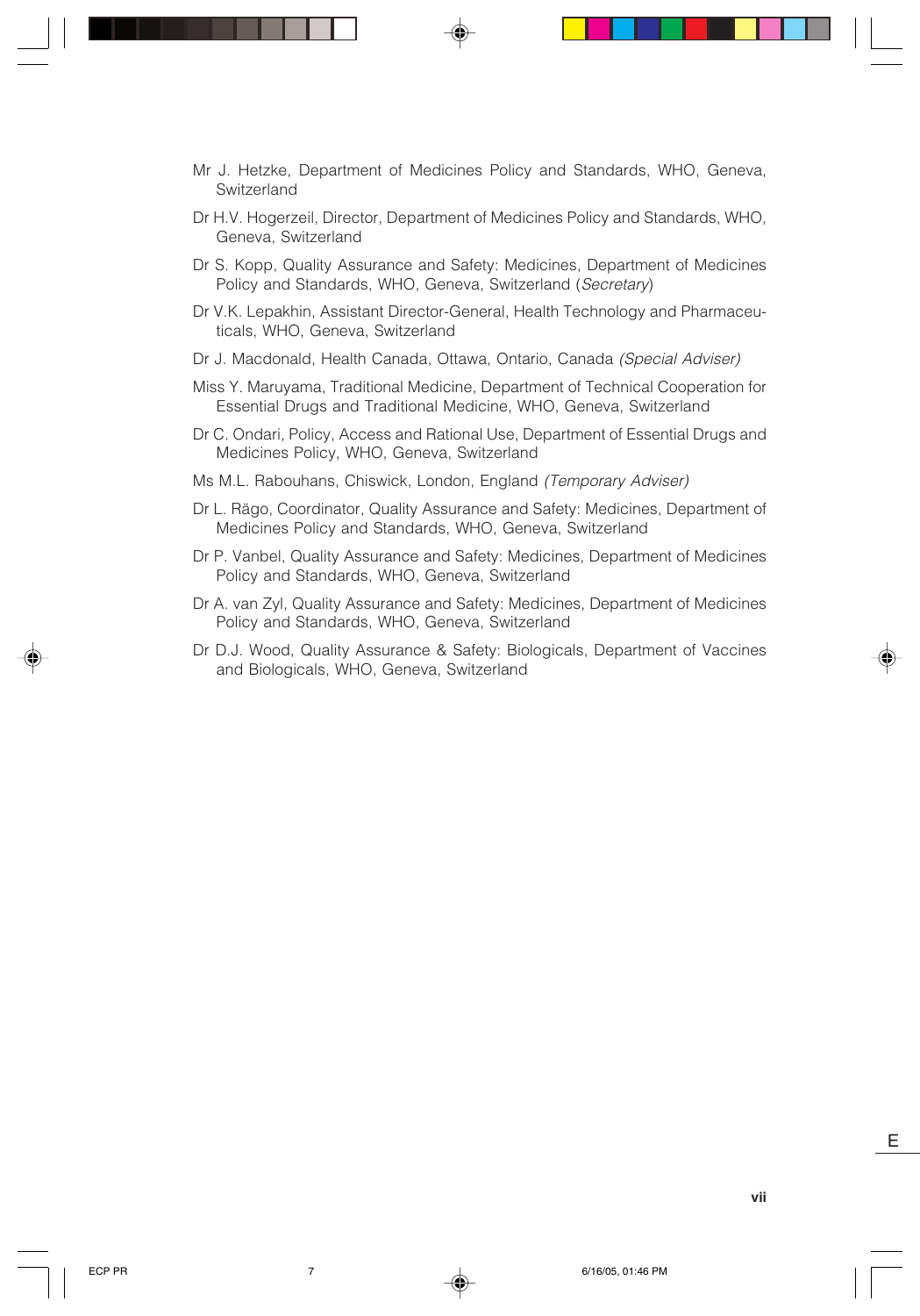Mr J. Hetzke, Department of Medicines Policy and Standards, WHO, Geneva, Switzerland

Dr H.V. Hogerzeil, Director, Department of Medicines Policy and Standards, WHO, Geneva, Switzerland

Dr S. Kopp, Quality Assurance and Safety: Medicines, Department of Medicines Policy and Standards, WHO, Geneva, Switzerland (*Secretary*)

Dr V.K. Lepakhin, Assistant Director-General, Health Technology and Pharmaceuticals, WHO, Geneva, Switzerland

Dr J. Macdonald, Health Canada, Ottawa, Ontario, Canada *(Special Adviser)*

Miss Y. Maruyama, Traditional Medicine, Department of Technical Cooperation for Essential Drugs and Traditional Medicine, WHO, Geneva, Switzerland

Dr C. Ondari, Policy, Access and Rational Use, Department of Essential Drugs and Medicines Policy, WHO, Geneva, Switzerland

Ms M.L. Rabouhans, Chiswick, London, England *(Temporary Adviser)*

Dr L. Rägo, Coordinator, Quality Assurance and Safety: Medicines, Department of Medicines Policy and Standards, WHO, Geneva, Switzerland

Dr P. Vanbel, Quality Assurance and Safety: Medicines, Department of Medicines Policy and Standards, WHO, Geneva, Switzerland

Dr A. van Zyl, Quality Assurance and Safety: Medicines, Department of Medicines Policy and Standards, WHO, Geneva, Switzerland

Dr D.J. Wood, Quality Assurance & Safety: Biologicals, Department of Vaccines and Biologicals, WHO, Geneva, Switzerland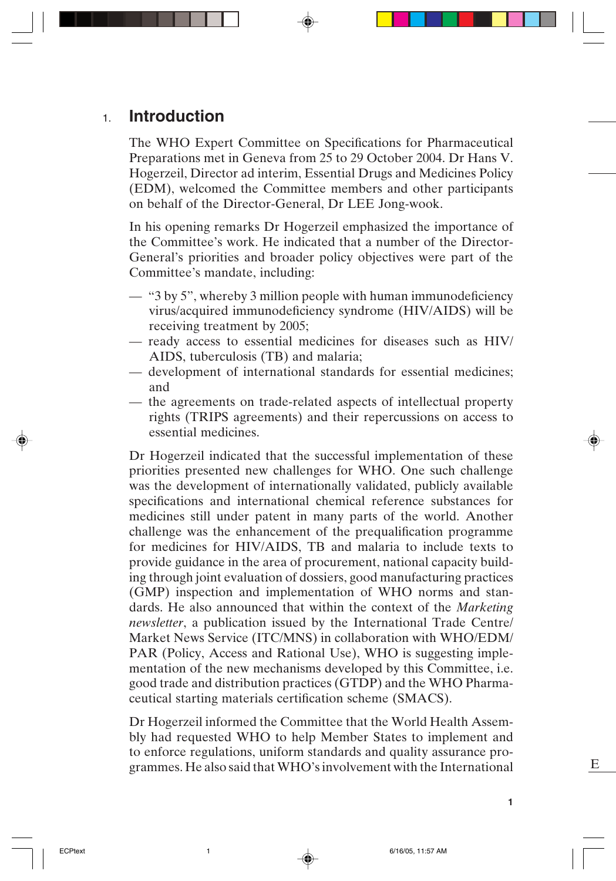# 1. Introduction

The WHO Expert Committee on Specifications for Pharmaceutical Preparations met in Geneva from 25 to 29 October 2004. Dr Hans V. Hogerzeil, Director ad interim, Essential Drugs and Medicines Policy (EDM), welcomed the Committee members and other participants on behalf of the Director-General, Dr LEE Jong-wook.

In his opening remarks Dr Hogerzeil emphasized the importance of the Committee's work. He indicated that a number of the Director-General's priorities and broader policy objectives were part of the Committee's mandate, including:

- "3 by 5", whereby 3 million people with human immunodeficiency virus/acquired immunodeficiency syndrome (HIV/AIDS) will be receiving treatment by 2005;
- ready access to essential medicines for diseases such as HIV/AIDS, tuberculosis (TB) and malaria;
- development of international standards for essential medicines; and
- the agreements on trade-related aspects of intellectual property rights (TRIPS agreements) and their repercussions on access to essential medicines.

Dr Hogerzeil indicated that the successful implementation of these priorities presented new challenges for WHO. One such challenge was the development of internationally validated, publicly available specifications and international chemical reference substances for medicines still under patent in many parts of the world. Another challenge was the enhancement of the prequalification programme for medicines for HIV/AIDS, TB and malaria to include texts to provide guidance in the area of procurement, national capacity building through joint evaluation of dossiers, good manufacturing practices (GMP) inspection and implementation of WHO norms and standards. He also announced that within the context of the *Marketing newsletter*, a publication issued by the International Trade Centre/Market News Service (ITC/MNS) in collaboration with WHO/EDM/PAR (Policy, Access and Rational Use), WHO is suggesting implementation of the new mechanisms developed by this Committee, i.e. good trade and distribution practices (GTDP) and the WHO Pharmaceutical starting materials certification scheme (SMACS).

Dr Hogerzeil informed the Committee that the World Health Assembly had requested WHO to help Member States to implement and to enforce regulations, uniform standards and quality assurance programmes. He also said that WHO's involvement with the International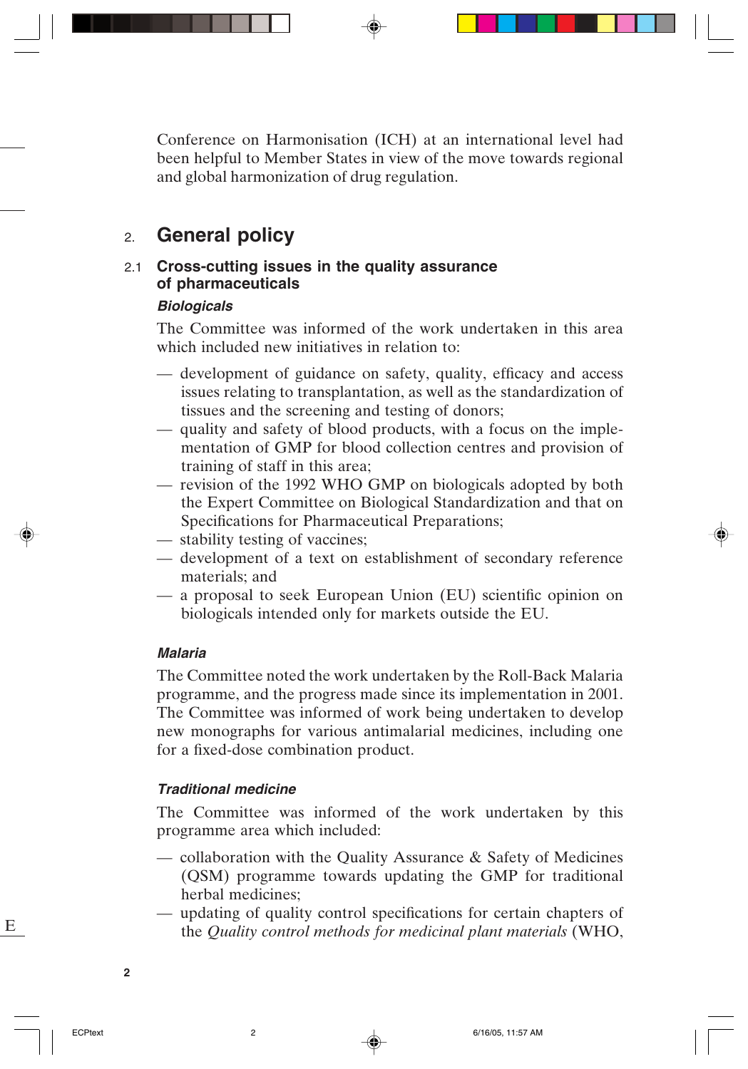Conference on Harmonisation (ICH) at an international level had been helpful to Member States in view of the move towards regional and global harmonization of drug regulation.

# 2. General policy

## 2.1 Cross-cutting issues in the quality assurance of pharmaceuticals

### *Biologicals*

The Committee was informed of the work undertaken in this area which included new initiatives in relation to:

- development of guidance on safety, quality, efficacy and access issues relating to transplantation, as well as the standardization of tissues and the screening and testing of donors;
- quality and safety of blood products, with a focus on the implementation of GMP for blood collection centres and provision of training of staff in this area;
- revision of the 1992 WHO GMP on biologicals adopted by both the Expert Committee on Biological Standardization and that on Specifications for Pharmaceutical Preparations;
- stability testing of vaccines;
- development of a text on establishment of secondary reference materials; and
- a proposal to seek European Union (EU) scientific opinion on biologicals intended only for markets outside the EU.

### *Malaria*

The Committee noted the work undertaken by the Roll-Back Malaria programme, and the progress made since its implementation in 2001. The Committee was informed of work being undertaken to develop new monographs for various antimalarial medicines, including one for a fixed-dose combination product.

### *Traditional medicine*

The Committee was informed of the work undertaken by this programme area which included:

- collaboration with the Quality Assurance & Safety of Medicines (QSM) programme towards updating the GMP for traditional herbal medicines;
- updating of quality control specifications for certain chapters of the *Quality control methods for medicinal plant materials* (WHO,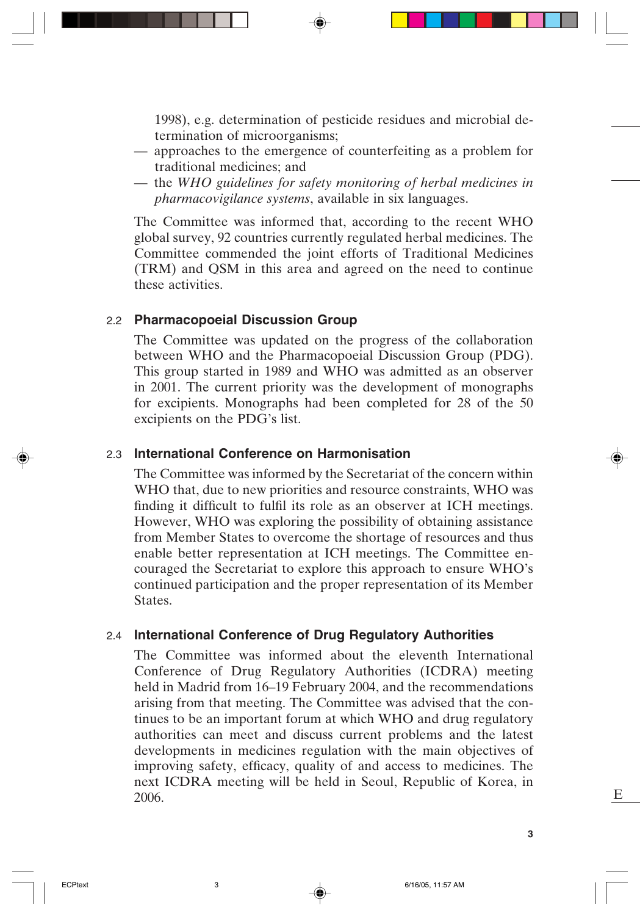1998), e.g. determination of pesticide residues and microbial determination of microorganisms;

— approaches to the emergence of counterfeiting as a problem for traditional medicines; and

— the *WHO guidelines for safety monitoring of herbal medicines in pharmacovigilance systems*, available in six languages.

The Committee was informed that, according to the recent WHO global survey, 92 countries currently regulated herbal medicines. The Committee commended the joint efforts of Traditional Medicines (TRM) and QSM in this area and agreed on the need to continue these activities.

## 2.2 Pharmacopoeial Discussion Group

The Committee was updated on the progress of the collaboration between WHO and the Pharmacopoeial Discussion Group (PDG). This group started in 1989 and WHO was admitted as an observer in 2001. The current priority was the development of monographs for excipients. Monographs had been completed for 28 of the 50 excipients on the PDG's list.

## 2.3 International Conference on Harmonisation

The Committee was informed by the Secretariat of the concern within WHO that, due to new priorities and resource constraints, WHO was finding it difficult to fulfil its role as an observer at ICH meetings. However, WHO was exploring the possibility of obtaining assistance from Member States to overcome the shortage of resources and thus enable better representation at ICH meetings. The Committee encouraged the Secretariat to explore this approach to ensure WHO's continued participation and the proper representation of its Member States.

## 2.4 International Conference of Drug Regulatory Authorities

The Committee was informed about the eleventh International Conference of Drug Regulatory Authorities (ICDRA) meeting held in Madrid from 16–19 February 2004, and the recommendations arising from that meeting. The Committee was advised that the continues to be an important forum at which WHO and drug regulatory authorities can meet and discuss current problems and the latest developments in medicines regulation with the main objectives of improving safety, efficacy, quality of and access to medicines. The next ICDRA meeting will be held in Seoul, Republic of Korea, in 2006.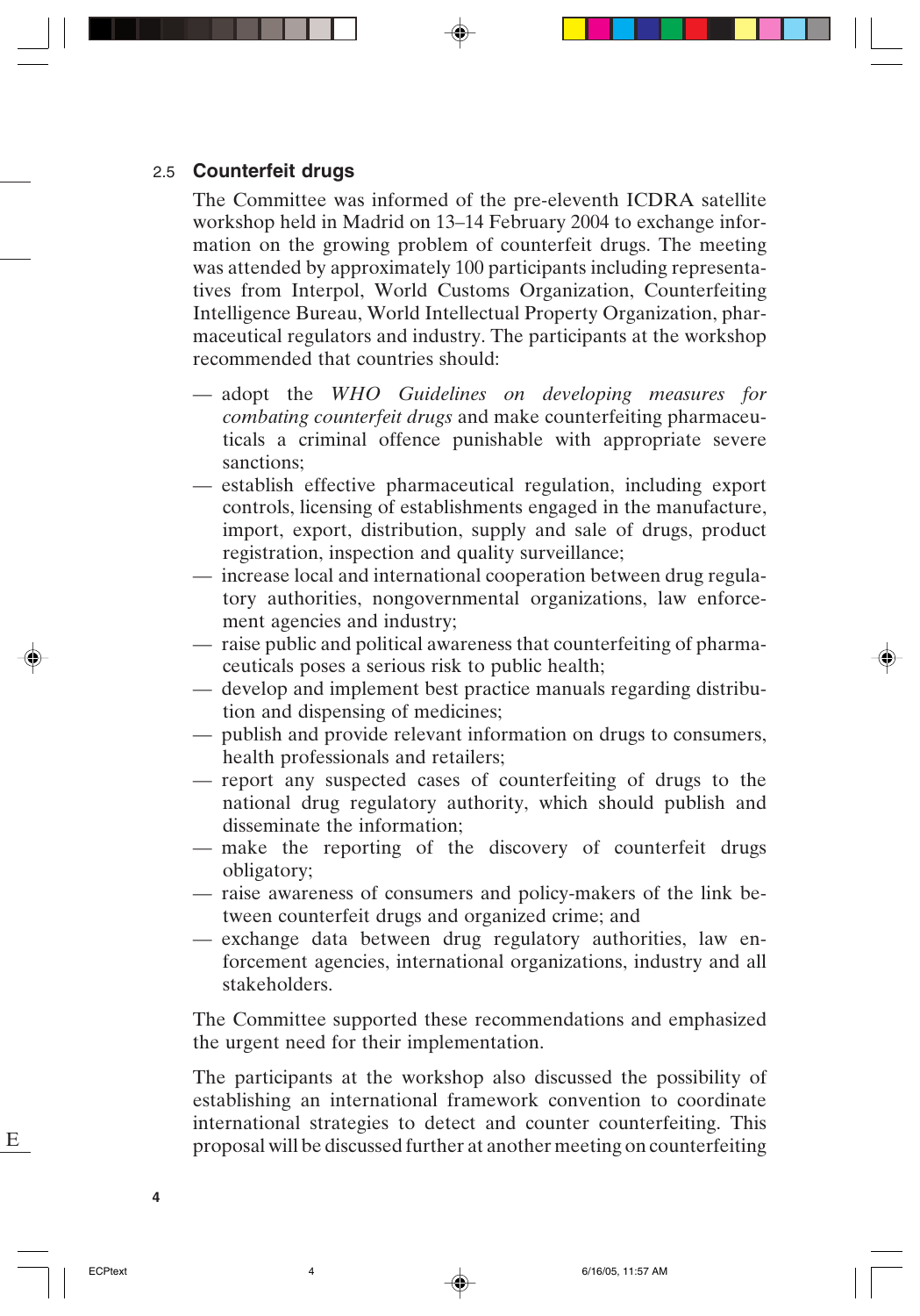## 2.5 Counterfeit drugs

The Committee was informed of the pre-eleventh ICDRA satellite workshop held in Madrid on 13–14 February 2004 to exchange information on the growing problem of counterfeit drugs. The meeting was attended by approximately 100 participants including representatives from Interpol, World Customs Organization, Counterfeiting Intelligence Bureau, World Intellectual Property Organization, pharmaceutical regulators and industry. The participants at the workshop recommended that countries should:

- — adopt the *WHO Guidelines on developing measures for combating counterfeit drugs* and make counterfeiting pharmaceuticals a criminal offence punishable with appropriate severe sanctions;
- — establish effective pharmaceutical regulation, including export controls, licensing of establishments engaged in the manufacture, import, export, distribution, supply and sale of drugs, product registration, inspection and quality surveillance;
- — increase local and international cooperation between drug regulatory authorities, nongovernmental organizations, law enforcement agencies and industry;
- — raise public and political awareness that counterfeiting of pharmaceuticals poses a serious risk to public health;
- — develop and implement best practice manuals regarding distribution and dispensing of medicines;
- — publish and provide relevant information on drugs to consumers, health professionals and retailers;
- — report any suspected cases of counterfeiting of drugs to the national drug regulatory authority, which should publish and disseminate the information;
- — make the reporting of the discovery of counterfeit drugs obligatory;
- — raise awareness of consumers and policy-makers of the link between counterfeit drugs and organized crime; and
- — exchange data between drug regulatory authorities, law enforcement agencies, international organizations, industry and all stakeholders.

The Committee supported these recommendations and emphasized the urgent need for their implementation.

The participants at the workshop also discussed the possibility of establishing an international framework convention to coordinate international strategies to detect and counter counterfeiting. This proposal will be discussed further at another meeting on counterfeiting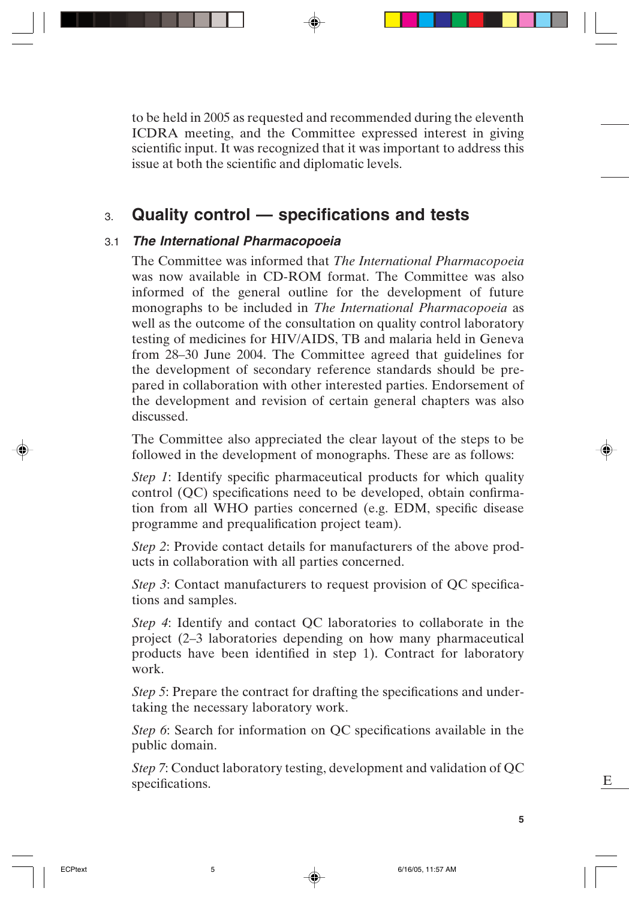to be held in 2005 as requested and recommended during the eleventh ICDRA meeting, and the Committee expressed interest in giving scientific input. It was recognized that it was important to address this issue at both the scientific and diplomatic levels.

# 3. Quality control — specifications and tests

## 3.1 *The International Pharmacopoeia*

The Committee was informed that *The International Pharmacopoeia* was now available in CD-ROM format. The Committee was also informed of the general outline for the development of future monographs to be included in *The International Pharmacopoeia* as well as the outcome of the consultation on quality control laboratory testing of medicines for HIV/AIDS, TB and malaria held in Geneva from 28–30 June 2004. The Committee agreed that guidelines for the development of secondary reference standards should be prepared in collaboration with other interested parties. Endorsement of the development and revision of certain general chapters was also discussed.

The Committee also appreciated the clear layout of the steps to be followed in the development of monographs. These are as follows:

*Step 1*: Identify specific pharmaceutical products for which quality control (QC) specifications need to be developed, obtain confirmation from all WHO parties concerned (e.g. EDM, specific disease programme and prequalification project team).

*Step 2*: Provide contact details for manufacturers of the above products in collaboration with all parties concerned.

*Step 3*: Contact manufacturers to request provision of QC specifications and samples.

*Step 4*: Identify and contact QC laboratories to collaborate in the project (2–3 laboratories depending on how many pharmaceutical products have been identified in step 1). Contract for laboratory work.

*Step 5*: Prepare the contract for drafting the specifications and undertaking the necessary laboratory work.

*Step 6*: Search for information on QC specifications available in the public domain.

*Step 7*: Conduct laboratory testing, development and validation of QC specifications.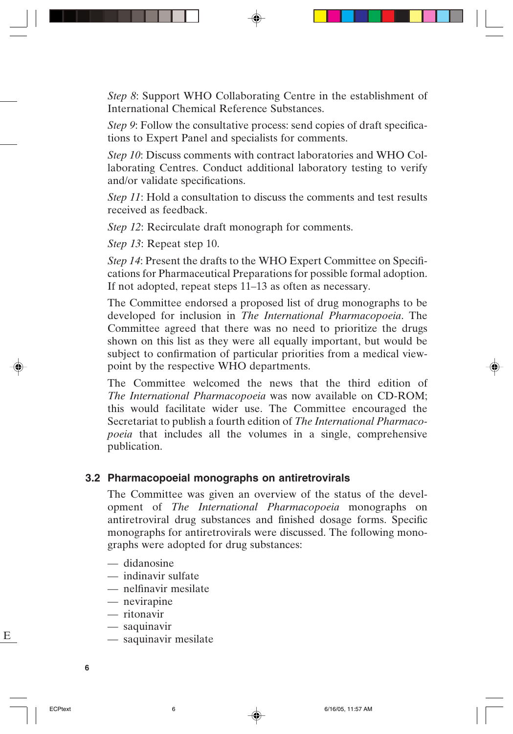*Step 8*: Support WHO Collaborating Centre in the establishment of International Chemical Reference Substances.

*Step 9*: Follow the consultative process: send copies of draft specifications to Expert Panel and specialists for comments.

*Step 10*: Discuss comments with contract laboratories and WHO Collaborating Centres. Conduct additional laboratory testing to verify and/or validate specifications.

*Step 11*: Hold a consultation to discuss the comments and test results received as feedback.

*Step 12*: Recirculate draft monograph for comments.

*Step 13*: Repeat step 10.

*Step 14*: Present the drafts to the WHO Expert Committee on Specifications for Pharmaceutical Preparations for possible formal adoption. If not adopted, repeat steps 11–13 as often as necessary.

The Committee endorsed a proposed list of drug monographs to be developed for inclusion in *The International Pharmacopoeia*. The Committee agreed that there was no need to prioritize the drugs shown on this list as they were all equally important, but would be subject to confirmation of particular priorities from a medical viewpoint by the respective WHO departments.

The Committee welcomed the news that the third edition of *The International Pharmacopoeia* was now available on CD-ROM; this would facilitate wider use. The Committee encouraged the Secretariat to publish a fourth edition of *The International Pharmacopoeia* that includes all the volumes in a single, comprehensive publication.

### 3.2 Pharmacopoeial monographs on antiretrovirals

The Committee was given an overview of the status of the development of *The International Pharmacopoeia* monographs on antiretroviral drug substances and finished dosage forms. Specific monographs for antiretrovirals were discussed. The following monographs were adopted for drug substances:

- didanosine
- indinavir sulfate
- nelfinavir mesilate
- nevirapine
- ritonavir
- saquinavir
- saquinavir mesilate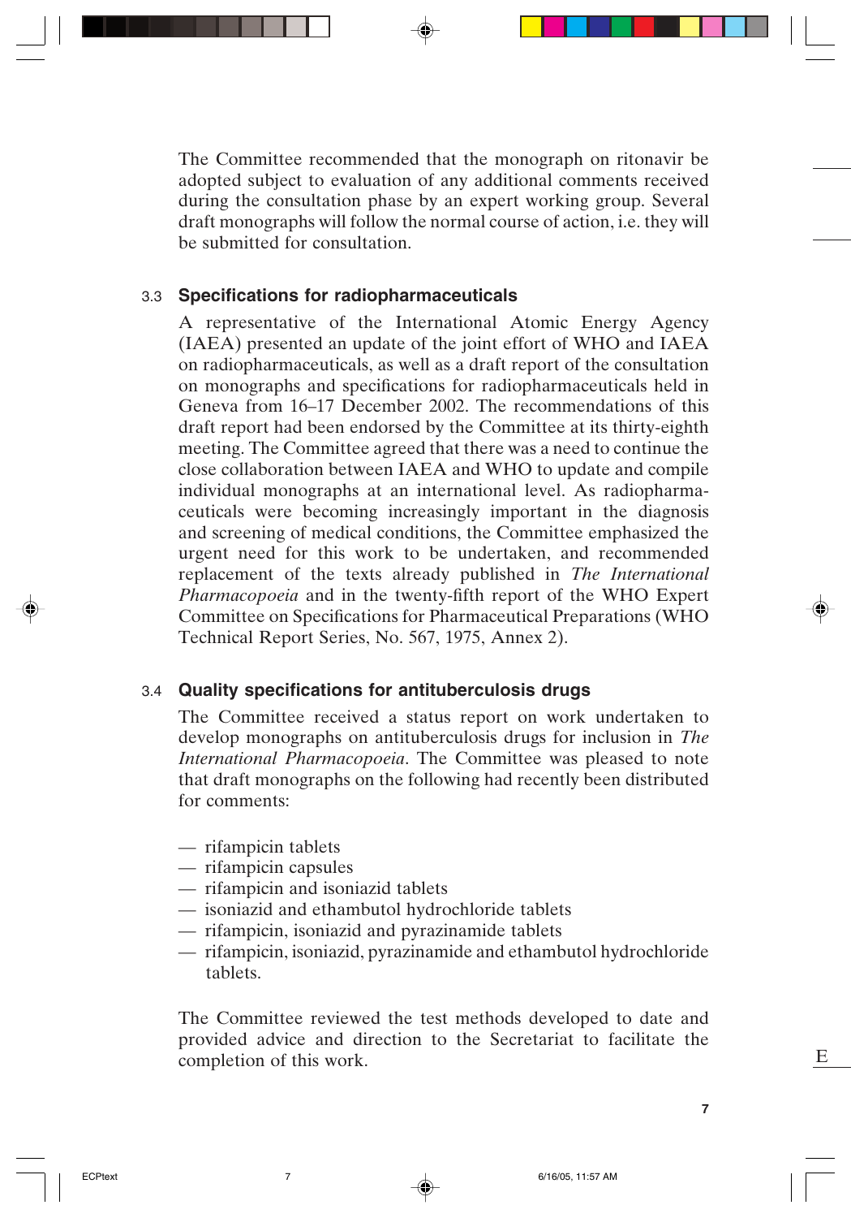The Committee recommended that the monograph on ritonavir be adopted subject to evaluation of any additional comments received during the consultation phase by an expert working group. Several draft monographs will follow the normal course of action, i.e. they will be submitted for consultation.

### 3.3 Specifications for radiopharmaceuticals

A representative of the International Atomic Energy Agency (IAEA) presented an update of the joint effort of WHO and IAEA on radiopharmaceuticals, as well as a draft report of the consultation on monographs and specifications for radiopharmaceuticals held in Geneva from 16–17 December 2002. The recommendations of this draft report had been endorsed by the Committee at its thirty-eighth meeting. The Committee agreed that there was a need to continue the close collaboration between IAEA and WHO to update and compile individual monographs at an international level. As radiopharmaceuticals were becoming increasingly important in the diagnosis and screening of medical conditions, the Committee emphasized the urgent need for this work to be undertaken, and recommended replacement of the texts already published in *The International Pharmacopoeia* and in the twenty-fifth report of the WHO Expert Committee on Specifications for Pharmaceutical Preparations (WHO Technical Report Series, No. 567, 1975, Annex 2).

### 3.4 Quality specifications for antituberculosis drugs

The Committee received a status report on work undertaken to develop monographs on antituberculosis drugs for inclusion in *The International Pharmacopoeia*. The Committee was pleased to note that draft monographs on the following had recently been distributed for comments:

- rifampicin tablets
- rifampicin capsules
- rifampicin and isoniazid tablets
- isoniazid and ethambutol hydrochloride tablets
- rifampicin, isoniazid and pyrazinamide tablets
- rifampicin, isoniazid, pyrazinamide and ethambutol hydrochloride tablets.

The Committee reviewed the test methods developed to date and provided advice and direction to the Secretariat to facilitate the completion of this work.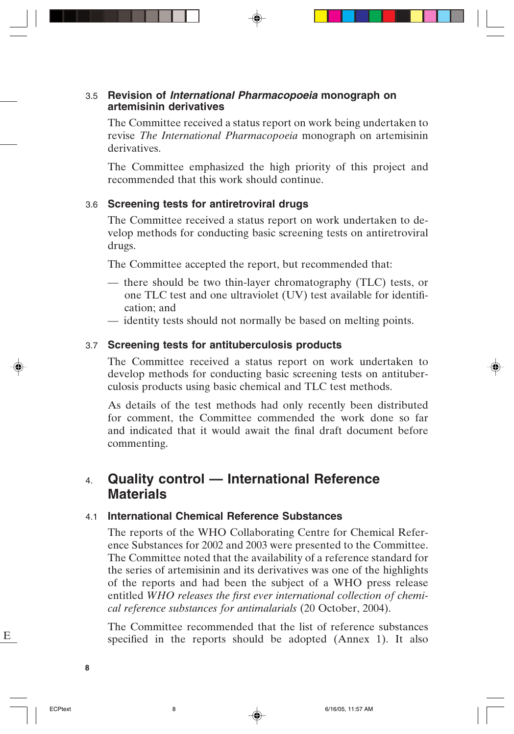### 3.5 Revision of *International Pharmacopoeia* monograph on artemisinin derivatives

The Committee received a status report on work being undertaken to revise *The International Pharmacopoeia* monograph on artemisinin derivatives.

The Committee emphasized the high priority of this project and recommended that this work should continue.

### 3.6 Screening tests for antiretroviral drugs

The Committee received a status report on work undertaken to develop methods for conducting basic screening tests on antiretroviral drugs.

The Committee accepted the report, but recommended that:

- there should be two thin-layer chromatography (TLC) tests, or one TLC test and one ultraviolet (UV) test available for identification; and
- identity tests should not normally be based on melting points.

### 3.7 Screening tests for antituberculosis products

The Committee received a status report on work undertaken to develop methods for conducting basic screening tests on antituberculosis products using basic chemical and TLC test methods.

As details of the test methods had only recently been distributed for comment, the Committee commended the work done so far and indicated that it would await the final draft document before commenting.

## 4. Quality control — International Reference Materials

### 4.1 International Chemical Reference Substances

The reports of the WHO Collaborating Centre for Chemical Reference Substances for 2002 and 2003 were presented to the Committee. The Committee noted that the availability of a reference standard for the series of artemisinin and its derivatives was one of the highlights of the reports and had been the subject of a WHO press release entitled *WHO releases the first ever international collection of chemical reference substances for antimalarials* (20 October, 2004).

The Committee recommended that the list of reference substances specified in the reports should be adopted (Annex 1). It also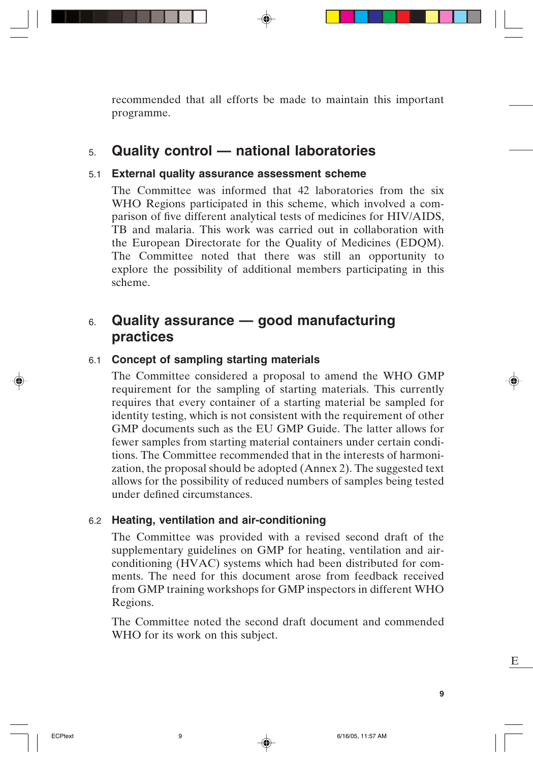recommended that all efforts be made to maintain this important programme.

## 5. Quality control — national laboratories

### 5.1 External quality assurance assessment scheme

The Committee was informed that 42 laboratories from the six WHO Regions participated in this scheme, which involved a comparison of five different analytical tests of medicines for HIV/AIDS, TB and malaria. This work was carried out in collaboration with the European Directorate for the Quality of Medicines (EDQM). The Committee noted that there was still an opportunity to explore the possibility of additional members participating in this scheme.

## 6. Quality assurance — good manufacturing practices

### 6.1 Concept of sampling starting materials

The Committee considered a proposal to amend the WHO GMP requirement for the sampling of starting materials. This currently requires that every container of a starting material be sampled for identity testing, which is not consistent with the requirement of other GMP documents such as the EU GMP Guide. The latter allows for fewer samples from starting material containers under certain conditions. The Committee recommended that in the interests of harmonization, the proposal should be adopted (Annex 2). The suggested text allows for the possibility of reduced numbers of samples being tested under defined circumstances.

### 6.2 Heating, ventilation and air-conditioning

The Committee was provided with a revised second draft of the supplementary guidelines on GMP for heating, ventilation and air-conditioning (HVAC) systems which had been distributed for comments. The need for this document arose from feedback received from GMP training workshops for GMP inspectors in different WHO Regions.

The Committee noted the second draft document and commended WHO for its work on this subject.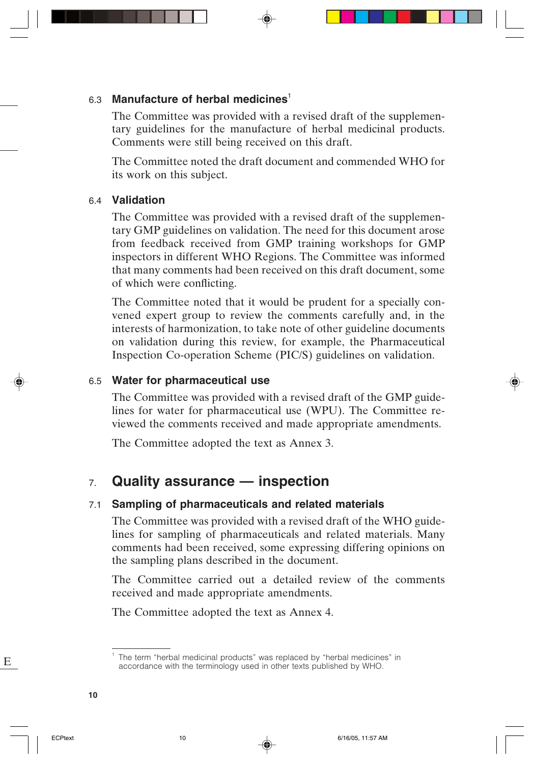### 6.3 Manufacture of herbal medicines[1]

The Committee was provided with a revised draft of the supplementary guidelines for the manufacture of herbal medicinal products. Comments were still being received on this draft.

The Committee noted the draft document and commended WHO for its work on this subject.

### 6.4 Validation

The Committee was provided with a revised draft of the supplementary GMP guidelines on validation. The need for this document arose from feedback received from GMP training workshops for GMP inspectors in different WHO Regions. The Committee was informed that many comments had been received on this draft document, some of which were conflicting.

The Committee noted that it would be prudent for a specially convened expert group to review the comments carefully and, in the interests of harmonization, to take note of other guideline documents on validation during this review, for example, the Pharmaceutical Inspection Co-operation Scheme (PIC/S) guidelines on validation.

### 6.5 Water for pharmaceutical use

The Committee was provided with a revised draft of the GMP guidelines for water for pharmaceutical use (WPU). The Committee reviewed the comments received and made appropriate amendments.

The Committee adopted the text as Annex 3.

## 7. Quality assurance — inspection

### 7.1 Sampling of pharmaceuticals and related materials

The Committee was provided with a revised draft of the WHO guidelines for sampling of pharmaceuticals and related materials. Many comments had been received, some expressing differing opinions on the sampling plans described in the document.

The Committee carried out a detailed review of the comments received and made appropriate amendments.

The Committee adopted the text as Annex 4.

---

[1] The term “herbal medicinal products” was replaced by “herbal medicines” in accordance with the terminology used in other texts published by WHO.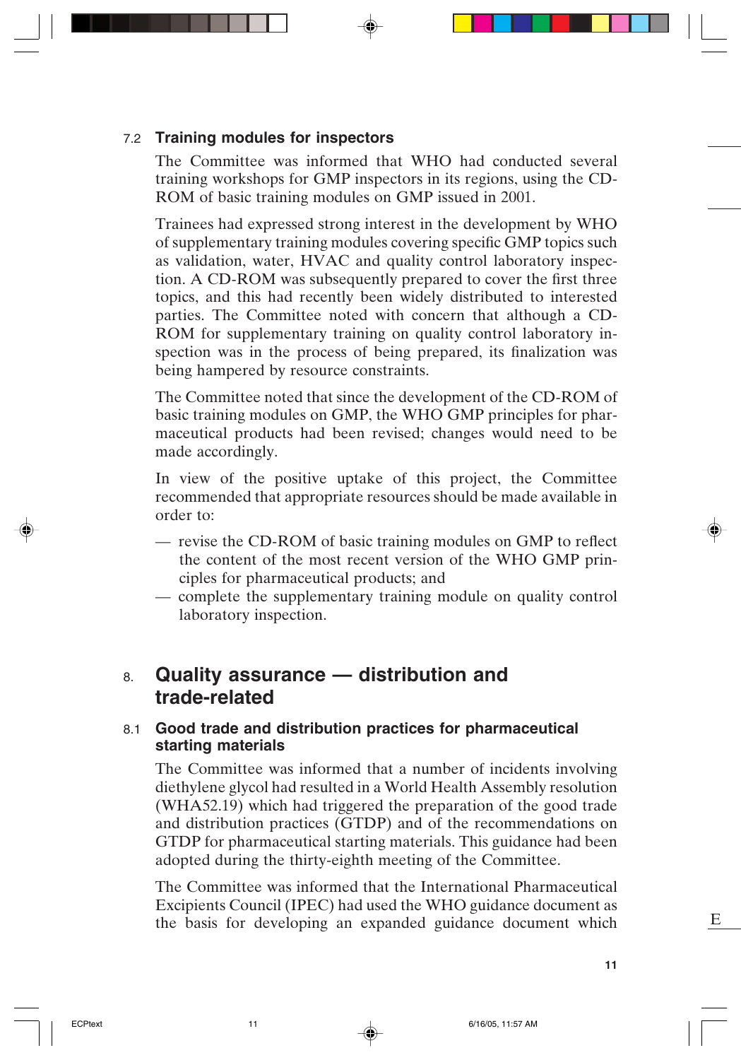### 7.2 Training modules for inspectors

The Committee was informed that WHO had conducted several training workshops for GMP inspectors in its regions, using the CD-ROM of basic training modules on GMP issued in 2001.

Trainees had expressed strong interest in the development by WHO of supplementary training modules covering specific GMP topics such as validation, water, HVAC and quality control laboratory inspection. A CD-ROM was subsequently prepared to cover the first three topics, and this had recently been widely distributed to interested parties. The Committee noted with concern that although a CD-ROM for supplementary training on quality control laboratory inspection was in the process of being prepared, its finalization was being hampered by resource constraints.

The Committee noted that since the development of the CD-ROM of basic training modules on GMP, the WHO GMP principles for pharmaceutical products had been revised; changes would need to be made accordingly.

In view of the positive uptake of this project, the Committee recommended that appropriate resources should be made available in order to:

- revise the CD-ROM of basic training modules on GMP to reflect the content of the most recent version of the WHO GMP principles for pharmaceutical products; and
- complete the supplementary training module on quality control laboratory inspection.

## 8. Quality assurance — distribution and trade-related

### 8.1 Good trade and distribution practices for pharmaceutical starting materials

The Committee was informed that a number of incidents involving diethylene glycol had resulted in a World Health Assembly resolution (WHA52.19) which had triggered the preparation of the good trade and distribution practices (GTDP) and of the recommendations on GTDP for pharmaceutical starting materials. This guidance had been adopted during the thirty-eighth meeting of the Committee.

The Committee was informed that the International Pharmaceutical Excipients Council (IPEC) had used the WHO guidance document as the basis for developing an expanded guidance document which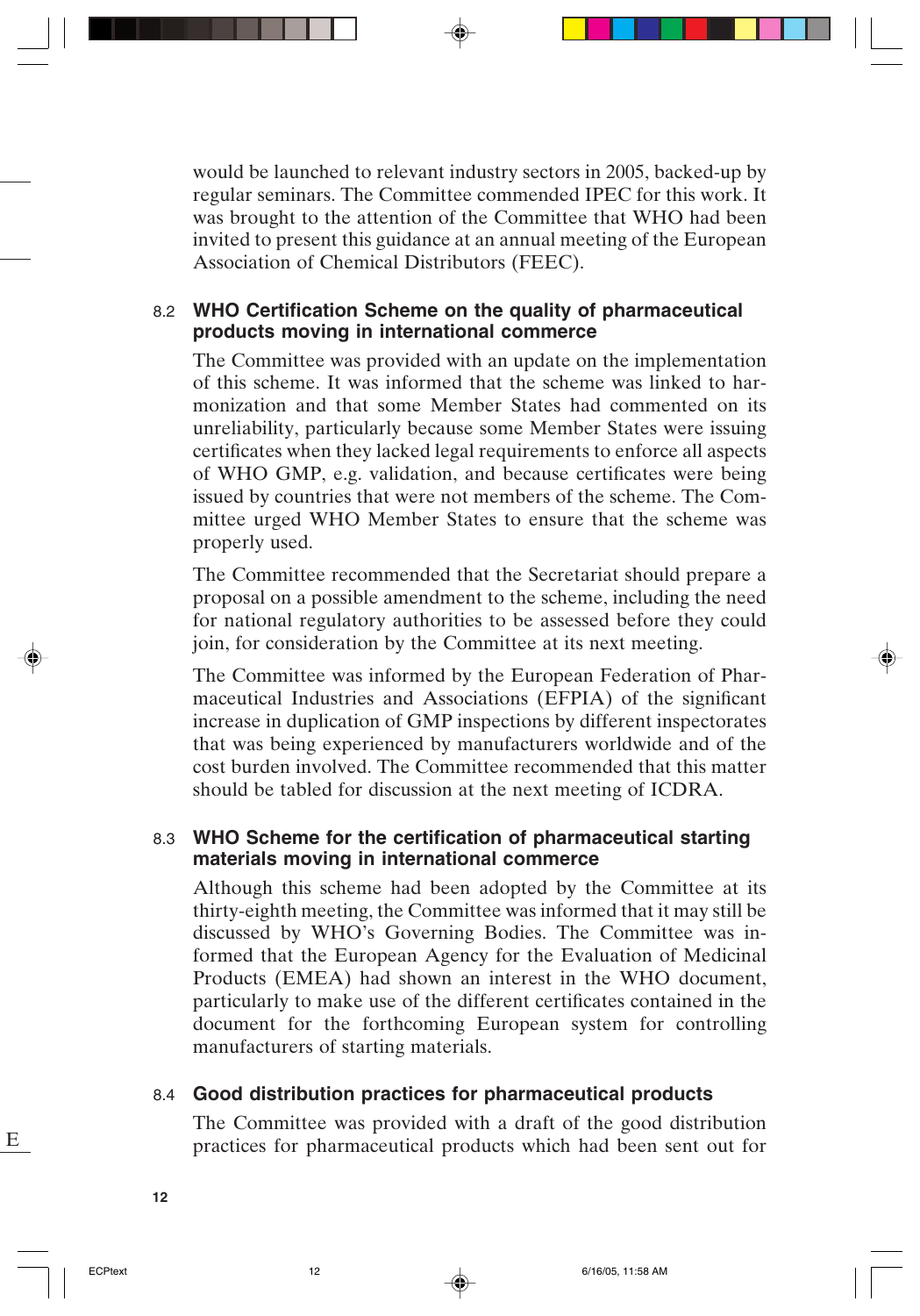would be launched to relevant industry sectors in 2005, backed-up by regular seminars. The Committee commended IPEC for this work. It was brought to the attention of the Committee that WHO had been invited to present this guidance at an annual meeting of the European Association of Chemical Distributors (FEEC).

### 8.2 WHO Certification Scheme on the quality of pharmaceutical products moving in international commerce

The Committee was provided with an update on the implementation of this scheme. It was informed that the scheme was linked to harmonization and that some Member States had commented on its unreliability, particularly because some Member States were issuing certificates when they lacked legal requirements to enforce all aspects of WHO GMP, e.g. validation, and because certificates were being issued by countries that were not members of the scheme. The Committee urged WHO Member States to ensure that the scheme was properly used.

The Committee recommended that the Secretariat should prepare a proposal on a possible amendment to the scheme, including the need for national regulatory authorities to be assessed before they could join, for consideration by the Committee at its next meeting.

The Committee was informed by the European Federation of Pharmaceutical Industries and Associations (EFPIA) of the significant increase in duplication of GMP inspections by different inspectorates that was being experienced by manufacturers worldwide and of the cost burden involved. The Committee recommended that this matter should be tabled for discussion at the next meeting of ICDRA.

### 8.3 WHO Scheme for the certification of pharmaceutical starting materials moving in international commerce

Although this scheme had been adopted by the Committee at its thirty-eighth meeting, the Committee was informed that it may still be discussed by WHO's Governing Bodies. The Committee was informed that the European Agency for the Evaluation of Medicinal Products (EMEA) had shown an interest in the WHO document, particularly to make use of the different certificates contained in the document for the forthcoming European system for controlling manufacturers of starting materials.

### 8.4 Good distribution practices for pharmaceutical products

The Committee was provided with a draft of the good distribution practices for pharmaceutical products which had been sent out for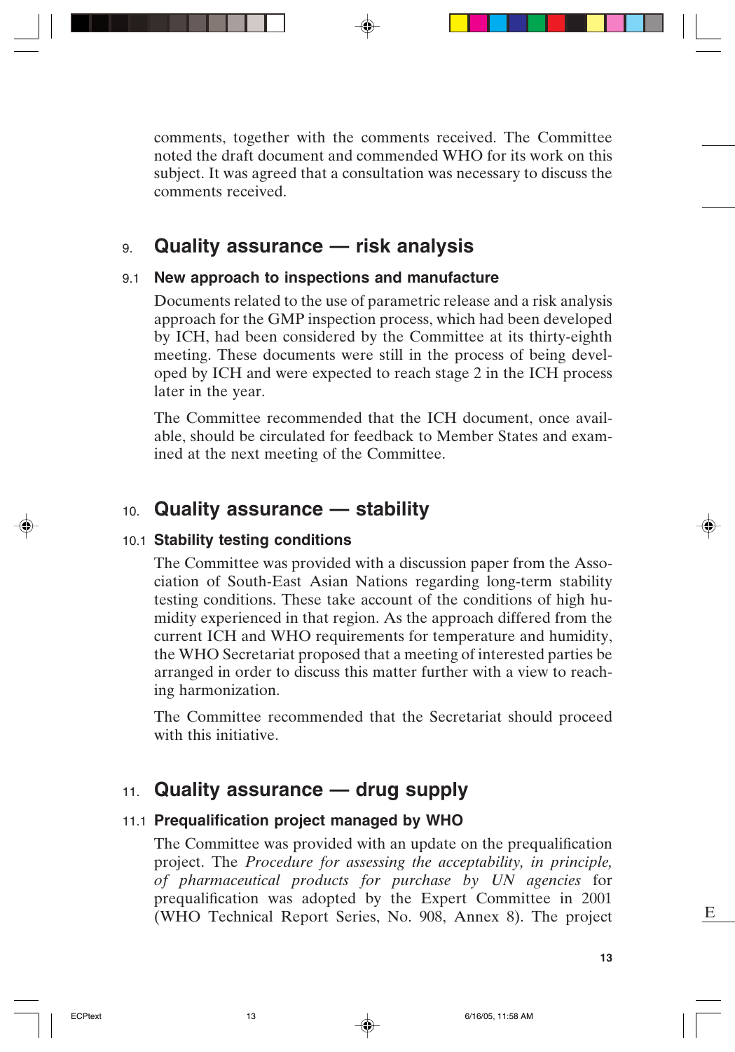comments, together with the comments received. The Committee noted the draft document and commended WHO for its work on this subject. It was agreed that a consultation was necessary to discuss the comments received.

## 9. Quality assurance — risk analysis

### 9.1 New approach to inspections and manufacture

Documents related to the use of parametric release and a risk analysis approach for the GMP inspection process, which had been developed by ICH, had been considered by the Committee at its thirty-eighth meeting. These documents were still in the process of being developed by ICH and were expected to reach stage 2 in the ICH process later in the year.

The Committee recommended that the ICH document, once available, should be circulated for feedback to Member States and examined at the next meeting of the Committee.

## 10. Quality assurance — stability

### 10.1 Stability testing conditions

The Committee was provided with a discussion paper from the Association of South-East Asian Nations regarding long-term stability testing conditions. These take account of the conditions of high humidity experienced in that region. As the approach differed from the current ICH and WHO requirements for temperature and humidity, the WHO Secretariat proposed that a meeting of interested parties be arranged in order to discuss this matter further with a view to reaching harmonization.

The Committee recommended that the Secretariat should proceed with this initiative.

## 11. Quality assurance — drug supply

### 11.1 Prequalification project managed by WHO

The Committee was provided with an update on the prequalification project. The *Procedure for assessing the acceptability, in principle, of pharmaceutical products for purchase by UN agencies* for prequalification was adopted by the Expert Committee in 2001 (WHO Technical Report Series, No. 908, Annex 8). The project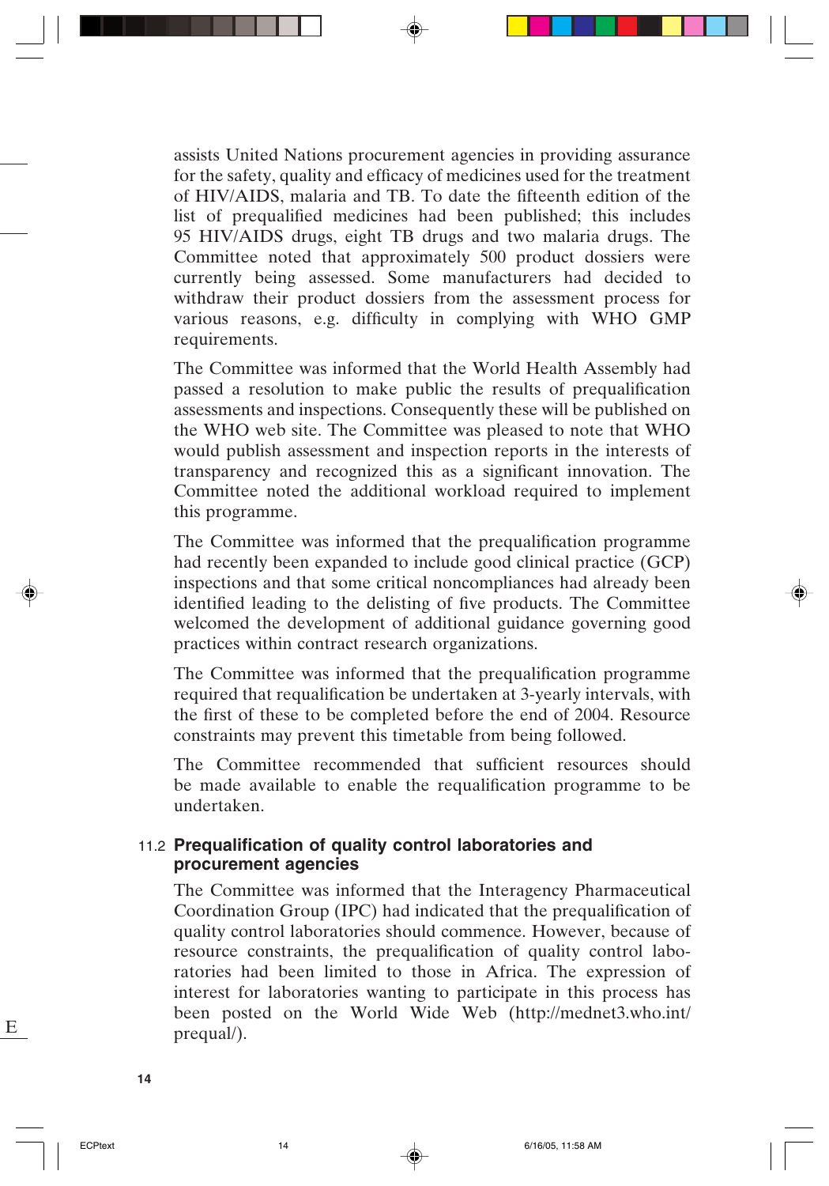assists United Nations procurement agencies in providing assurance for the safety, quality and efficacy of medicines used for the treatment of HIV/AIDS, malaria and TB. To date the fifteenth edition of the list of prequalified medicines had been published; this includes 95 HIV/AIDS drugs, eight TB drugs and two malaria drugs. The Committee noted that approximately 500 product dossiers were currently being assessed. Some manufacturers had decided to withdraw their product dossiers from the assessment process for various reasons, e.g. difficulty in complying with WHO GMP requirements.

The Committee was informed that the World Health Assembly had passed a resolution to make public the results of prequalification assessments and inspections. Consequently these will be published on the WHO web site. The Committee was pleased to note that WHO would publish assessment and inspection reports in the interests of transparency and recognized this as a significant innovation. The Committee noted the additional workload required to implement this programme.

The Committee was informed that the prequalification programme had recently been expanded to include good clinical practice (GCP) inspections and that some critical noncompliances had already been identified leading to the delisting of five products. The Committee welcomed the development of additional guidance governing good practices within contract research organizations.

The Committee was informed that the prequalification programme required that requalification be undertaken at 3-yearly intervals, with the first of these to be completed before the end of 2004. Resource constraints may prevent this timetable from being followed.

The Committee recommended that sufficient resources should be made available to enable the requalification programme to be undertaken.

### 11.2 Prequalification of quality control laboratories and procurement agencies

The Committee was informed that the Interagency Pharmaceutical Coordination Group (IPC) had indicated that the prequalification of quality control laboratories should commence. However, because of resource constraints, the prequalification of quality control laboratories had been limited to those in Africa. The expression of interest for laboratories wanting to participate in this process has been posted on the World Wide Web (http://mednet3.who.int/prequal/).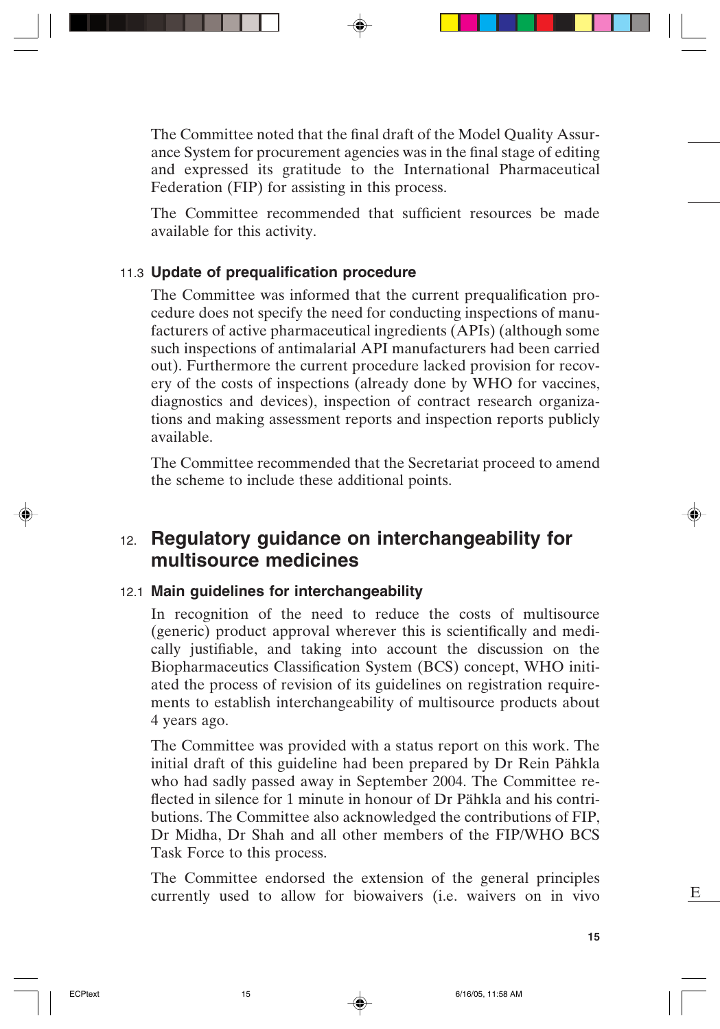The Committee noted that the final draft of the Model Quality Assurance System for procurement agencies was in the final stage of editing and expressed its gratitude to the International Pharmaceutical Federation (FIP) for assisting in this process.

The Committee recommended that sufficient resources be made available for this activity.

### 11.3 Update of prequalification procedure

The Committee was informed that the current prequalification procedure does not specify the need for conducting inspections of manufacturers of active pharmaceutical ingredients (APIs) (although some such inspections of antimalarial API manufacturers had been carried out). Furthermore the current procedure lacked provision for recovery of the costs of inspections (already done by WHO for vaccines, diagnostics and devices), inspection of contract research organizations and making assessment reports and inspection reports publicly available.

The Committee recommended that the Secretariat proceed to amend the scheme to include these additional points.

## 12. Regulatory guidance on interchangeability for multisource medicines

### 12.1 Main guidelines for interchangeability

In recognition of the need to reduce the costs of multisource (generic) product approval wherever this is scientifically and medically justifiable, and taking into account the discussion on the Biopharmaceutics Classification System (BCS) concept, WHO initiated the process of revision of its guidelines on registration requirements to establish interchangeability of multisource products about 4 years ago.

The Committee was provided with a status report on this work. The initial draft of this guideline had been prepared by Dr Rein Pähkla who had sadly passed away in September 2004. The Committee reflected in silence for 1 minute in honour of Dr Pähkla and his contributions. The Committee also acknowledged the contributions of FIP, Dr Midha, Dr Shah and all other members of the FIP/WHO BCS Task Force to this process.

The Committee endorsed the extension of the general principles currently used to allow for biowaivers (i.e. waivers on in vivo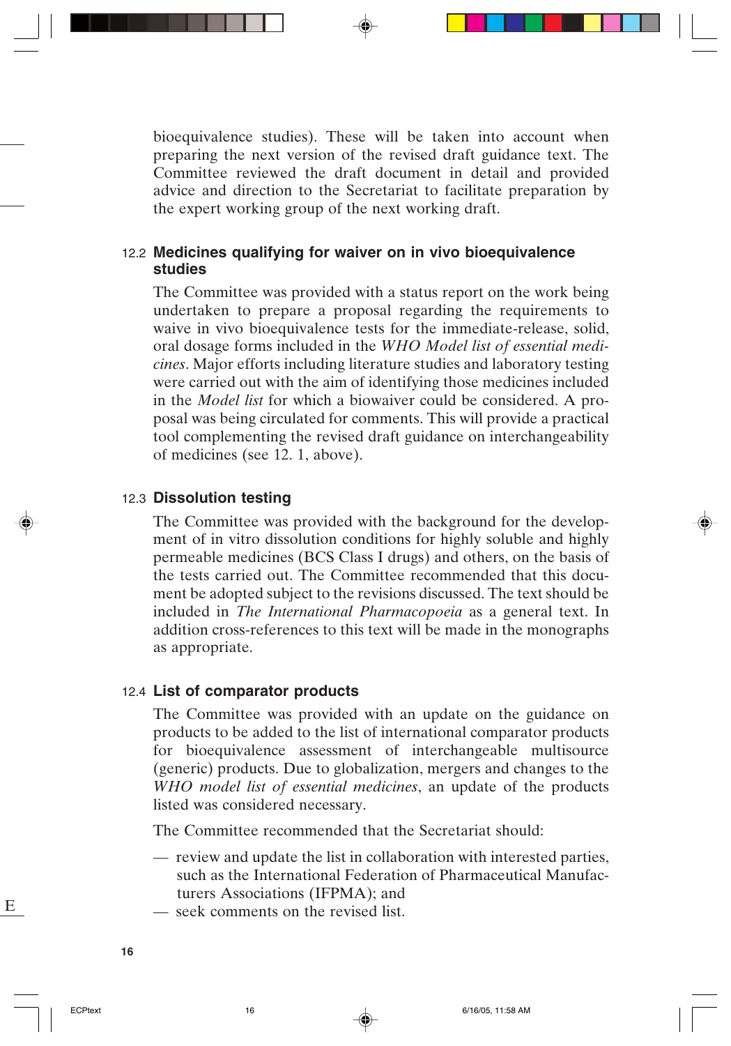bioequivalence studies). These will be taken into account when preparing the next version of the revised draft guidance text. The Committee reviewed the draft document in detail and provided advice and direction to the Secretariat to facilitate preparation by the expert working group of the next working draft.

### 12.2 Medicines qualifying for waiver on in vivo bioequivalence studies

The Committee was provided with a status report on the work being undertaken to prepare a proposal regarding the requirements to waive in vivo bioequivalence tests for the immediate-release, solid, oral dosage forms included in the *WHO Model list of essential medicines*. Major efforts including literature studies and laboratory testing were carried out with the aim of identifying those medicines included in the *Model list* for which a biowaiver could be considered. A proposal was being circulated for comments. This will provide a practical tool complementing the revised draft guidance on interchangeability of medicines (see 12. 1, above).

### 12.3 Dissolution testing

The Committee was provided with the background for the development of in vitro dissolution conditions for highly soluble and highly permeable medicines (BCS Class I drugs) and others, on the basis of the tests carried out. The Committee recommended that this document be adopted subject to the revisions discussed. The text should be included in *The International Pharmacopoeia* as a general text. In addition cross-references to this text will be made in the monographs as appropriate.

### 12.4 List of comparator products

The Committee was provided with an update on the guidance on products to be added to the list of international comparator products for bioequivalence assessment of interchangeable multisource (generic) products. Due to globalization, mergers and changes to the *WHO model list of essential medicines*, an update of the products listed was considered necessary.

The Committee recommended that the Secretariat should:

- review and update the list in collaboration with interested parties, such as the International Federation of Pharmaceutical Manufacturers Associations (IFPMA); and
- seek comments on the revised list.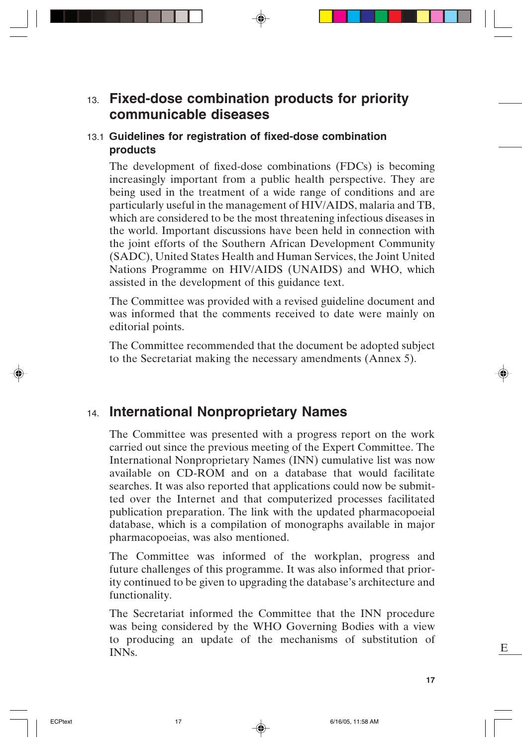# 13. Fixed-dose combination products for priority communicable diseases

## 13.1 Guidelines for registration of fixed-dose combination products

The development of fixed-dose combinations (FDCs) is becoming increasingly important from a public health perspective. They are being used in the treatment of a wide range of conditions and are particularly useful in the management of HIV/AIDS, malaria and TB, which are considered to be the most threatening infectious diseases in the world. Important discussions have been held in connection with the joint efforts of the Southern African Development Community (SADC), United States Health and Human Services, the Joint United Nations Programme on HIV/AIDS (UNAIDS) and WHO, which assisted in the development of this guidance text.

The Committee was provided with a revised guideline document and was informed that the comments received to date were mainly on editorial points.

The Committee recommended that the document be adopted subject to the Secretariat making the necessary amendments (Annex 5).

# 14. International Nonproprietary Names

The Committee was presented with a progress report on the work carried out since the previous meeting of the Expert Committee. The International Nonproprietary Names (INN) cumulative list was now available on CD-ROM and on a database that would facilitate searches. It was also reported that applications could now be submitted over the Internet and that computerized processes facilitated publication preparation. The link with the updated pharmacopoeial database, which is a compilation of monographs available in major pharmacopoeias, was also mentioned.

The Committee was informed of the workplan, progress and future challenges of this programme. It was also informed that priority continued to be given to upgrading the database's architecture and functionality.

The Secretariat informed the Committee that the INN procedure was being considered by the WHO Governing Bodies with a view to producing an update of the mechanisms of substitution of INNs.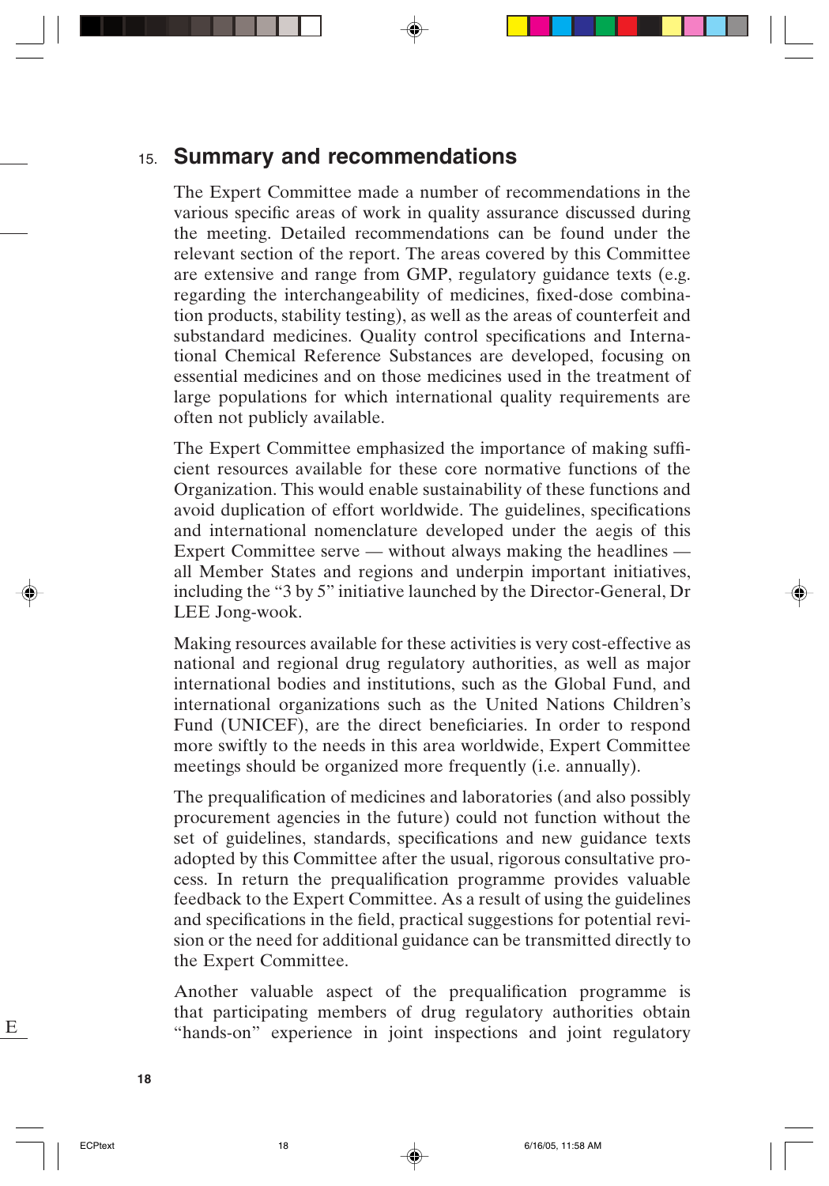## 15. Summary and recommendations

The Expert Committee made a number of recommendations in the various specific areas of work in quality assurance discussed during the meeting. Detailed recommendations can be found under the relevant section of the report. The areas covered by this Committee are extensive and range from GMP, regulatory guidance texts (e.g. regarding the interchangeability of medicines, fixed-dose combination products, stability testing), as well as the areas of counterfeit and substandard medicines. Quality control specifications and International Chemical Reference Substances are developed, focusing on essential medicines and on those medicines used in the treatment of large populations for which international quality requirements are often not publicly available.

The Expert Committee emphasized the importance of making sufficient resources available for these core normative functions of the Organization. This would enable sustainability of these functions and avoid duplication of effort worldwide. The guidelines, specifications and international nomenclature developed under the aegis of this Expert Committee serve — without always making the headlines — all Member States and regions and underpin important initiatives, including the "3 by 5" initiative launched by the Director-General, Dr LEE Jong-wook.

Making resources available for these activities is very cost-effective as national and regional drug regulatory authorities, as well as major international bodies and institutions, such as the Global Fund, and international organizations such as the United Nations Children's Fund (UNICEF), are the direct beneficiaries. In order to respond more swiftly to the needs in this area worldwide, Expert Committee meetings should be organized more frequently (i.e. annually).

The prequalification of medicines and laboratories (and also possibly procurement agencies in the future) could not function without the set of guidelines, standards, specifications and new guidance texts adopted by this Committee after the usual, rigorous consultative process. In return the prequalification programme provides valuable feedback to the Expert Committee. As a result of using the guidelines and specifications in the field, practical suggestions for potential revision or the need for additional guidance can be transmitted directly to the Expert Committee.

Another valuable aspect of the prequalification programme is that participating members of drug regulatory authorities obtain "hands-on" experience in joint inspections and joint regulatory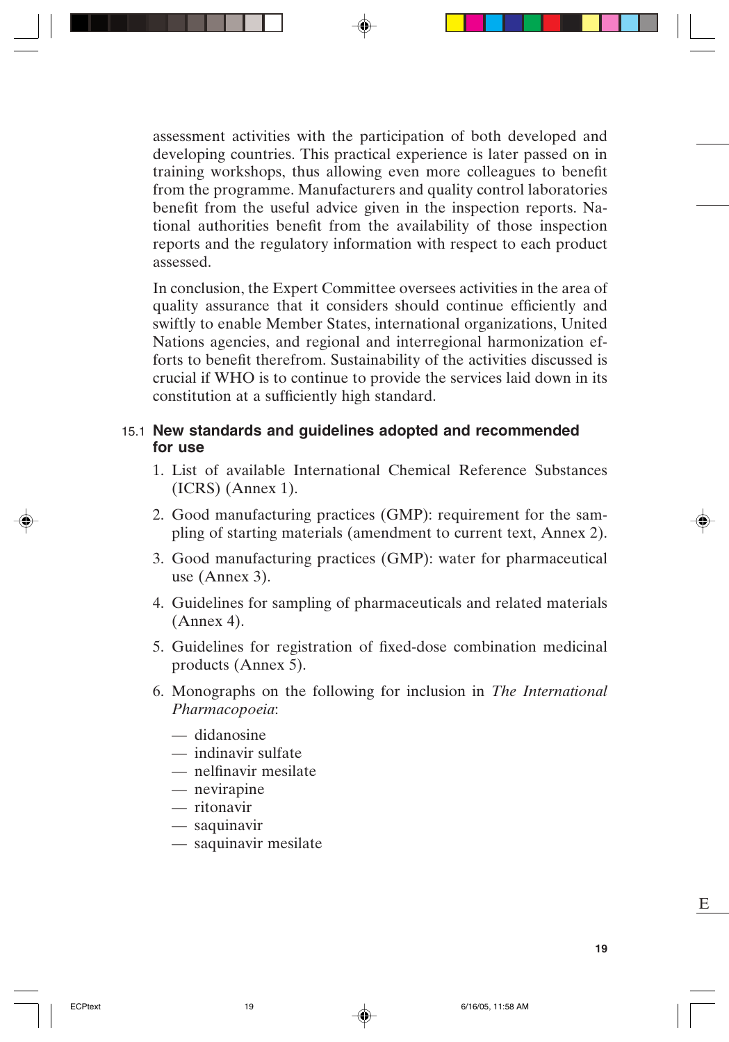assessment activities with the participation of both developed and developing countries. This practical experience is later passed on in training workshops, thus allowing even more colleagues to benefit from the programme. Manufacturers and quality control laboratories benefit from the useful advice given in the inspection reports. National authorities benefit from the availability of those inspection reports and the regulatory information with respect to each product assessed.

In conclusion, the Expert Committee oversees activities in the area of quality assurance that it considers should continue efficiently and swiftly to enable Member States, international organizations, United Nations agencies, and regional and interregional harmonization efforts to benefit therefrom. Sustainability of the activities discussed is crucial if WHO is to continue to provide the services laid down in its constitution at a sufficiently high standard.

## 15.1 New standards and guidelines adopted and recommended for use

1. List of available International Chemical Reference Substances (ICRS) (Annex 1).
2. Good manufacturing practices (GMP): requirement for the sampling of starting materials (amendment to current text, Annex 2).
3. Good manufacturing practices (GMP): water for pharmaceutical use (Annex 3).
4. Guidelines for sampling of pharmaceuticals and related materials (Annex 4).
5. Guidelines for registration of fixed-dose combination medicinal products (Annex 5).
6. Monographs on the following for inclusion in *The International Pharmacopoeia*:
   - didanosine
   - indinavir sulfate
   - nelfinavir mesilate
   - nevirapine
   - ritonavir
   - saquinavir
   - saquinavir mesilate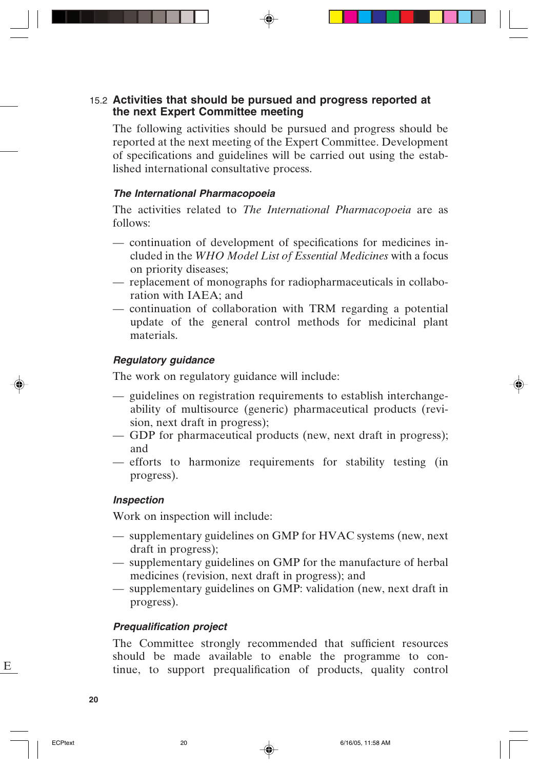## 15.2 Activities that should be pursued and progress reported at the next Expert Committee meeting

The following activities should be pursued and progress should be reported at the next meeting of the Expert Committee. Development of specifications and guidelines will be carried out using the established international consultative process.

### *The International Pharmacopoeia*

The activities related to *The International Pharmacopoeia* are as follows:

- — continuation of development of specifications for medicines included in the *WHO Model List of Essential Medicines* with a focus on priority diseases;
- — replacement of monographs for radiopharmaceuticals in collaboration with IAEA; and
- — continuation of collaboration with TRM regarding a potential update of the general control methods for medicinal plant materials.

### *Regulatory guidance*

The work on regulatory guidance will include:

- — guidelines on registration requirements to establish interchangeability of multisource (generic) pharmaceutical products (revision, next draft in progress);
- — GDP for pharmaceutical products (new, next draft in progress); and
- — efforts to harmonize requirements for stability testing (in progress).

### *Inspection*

Work on inspection will include:

- — supplementary guidelines on GMP for HVAC systems (new, next draft in progress);
- — supplementary guidelines on GMP for the manufacture of herbal medicines (revision, next draft in progress); and
- — supplementary guidelines on GMP: validation (new, next draft in progress).

### *Prequalification project*

The Committee strongly recommended that sufficient resources should be made available to enable the programme to continue, to support prequalification of products, quality control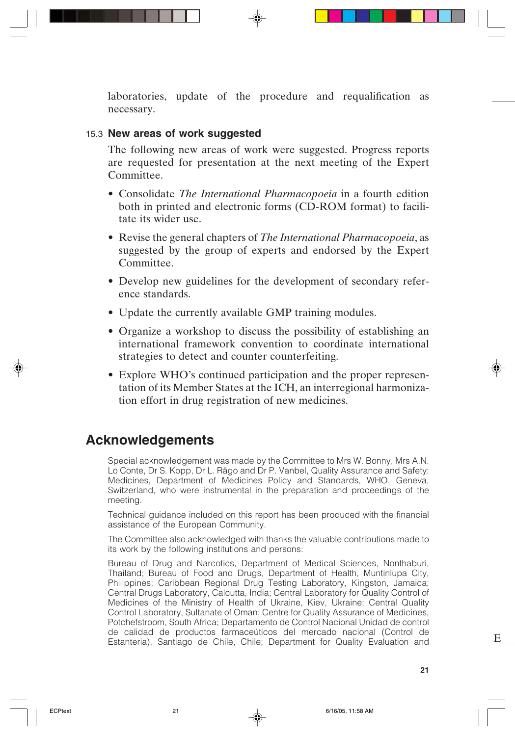laboratories, update of the procedure and requalification as necessary.

### 15.3 New areas of work suggested

The following new areas of work were suggested. Progress reports are requested for presentation at the next meeting of the Expert Committee.

- Consolidate *The International Pharmacopoeia* in a fourth edition both in printed and electronic forms (CD-ROM format) to facilitate its wider use.
- Revise the general chapters of *The International Pharmacopoeia*, as suggested by the group of experts and endorsed by the Expert Committee.
- Develop new guidelines for the development of secondary reference standards.
- Update the currently available GMP training modules.
- Organize a workshop to discuss the possibility of establishing an international framework convention to coordinate international strategies to detect and counter counterfeiting.
- Explore WHO's continued participation and the proper representation of its Member States at the ICH, an interregional harmonization effort in drug registration of new medicines.

## Acknowledgements

Special acknowledgement was made by the Committee to Mrs W. Bonny, Mrs A.N. Lo Conte, Dr S. Kopp, Dr L. Rägo and Dr P. Vanbel, Quality Assurance and Safety: Medicines, Department of Medicines Policy and Standards, WHO, Geneva, Switzerland, who were instrumental in the preparation and proceedings of the meeting.

Technical guidance included on this report has been produced with the financial assistance of the European Community.

The Committee also acknowledged with thanks the valuable contributions made to its work by the following institutions and persons:

Bureau of Drug and Narcotics, Department of Medical Sciences, Nonthaburi, Thailand; Bureau of Food and Drugs, Department of Health, Muntinlupa City, Philippines; Caribbean Regional Drug Testing Laboratory, Kingston, Jamaica; Central Drugs Laboratory, Calcutta, India; Central Laboratory for Quality Control of Medicines of the Ministry of Health of Ukraine, Kiev, Ukraine; Central Quality Control Laboratory, Sultanate of Oman; Centre for Quality Assurance of Medicines, Potchefstroom, South Africa; Departamento de Control Nacional Unidad de control de calidad de productos farmaceúticos del mercado nacional (Control de Estantería), Santiago de Chile, Chile; Department for Quality Evaluation and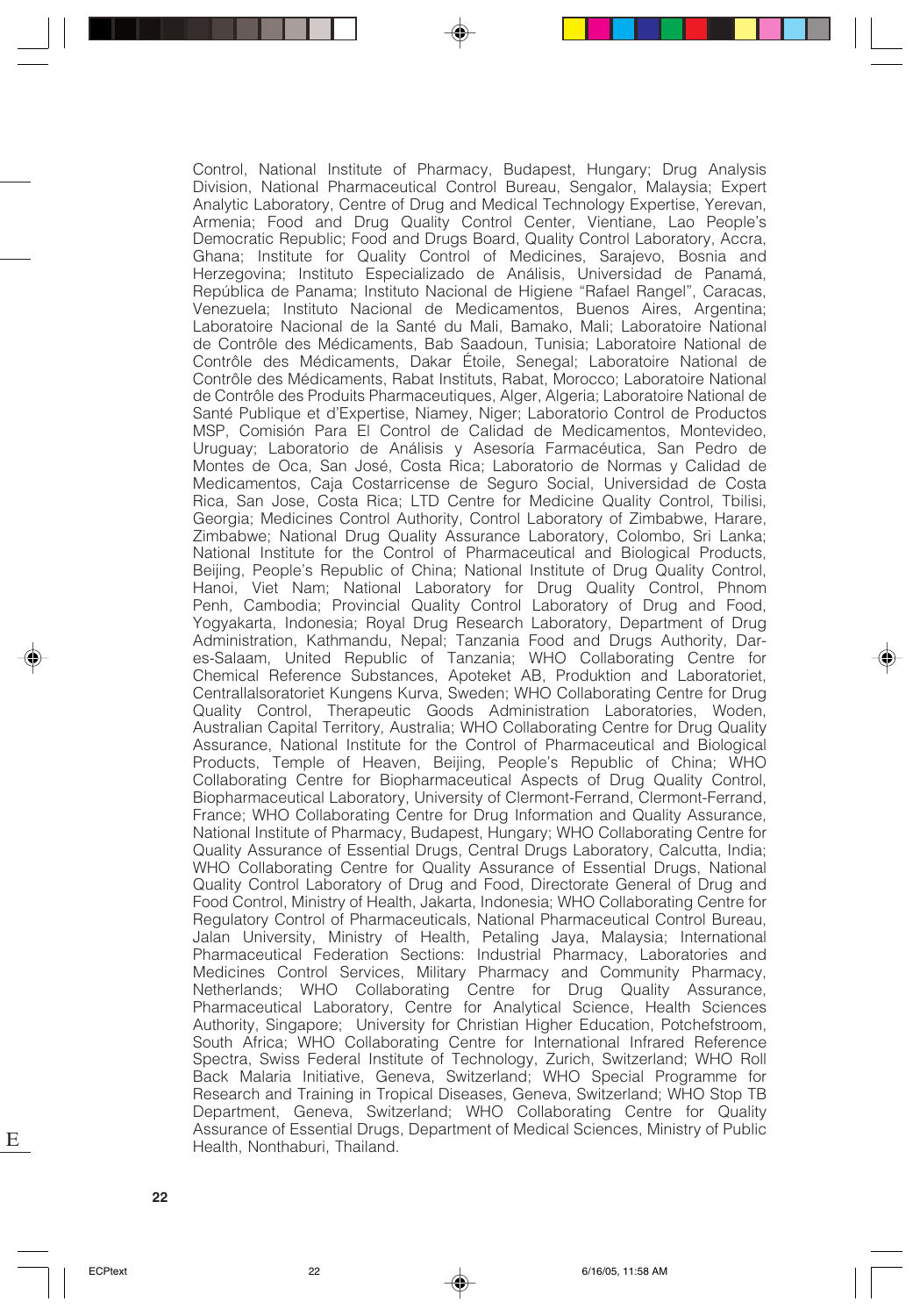Control, National Institute of Pharmacy, Budapest, Hungary; Drug Analysis Division, National Pharmaceutical Control Bureau, Sengalor, Malaysia; Expert Analytic Laboratory, Centre of Drug and Medical Technology Expertise, Yerevan, Armenia; Food and Drug Quality Control Center, Vientiane, Lao People's Democratic Republic; Food and Drugs Board, Quality Control Laboratory, Accra, Ghana; Institute for Quality Control of Medicines, Sarajevo, Bosnia and Herzegovina; Instituto Especializado de Análisis, Universidad de Panamá, República de Panama; Instituto Nacional de Higiene "Rafael Rangel", Caracas, Venezuela; Instituto Nacional de Medicamentos, Buenos Aires, Argentina; Laboratoire Nacional de la Santé du Mali, Bamako, Mali; Laboratoire National de Contrôle des Médicaments, Bab Saadoun, Tunisia; Laboratoire National de Contrôle des Médicaments, Dakar Étoile, Senegal; Laboratoire National de Contrôle des Médicaments, Rabat Instituts, Rabat, Morocco; Laboratoire National de Contrôle des Produits Pharmaceutiques, Alger, Algeria; Laboratoire National de Santé Publique et d'Expertise, Niamey, Niger; Laboratorio Control de Productos MSP, Comisión Para El Control de Calidad de Medicamentos, Montevideo, Uruguay; Laboratorio de Análisis y Asesoría Farmacéutica, San Pedro de Montes de Oca, San José, Costa Rica; Laboratorio de Normas y Calidad de Medicamentos, Caja Costarricense de Seguro Social, Universidad de Costa Rica, San Jose, Costa Rica; LTD Centre for Medicine Quality Control, Tbilisi, Georgia; Medicines Control Authority, Control Laboratory of Zimbabwe, Harare, Zimbabwe; National Drug Quality Assurance Laboratory, Colombo, Sri Lanka; National Institute for the Control of Pharmaceutical and Biological Products, Beijing, People's Republic of China; National Institute of Drug Quality Control, Hanoi, Viet Nam; National Laboratory for Drug Quality Control, Phnom Penh, Cambodia; Provincial Quality Control Laboratory of Drug and Food, Yogyakarta, Indonesia; Royal Drug Research Laboratory, Department of Drug Administration, Kathmandu, Nepal; Tanzania Food and Drugs Authority, Dar-es-Salaam, United Republic of Tanzania; WHO Collaborating Centre for Chemical Reference Substances, Apoteket AB, Produktion and Laboratoriet, Centrallalsoratoriet Kungens Kurva, Sweden; WHO Collaborating Centre for Drug Quality Control, Therapeutic Goods Administration Laboratories, Woden, Australian Capital Territory, Australia; WHO Collaborating Centre for Drug Quality Assurance, National Institute for the Control of Pharmaceutical and Biological Products, Temple of Heaven, Beijing, People's Republic of China; WHO Collaborating Centre for Biopharmaceutical Aspects of Drug Quality Control, Biopharmaceutical Laboratory, University of Clermont-Ferrand, Clermont-Ferrand, France; WHO Collaborating Centre for Drug Information and Quality Assurance, National Institute of Pharmacy, Budapest, Hungary; WHO Collaborating Centre for Quality Assurance of Essential Drugs, Central Drugs Laboratory, Calcutta, India; WHO Collaborating Centre for Quality Assurance of Essential Drugs, National Quality Control Laboratory of Drug and Food, Directorate General of Drug and Food Control, Ministry of Health, Jakarta, Indonesia; WHO Collaborating Centre for Regulatory Control of Pharmaceuticals, National Pharmaceutical Control Bureau, Jalan University, Ministry of Health, Petaling Jaya, Malaysia; International Pharmaceutical Federation Sections: Industrial Pharmacy, Laboratories and Medicines Control Services, Military Pharmacy and Community Pharmacy, Netherlands; WHO Collaborating Centre for Drug Quality Assurance, Pharmaceutical Laboratory, Centre for Analytical Science, Health Sciences Authority, Singapore; University for Christian Higher Education, Potchefstroom, South Africa; WHO Collaborating Centre for International Infrared Reference Spectra, Swiss Federal Institute of Technology, Zurich, Switzerland; WHO Roll Back Malaria Initiative, Geneva, Switzerland; WHO Special Programme for Research and Training in Tropical Diseases, Geneva, Switzerland; WHO Stop TB Department, Geneva, Switzerland; WHO Collaborating Centre for Quality Assurance of Essential Drugs, Department of Medical Sciences, Ministry of Public Health, Nonthaburi, Thailand.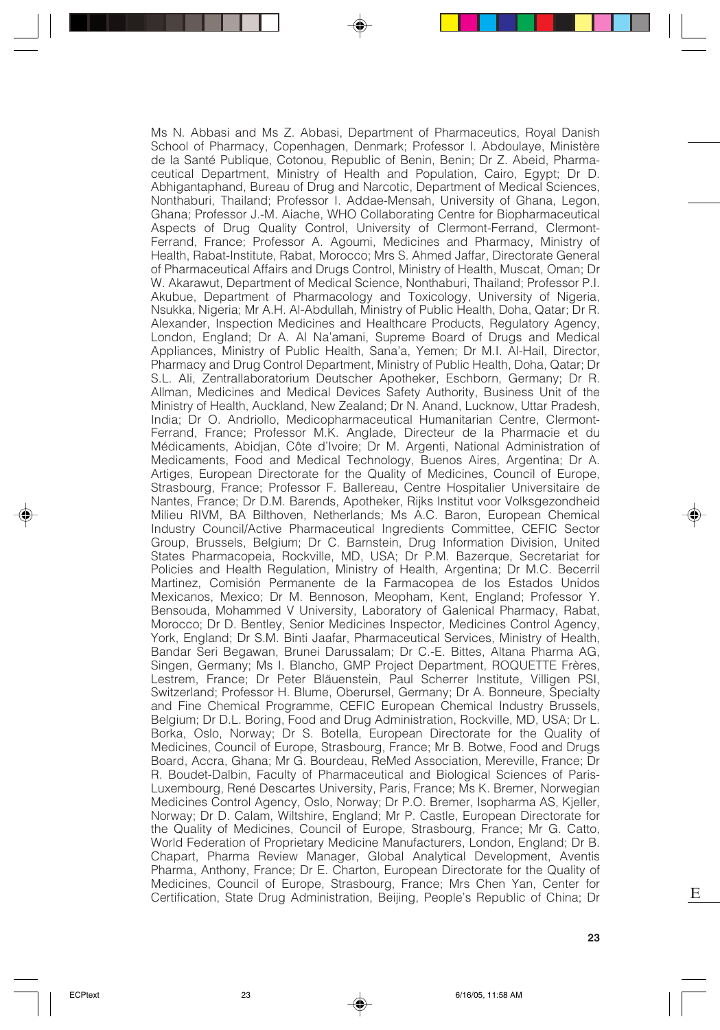Ms N. Abbasi and Ms Z. Abbasi, Department of Pharmaceutics, Royal Danish School of Pharmacy, Copenhagen, Denmark; Professor I. Abdoulaye, Ministère de la Santé Publique, Cotonou, Republic of Benin, Benin; Dr Z. Abeid, Pharmaceutical Department, Ministry of Health and Population, Cairo, Egypt; Dr D. Abhigantaphand, Bureau of Drug and Narcotic, Department of Medical Sciences, Nonthaburi, Thailand; Professor I. Addae-Mensah, University of Ghana, Legon, Ghana; Professor J.-M. Aiache, WHO Collaborating Centre for Biopharmaceutical Aspects of Drug Quality Control, University of Clermont-Ferrand, Clermont-Ferrand, France; Professor A. Agoumi, Medicines and Pharmacy, Ministry of Health, Rabat-Institute, Rabat, Morocco; Mrs S. Ahmed Jaffar, Directorate General of Pharmaceutical Affairs and Drugs Control, Ministry of Health, Muscat, Oman; Dr W. Akarawut, Department of Medical Science, Nonthaburi, Thailand; Professor P.I. Akubue, Department of Pharmacology and Toxicology, University of Nigeria, Nsukka, Nigeria; Mr A.H. Al-Abdullah, Ministry of Public Health, Doha, Qatar; Dr R. Alexander, Inspection Medicines and Healthcare Products, Regulatory Agency, London, England; Dr A. Al Na'amani, Supreme Board of Drugs and Medical Appliances, Ministry of Public Health, Sana'a, Yemen; Dr M.I. Al-Hail, Director, Pharmacy and Drug Control Department, Ministry of Public Health, Doha, Qatar; Dr S.L. Ali, Zentrallaboratorium Deutscher Apotheker, Eschborn, Germany; Dr R. Allman, Medicines and Medical Devices Safety Authority, Business Unit of the Ministry of Health, Auckland, New Zealand; Dr N. Anand, Lucknow, Uttar Pradesh, India; Dr O. Andriollo, Medicopharmaceutical Humanitarian Centre, Clermont-Ferrand, France; Professor M.K. Anglade, Directeur de la Pharmacie et du Médicaments, Abidjan, Côte d'Ivoire; Dr M. Argenti, National Administration of Medicaments, Food and Medical Technology, Buenos Aires, Argentina; Dr A. Artiges, European Directorate for the Quality of Medicines, Council of Europe, Strasbourg, France; Professor F. Ballereau, Centre Hospitalier Universitaire de Nantes, France; Dr D.M. Barends, Apotheker, Rijks Institut voor Volksgezondheid Milieu RIVM, BA Bilthoven, Netherlands; Ms A.C. Baron, European Chemical Industry Council/Active Pharmaceutical Ingredients Committee, CEFIC Sector Group, Brussels, Belgium; Dr C. Barnstein, Drug Information Division, United States Pharmacopeia, Rockville, MD, USA; Dr P.M. Bazerque, Secretariat for Policies and Health Regulation, Ministry of Health, Argentina; Dr M.C. Becerril Martinez, Comisión Permanente de la Farmacopea de los Estados Unidos Mexicanos, Mexico; Dr M. Bennoson, Meopham, Kent, England; Professor Y. Bensouda, Mohammed V University, Laboratory of Galenical Pharmacy, Rabat, Morocco; Dr D. Bentley, Senior Medicines Inspector, Medicines Control Agency, York, England; Dr S.M. Binti Jaafar, Pharmaceutical Services, Ministry of Health, Bandar Seri Begawan, Brunei Darussalam; Dr C.-E. Bittes, Altana Pharma AG, Singen, Germany; Ms I. Blancho, GMP Project Department, ROQUETTE Frères, Lestrem, France; Dr Peter Bläuenstein, Paul Scherrer Institute, Villigen PSI, Switzerland; Professor H. Blume, Oberursel, Germany; Dr A. Bonneure, Specialty and Fine Chemical Programme, CEFIC European Chemical Industry Brussels, Belgium; Dr D.L. Boring, Food and Drug Administration, Rockville, MD, USA; Dr L. Borka, Oslo, Norway; Dr S. Botella, European Directorate for the Quality of Medicines, Council of Europe, Strasbourg, France; Mr B. Botwe, Food and Drugs Board, Accra, Ghana; Mr G. Bourdeau, ReMed Association, Mereville, France; Dr R. Boudet-Dalbin, Faculty of Pharmaceutical and Biological Sciences of Paris-Luxembourg, René Descartes University, Paris, France; Ms K. Bremer, Norwegian Medicines Control Agency, Oslo, Norway; Dr P.O. Bremer, Isopharma AS, Kjeller, Norway; Dr D. Calam, Wiltshire, England; Mr P. Castle, European Directorate for the Quality of Medicines, Council of Europe, Strasbourg, France; Mr G. Catto, World Federation of Proprietary Medicine Manufacturers, London, England; Dr B. Chapart, Pharma Review Manager, Global Analytical Development, Aventis Pharma, Anthony, France; Dr E. Charton, European Directorate for the Quality of Medicines, Council of Europe, Strasbourg, France; Mrs Chen Yan, Center for Certification, State Drug Administration, Beijing, People's Republic of China; Dr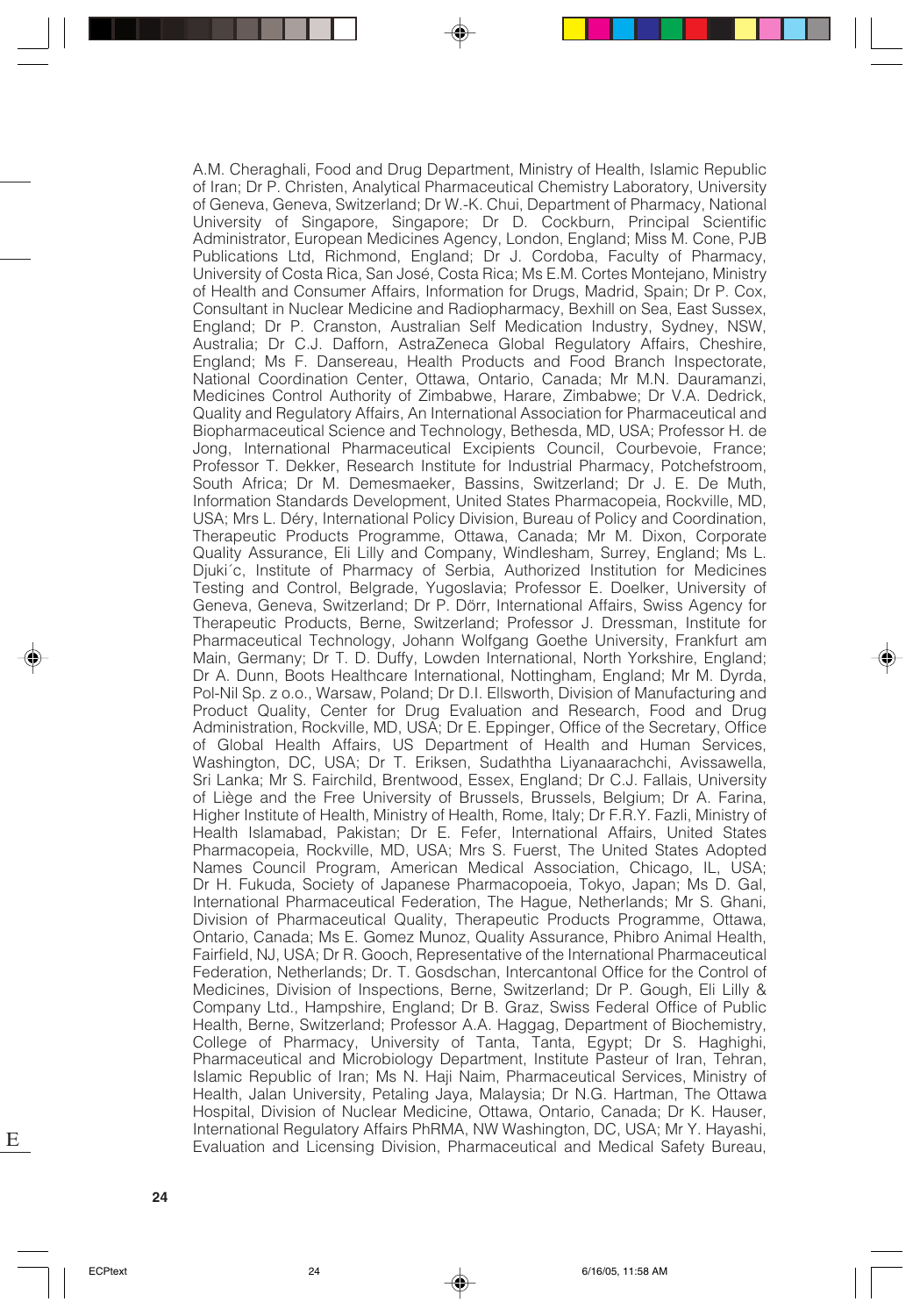A.M. Cheraghali, Food and Drug Department, Ministry of Health, Islamic Republic of Iran; Dr P. Christen, Analytical Pharmaceutical Chemistry Laboratory, University of Geneva, Geneva, Switzerland; Dr W.-K. Chui, Department of Pharmacy, National University of Singapore, Singapore; Dr D. Cockburn, Principal Scientific Administrator, European Medicines Agency, London, England; Miss M. Cone, PJB Publications Ltd, Richmond, England; Dr J. Cordoba, Faculty of Pharmacy, University of Costa Rica, San José, Costa Rica; Ms E.M. Cortes Montejano, Ministry of Health and Consumer Affairs, Information for Drugs, Madrid, Spain; Dr P. Cox, Consultant in Nuclear Medicine and Radiopharmacy, Bexhill on Sea, East Sussex, England; Dr P. Cranston, Australian Self Medication Industry, Sydney, NSW, Australia; Dr C.J. Dafforn, AstraZeneca Global Regulatory Affairs, Cheshire, England; Ms F. Dansereau, Health Products and Food Branch Inspectorate, National Coordination Center, Ottawa, Ontario, Canada; Mr M.N. Dauramanzi, Medicines Control Authority of Zimbabwe, Harare, Zimbabwe; Dr V.A. Dedrick, Quality and Regulatory Affairs, An International Association for Pharmaceutical and Biopharmaceutical Science and Technology, Bethesda, MD, USA; Professor H. de Jong, International Pharmaceutical Excipients Council, Courbevoie, France; Professor T. Dekker, Research Institute for Industrial Pharmacy, Potchefstroom, South Africa; Dr M. Demesmaeker, Bassins, Switzerland; Dr J. E. De Muth, Information Standards Development, United States Pharmacopeia, Rockville, MD, USA; Mrs L. Déry, International Policy Division, Bureau of Policy and Coordination, Therapeutic Products Programme, Ottawa, Canada; Mr M. Dixon, Corporate Quality Assurance, Eli Lilly and Company, Windlesham, Surrey, England; Ms L. Djuki´c, Institute of Pharmacy of Serbia, Authorized Institution for Medicines Testing and Control, Belgrade, Yugoslavia; Professor E. Doelker, University of Geneva, Geneva, Switzerland; Dr P. Dörr, International Affairs, Swiss Agency for Therapeutic Products, Berne, Switzerland; Professor J. Dressman, Institute for Pharmaceutical Technology, Johann Wolfgang Goethe University, Frankfurt am Main, Germany; Dr T. D. Duffy, Lowden International, North Yorkshire, England; Dr A. Dunn, Boots Healthcare International, Nottingham, England; Mr M. Dyrda, Pol-Nil Sp. z o.o., Warsaw, Poland; Dr D.I. Ellsworth, Division of Manufacturing and Product Quality, Center for Drug Evaluation and Research, Food and Drug Administration, Rockville, MD, USA; Dr E. Eppinger, Office of the Secretary, Office of Global Health Affairs, US Department of Health and Human Services, Washington, DC, USA; Dr T. Eriksen, Sudaththa Liyanaarachchi, Avissawella, Sri Lanka; Mr S. Fairchild, Brentwood, Essex, England; Dr C.J. Fallais, University of Liège and the Free University of Brussels, Brussels, Belgium; Dr A. Farina, Higher Institute of Health, Ministry of Health, Rome, Italy; Dr F.R.Y. Fazli, Ministry of Health Islamabad, Pakistan; Dr E. Fefer, International Affairs, United States Pharmacopeia, Rockville, MD, USA; Mrs S. Fuerst, The United States Adopted Names Council Program, American Medical Association, Chicago, IL, USA; Dr H. Fukuda, Society of Japanese Pharmacopoeia, Tokyo, Japan; Ms D. Gal, International Pharmaceutical Federation, The Hague, Netherlands; Mr S. Ghani, Division of Pharmaceutical Quality, Therapeutic Products Programme, Ottawa, Ontario, Canada; Ms E. Gomez Munoz, Quality Assurance, Phibro Animal Health, Fairfield, NJ, USA; Dr R. Gooch, Representative of the International Pharmaceutical Federation, Netherlands; Dr. T. Gosdschan, Intercantonal Office for the Control of Medicines, Division of Inspections, Berne, Switzerland; Dr P. Gough, Eli Lilly & Company Ltd., Hampshire, England; Dr B. Graz, Swiss Federal Office of Public Health, Berne, Switzerland; Professor A.A. Haggag, Department of Biochemistry, College of Pharmacy, University of Tanta, Tanta, Egypt; Dr S. Haghighi, Pharmaceutical and Microbiology Department, Institute Pasteur of Iran, Tehran, Islamic Republic of Iran; Ms N. Haji Naim, Pharmaceutical Services, Ministry of Health, Jalan University, Petaling Jaya, Malaysia; Dr N.G. Hartman, The Ottawa Hospital, Division of Nuclear Medicine, Ottawa, Ontario, Canada; Dr K. Hauser, International Regulatory Affairs PhRMA, NW Washington, DC, USA; Mr Y. Hayashi, Evaluation and Licensing Division, Pharmaceutical and Medical Safety Bureau,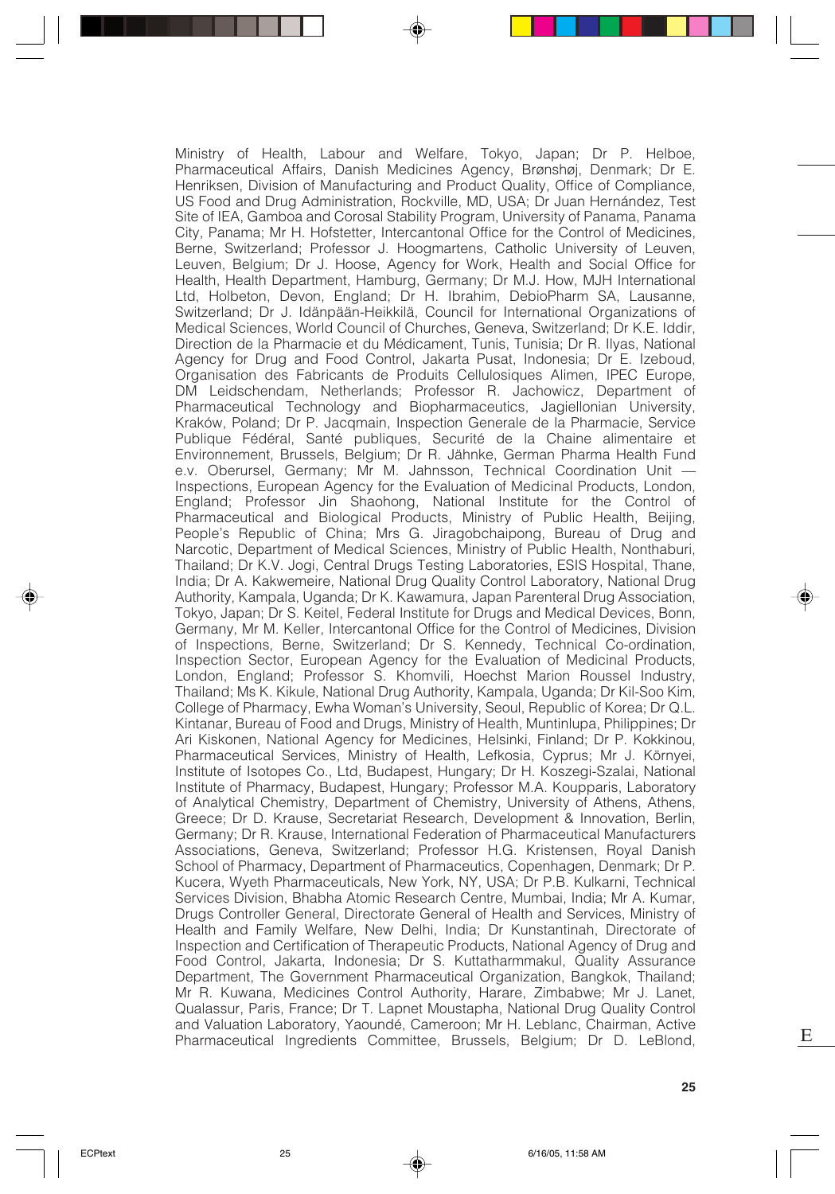Ministry of Health, Labour and Welfare, Tokyo, Japan; Dr P. Helboe, Pharmaceutical Affairs, Danish Medicines Agency, Brønshøj, Denmark; Dr E. Henriksen, Division of Manufacturing and Product Quality, Office of Compliance, US Food and Drug Administration, Rockville, MD, USA; Dr Juan Hernández, Test Site of IEA, Gamboa and Corosal Stability Program, University of Panama, Panama City, Panama; Mr H. Hofstetter, Intercantonal Office for the Control of Medicines, Berne, Switzerland; Professor J. Hoogmartens, Catholic University of Leuven, Leuven, Belgium; Dr J. Hoose, Agency for Work, Health and Social Office for Health, Health Department, Hamburg, Germany; Dr M.J. How, MJH International Ltd, Holbeton, Devon, England; Dr H. Ibrahim, DebioPharm SA, Lausanne, Switzerland; Dr J. Idänpään-Heikkilä, Council for International Organizations of Medical Sciences, World Council of Churches, Geneva, Switzerland; Dr K.E. Iddir, Direction de la Pharmacie et du Médicament, Tunis, Tunisia; Dr R. Ilyas, National Agency for Drug and Food Control, Jakarta Pusat, Indonesia; Dr E. Izeboud, Organisation des Fabricants de Produits Cellulosiques Alimen, IPEC Europe, DM Leidschendam, Netherlands; Professor R. Jachowicz, Department of Pharmaceutical Technology and Biopharmaceutics, Jagiellonian University, Kraków, Poland; Dr P. Jacqmain, Inspection Generale de la Pharmacie, Service Publique Fédéral, Santé publiques, Securité de la Chaine alimentaire et Environnement, Brussels, Belgium; Dr R. Jähnke, German Pharma Health Fund e.v. Oberursel, Germany; Mr M. Jahnsson, Technical Coordination Unit — Inspections, European Agency for the Evaluation of Medicinal Products, London, England; Professor Jin Shaohong, National Institute for the Control of Pharmaceutical and Biological Products, Ministry of Public Health, Beijing, People's Republic of China; Mrs G. Jiragobchaipong, Bureau of Drug and Narcotic, Department of Medical Sciences, Ministry of Public Health, Nonthaburi, Thailand; Dr K.V. Jogi, Central Drugs Testing Laboratories, ESIS Hospital, Thane, India; Dr A. Kakwemeire, National Drug Quality Control Laboratory, National Drug Authority, Kampala, Uganda; Dr K. Kawamura, Japan Parenteral Drug Association, Tokyo, Japan; Dr S. Keitel, Federal Institute for Drugs and Medical Devices, Bonn, Germany, Mr M. Keller, Intercantonal Office for the Control of Medicines, Division of Inspections, Berne, Switzerland; Dr S. Kennedy, Technical Co-ordination, Inspection Sector, European Agency for the Evaluation of Medicinal Products, London, England; Professor S. Khomvili, Hoechst Marion Roussel Industry, Thailand; Ms K. Kikule, National Drug Authority, Kampala, Uganda; Dr Kil-Soo Kim, College of Pharmacy, Ewha Woman's University, Seoul, Republic of Korea; Dr Q.L. Kintanar, Bureau of Food and Drugs, Ministry of Health, Muntinlupa, Philippines; Dr Ari Kiskonen, National Agency for Medicines, Helsinki, Finland; Dr P. Kokkinou, Pharmaceutical Services, Ministry of Health, Lefkosia, Cyprus; Mr J. Környei, Institute of Isotopes Co., Ltd, Budapest, Hungary; Dr H. Koszegi-Szalai, National Institute of Pharmacy, Budapest, Hungary; Professor M.A. Koupparis, Laboratory of Analytical Chemistry, Department of Chemistry, University of Athens, Athens, Greece; Dr D. Krause, Secretariat Research, Development & Innovation, Berlin, Germany; Dr R. Krause, International Federation of Pharmaceutical Manufacturers Associations, Geneva, Switzerland; Professor H.G. Kristensen, Royal Danish School of Pharmacy, Department of Pharmaceutics, Copenhagen, Denmark; Dr P. Kucera, Wyeth Pharmaceuticals, New York, NY, USA; Dr P.B. Kulkarni, Technical Services Division, Bhabha Atomic Research Centre, Mumbai, India; Mr A. Kumar, Drugs Controller General, Directorate General of Health and Services, Ministry of Health and Family Welfare, New Delhi, India; Dr Kunstantinah, Directorate of Inspection and Certification of Therapeutic Products, National Agency of Drug and Food Control, Jakarta, Indonesia; Dr S. Kuttatharmmakul, Quality Assurance Department, The Government Pharmaceutical Organization, Bangkok, Thailand; Mr R. Kuwana, Medicines Control Authority, Harare, Zimbabwe; Mr J. Lanet, Qualassur, Paris, France; Dr T. Lapnet Moustapha, National Drug Quality Control and Valuation Laboratory, Yaoundé, Cameroon; Mr H. Leblanc, Chairman, Active Pharmaceutical Ingredients Committee, Brussels, Belgium; Dr D. LeBlond,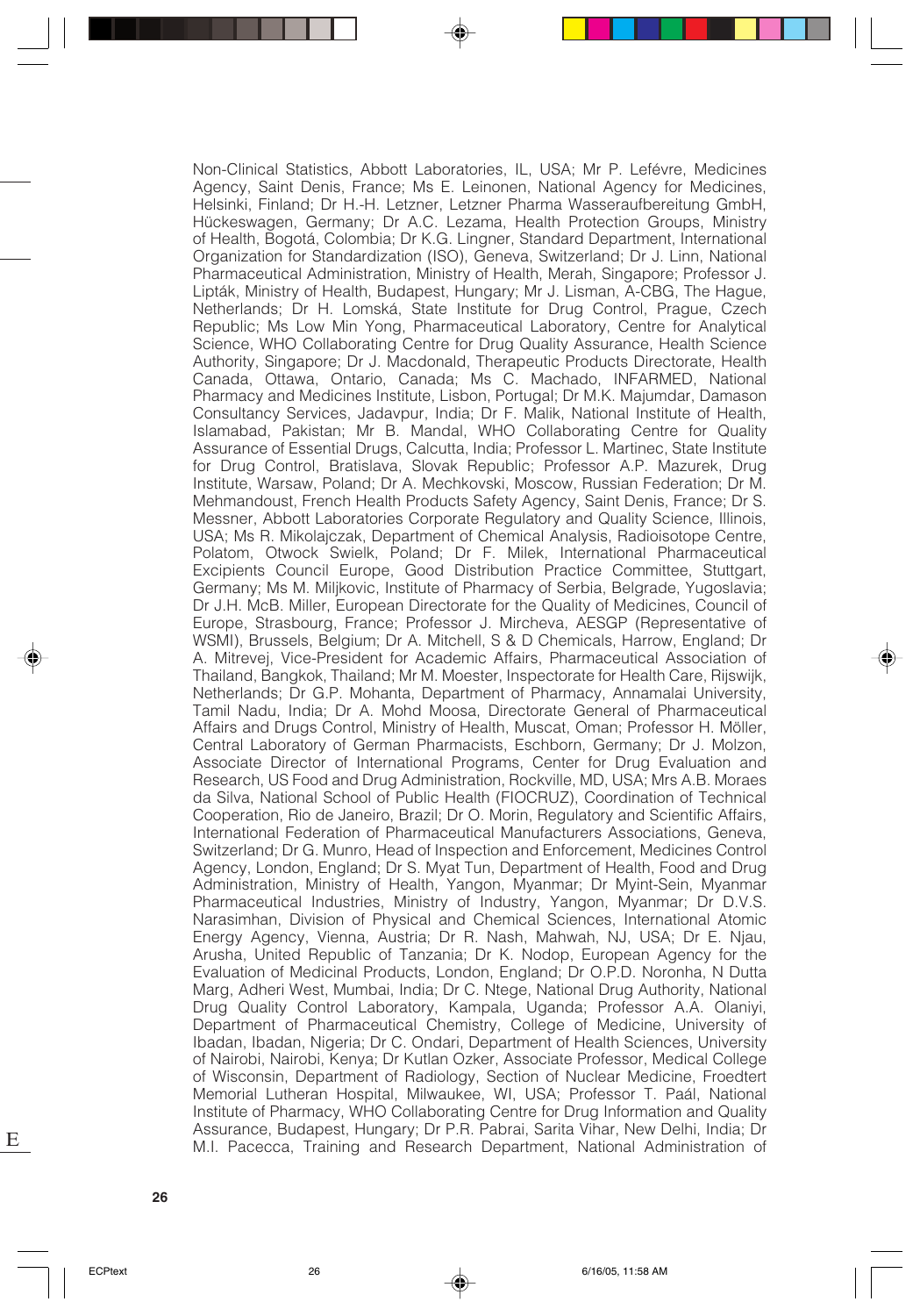Non-Clinical Statistics, Abbott Laboratories, IL, USA; Mr P. Leféve, Medicines Agency, Saint Denis, France; Ms E. Leinonen, National Agency for Medicines, Helsinki, Finland; Dr H.-H. Letzner, Letzner Pharma Wasseraufbereitung GmbH, Hückeswagen, Germany; Dr A.C. Lezama, Health Protection Groups, Ministry of Health, Bogotá, Colombia; Dr K.G. Lingner, Standard Department, International Organization for Standardization (ISO), Geneva, Switzerland; Dr J. Linn, National Pharmaceutical Administration, Ministry of Health, Merah, Singapore; Professor J. Lipták, Ministry of Health, Budapest, Hungary; Mr J. Lisman, A-CBG, The Hague, Netherlands; Dr H. Lomská, State Institute for Drug Control, Prague, Czech Republic; Ms Low Min Yong, Pharmaceutical Laboratory, Centre for Analytical Science, WHO Collaborating Centre for Drug Quality Assurance, Health Science Authority, Singapore; Dr J. Macdonald, Therapeutic Products Directorate, Health Canada, Ottawa, Ontario, Canada; Ms C. Machado, INFARMED, National Pharmacy and Medicines Institute, Lisbon, Portugal; Dr M.K. Majumdar, Damason Consultancy Services, Jadavpur, India; Dr F. Malik, National Institute of Health, Islamabad, Pakistan; Mr B. Mandal, WHO Collaborating Centre for Quality Assurance of Essential Drugs, Calcutta, India; Professor L. Martinec, State Institute for Drug Control, Bratislava, Slovak Republic; Professor A.P. Mazurek, Drug Institute, Warsaw, Poland; Dr A. Mechkovski, Moscow, Russian Federation; Dr M. Mehmandoust, French Health Products Safety Agency, Saint Denis, France; Dr S. Messner, Abbott Laboratories Corporate Regulatory and Quality Science, Illinois, USA; Ms R. Mikolajczak, Department of Chemical Analysis, Radioisotope Centre, Polatom, Otwock Swielk, Poland; Dr F. Milek, International Pharmaceutical Excipients Council Europe, Good Distribution Practice Committee, Stuttgart, Germany; Ms M. Miljkovic, Institute of Pharmacy of Serbia, Belgrade, Yugoslavia; Dr J.H. McB. Miller, European Directorate for the Quality of Medicines, Council of Europe, Strasbourg, France; Professor J. Mircheva, AESGP (Representative of WSMI), Brussels, Belgium; Dr A. Mitchell, S & D Chemicals, Harrow, England; Dr A. Mitrevej, Vice-President for Academic Affairs, Pharmaceutical Association of Thailand, Bangkok, Thailand; Mr M. Moester, Inspectorate for Health Care, Rijswijk, Netherlands; Dr G.P. Mohanta, Department of Pharmacy, Annamalai University, Tamil Nadu, India; Dr A. Mohd Moosa, Directorate General of Pharmaceutical Affairs and Drugs Control, Ministry of Health, Muscat, Oman; Professor H. Möller, Central Laboratory of German Pharmacists, Eschborn, Germany; Dr J. Molzon, Associate Director of International Programs, Center for Drug Evaluation and Research, US Food and Drug Administration, Rockville, MD, USA; Mrs A.B. Moraes da Silva, National School of Public Health (FIOCRUZ), Coordination of Technical Cooperation, Rio de Janeiro, Brazil; Dr O. Morin, Regulatory and Scientific Affairs, International Federation of Pharmaceutical Manufacturers Associations, Geneva, Switzerland; Dr G. Munro, Head of Inspection and Enforcement, Medicines Control Agency, London, England; Dr S. Myat Tun, Department of Health, Food and Drug Administration, Ministry of Health, Yangon, Myanmar; Dr Myint-Sein, Myanmar Pharmaceutical Industries, Ministry of Industry, Yangon, Myanmar; Dr D.V.S. Narasimhan, Division of Physical and Chemical Sciences, International Atomic Energy Agency, Vienna, Austria; Dr R. Nash, Mahwah, NJ, USA; Dr E. Njau, Arusha, United Republic of Tanzania; Dr K. Nodop, European Agency for the Evaluation of Medicinal Products, London, England; Dr O.P.D. Noronha, N Dutta Marg, Adheri West, Mumbai, India; Dr C. Ntege, National Drug Authority, National Drug Quality Control Laboratory, Kampala, Uganda; Professor A.A. Olaniyi, Department of Pharmaceutical Chemistry, College of Medicine, University of Ibadan, Ibadan, Nigeria; Dr C. Ondari, Department of Health Sciences, University of Nairobi, Nairobi, Kenya; Dr Kutlan Ozker, Associate Professor, Medical College of Wisconsin, Department of Radiology, Section of Nuclear Medicine, Froedtert Memorial Lutheran Hospital, Milwaukee, WI, USA; Professor T. Paál, National Institute of Pharmacy, WHO Collaborating Centre for Drug Information and Quality Assurance, Budapest, Hungary; Dr P.R. Pabrai, Sarita Vihar, New Delhi, India; Dr M.I. Pacecca, Training and Research Department, National Administration of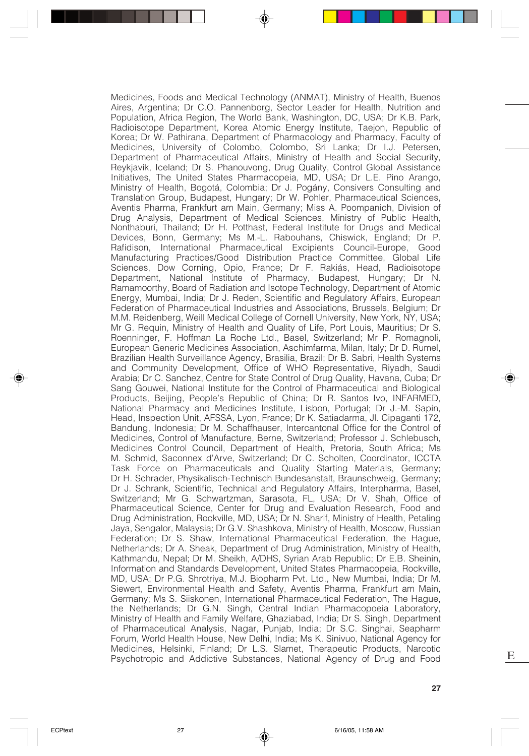Medicines, Foods and Medical Technology (ANMAT), Ministry of Health, Buenos Aires, Argentina; Dr C.O. Pannenborg, Sector Leader for Health, Nutrition and Population, Africa Region, The World Bank, Washington, DC, USA; Dr K.B. Park, Radioisotope Department, Korea Atomic Energy Institute, Taejon, Republic of Korea; Dr W. Pathirana, Department of Pharmacology and Pharmacy, Faculty of Medicines, University of Colombo, Colombo, Sri Lanka; Dr I.J. Petersen, Department of Pharmaceutical Affairs, Ministry of Health and Social Security, Reykjavík, Iceland; Dr S. Phanouvong, Drug Quality, Control Global Assistance Initiatives, The United States Pharmacopeia, MD, USA; Dr L.E. Pino Arango, Ministry of Health, Bogotá, Colombia; Dr J. Pogány, Consivers Consulting and Translation Group, Budapest, Hungary; Dr W. Pohler, Pharmaceutical Sciences, Aventis Pharma, Frankfurt am Main, Germany; Miss A. Poompanich, Division of Drug Analysis, Department of Medical Sciences, Ministry of Public Health, Nonthaburi, Thailand; Dr H. Potthast, Federal Institute for Drugs and Medical Devices, Bonn, Germany; Ms M.-L. Rabouhans, Chiswick, England; Dr P. Rafidison, International Pharmaceutical Excipients Council-Europe, Good Manufacturing Practices/Good Distribution Practice Committee, Global Life Sciences, Dow Corning, Opio, France; Dr F. Rakiás, Head, Radioisotope Department, National Institute of Pharmacy, Budapest, Hungary; Dr N. Ramamoorthy, Board of Radiation and Isotope Technology, Department of Atomic Energy, Mumbai, India; Dr J. Reden, Scientific and Regulatory Affairs, European Federation of Pharmaceutical Industries and Associations, Brussels, Belgium; Dr M.M. Reidenberg, Weill Medical College of Cornell University, New York, NY, USA; Mr G. Requin, Ministry of Health and Quality of Life, Port Louis, Mauritius; Dr S. Roenninger, F. Hoffman La Roche Ltd., Basel, Switzerland; Mr P. Romagnoli, European Generic Medicines Association, Aschimfarma, Milan, Italy; Dr D. Rumel, Brazilian Health Surveillance Agency, Brasilia, Brazil; Dr B. Sabri, Health Systems and Community Development, Office of WHO Representative, Riyadh, Saudi Arabia; Dr C. Sanchez, Centre for State Control of Drug Quality, Havana, Cuba; Dr Sang Gouwei, National Institute for the Control of Pharmaceutical and Biological Products, Beijing, People's Republic of China; Dr R. Santos Ivo, INFARMED, National Pharmacy and Medicines Institute, Lisbon, Portugal; Dr J.-M. Sapin, Head, Inspection Unit, AFSSA, Lyon, France; Dr K. Satiadarma, Jl. Cipaganti 172, Bandung, Indonesia; Dr M. Schaffhauser, Intercantonal Office for the Control of Medicines, Control of Manufacture, Berne, Switzerland; Professor J. Schlebusch, Medicines Control Council, Department of Health, Pretoria, South Africa; Ms M. Schmid, Saconnex d'Arve, Switzerland; Dr C. Scholten, Coordinator, ICCTA Task Force on Pharmaceuticals and Quality Starting Materials, Germany; Dr H. Schrader, Physikalisch-Technisch Bundesanstalt, Braunschweig, Germany; Dr J. Schrank, Scientific, Technical and Regulatory Affairs, Interpharma, Basel, Switzerland; Mr G. Schwartzman, Sarasota, FL, USA; Dr V. Shah, Office of Pharmaceutical Science, Center for Drug and Evaluation Research, Food and Drug Administration, Rockville, MD, USA; Dr N. Sharif, Ministry of Health, Petaling Jaya, Sengalor, Malaysia; Dr G.V. Shashkova, Ministry of Health, Moscow, Russian Federation; Dr S. Shaw, International Pharmaceutical Federation, the Hague, Netherlands; Dr A. Sheak, Department of Drug Administration, Ministry of Health, Kathmandu, Nepal; Dr M. Sheikh, A/DHS, Syrian Arab Republic; Dr E.B. Sheinin, Information and Standards Development, United States Pharmacopeia, Rockville, MD, USA; Dr P.G. Shrotriya, M.J. Biopharm Pvt. Ltd., New Mumbai, India; Dr M. Siewert, Environmental Health and Safety, Aventis Pharma, Frankfurt am Main, Germany; Ms S. Siiskonen, International Pharmaceutical Federation, The Hague, the Netherlands; Dr G.N. Singh, Central Indian Pharmacopoeia Laboratory, Ministry of Health and Family Welfare, Ghaziabad, India; Dr S. Singh, Department of Pharmaceutical Analysis, Nagar, Punjab, India; Dr S.C. Singhai, Seapharm Forum, World Health House, New Delhi, India; Ms K. Sinivuo, National Agency for Medicines, Helsinki, Finland; Dr L.S. Slamet, Therapeutic Products, Narcotic Psychotropic and Addictive Substances, National Agency of Drug and Food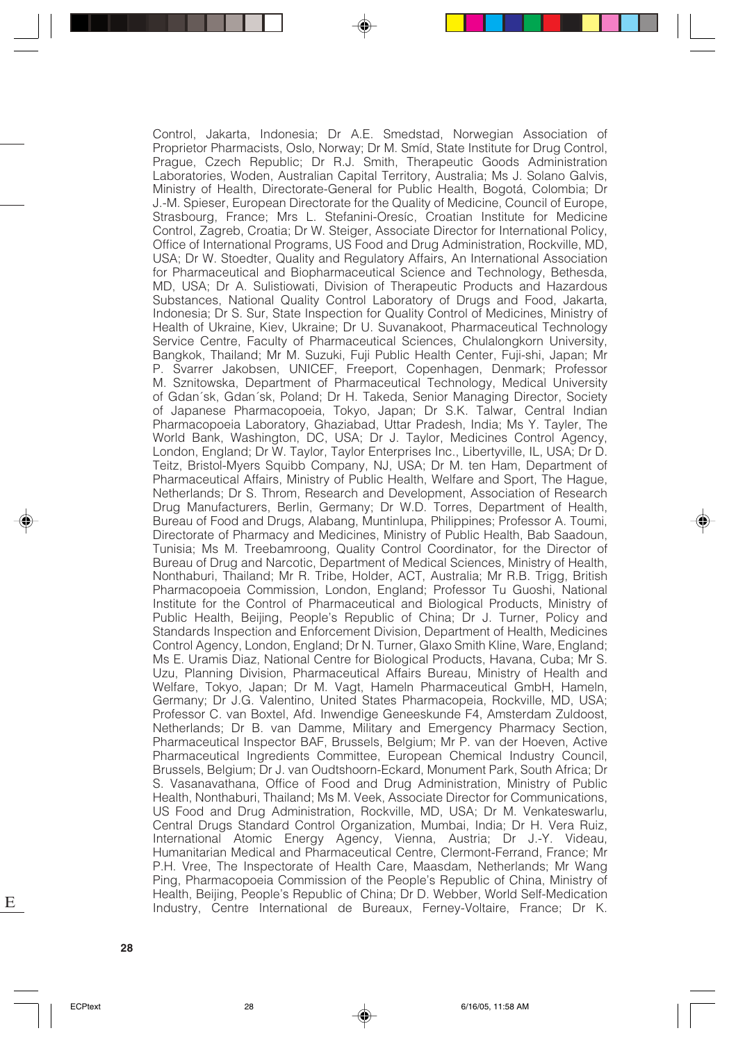Control, Jakarta, Indonesia; Dr A.E. Smedstad, Norwegian Association of Proprietor Pharmacists, Oslo, Norway; Dr M. Smíd, State Institute for Drug Control, Prague, Czech Republic; Dr R.J. Smith, Therapeutic Goods Administration Laboratories, Woden, Australian Capital Territory, Australia; Ms J. Solano Galvis, Ministry of Health, Directorate-General for Public Health, Bogotá, Colombia; Dr J.-M. Spieser, European Directorate for the Quality of Medicine, Council of Europe, Strasbourg, France; Mrs L. Stefanini-Oresíc, Croatian Institute for Medicine Control, Zagreb, Croatia; Dr W. Steiger, Associate Director for International Policy, Office of International Programs, US Food and Drug Administration, Rockville, MD, USA; Dr W. Stoedter, Quality and Regulatory Affairs, An International Association for Pharmaceutical and Biopharmaceutical Science and Technology, Bethesda, MD, USA; Dr A. Sulistiowati, Division of Therapeutic Products and Hazardous Substances, National Quality Control Laboratory of Drugs and Food, Jakarta, Indonesia; Dr S. Sur, State Inspection for Quality Control of Medicines, Ministry of Health of Ukraine, Kiev, Ukraine; Dr U. Suvanakoot, Pharmaceutical Technology Service Centre, Faculty of Pharmaceutical Sciences, Chulalongkorn University, Bangkok, Thailand; Mr M. Suzuki, Fuji Public Health Center, Fuji-shi, Japan; Mr P. Svarrer Jakobsen, UNICEF, Freeport, Copenhagen, Denmark; Professor M. Sznitowska, Department of Pharmaceutical Technology, Medical University of Gdan´sk, Gdan´sk, Poland; Dr H. Takeda, Senior Managing Director, Society of Japanese Pharmacopoeia, Tokyo, Japan; Dr S.K. Talwar, Central Indian Pharmacopoeia Laboratory, Ghaziabad, Uttar Pradesh, India; Ms Y. Tayler, The World Bank, Washington, DC, USA; Dr J. Taylor, Medicines Control Agency, London, England; Dr W. Taylor, Taylor Enterprises Inc., Libertyville, IL, USA; Dr D. Teitz, Bristol-Myers Squibb Company, NJ, USA; Dr M. ten Ham, Department of Pharmaceutical Affairs, Ministry of Public Health, Welfare and Sport, The Hague, Netherlands; Dr S. Throm, Research and Development, Association of Research Drug Manufacturers, Berlin, Germany; Dr W.D. Torres, Department of Health, Bureau of Food and Drugs, Alabang, Muntinlupa, Philippines; Professor A. Toumi, Directorate of Pharmacy and Medicines, Ministry of Public Health, Bab Saadoun, Tunisia; Ms M. Treebamroong, Quality Control Coordinator, for the Director of Bureau of Drug and Narcotic, Department of Medical Sciences, Ministry of Health, Nonthaburi, Thailand; Mr R. Tribe, Holder, ACT, Australia; Mr R.B. Trigg, British Pharmacopoeia Commission, London, England; Professor Tu Guoshi, National Institute for the Control of Pharmaceutical and Biological Products, Ministry of Public Health, Beijing, People's Republic of China; Dr J. Turner, Policy and Standards Inspection and Enforcement Division, Department of Health, Medicines Control Agency, London, England; Dr N. Turner, Glaxo Smith Kline, Ware, England; Ms E. Uramis Diaz, National Centre for Biological Products, Havana, Cuba; Mr S. Uzu, Planning Division, Pharmaceutical Affairs Bureau, Ministry of Health and Welfare, Tokyo, Japan; Dr M. Vagt, Hameln Pharmaceutical GmbH, Hameln, Germany; Dr J.G. Valentino, United States Pharmacopeia, Rockville, MD, USA; Professor C. van Boxtel, Afd. Inwendige Geneeskunde F4, Amsterdam Zuldoost, Netherlands; Dr B. van Damme, Military and Emergency Pharmacy Section, Pharmaceutical Inspector BAF, Brussels, Belgium; Mr P. van der Hoeven, Active Pharmaceutical Ingredients Committee, European Chemical Industry Council, Brussels, Belgium; Dr J. van Oudtshoorn-Eckard, Monument Park, South Africa; Dr S. Vasanavathana, Office of Food and Drug Administration, Ministry of Public Health, Nonthaburi, Thailand; Ms M. Veek, Associate Director for Communications, US Food and Drug Administration, Rockville, MD, USA; Dr M. Venkateswarlu, Central Drugs Standard Control Organization, Mumbai, India; Dr H. Vera Ruiz, International Atomic Energy Agency, Vienna, Austria; Dr J.-Y. Videau, Humanitarian Medical and Pharmaceutical Centre, Clermont-Ferrand, France; Mr P.H. Vree, The Inspectorate of Health Care, Maasdam, Netherlands; Mr Wang Ping, Pharmacopoeia Commission of the People's Republic of China, Ministry of Health, Beijing, People's Republic of China; Dr D. Webber, World Self-Medication Industry, Centre International de Bureaux, Ferney-Voltaire, France; Dr K.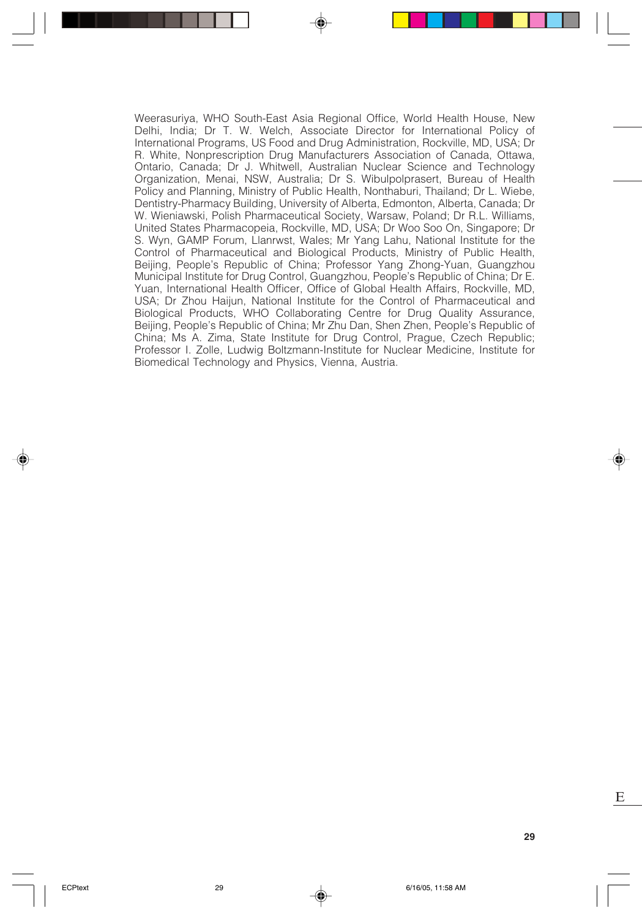Weerasuriya, WHO South-East Asia Regional Office, World Health House, New Delhi, India; Dr T. W. Welch, Associate Director for International Policy of International Programs, US Food and Drug Administration, Rockville, MD, USA; Dr R. White, Nonprescription Drug Manufacturers Association of Canada, Ottawa, Ontario, Canada; Dr J. Whitwell, Australian Nuclear Science and Technology Organization, Menai, NSW, Australia; Dr S. Wibulpolprasert, Bureau of Health Policy and Planning, Ministry of Public Health, Nonthaburi, Thailand; Dr L. Wiebe, Dentistry-Pharmacy Building, University of Alberta, Edmonton, Alberta, Canada; Dr W. Wieniawski, Polish Pharmaceutical Society, Warsaw, Poland; Dr R.L. Williams, United States Pharmacopeia, Rockville, MD, USA; Dr Woo Soo On, Singapore; Dr S. Wyn, GAMP Forum, Llanrwst, Wales; Mr Yang Lahu, National Institute for the Control of Pharmaceutical and Biological Products, Ministry of Public Health, Beijing, People's Republic of China; Professor Yang Zhong-Yuan, Guangzhou Municipal Institute for Drug Control, Guangzhou, People's Republic of China; Dr E. Yuan, International Health Officer, Office of Global Health Affairs, Rockville, MD, USA; Dr Zhou Haijun, National Institute for the Control of Pharmaceutical and Biological Products, WHO Collaborating Centre for Drug Quality Assurance, Beijing, People's Republic of China; Mr Zhu Dan, Shen Zhen, People's Republic of China; Ms A. Zima, State Institute for Drug Control, Prague, Czech Republic; Professor I. Zolle, Ludwig Boltzmann-Institute for Nuclear Medicine, Institute for Biomedical Technology and Physics, Vienna, Austria.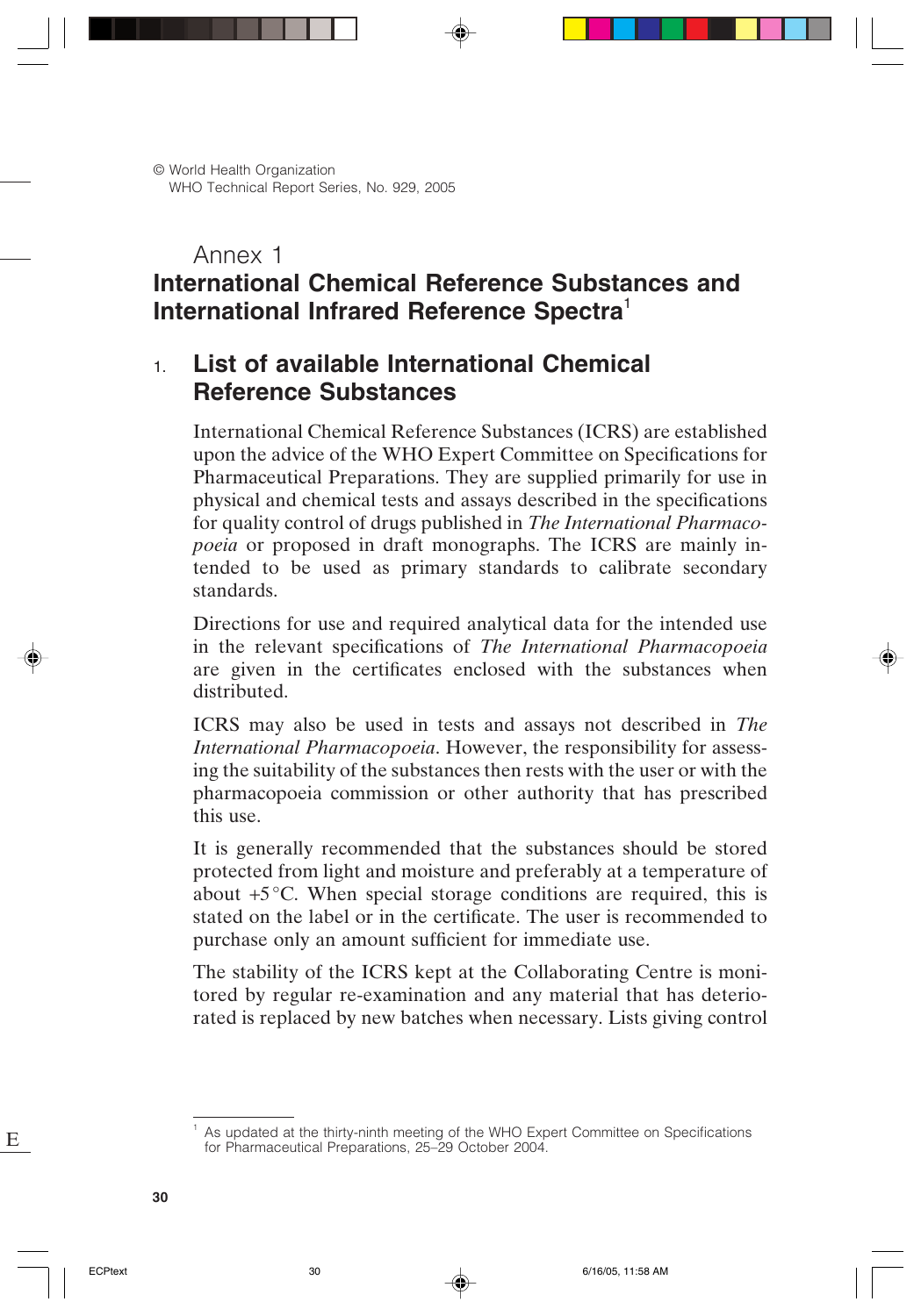© World Health Organization
WHO Technical Report Series, No. 929, 2005

# Annex 1
# International Chemical Reference Substances and International Infrared Reference Spectra[1]

## 1. List of available International Chemical Reference Substances

International Chemical Reference Substances (ICRS) are established upon the advice of the WHO Expert Committee on Specifications for Pharmaceutical Preparations. They are supplied primarily for use in physical and chemical tests and assays described in the specifications for quality control of drugs published in *The International Pharmacopoeia* or proposed in draft monographs. The ICRS are mainly intended to be used as primary standards to calibrate secondary standards.

Directions for use and required analytical data for the intended use in the relevant specifications of *The International Pharmacopoeia* are given in the certificates enclosed with the substances when distributed.

ICRS may also be used in tests and assays not described in *The International Pharmacopoeia*. However, the responsibility for assessing the suitability of the substances then rests with the user or with the pharmacopoeia commission or other authority that has prescribed this use.

It is generally recommended that the substances should be stored protected from light and moisture and preferably at a temperature of about +5 °C. When special storage conditions are required, this is stated on the label or in the certificate. The user is recommended to purchase only an amount sufficient for immediate use.

The stability of the ICRS kept at the Collaborating Centre is monitored by regular re-examination and any material that has deteriorated is replaced by new batches when necessary. Lists giving control

[1] As updated at the thirty-ninth meeting of the WHO Expert Committee on Specifications for Pharmaceutical Preparations, 25–29 October 2004.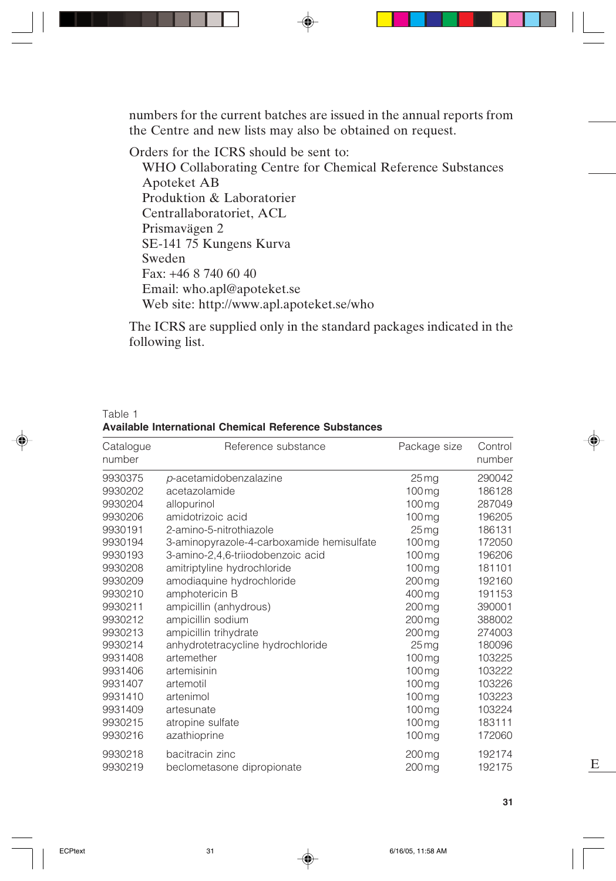numbers for the current batches are issued in the annual reports from the Centre and new lists may also be obtained on request.

Orders for the ICRS should be sent to:

WHO Collaborating Centre for Chemical Reference Substances
Apoteket AB
Produktion & Laboratorier
Centrallaboratoriet, ACL
Prismavägen 2
SE-141 75 Kungens Kurva
Sweden
Fax: +46 8 740 60 40
Email: who.apl@apoteket.se
Web site: http://www.apl.apoteket.se/who

The ICRS are supplied only in the standard packages indicated in the following list.

Table 1
**Available International Chemical Reference Substances**

| Catalogue number | Reference substance | Package size | Control number |
|---|---|---|---|
| 9930375 | *p*-acetamidobenzalazine | 25 mg | 290042 |
| 9930202 | acetazolamide | 100 mg | 186128 |
| 9930204 | allopurinol | 100 mg | 287049 |
| 9930206 | amidotrizoic acid | 100 mg | 196205 |
| 9930191 | 2-amino-5-nitrothiazole | 25 mg | 186131 |
| 9930194 | 3-aminopyrazole-4-carboxamide hemisulfate | 100 mg | 172050 |
| 9930193 | 3-amino-2,4,6-triiodobenzoic acid | 100 mg | 196206 |
| 9930208 | amitriptyline hydrochloride | 100 mg | 181101 |
| 9930209 | amodiaquine hydrochloride | 200 mg | 192160 |
| 9930210 | amphotericin B | 400 mg | 191153 |
| 9930211 | ampicillin (anhydrous) | 200 mg | 390001 |
| 9930212 | ampicillin sodium | 200 mg | 388002 |
| 9930213 | ampicillin trihydrate | 200 mg | 274003 |
| 9930214 | anhydrotetracycline hydrochloride | 25 mg | 180096 |
| 9931408 | artemether | 100 mg | 103225 |
| 9931406 | artemisinin | 100 mg | 103222 |
| 9931407 | artemotil | 100 mg | 103226 |
| 9931410 | artenimol | 100 mg | 103223 |
| 9931409 | artesunate | 100 mg | 103224 |
| 9930215 | atropine sulfate | 100 mg | 183111 |
| 9930216 | azathioprine | 100 mg | 172060 |
| 9930218 | bacitracin zinc | 200 mg | 192174 |
| 9930219 | beclometasone dipropionate | 200 mg | 192175 |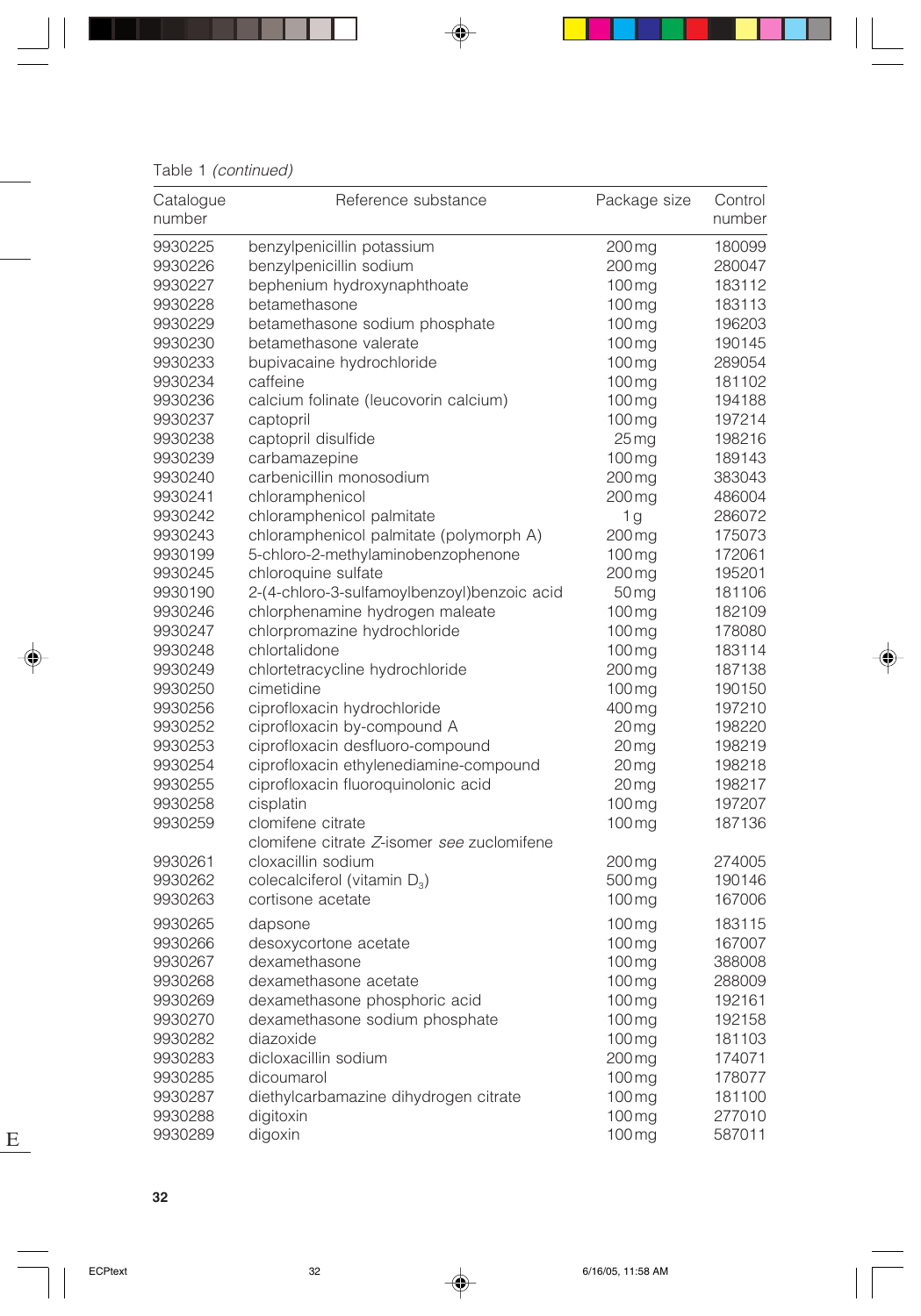Table 1 *(continued)*

| Catalogue number | Reference substance | Package size | Control number |
|---|---|---|---|
| 9930225 | benzylpenicillin potassium | 200 mg | 180099 |
| 9930226 | benzylpenicillin sodium | 200 mg | 280047 |
| 9930227 | bephenium hydroxynaphthoate | 100 mg | 183112 |
| 9930228 | betamethasone | 100 mg | 183113 |
| 9930229 | betamethasone sodium phosphate | 100 mg | 196203 |
| 9930230 | betamethasone valerate | 100 mg | 190145 |
| 9930233 | bupivacaine hydrochloride | 100 mg | 289054 |
| 9930234 | caffeine | 100 mg | 181102 |
| 9930236 | calcium folinate (leucovorin calcium) | 100 mg | 194188 |
| 9930237 | captopril | 100 mg | 197214 |
| 9930238 | captopril disulfide | 25 mg | 198216 |
| 9930239 | carbamazepine | 100 mg | 189143 |
| 9930240 | carbenicillin monosodium | 200 mg | 383043 |
| 9930241 | chloramphenicol | 200 mg | 486004 |
| 9930242 | chloramphenicol palmitate | 1 g | 286072 |
| 9930243 | chloramphenicol palmitate (polymorph A) | 200 mg | 175073 |
| 9930199 | 5-chloro-2-methylaminobenzophenone | 100 mg | 172061 |
| 9930245 | chloroquine sulfate | 200 mg | 195201 |
| 9930190 | 2-(4-chloro-3-sulfamoylbenzoyl)benzoic acid | 50 mg | 181106 |
| 9930246 | chlorphenamine hydrogen maleate | 100 mg | 182109 |
| 9930247 | chlorpromazine hydrochloride | 100 mg | 178080 |
| 9930248 | chlortalidone | 100 mg | 183114 |
| 9930249 | chlortetracycline hydrochloride | 200 mg | 187138 |
| 9930250 | cimetidine | 100 mg | 190150 |
| 9930256 | ciprofloxacin hydrochloride | 400 mg | 197210 |
| 9930252 | ciprofloxacin by-compound A | 20 mg | 198220 |
| 9930253 | ciprofloxacin desfluoro-compound | 20 mg | 198219 |
| 9930254 | ciprofloxacin ethylenediamine-compound | 20 mg | 198218 |
| 9930255 | ciprofloxacin fluoroquinolonic acid | 20 mg | 198217 |
| 9930258 | cisplatin | 100 mg | 197207 |
| 9930259 | clomifene citrate | 100 mg | 187136 |
| | clomifene citrate *Z*-isomer *see* zuclomifene | | |
| 9930261 | cloxacillin sodium | 200 mg | 274005 |
| 9930262 | colecalciferol (vitamin $D_3$) | 500 mg | 190146 |
| 9930263 | cortisone acetate | 100 mg | 167006 |
| 9930265 | dapsone | 100 mg | 183115 |
| 9930266 | desoxycortone acetate | 100 mg | 167007 |
| 9930267 | dexamethasone | 100 mg | 388008 |
| 9930268 | dexamethasone acetate | 100 mg | 288009 |
| 9930269 | dexamethasone phosphoric acid | 100 mg | 192161 |
| 9930270 | dexamethasone sodium phosphate | 100 mg | 192158 |
| 9930282 | diazoxide | 100 mg | 181103 |
| 9930283 | dicloxacillin sodium | 200 mg | 174071 |
| 9930285 | dicoumarol | 100 mg | 178077 |
| 9930287 | diethylcarbamazine dihydrogen citrate | 100 mg | 181100 |
| 9930288 | digitoxin | 100 mg | 277010 |
| 9930289 | digoxin | 100 mg | 587011 |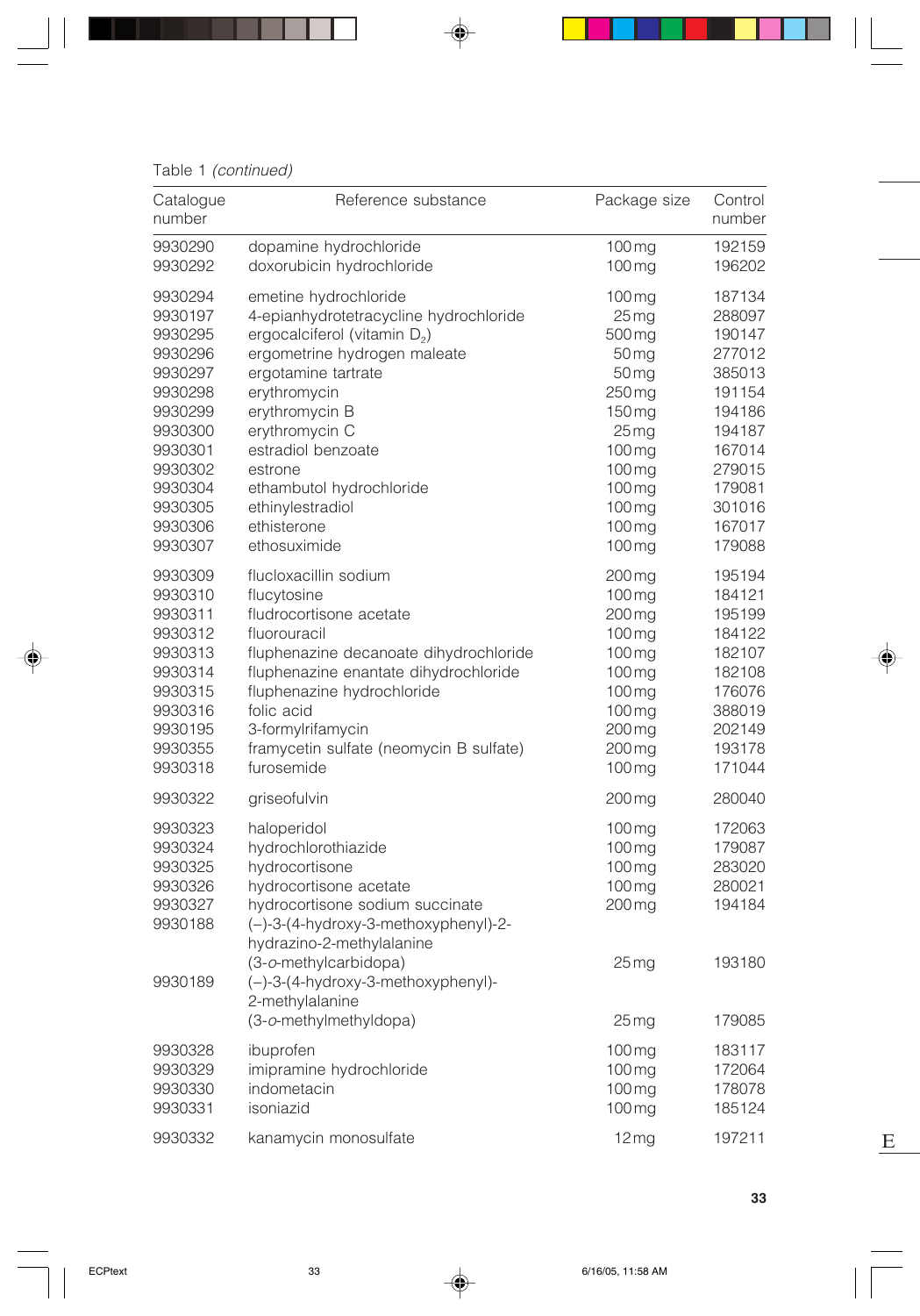Table 1 *(continued)*

| Catalogue number | Reference substance | Package size | Control number |
|---|---|---|---|
| 9930290 | dopamine hydrochloride | 100 mg | 192159 |
| 9930292 | doxorubicin hydrochloride | 100 mg | 196202 |
| 9930294 | emetine hydrochloride | 100 mg | 187134 |
| 9930197 | 4-epianhydrotetracycline hydrochloride | 25 mg | 288097 |
| 9930295 | ergocalciferol (vitamin $D_2$) | 500 mg | 190147 |
| 9930296 | ergometrine hydrogen maleate | 50 mg | 277012 |
| 9930297 | ergotamine tartrate | 50 mg | 385013 |
| 9930298 | erythromycin | 250 mg | 191154 |
| 9930299 | erythromycin B | 150 mg | 194186 |
| 9930300 | erythromycin C | 25 mg | 194187 |
| 9930301 | estradiol benzoate | 100 mg | 167014 |
| 9930302 | estrone | 100 mg | 279015 |
| 9930304 | ethambutol hydrochloride | 100 mg | 179081 |
| 9930305 | ethinylestradiol | 100 mg | 301016 |
| 9930306 | ethisterone | 100 mg | 167017 |
| 9930307 | ethosuximide | 100 mg | 179088 |
| 9930309 | flucloxacillin sodium | 200 mg | 195194 |
| 9930310 | flucytosine | 100 mg | 184121 |
| 9930311 | fludrocortisone acetate | 200 mg | 195199 |
| 9930312 | fluorouracil | 100 mg | 184122 |
| 9930313 | fluphenazine decanoate dihydrochloride | 100 mg | 182107 |
| 9930314 | fluphenazine enantate dihydrochloride | 100 mg | 182108 |
| 9930315 | fluphenazine hydrochloride | 100 mg | 176076 |
| 9930316 | folic acid | 100 mg | 388019 |
| 9930195 | 3-formylrifamycin | 200 mg | 202149 |
| 9930355 | framycetin sulfate (neomycin B sulfate) | 200 mg | 193178 |
| 9930318 | furosemide | 100 mg | 171044 |
| 9930322 | griseofulvin | 200 mg | 280040 |
| 9930323 | haloperidol | 100 mg | 172063 |
| 9930324 | hydrochlorothiazide | 100 mg | 179087 |
| 9930325 | hydrocortisone | 100 mg | 283020 |
| 9930326 | hydrocortisone acetate | 100 mg | 280021 |
| 9930327 | hydrocortisone sodium succinate | 200 mg | 194184 |
| 9930188 | (–)-3-(4-hydroxy-3-methoxyphenyl)-2-hydrazino-2-methylalanine (3-*o*-methylcarbidopa) | 25 mg | 193180 |
| 9930189 | (–)-3-(4-hydroxy-3-methoxyphenyl)-2-methylalanine (3-*o*-methylmethyldopa) | 25 mg | 179085 |
| 9930328 | ibuprofen | 100 mg | 183117 |
| 9930329 | imipramine hydrochloride | 100 mg | 172064 |
| 9930330 | indometacin | 100 mg | 178078 |
| 9930331 | isoniazid | 100 mg | 185124 |
| 9930332 | kanamycin monosulfate | 12 mg | 197211 |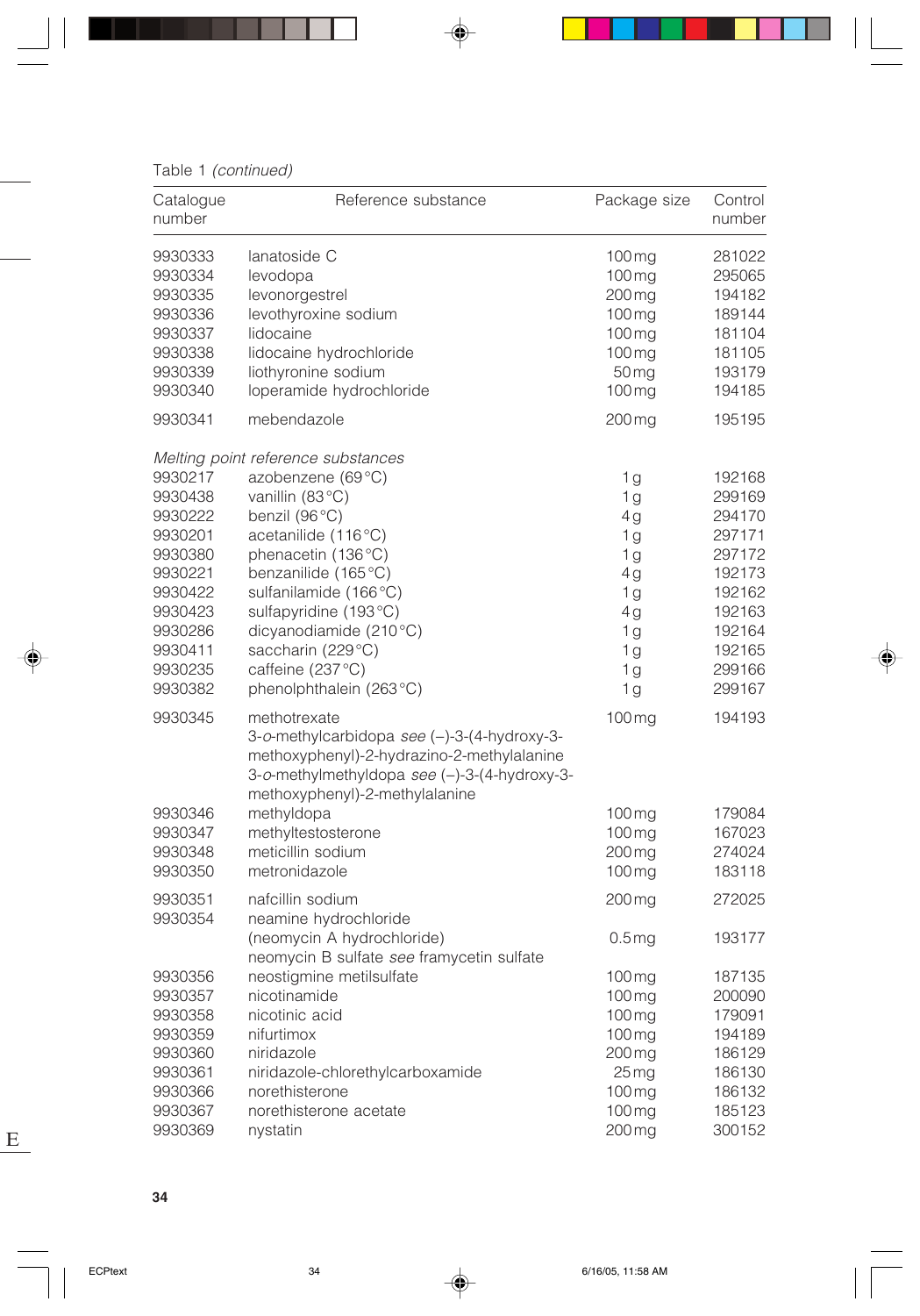Table 1 *(continued)*

| Catalogue number | Reference substance | Package size | Control number |
|---|---|---|---|
| 9930333 | lanatoside C | 100 mg | 281022 |
| 9930334 | levodopa | 100 mg | 295065 |
| 9930335 | levonorgestrel | 200 mg | 194182 |
| 9930336 | levothyroxine sodium | 100 mg | 189144 |
| 9930337 | lidocaine | 100 mg | 181104 |
| 9930338 | lidocaine hydrochloride | 100 mg | 181105 |
| 9930339 | liothyronine sodium | 50 mg | 193179 |
| 9930340 | loperamide hydrochloride | 100 mg | 194185 |
| 9930341 | mebendazole | 200 mg | 195195 |
| | *Melting point reference substances* | | |
| 9930217 | azobenzene (69 °C) | 1 g | 192168 |
| 9930438 | vanillin (83 °C) | 1 g | 299169 |
| 9930222 | benzil (96 °C) | 4 g | 294170 |
| 9930201 | acetanilide (116 °C) | 1 g | 297171 |
| 9930380 | phenacetin (136 °C) | 1 g | 297172 |
| 9930221 | benzanilide (165 °C) | 4 g | 192173 |
| 9930422 | sulfanilamide (166 °C) | 1 g | 192162 |
| 9930423 | sulfapyridine (193 °C) | 4 g | 192163 |
| 9930286 | dicyanodiamide (210 °C) | 1 g | 192164 |
| 9930411 | saccharin (229 °C) | 1 g | 192165 |
| 9930235 | caffeine (237 °C) | 1 g | 299166 |
| 9930382 | phenolphthalein (263 °C) | 1 g | 299167 |
| 9930345 | methotrexate | 100 mg | 194193 |
| | 3-*o*-methylcarbidopa *see* (–)-3-(4-hydroxy-3-methoxyphenyl)-2-hydrazino-2-methylalanine | | |
| | 3-*o*-methylmethyldopa *see* (–)-3-(4-hydroxy-3-methoxyphenyl)-2-methylalanine | | |
| 9930346 | methyldopa | 100 mg | 179084 |
| 9930347 | methyltestosterone | 100 mg | 167023 |
| 9930348 | meticillin sodium | 200 mg | 274024 |
| 9930350 | metronidazole | 100 mg | 183118 |
| 9930351 | nafcillin sodium | 200 mg | 272025 |
| 9930354 | neamine hydrochloride (neomycin A hydrochloride) | 0.5 mg | 193177 |
| | neomycin B sulfate *see* framycetin sulfate | | |
| 9930356 | neostigmine metilsulfate | 100 mg | 187135 |
| 9930357 | nicotinamide | 100 mg | 200090 |
| 9930358 | nicotinic acid | 100 mg | 179091 |
| 9930359 | nifurtimox | 100 mg | 194189 |
| 9930360 | niridazole | 200 mg | 186129 |
| 9930361 | niridazole-chlorethylcarboxamide | 25 mg | 186130 |
| 9930366 | norethisterone | 100 mg | 186132 |
| 9930367 | norethisterone acetate | 100 mg | 185123 |
| 9930369 | nystatin | 200 mg | 300152 |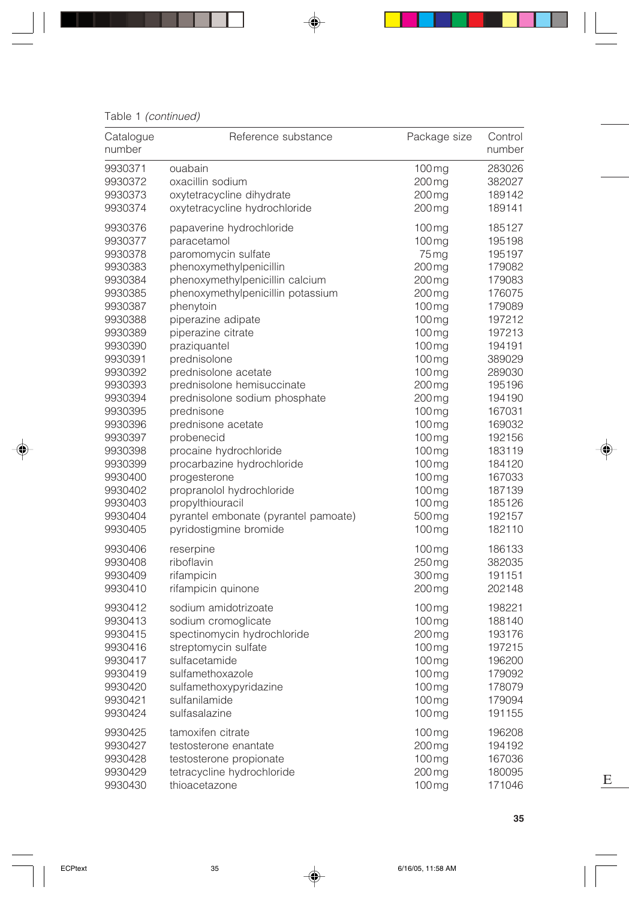Table 1 *(continued)*

| Catalogue number | Reference substance | Package size | Control number |
|---|---|---|---|
| 9930371 | ouabain | 100 mg | 283026 |
| 9930372 | oxacillin sodium | 200 mg | 382027 |
| 9930373 | oxytetracycline dihydrate | 200 mg | 189142 |
| 9930374 | oxytetracycline hydrochloride | 200 mg | 189141 |
| 9930376 | papaverine hydrochloride | 100 mg | 185127 |
| 9930377 | paracetamol | 100 mg | 195198 |
| 9930378 | paromomycin sulfate | 75 mg | 195197 |
| 9930383 | phenoxymethylpenicillin | 200 mg | 179082 |
| 9930384 | phenoxymethylpenicillin calcium | 200 mg | 179083 |
| 9930385 | phenoxymethylpenicillin potassium | 200 mg | 176075 |
| 9930387 | phenytoin | 100 mg | 179089 |
| 9930388 | piperazine adipate | 100 mg | 197212 |
| 9930389 | piperazine citrate | 100 mg | 197213 |
| 9930390 | praziquantel | 100 mg | 194191 |
| 9930391 | prednisolone | 100 mg | 389029 |
| 9930392 | prednisolone acetate | 100 mg | 289030 |
| 9930393 | prednisolone hemisuccinate | 200 mg | 195196 |
| 9930394 | prednisolone sodium phosphate | 200 mg | 194190 |
| 9930395 | prednisone | 100 mg | 167031 |
| 9930396 | prednisone acetate | 100 mg | 169032 |
| 9930397 | probenecid | 100 mg | 192156 |
| 9930398 | procaine hydrochloride | 100 mg | 183119 |
| 9930399 | procarbazine hydrochloride | 100 mg | 184120 |
| 9930400 | progesterone | 100 mg | 167033 |
| 9930402 | propranolol hydrochloride | 100 mg | 187139 |
| 9930403 | propylthiouracil | 100 mg | 185126 |
| 9930404 | pyrantel embonate (pyrantel pamoate) | 500 mg | 192157 |
| 9930405 | pyridostigmine bromide | 100 mg | 182110 |
| 9930406 | reserpine | 100 mg | 186133 |
| 9930408 | riboflavin | 250 mg | 382035 |
| 9930409 | rifampicin | 300 mg | 191151 |
| 9930410 | rifampicin quinone | 200 mg | 202148 |
| 9930412 | sodium amidotrizoate | 100 mg | 198221 |
| 9930413 | sodium cromoglicate | 100 mg | 188140 |
| 9930415 | spectinomycin hydrochloride | 200 mg | 193176 |
| 9930416 | streptomycin sulfate | 100 mg | 197215 |
| 9930417 | sulfacetamide | 100 mg | 196200 |
| 9930419 | sulfamethoxazole | 100 mg | 179092 |
| 9930420 | sulfamethoxypyridazine | 100 mg | 178079 |
| 9930421 | sulfanilamide | 100 mg | 179094 |
| 9930424 | sulfasalazine | 100 mg | 191155 |
| 9930425 | tamoxifen citrate | 100 mg | 196208 |
| 9930427 | testosterone enantate | 200 mg | 194192 |
| 9930428 | testosterone propionate | 100 mg | 167036 |
| 9930429 | tetracycline hydrochloride | 200 mg | 180095 |
| 9930430 | thioacetazone | 100 mg | 171046 |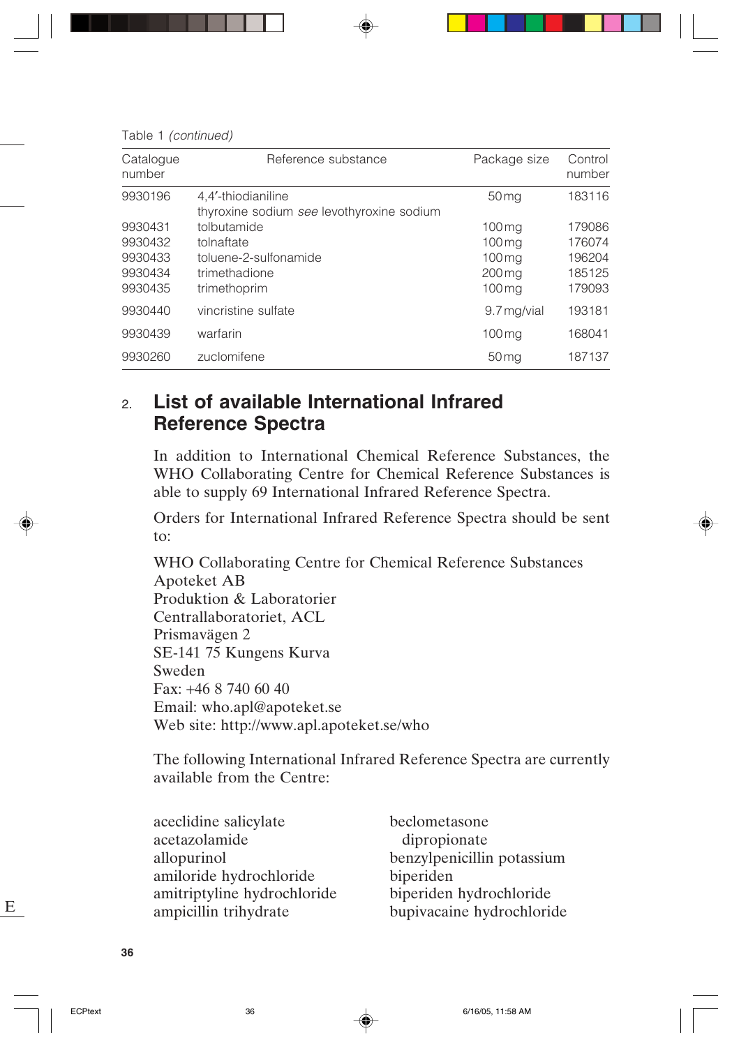Table 1 *(continued)*

| Catalogue number | Reference substance | Package size | Control number |
|---|---|---|---|
| 9930196 | 4,4′-thiodianiline | 50 mg | 183116 |
| | thyroxine sodium *see* levothyroxine sodium | | |
| 9930431 | tolbutamide | 100 mg | 179086 |
| 9930432 | tolnaftate | 100 mg | 176074 |
| 9930433 | toluene-2-sulfonamide | 100 mg | 196204 |
| 9930434 | trimethadione | 200 mg | 185125 |
| 9930435 | trimethoprim | 100 mg | 179093 |
| 9930440 | vincristine sulfate | 9.7 mg/vial | 193181 |
| 9930439 | warfarin | 100 mg | 168041 |
| 9930260 | zuclomifene | 50 mg | 187137 |

## 2. List of available International Infrared Reference Spectra

In addition to International Chemical Reference Substances, the WHO Collaborating Centre for Chemical Reference Substances is able to supply 69 International Infrared Reference Spectra.

Orders for International Infrared Reference Spectra should be sent to:

WHO Collaborating Centre for Chemical Reference Substances
Apoteket AB
Produktion & Laboratorier
Centrallaboratoriet, ACL
Prismavägen 2
SE-141 75 Kungens Kurva
Sweden
Fax: +46 8 740 60 40
Email: who.apl@apoteket.se
Web site: http://www.apl.apoteket.se/who

The following International Infrared Reference Spectra are currently available from the Centre:

aceclidine salicylate
acetazolamide
allopurinol
amiloride hydrochloride
amitriptyline hydrochloride
ampicillin trihydrate
beclometasone dipropionate
benzylpenicillin potassium
biperiden
biperiden hydrochloride
bupivacaine hydrochloride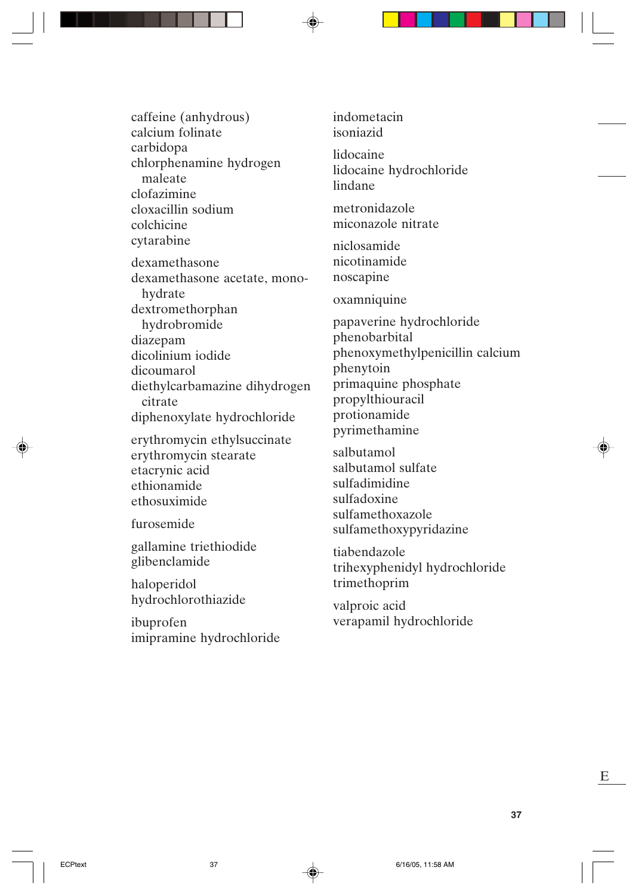caffeine (anhydrous)
calcium folinate
carbidopa
chlorphenamine hydrogen maleate
clofazimine
cloxacillin sodium
colchicine
cytarabine

dexamethasone
dexamethasone acetate, monohydrate
dextromethorphan hydrobromide
diazepam
dicolinium iodide
dicoumarol
diethylcarbamazine dihydrogen citrate
diphenoxylate hydrochloride

erythromycin ethylsuccinate
erythromycin stearate
etacrynic acid
ethionamide
ethosuximide

furosemide

gallamine triethiodide
glibenclamide

haloperidol
hydrochlorothiazide

ibuprofen
imipramine hydrochloride
indometacin
isoniazid

lidocaine
lidocaine hydrochloride
lindane

metronidazole
miconazole nitrate

niclosamide
nicotinamide
noscapine

oxamniquine

papaverine hydrochloride
phenobarbital
phenoxymethylpenicillin calcium
phenytoin
primaquine phosphate
propylthiouracil
protionamide
pyrimethamine

salbutamol
salbutamol sulfate
sulfadimidine
sulfadoxine
sulfamethoxazole
sulfamethoxypyridazine

tiabendazole
trihexyphenidyl hydrochloride
trimethoprim

valproic acid
verapamil hydrochloride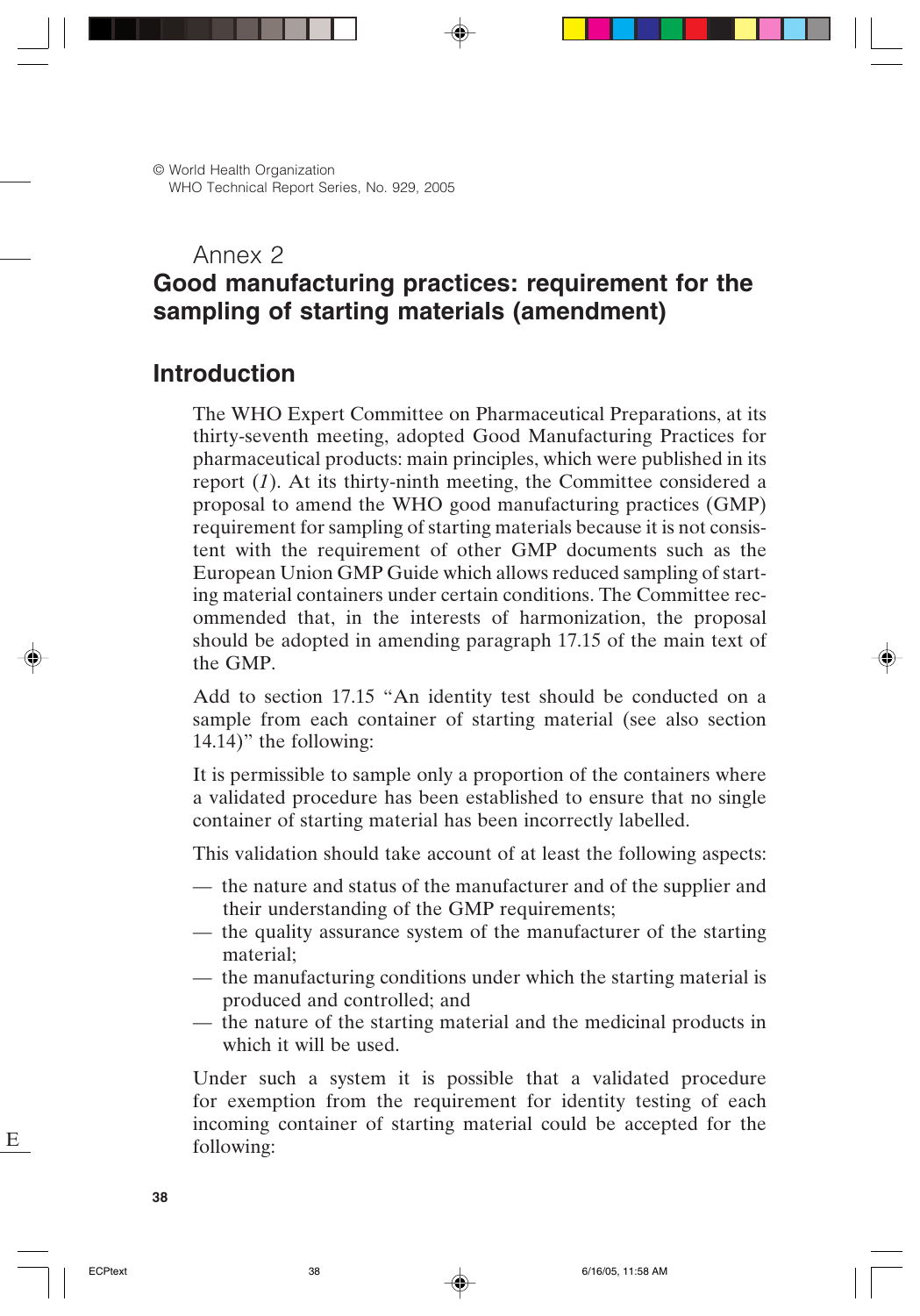© World Health Organization
WHO Technical Report Series, No. 929, 2005

# Annex 2
# Good manufacturing practices: requirement for the sampling of starting materials (amendment)

## Introduction

The WHO Expert Committee on Pharmaceutical Preparations, at its thirty-seventh meeting, adopted Good Manufacturing Practices for pharmaceutical products: main principles, which were published in its report (*1*). At its thirty-ninth meeting, the Committee considered a proposal to amend the WHO good manufacturing practices (GMP) requirement for sampling of starting materials because it is not consistent with the requirement of other GMP documents such as the European Union GMP Guide which allows reduced sampling of starting material containers under certain conditions. The Committee recommended that, in the interests of harmonization, the proposal should be adopted in amending paragraph 17.15 of the main text of the GMP.

Add to section 17.15 "An identity test should be conducted on a sample from each container of starting material (see also section 14.14)" the following:

It is permissible to sample only a proportion of the containers where a validated procedure has been established to ensure that no single container of starting material has been incorrectly labelled.

This validation should take account of at least the following aspects:

— the nature and status of the manufacturer and of the supplier and their understanding of the GMP requirements;
— the quality assurance system of the manufacturer of the starting material;
— the manufacturing conditions under which the starting material is produced and controlled; and
— the nature of the starting material and the medicinal products in which it will be used.

Under such a system it is possible that a validated procedure for exemption from the requirement for identity testing of each incoming container of starting material could be accepted for the following: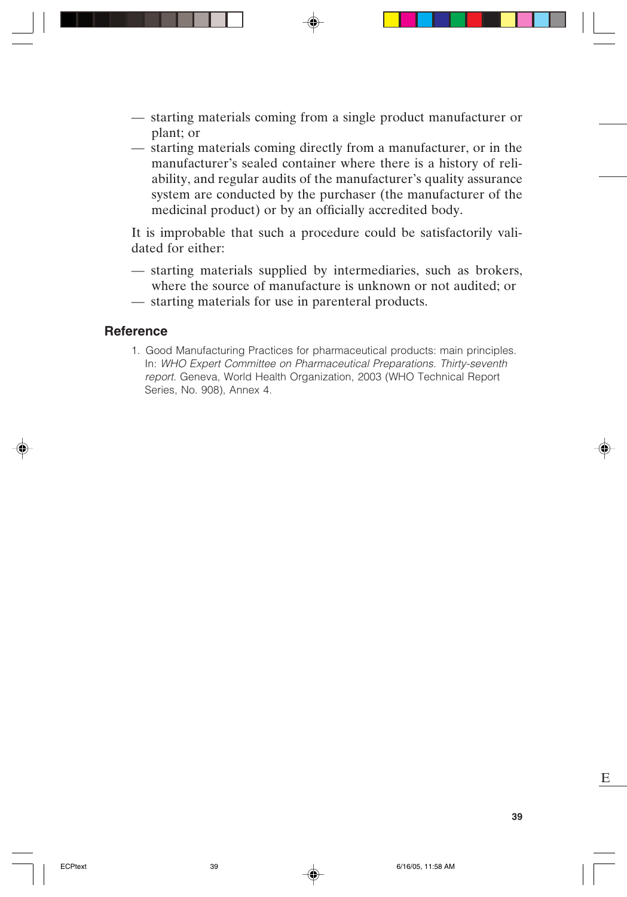- starting materials coming from a single product manufacturer or plant; or
- starting materials coming directly from a manufacturer, or in the manufacturer's sealed container where there is a history of reliability, and regular audits of the manufacturer's quality assurance system are conducted by the purchaser (the manufacturer of the medicinal product) or by an officially accredited body.

It is improbable that such a procedure could be satisfactorily validated for either:

- starting materials supplied by intermediaries, such as brokers, where the source of manufacture is unknown or not audited; or
- starting materials for use in parenteral products.

## Reference

1. Good Manufacturing Practices for pharmaceutical products: main principles. In: *WHO Expert Committee on Pharmaceutical Preparations. Thirty-seventh report*. Geneva, World Health Organization, 2003 (WHO Technical Report Series, No. 908), Annex 4.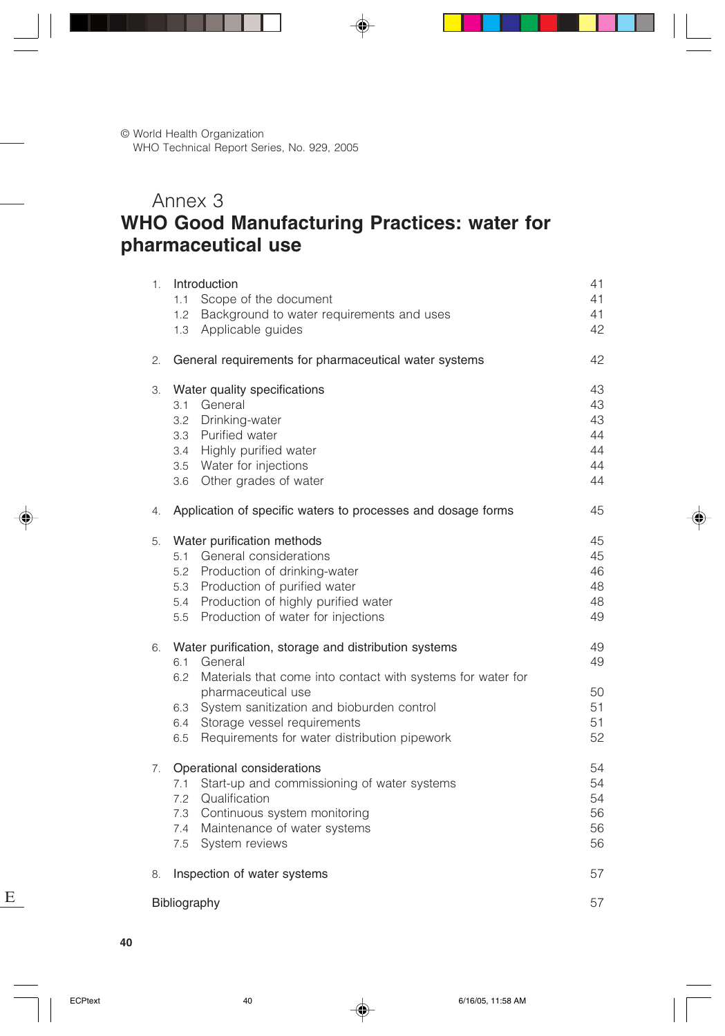© World Health Organization
WHO Technical Report Series, No. 929, 2005

# Annex 3
# WHO Good Manufacturing Practices: water for pharmaceutical use

| | |
|---|---|
| 1. Introduction | 41 |
| 1.1 Scope of the document | 41 |
| 1.2 Background to water requirements and uses | 41 |
| 1.3 Applicable guides | 42 |
| 2. General requirements for pharmaceutical water systems | 42 |
| 3. Water quality specifications | 43 |
| 3.1 General | 43 |
| 3.2 Drinking-water | 43 |
| 3.3 Purified water | 44 |
| 3.4 Highly purified water | 44 |
| 3.5 Water for injections | 44 |
| 3.6 Other grades of water | 44 |
| 4. Application of specific waters to processes and dosage forms | 45 |
| 5. Water purification methods | 45 |
| 5.1 General considerations | 45 |
| 5.2 Production of drinking-water | 46 |
| 5.3 Production of purified water | 48 |
| 5.4 Production of highly purified water | 48 |
| 5.5 Production of water for injections | 49 |
| 6. Water purification, storage and distribution systems | 49 |
| 6.1 General | 49 |
| 6.2 Materials that come into contact with systems for water for pharmaceutical use | 50 |
| 6.3 System sanitization and bioburden control | 51 |
| 6.4 Storage vessel requirements | 51 |
| 6.5 Requirements for water distribution pipework | 52 |
| 7. Operational considerations | 54 |
| 7.1 Start-up and commissioning of water systems | 54 |
| 7.2 Qualification | 54 |
| 7.3 Continuous system monitoring | 56 |
| 7.4 Maintenance of water systems | 56 |
| 7.5 System reviews | 56 |
| 8. Inspection of water systems | 57 |
| Bibliography | 57 |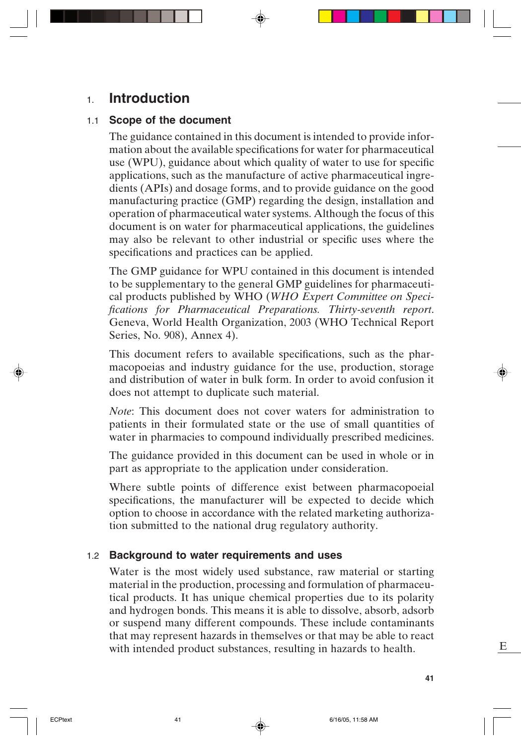# 1. Introduction

## 1.1 Scope of the document

The guidance contained in this document is intended to provide information about the available specifications for water for pharmaceutical use (WPU), guidance about which quality of water to use for specific applications, such as the manufacture of active pharmaceutical ingredients (APIs) and dosage forms, and to provide guidance on the good manufacturing practice (GMP) regarding the design, installation and operation of pharmaceutical water systems. Although the focus of this document is on water for pharmaceutical applications, the guidelines may also be relevant to other industrial or specific uses where the specifications and practices can be applied.

The GMP guidance for WPU contained in this document is intended to be supplementary to the general GMP guidelines for pharmaceutical products published by WHO (*WHO Expert Committee on Specifications for Pharmaceutical Preparations. Thirty-seventh report*. Geneva, World Health Organization, 2003 (WHO Technical Report Series, No. 908), Annex 4).

This document refers to available specifications, such as the pharmacopoeias and industry guidance for the use, production, storage and distribution of water in bulk form. In order to avoid confusion it does not attempt to duplicate such material.

*Note*: This document does not cover waters for administration to patients in their formulated state or the use of small quantities of water in pharmacies to compound individually prescribed medicines.

The guidance provided in this document can be used in whole or in part as appropriate to the application under consideration.

Where subtle points of difference exist between pharmacopoeial specifications, the manufacturer will be expected to decide which option to choose in accordance with the related marketing authorization submitted to the national drug regulatory authority.

## 1.2 Background to water requirements and uses

Water is the most widely used substance, raw material or starting material in the production, processing and formulation of pharmaceutical products. It has unique chemical properties due to its polarity and hydrogen bonds. This means it is able to dissolve, absorb, adsorb or suspend many different compounds. These include contaminants that may represent hazards in themselves or that may be able to react with intended product substances, resulting in hazards to health.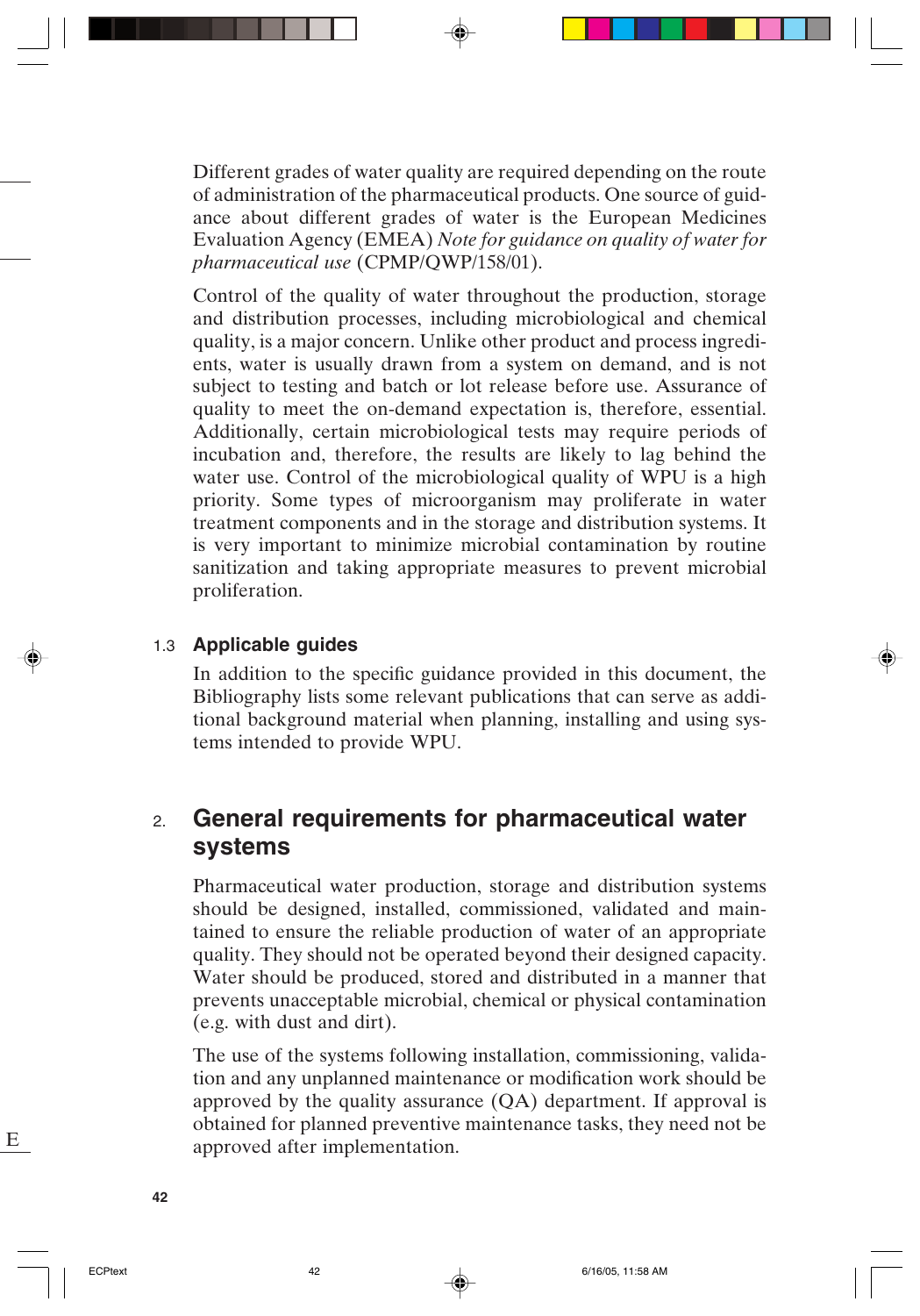Different grades of water quality are required depending on the route of administration of the pharmaceutical products. One source of guidance about different grades of water is the European Medicines Evaluation Agency (EMEA) *Note for guidance on quality of water for pharmaceutical use* (CPMP/QWP/158/01).

Control of the quality of water throughout the production, storage and distribution processes, including microbiological and chemical quality, is a major concern. Unlike other product and process ingredients, water is usually drawn from a system on demand, and is not subject to testing and batch or lot release before use. Assurance of quality to meet the on-demand expectation is, therefore, essential. Additionally, certain microbiological tests may require periods of incubation and, therefore, the results are likely to lag behind the water use. Control of the microbiological quality of WPU is a high priority. Some types of microorganism may proliferate in water treatment components and in the storage and distribution systems. It is very important to minimize microbial contamination by routine sanitization and taking appropriate measures to prevent microbial proliferation.

### 1.3 Applicable guides

In addition to the specific guidance provided in this document, the Bibliography lists some relevant publications that can serve as additional background material when planning, installing and using systems intended to provide WPU.

## 2. General requirements for pharmaceutical water systems

Pharmaceutical water production, storage and distribution systems should be designed, installed, commissioned, validated and maintained to ensure the reliable production of water of an appropriate quality. They should not be operated beyond their designed capacity. Water should be produced, stored and distributed in a manner that prevents unacceptable microbial, chemical or physical contamination (e.g. with dust and dirt).

The use of the systems following installation, commissioning, validation and any unplanned maintenance or modification work should be approved by the quality assurance (QA) department. If approval is obtained for planned preventive maintenance tasks, they need not be approved after implementation.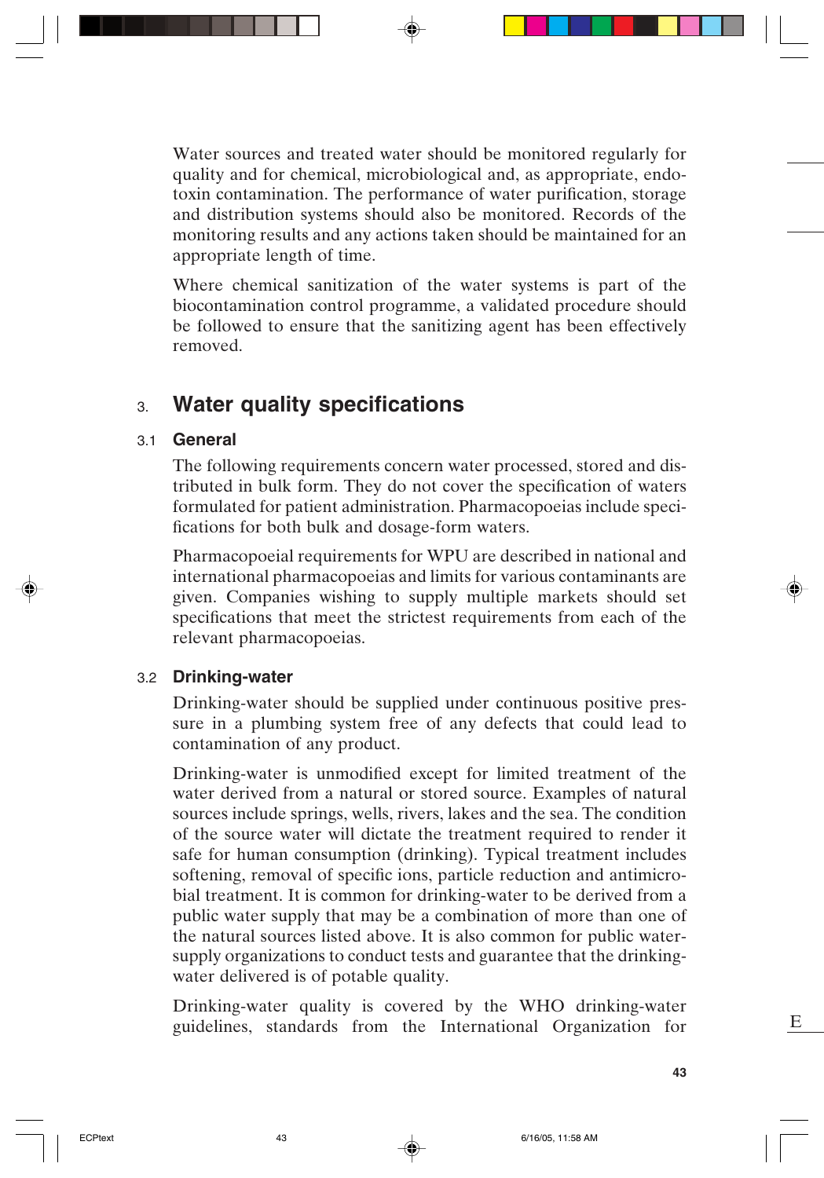Water sources and treated water should be monitored regularly for quality and for chemical, microbiological and, as appropriate, endotoxin contamination. The performance of water purification, storage and distribution systems should also be monitored. Records of the monitoring results and any actions taken should be maintained for an appropriate length of time.

Where chemical sanitization of the water systems is part of the biocontamination control programme, a validated procedure should be followed to ensure that the sanitizing agent has been effectively removed.

## 3. Water quality specifications

### 3.1 General

The following requirements concern water processed, stored and distributed in bulk form. They do not cover the specification of waters formulated for patient administration. Pharmacopoeias include specifications for both bulk and dosage-form waters.

Pharmacopoeial requirements for WPU are described in national and international pharmacopoeias and limits for various contaminants are given. Companies wishing to supply multiple markets should set specifications that meet the strictest requirements from each of the relevant pharmacopoeias.

### 3.2 Drinking-water

Drinking-water should be supplied under continuous positive pressure in a plumbing system free of any defects that could lead to contamination of any product.

Drinking-water is unmodified except for limited treatment of the water derived from a natural or stored source. Examples of natural sources include springs, wells, rivers, lakes and the sea. The condition of the source water will dictate the treatment required to render it safe for human consumption (drinking). Typical treatment includes softening, removal of specific ions, particle reduction and antimicrobial treatment. It is common for drinking-water to be derived from a public water supply that may be a combination of more than one of the natural sources listed above. It is also common for public water-supply organizations to conduct tests and guarantee that the drinking-water delivered is of potable quality.

Drinking-water quality is covered by the WHO drinking-water guidelines, standards from the International Organization for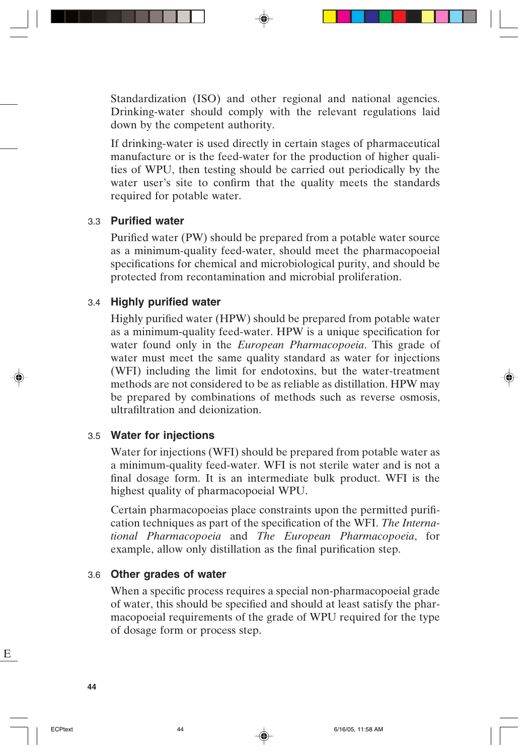Standardization (ISO) and other regional and national agencies. Drinking-water should comply with the relevant regulations laid down by the competent authority.

If drinking-water is used directly in certain stages of pharmaceutical manufacture or is the feed-water for the production of higher qualities of WPU, then testing should be carried out periodically by the water user's site to confirm that the quality meets the standards required for potable water.

### 3.3 Purified water

Purified water (PW) should be prepared from a potable water source as a minimum-quality feed-water, should meet the pharmacopoeial specifications for chemical and microbiological purity, and should be protected from recontamination and microbial proliferation.

### 3.4 Highly purified water

Highly purified water (HPW) should be prepared from potable water as a minimum-quality feed-water. HPW is a unique specification for water found only in the *European Pharmacopoeia*. This grade of water must meet the same quality standard as water for injections (WFI) including the limit for endotoxins, but the water-treatment methods are not considered to be as reliable as distillation. HPW may be prepared by combinations of methods such as reverse osmosis, ultrafiltration and deionization.

### 3.5 Water for injections

Water for injections (WFI) should be prepared from potable water as a minimum-quality feed-water. WFI is not sterile water and is not a final dosage form. It is an intermediate bulk product. WFI is the highest quality of pharmacopoeial WPU.

Certain pharmacopoeias place constraints upon the permitted purification techniques as part of the specification of the WFI. *The International Pharmacopoeia* and *The European Pharmacopoeia*, for example, allow only distillation as the final purification step.

### 3.6 Other grades of water

When a specific process requires a special non-pharmacopoeial grade of water, this should be specified and should at least satisfy the pharmacopoeial requirements of the grade of WPU required for the type of dosage form or process step.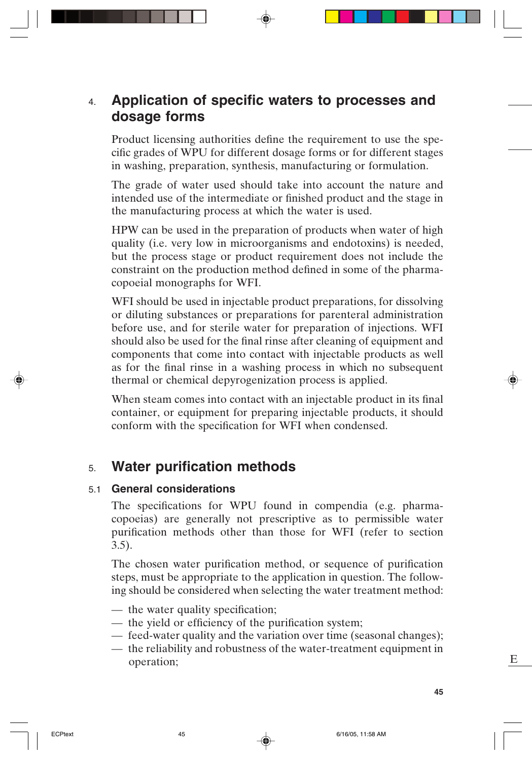## 4. Application of specific waters to processes and dosage forms

Product licensing authorities define the requirement to use the specific grades of WPU for different dosage forms or for different stages in washing, preparation, synthesis, manufacturing or formulation.

The grade of water used should take into account the nature and intended use of the intermediate or finished product and the stage in the manufacturing process at which the water is used.

HPW can be used in the preparation of products when water of high quality (i.e. very low in microorganisms and endotoxins) is needed, but the process stage or product requirement does not include the constraint on the production method defined in some of the pharmacopoeial monographs for WFI.

WFI should be used in injectable product preparations, for dissolving or diluting substances or preparations for parenteral administration before use, and for sterile water for preparation of injections. WFI should also be used for the final rinse after cleaning of equipment and components that come into contact with injectable products as well as for the final rinse in a washing process in which no subsequent thermal or chemical depyrogenization process is applied.

When steam comes into contact with an injectable product in its final container, or equipment for preparing injectable products, it should conform with the specification for WFI when condensed.

## 5. Water purification methods

### 5.1 General considerations

The specifications for WPU found in compendia (e.g. pharmacopoeias) are generally not prescriptive as to permissible water purification methods other than those for WFI (refer to section 3.5).

The chosen water purification method, or sequence of purification steps, must be appropriate to the application in question. The following should be considered when selecting the water treatment method:

— the water quality specification;
— the yield or efficiency of the purification system;
— feed-water quality and the variation over time (seasonal changes);
— the reliability and robustness of the water-treatment equipment in operation;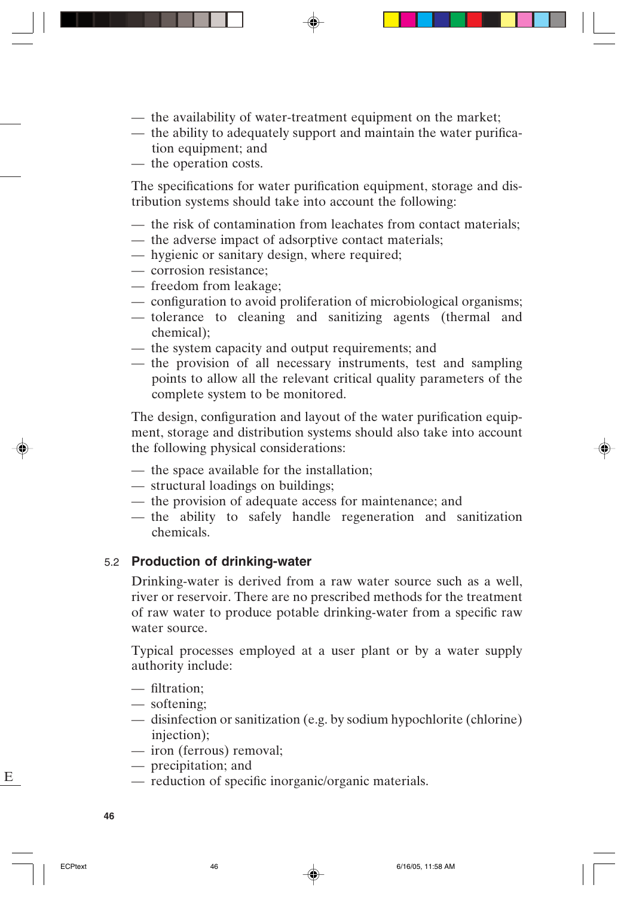- the availability of water-treatment equipment on the market;
- the ability to adequately support and maintain the water purification equipment; and
- the operation costs.

The specifications for water purification equipment, storage and distribution systems should take into account the following:

- the risk of contamination from leachates from contact materials;
- the adverse impact of adsorptive contact materials;
- hygienic or sanitary design, where required;
- corrosion resistance;
- freedom from leakage;
- configuration to avoid proliferation of microbiological organisms;
- tolerance to cleaning and sanitizing agents (thermal and chemical);
- the system capacity and output requirements; and
- the provision of all necessary instruments, test and sampling points to allow all the relevant critical quality parameters of the complete system to be monitored.

The design, configuration and layout of the water purification equipment, storage and distribution systems should also take into account the following physical considerations:

- the space available for the installation;
- structural loadings on buildings;
- the provision of adequate access for maintenance; and
- the ability to safely handle regeneration and sanitization chemicals.

## 5.2 Production of drinking-water

Drinking-water is derived from a raw water source such as a well, river or reservoir. There are no prescribed methods for the treatment of raw water to produce potable drinking-water from a specific raw water source.

Typical processes employed at a user plant or by a water supply authority include:

- filtration;
- softening;
- disinfection or sanitization (e.g. by sodium hypochlorite (chlorine) injection);
- iron (ferrous) removal;
- precipitation; and
- reduction of specific inorganic/organic materials.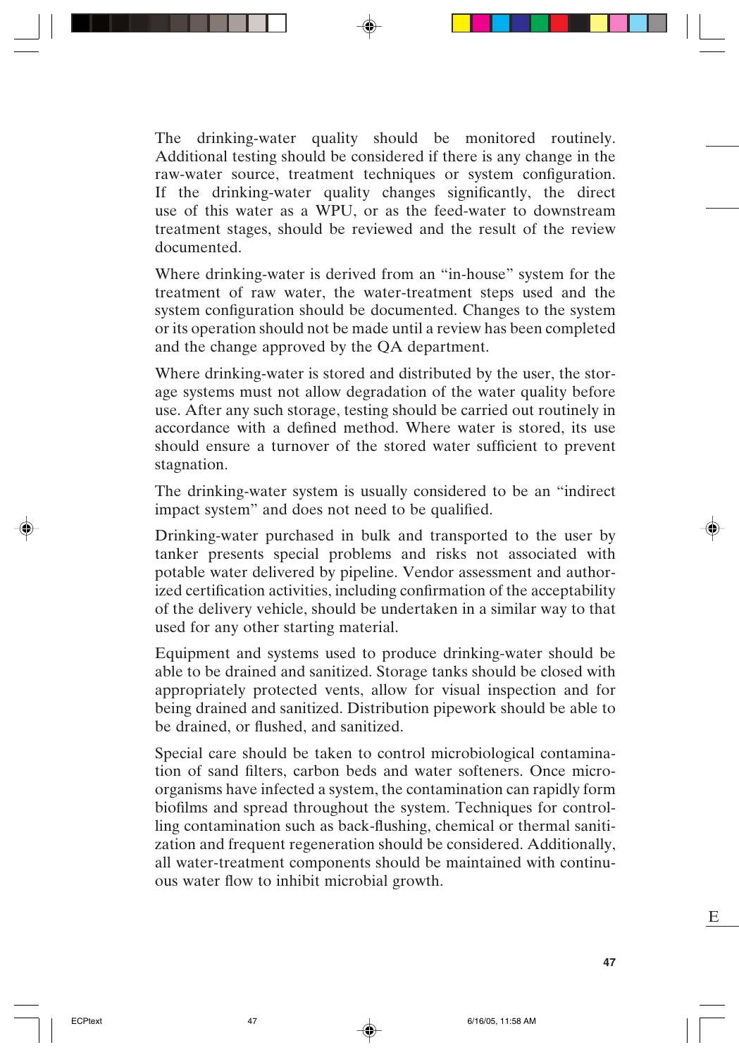The drinking-water quality should be monitored routinely. Additional testing should be considered if there is any change in the raw-water source, treatment techniques or system configuration. If the drinking-water quality changes significantly, the direct use of this water as a WPU, or as the feed-water to downstream treatment stages, should be reviewed and the result of the review documented.

Where drinking-water is derived from an "in-house" system for the treatment of raw water, the water-treatment steps used and the system configuration should be documented. Changes to the system or its operation should not be made until a review has been completed and the change approved by the QA department.

Where drinking-water is stored and distributed by the user, the storage systems must not allow degradation of the water quality before use. After any such storage, testing should be carried out routinely in accordance with a defined method. Where water is stored, its use should ensure a turnover of the stored water sufficient to prevent stagnation.

The drinking-water system is usually considered to be an "indirect impact system" and does not need to be qualified.

Drinking-water purchased in bulk and transported to the user by tanker presents special problems and risks not associated with potable water delivered by pipeline. Vendor assessment and authorized certification activities, including confirmation of the acceptability of the delivery vehicle, should be undertaken in a similar way to that used for any other starting material.

Equipment and systems used to produce drinking-water should be able to be drained and sanitized. Storage tanks should be closed with appropriately protected vents, allow for visual inspection and for being drained and sanitized. Distribution pipework should be able to be drained, or flushed, and sanitized.

Special care should be taken to control microbiological contamination of sand filters, carbon beds and water softeners. Once micro-organisms have infected a system, the contamination can rapidly form biofilms and spread throughout the system. Techniques for controlling contamination such as back-flushing, chemical or thermal sanitization and frequent regeneration should be considered. Additionally, all water-treatment components should be maintained with continuous water flow to inhibit microbial growth.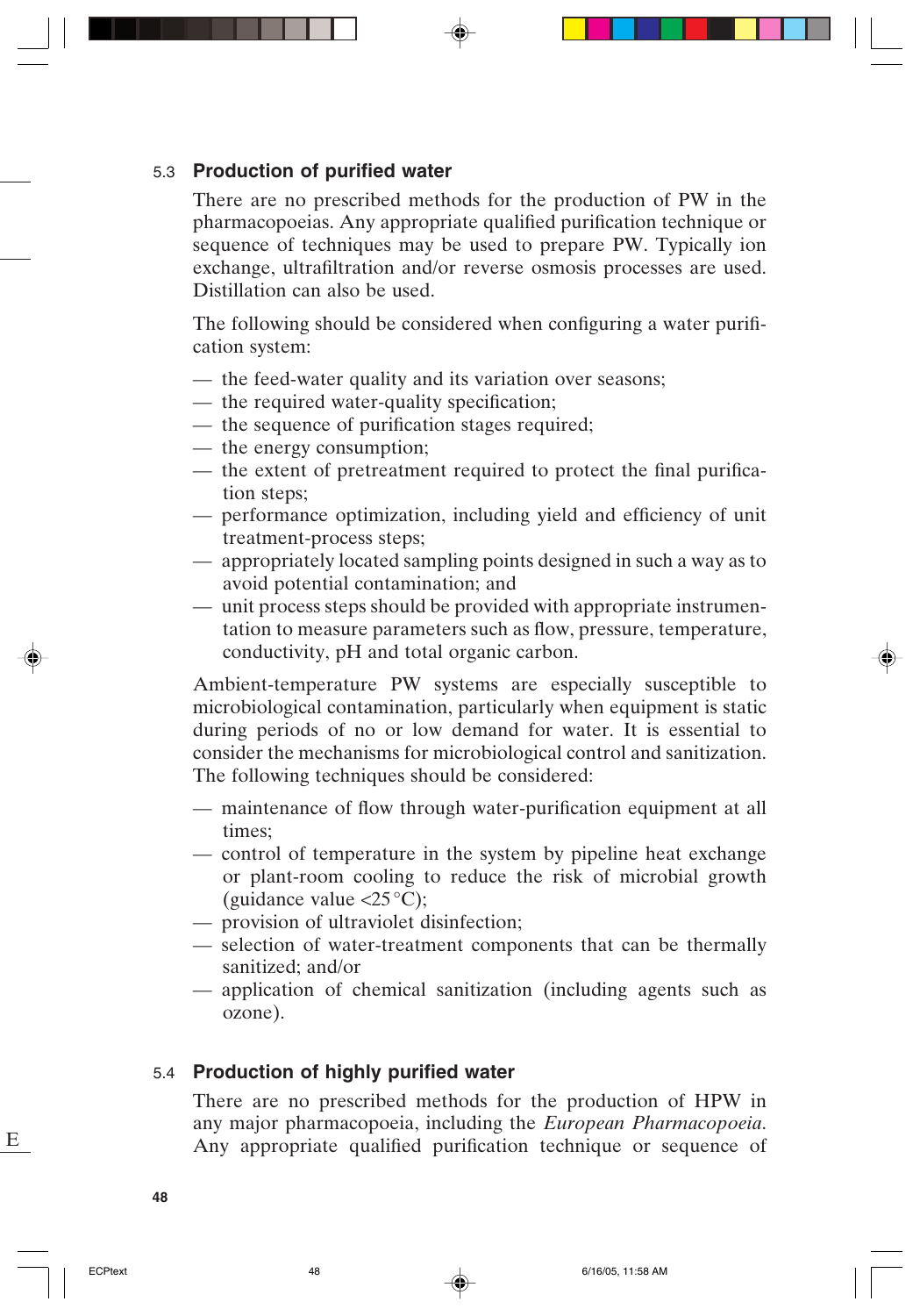### 5.3 Production of purified water

There are no prescribed methods for the production of PW in the pharmacopoeias. Any appropriate qualified purification technique or sequence of techniques may be used to prepare PW. Typically ion exchange, ultrafiltration and/or reverse osmosis processes are used. Distillation can also be used.

The following should be considered when configuring a water purification system:

- the feed-water quality and its variation over seasons;
- the required water-quality specification;
- the sequence of purification stages required;
- the energy consumption;
- the extent of pretreatment required to protect the final purification steps;
- performance optimization, including yield and efficiency of unit treatment-process steps;
- appropriately located sampling points designed in such a way as to avoid potential contamination; and
- unit process steps should be provided with appropriate instrumentation to measure parameters such as flow, pressure, temperature, conductivity, pH and total organic carbon.

Ambient-temperature PW systems are especially susceptible to microbiological contamination, particularly when equipment is static during periods of no or low demand for water. It is essential to consider the mechanisms for microbiological control and sanitization. The following techniques should be considered:

- maintenance of flow through water-purification equipment at all times;
- control of temperature in the system by pipeline heat exchange or plant-room cooling to reduce the risk of microbial growth (guidance value <25 °C);
- provision of ultraviolet disinfection;
- selection of water-treatment components that can be thermally sanitized; and/or
- application of chemical sanitization (including agents such as ozone).

### 5.4 Production of highly purified water

There are no prescribed methods for the production of HPW in any major pharmacopoeia, including the *European Pharmacopoeia*. Any appropriate qualified purification technique or sequence of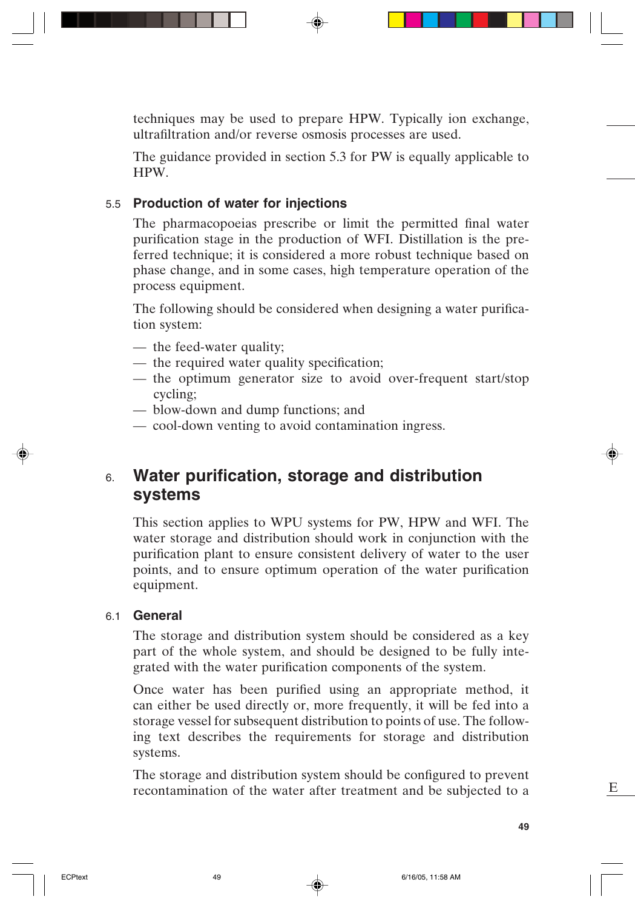techniques may be used to prepare HPW. Typically ion exchange, ultrafiltration and/or reverse osmosis processes are used.

The guidance provided in section 5.3 for PW is equally applicable to HPW.

### 5.5 Production of water for injections

The pharmacopoeias prescribe or limit the permitted final water purification stage in the production of WFI. Distillation is the preferred technique; it is considered a more robust technique based on phase change, and in some cases, high temperature operation of the process equipment.

The following should be considered when designing a water purification system:

- the feed-water quality;
- the required water quality specification;
- the optimum generator size to avoid over-frequent start/stop cycling;
- blow-down and dump functions; and
- cool-down venting to avoid contamination ingress.

## 6. Water purification, storage and distribution systems

This section applies to WPU systems for PW, HPW and WFI. The water storage and distribution should work in conjunction with the purification plant to ensure consistent delivery of water to the user points, and to ensure optimum operation of the water purification equipment.

### 6.1 General

The storage and distribution system should be considered as a key part of the whole system, and should be designed to be fully integrated with the water purification components of the system.

Once water has been purified using an appropriate method, it can either be used directly or, more frequently, it will be fed into a storage vessel for subsequent distribution to points of use. The following text describes the requirements for storage and distribution systems.

The storage and distribution system should be configured to prevent recontamination of the water after treatment and be subjected to a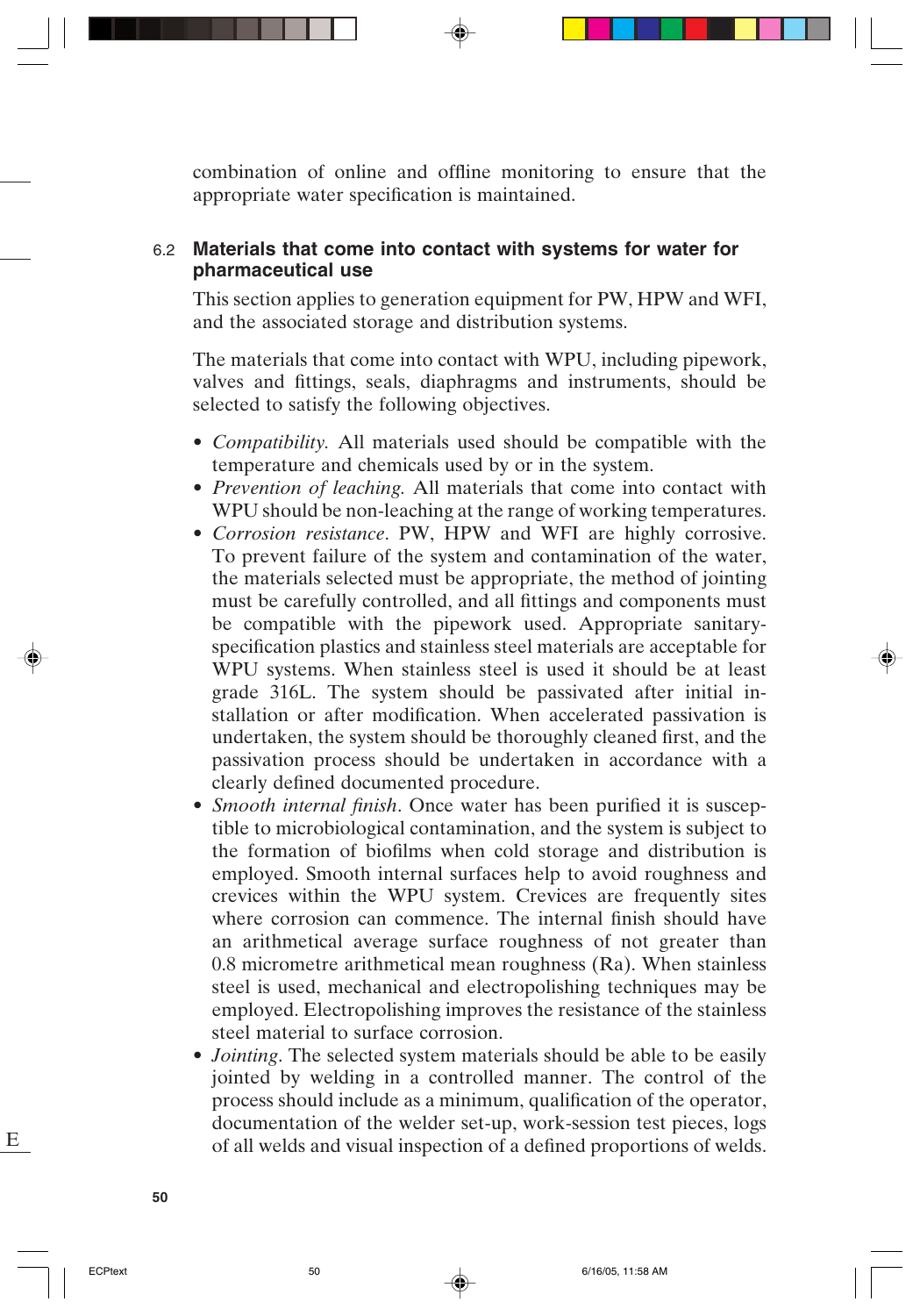combination of online and offline monitoring to ensure that the appropriate water specification is maintained.

## 6.2 Materials that come into contact with systems for water for pharmaceutical use

This section applies to generation equipment for PW, HPW and WFI, and the associated storage and distribution systems.

The materials that come into contact with WPU, including pipework, valves and fittings, seals, diaphragms and instruments, should be selected to satisfy the following objectives.

- *Compatibility.* All materials used should be compatible with the temperature and chemicals used by or in the system.
- *Prevention of leaching.* All materials that come into contact with WPU should be non-leaching at the range of working temperatures.
- *Corrosion resistance*. PW, HPW and WFI are highly corrosive. To prevent failure of the system and contamination of the water, the materials selected must be appropriate, the method of jointing must be carefully controlled, and all fittings and components must be compatible with the pipework used. Appropriate sanitary-specification plastics and stainless steel materials are acceptable for WPU systems. When stainless steel is used it should be at least grade 316L. The system should be passivated after initial installation or after modification. When accelerated passivation is undertaken, the system should be thoroughly cleaned first, and the passivation process should be undertaken in accordance with a clearly defined documented procedure.
- *Smooth internal finish*. Once water has been purified it is susceptible to microbiological contamination, and the system is subject to the formation of biofilms when cold storage and distribution is employed. Smooth internal surfaces help to avoid roughness and crevices within the WPU system. Crevices are frequently sites where corrosion can commence. The internal finish should have an arithmetical average surface roughness of not greater than 0.8 micrometre arithmetical mean roughness (Ra). When stainless steel is used, mechanical and electropolishing techniques may be employed. Electropolishing improves the resistance of the stainless steel material to surface corrosion.
- *Jointing*. The selected system materials should be able to be easily jointed by welding in a controlled manner. The control of the process should include as a minimum, qualification of the operator, documentation of the welder set-up, work-session test pieces, logs of all welds and visual inspection of a defined proportions of welds.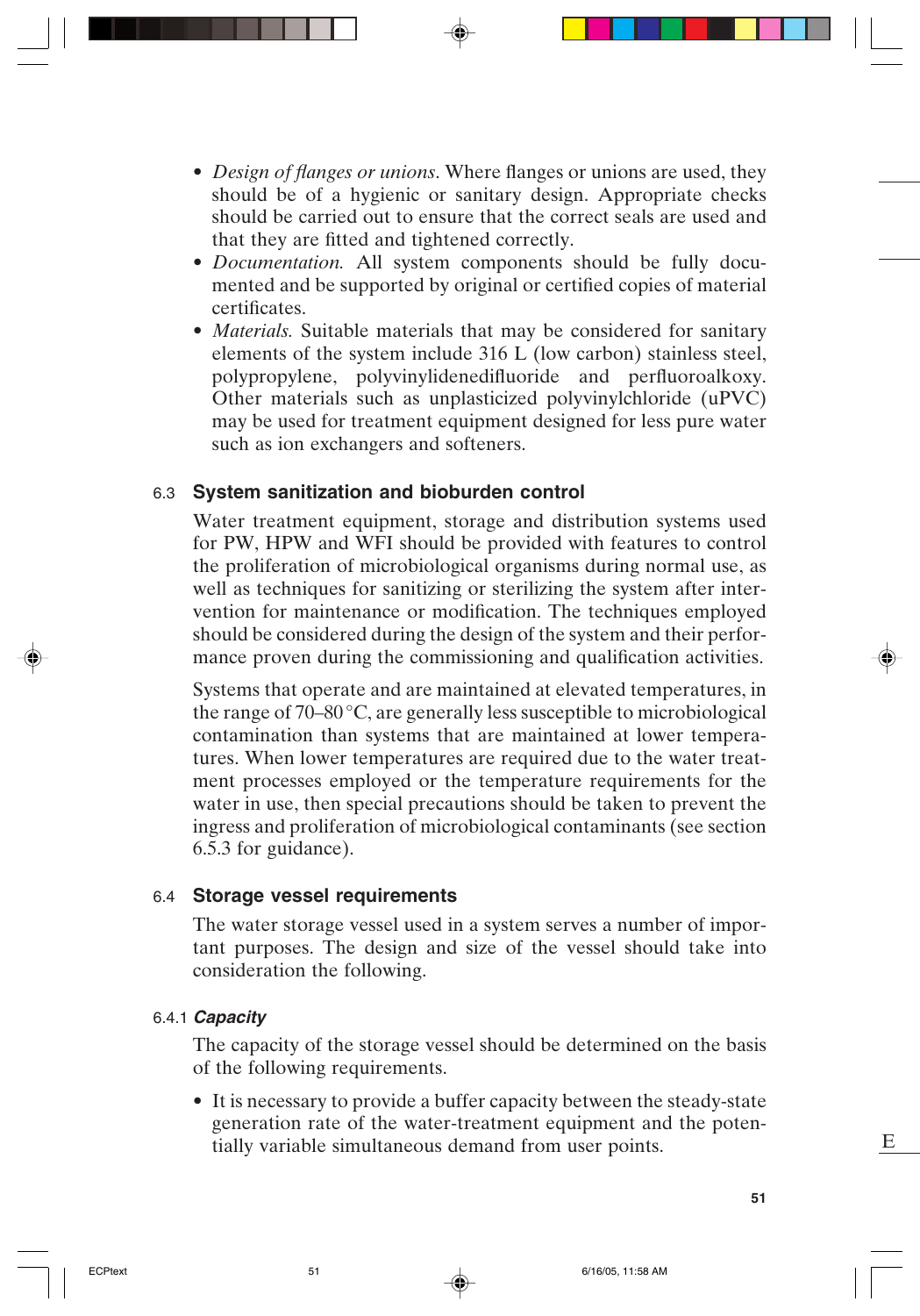- *Design of flanges or unions*. Where flanges or unions are used, they should be of a hygienic or sanitary design. Appropriate checks should be carried out to ensure that the correct seals are used and that they are fitted and tightened correctly.
- *Documentation.* All system components should be fully documented and be supported by original or certified copies of material certificates.
- *Materials.* Suitable materials that may be considered for sanitary elements of the system include 316 L (low carbon) stainless steel, polypropylene, polyvinylidenedifluoride and perfluoroalkoxy. Other materials such as unplasticized polyvinylchloride (uPVC) may be used for treatment equipment designed for less pure water such as ion exchangers and softeners.

## 6.3 System sanitization and bioburden control

Water treatment equipment, storage and distribution systems used for PW, HPW and WFI should be provided with features to control the proliferation of microbiological organisms during normal use, as well as techniques for sanitizing or sterilizing the system after intervention for maintenance or modification. The techniques employed should be considered during the design of the system and their performance proven during the commissioning and qualification activities.

Systems that operate and are maintained at elevated temperatures, in the range of 70–80 °C, are generally less susceptible to microbiological contamination than systems that are maintained at lower temperatures. When lower temperatures are required due to the water treatment processes employed or the temperature requirements for the water in use, then special precautions should be taken to prevent the ingress and proliferation of microbiological contaminants (see section 6.5.3 for guidance).

## 6.4 Storage vessel requirements

The water storage vessel used in a system serves a number of important purposes. The design and size of the vessel should take into consideration the following.

### 6.4.1 *Capacity*

The capacity of the storage vessel should be determined on the basis of the following requirements.

- It is necessary to provide a buffer capacity between the steady-state generation rate of the water-treatment equipment and the potentially variable simultaneous demand from user points.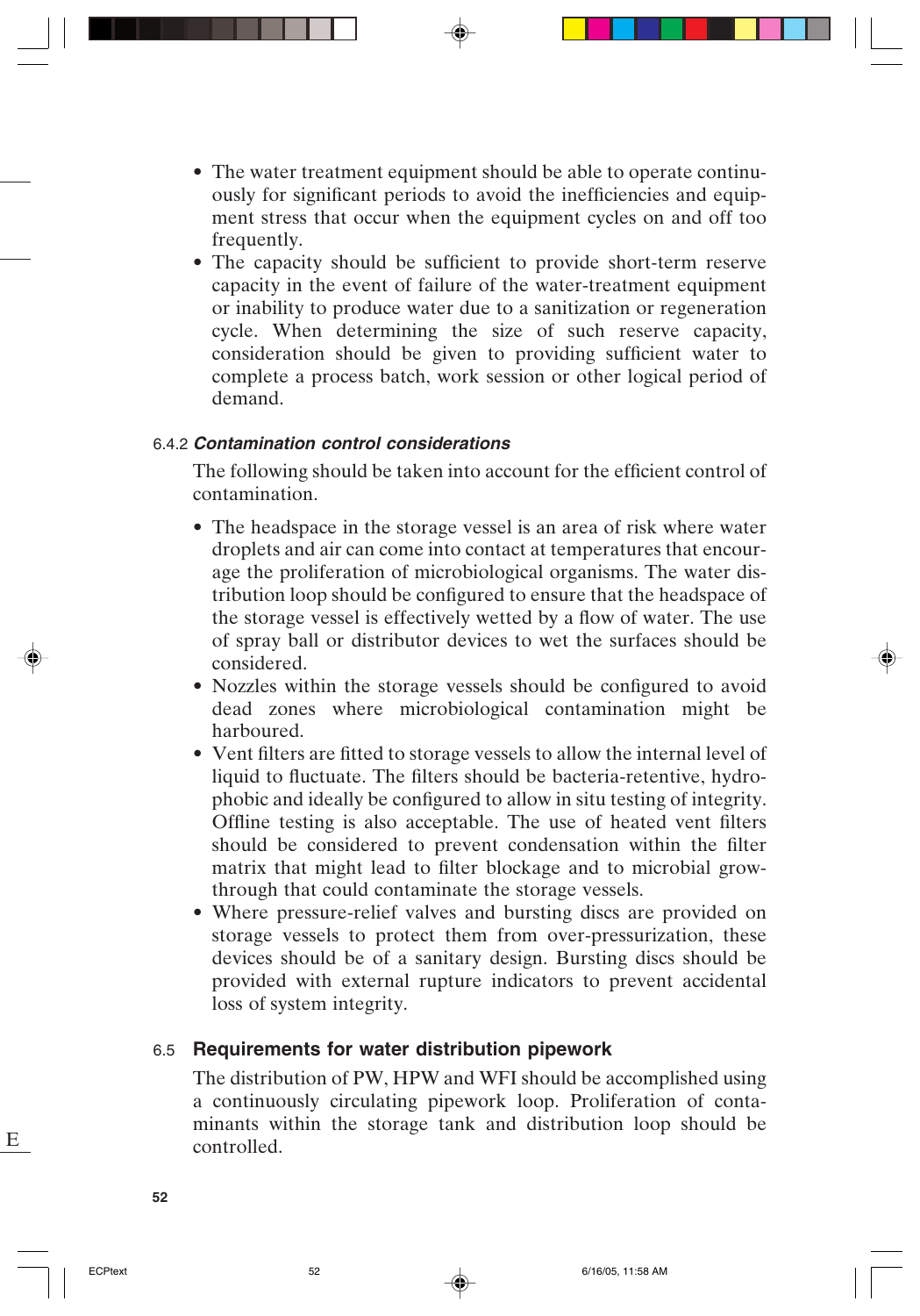- The water treatment equipment should be able to operate continuously for significant periods to avoid the inefficiencies and equipment stress that occur when the equipment cycles on and off too frequently.
- The capacity should be sufficient to provide short-term reserve capacity in the event of failure of the water-treatment equipment or inability to produce water due to a sanitization or regeneration cycle. When determining the size of such reserve capacity, consideration should be given to providing sufficient water to complete a process batch, work session or other logical period of demand.

### 6.4.2 *Contamination control considerations*

The following should be taken into account for the efficient control of contamination.

- The headspace in the storage vessel is an area of risk where water droplets and air can come into contact at temperatures that encourage the proliferation of microbiological organisms. The water distribution loop should be configured to ensure that the headspace of the storage vessel is effectively wetted by a flow of water. The use of spray ball or distributor devices to wet the surfaces should be considered.
- Nozzles within the storage vessels should be configured to avoid dead zones where microbiological contamination might be harboured.
- Vent filters are fitted to storage vessels to allow the internal level of liquid to fluctuate. The filters should be bacteria-retentive, hydrophobic and ideally be configured to allow in situ testing of integrity. Offline testing is also acceptable. The use of heated vent filters should be considered to prevent condensation within the filter matrix that might lead to filter blockage and to microbial grow-through that could contaminate the storage vessels.
- Where pressure-relief valves and bursting discs are provided on storage vessels to protect them from over-pressurization, these devices should be of a sanitary design. Bursting discs should be provided with external rupture indicators to prevent accidental loss of system integrity.

## 6.5 Requirements for water distribution pipework

The distribution of PW, HPW and WFI should be accomplished using a continuously circulating pipework loop. Proliferation of contaminants within the storage tank and distribution loop should be controlled.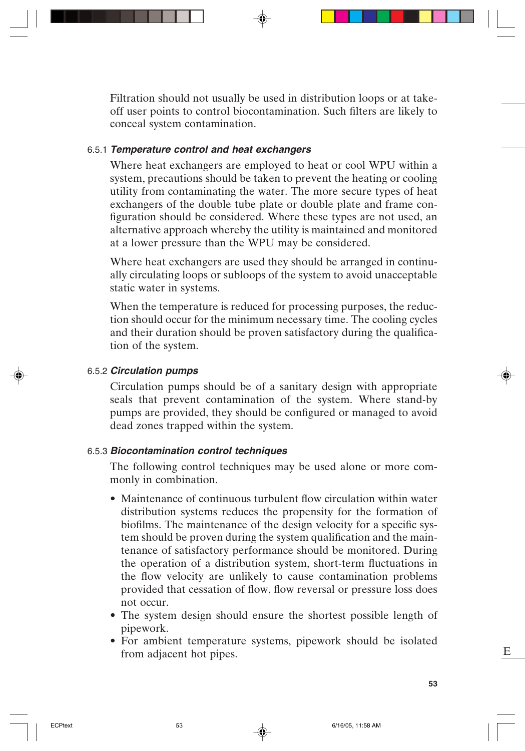Filtration should not usually be used in distribution loops or at take-off user points to control biocontamination. Such filters are likely to conceal system contamination.

### 6.5.1 *Temperature control and heat exchangers*

Where heat exchangers are employed to heat or cool WPU within a system, precautions should be taken to prevent the heating or cooling utility from contaminating the water. The more secure types of heat exchangers of the double tube plate or double plate and frame configuration should be considered. Where these types are not used, an alternative approach whereby the utility is maintained and monitored at a lower pressure than the WPU may be considered.

Where heat exchangers are used they should be arranged in continually circulating loops or subloops of the system to avoid unacceptable static water in systems.

When the temperature is reduced for processing purposes, the reduction should occur for the minimum necessary time. The cooling cycles and their duration should be proven satisfactory during the qualification of the system.

### 6.5.2 *Circulation pumps*

Circulation pumps should be of a sanitary design with appropriate seals that prevent contamination of the system. Where stand-by pumps are provided, they should be configured or managed to avoid dead zones trapped within the system.

### 6.5.3 *Biocontamination control techniques*

The following control techniques may be used alone or more commonly in combination.

- Maintenance of continuous turbulent flow circulation within water distribution systems reduces the propensity for the formation of biofilms. The maintenance of the design velocity for a specific system should be proven during the system qualification and the maintenance of satisfactory performance should be monitored. During the operation of a distribution system, short-term fluctuations in the flow velocity are unlikely to cause contamination problems provided that cessation of flow, flow reversal or pressure loss does not occur.
- The system design should ensure the shortest possible length of pipework.
- For ambient temperature systems, pipework should be isolated from adjacent hot pipes.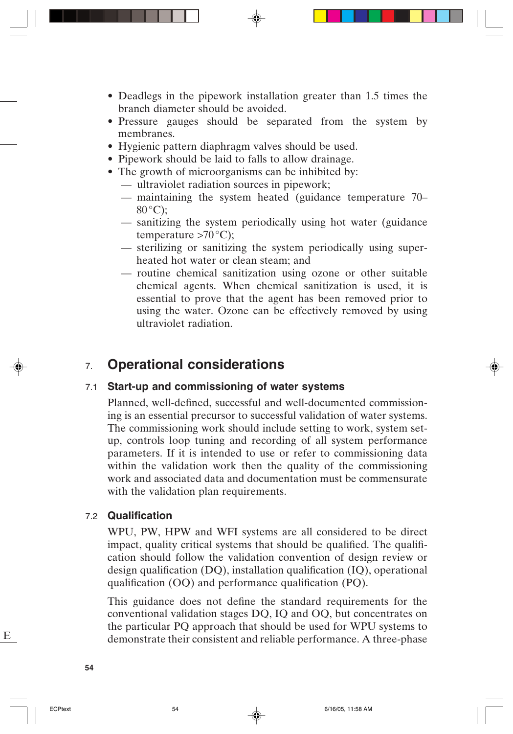- Deadlegs in the pipework installation greater than 1.5 times the branch diameter should be avoided.
- Pressure gauges should be separated from the system by membranes.
- Hygienic pattern diaphragm valves should be used.
- Pipework should be laid to falls to allow drainage.
- The growth of microorganisms can be inhibited by:
  - — ultraviolet radiation sources in pipework;
  - — maintaining the system heated (guidance temperature 70–80 °C);
  - — sanitizing the system periodically using hot water (guidance temperature >70 °C);
  - — sterilizing or sanitizing the system periodically using super-heated hot water or clean steam; and
  - — routine chemical sanitization using ozone or other suitable chemical agents. When chemical sanitization is used, it is essential to prove that the agent has been removed prior to using the water. Ozone can be effectively removed by using ultraviolet radiation.

# 7. Operational considerations

## 7.1 Start-up and commissioning of water systems

Planned, well-defined, successful and well-documented commissioning is an essential precursor to successful validation of water systems. The commissioning work should include setting to work, system set-up, controls loop tuning and recording of all system performance parameters. If it is intended to use or refer to commissioning data within the validation work then the quality of the commissioning work and associated data and documentation must be commensurate with the validation plan requirements.

## 7.2 Qualification

WPU, PW, HPW and WFI systems are all considered to be direct impact, quality critical systems that should be qualified. The qualification should follow the validation convention of design review or design qualification (DQ), installation qualification (IQ), operational qualification (OQ) and performance qualification (PQ).

This guidance does not define the standard requirements for the conventional validation stages DQ, IQ and OQ, but concentrates on the particular PQ approach that should be used for WPU systems to demonstrate their consistent and reliable performance. A three-phase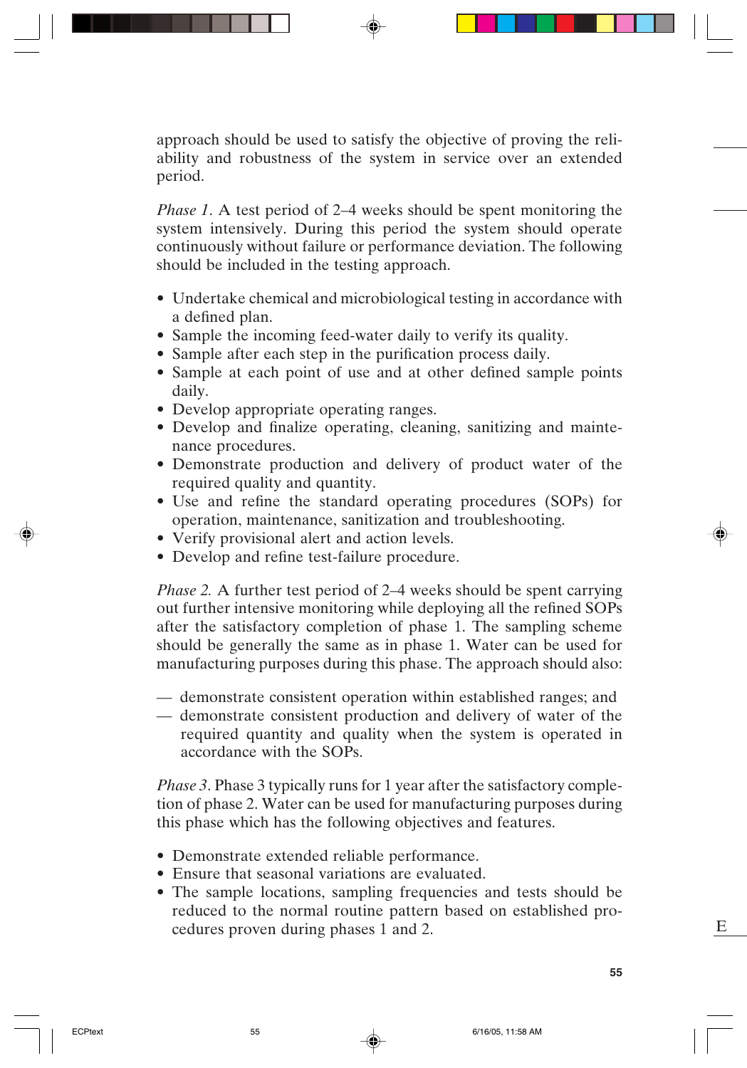approach should be used to satisfy the objective of proving the reliability and robustness of the system in service over an extended period.

*Phase 1*. A test period of 2–4 weeks should be spent monitoring the system intensively. During this period the system should operate continuously without failure or performance deviation. The following should be included in the testing approach.

- Undertake chemical and microbiological testing in accordance with a defined plan.
- Sample the incoming feed-water daily to verify its quality.
- Sample after each step in the purification process daily.
- Sample at each point of use and at other defined sample points daily.
- Develop appropriate operating ranges.
- Develop and finalize operating, cleaning, sanitizing and maintenance procedures.
- Demonstrate production and delivery of product water of the required quality and quantity.
- Use and refine the standard operating procedures (SOPs) for operation, maintenance, sanitization and troubleshooting.
- Verify provisional alert and action levels.
- Develop and refine test-failure procedure.

*Phase 2.* A further test period of 2–4 weeks should be spent carrying out further intensive monitoring while deploying all the refined SOPs after the satisfactory completion of phase 1. The sampling scheme should be generally the same as in phase 1. Water can be used for manufacturing purposes during this phase. The approach should also:

— demonstrate consistent operation within established ranges; and
— demonstrate consistent production and delivery of water of the required quantity and quality when the system is operated in accordance with the SOPs.

*Phase 3*. Phase 3 typically runs for 1 year after the satisfactory completion of phase 2. Water can be used for manufacturing purposes during this phase which has the following objectives and features.

- Demonstrate extended reliable performance.
- Ensure that seasonal variations are evaluated.
- The sample locations, sampling frequencies and tests should be reduced to the normal routine pattern based on established procedures proven during phases 1 and 2.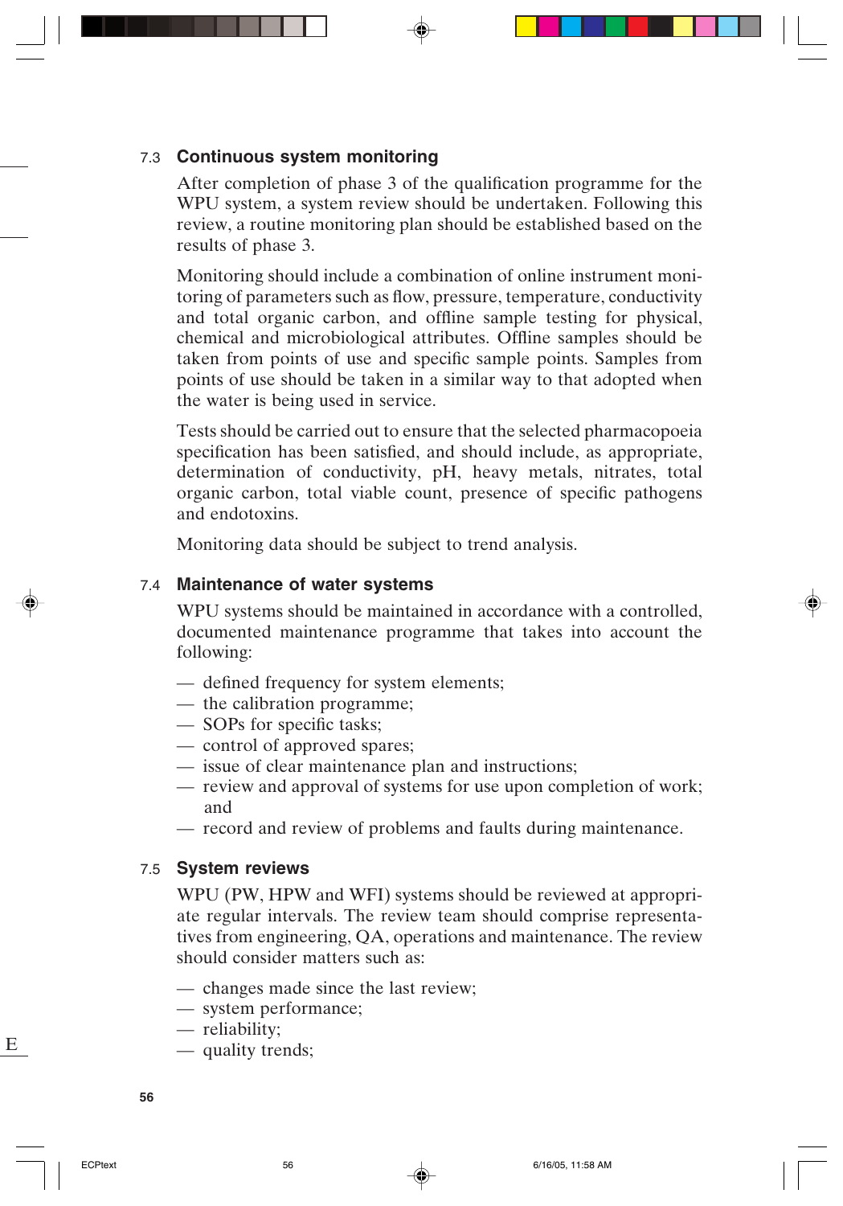### 7.3 Continuous system monitoring

After completion of phase 3 of the qualification programme for the WPU system, a system review should be undertaken. Following this review, a routine monitoring plan should be established based on the results of phase 3.

Monitoring should include a combination of online instrument monitoring of parameters such as flow, pressure, temperature, conductivity and total organic carbon, and offline sample testing for physical, chemical and microbiological attributes. Offline samples should be taken from points of use and specific sample points. Samples from points of use should be taken in a similar way to that adopted when the water is being used in service.

Tests should be carried out to ensure that the selected pharmacopoeia specification has been satisfied, and should include, as appropriate, determination of conductivity, pH, heavy metals, nitrates, total organic carbon, total viable count, presence of specific pathogens and endotoxins.

Monitoring data should be subject to trend analysis.

### 7.4 Maintenance of water systems

WPU systems should be maintained in accordance with a controlled, documented maintenance programme that takes into account the following:

- defined frequency for system elements;
- the calibration programme;
- SOPs for specific tasks;
- control of approved spares;
- issue of clear maintenance plan and instructions;
- review and approval of systems for use upon completion of work; and
- record and review of problems and faults during maintenance.

### 7.5 System reviews

WPU (PW, HPW and WFI) systems should be reviewed at appropriate regular intervals. The review team should comprise representatives from engineering, QA, operations and maintenance. The review should consider matters such as:

- changes made since the last review;
- system performance;
- reliability;
- quality trends;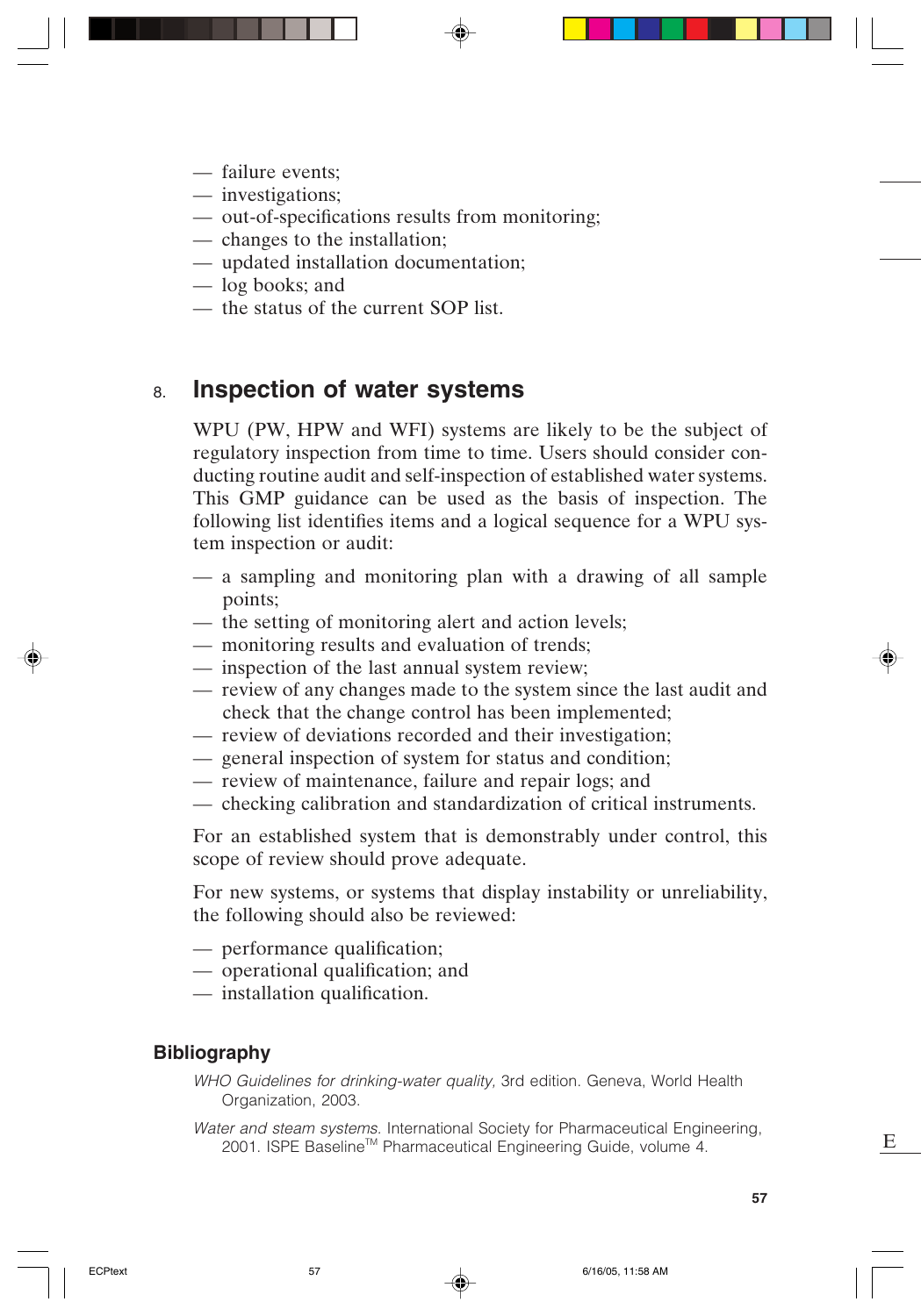— failure events;
— investigations;
— out-of-specifications results from monitoring;
— changes to the installation;
— updated installation documentation;
— log books; and
— the status of the current SOP list.

## 8. Inspection of water systems

WPU (PW, HPW and WFI) systems are likely to be the subject of regulatory inspection from time to time. Users should consider conducting routine audit and self-inspection of established water systems. This GMP guidance can be used as the basis of inspection. The following list identifies items and a logical sequence for a WPU system inspection or audit:

— a sampling and monitoring plan with a drawing of all sample points;
— the setting of monitoring alert and action levels;
— monitoring results and evaluation of trends;
— inspection of the last annual system review;
— review of any changes made to the system since the last audit and check that the change control has been implemented;
— review of deviations recorded and their investigation;
— general inspection of system for status and condition;
— review of maintenance, failure and repair logs; and
— checking calibration and standardization of critical instruments.

For an established system that is demonstrably under control, this scope of review should prove adequate.

For new systems, or systems that display instability or unreliability, the following should also be reviewed:

— performance qualification;
— operational qualification; and
— installation qualification.

### Bibliography

*WHO Guidelines for drinking-water quality,* 3rd edition. Geneva, World Health Organization, 2003.

*Water and steam systems.* International Society for Pharmaceutical Engineering, 2001. ISPE Baseline™ Pharmaceutical Engineering Guide, volume 4.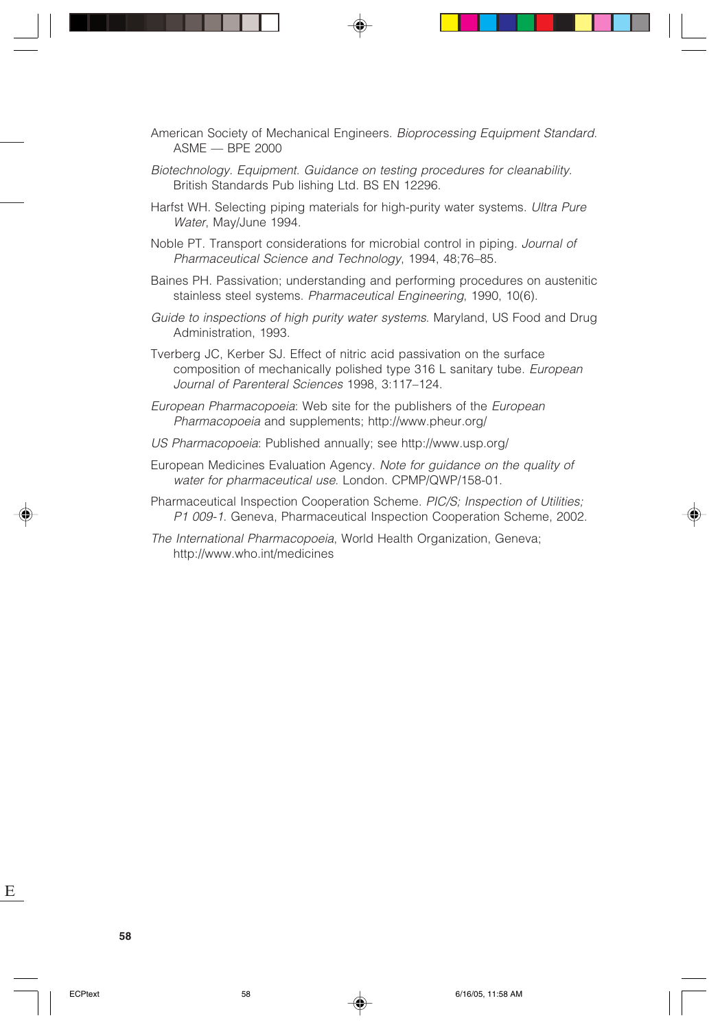American Society of Mechanical Engineers. *Bioprocessing Equipment Standard*. ASME — BPE 2000

*Biotechnology. Equipment. Guidance on testing procedures for cleanability*. British Standards Pub lishing Ltd. BS EN 12296.

Harfst WH. Selecting piping materials for high-purity water systems. *Ultra Pure Water*, May/June 1994.

Noble PT. Transport considerations for microbial control in piping. *Journal of Pharmaceutical Science and Technology*, 1994, 48;76–85.

Baines PH. Passivation; understanding and performing procedures on austenitic stainless steel systems. *Pharmaceutical Engineering*, 1990, 10(6).

*Guide to inspections of high purity water systems*. Maryland, US Food and Drug Administration, 1993.

Tverberg JC, Kerber SJ. Effect of nitric acid passivation on the surface composition of mechanically polished type 316 L sanitary tube. *European Journal of Parenteral Sciences* 1998, 3:117–124.

*European Pharmacopoeia*: Web site for the publishers of the *European Pharmacopoeia* and supplements; http://www.pheur.org/

*US Pharmacopoeia*: Published annually; see http://www.usp.org/

European Medicines Evaluation Agency. *Note for guidance on the quality of water for pharmaceutical use*. London. CPMP/QWP/158-01.

Pharmaceutical Inspection Cooperation Scheme. *PIC/S; Inspection of Utilities; P1 009-1*. Geneva, Pharmaceutical Inspection Cooperation Scheme, 2002.

*The International Pharmacopoeia*, World Health Organization, Geneva; http://www.who.int/medicines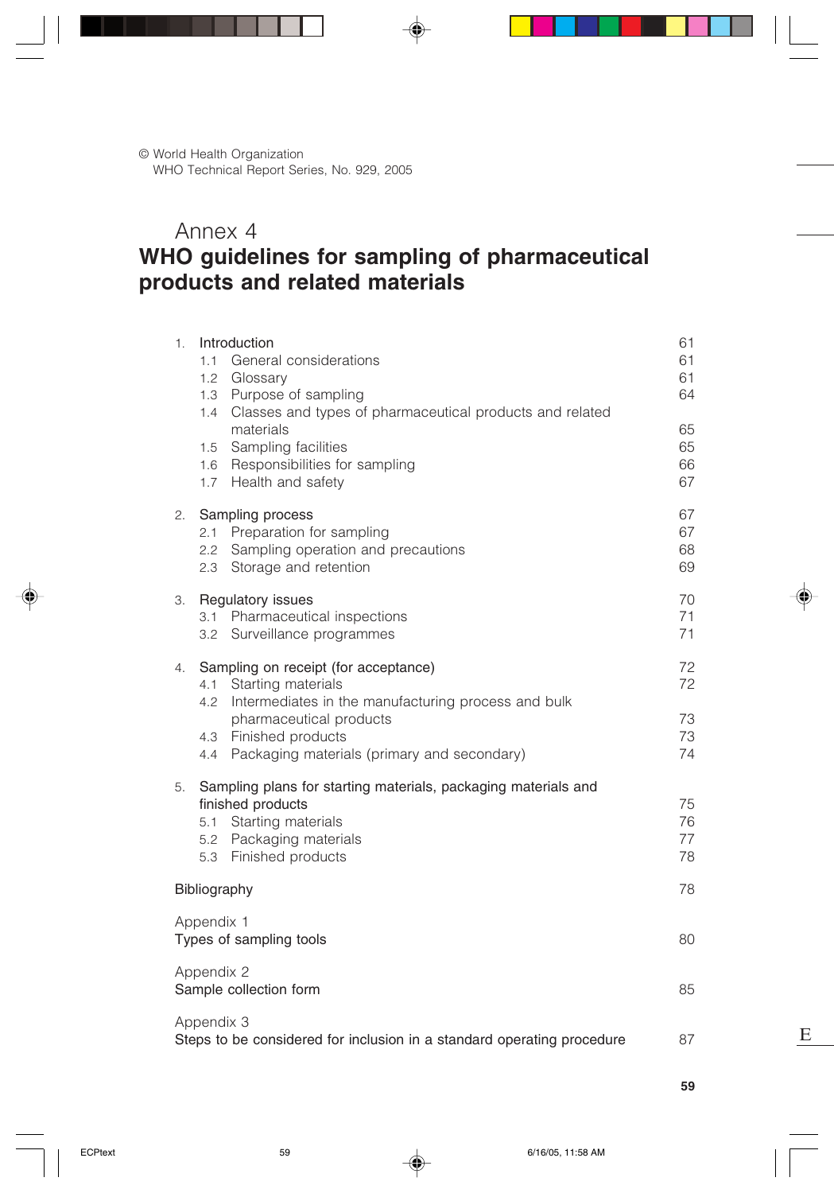© World Health Organization
WHO Technical Report Series, No. 929, 2005

# Annex 4
# WHO guidelines for sampling of pharmaceutical products and related materials

| | |
|---|---|
| 1. Introduction | 61 |
| 1.1 General considerations | 61 |
| 1.2 Glossary | 61 |
| 1.3 Purpose of sampling | 64 |
| 1.4 Classes and types of pharmaceutical products and related materials | 65 |
| 1.5 Sampling facilities | 65 |
| 1.6 Responsibilities for sampling | 66 |
| 1.7 Health and safety | 67 |
| 2. Sampling process | 67 |
| 2.1 Preparation for sampling | 67 |
| 2.2 Sampling operation and precautions | 68 |
| 2.3 Storage and retention | 69 |
| 3. Regulatory issues | 70 |
| 3.1 Pharmaceutical inspections | 71 |
| 3.2 Surveillance programmes | 71 |
| 4. Sampling on receipt (for acceptance) | 72 |
| 4.1 Starting materials | 72 |
| 4.2 Intermediates in the manufacturing process and bulk pharmaceutical products | 73 |
| 4.3 Finished products | 73 |
| 4.4 Packaging materials (primary and secondary) | 74 |
| 5. Sampling plans for starting materials, packaging materials and finished products | 75 |
| 5.1 Starting materials | 76 |
| 5.2 Packaging materials | 77 |
| 5.3 Finished products | 78 |
| Bibliography | 78 |
| Appendix 1 Types of sampling tools | 80 |
| Appendix 2 Sample collection form | 85 |
| Appendix 3 Steps to be considered for inclusion in a standard operating procedure | 87 |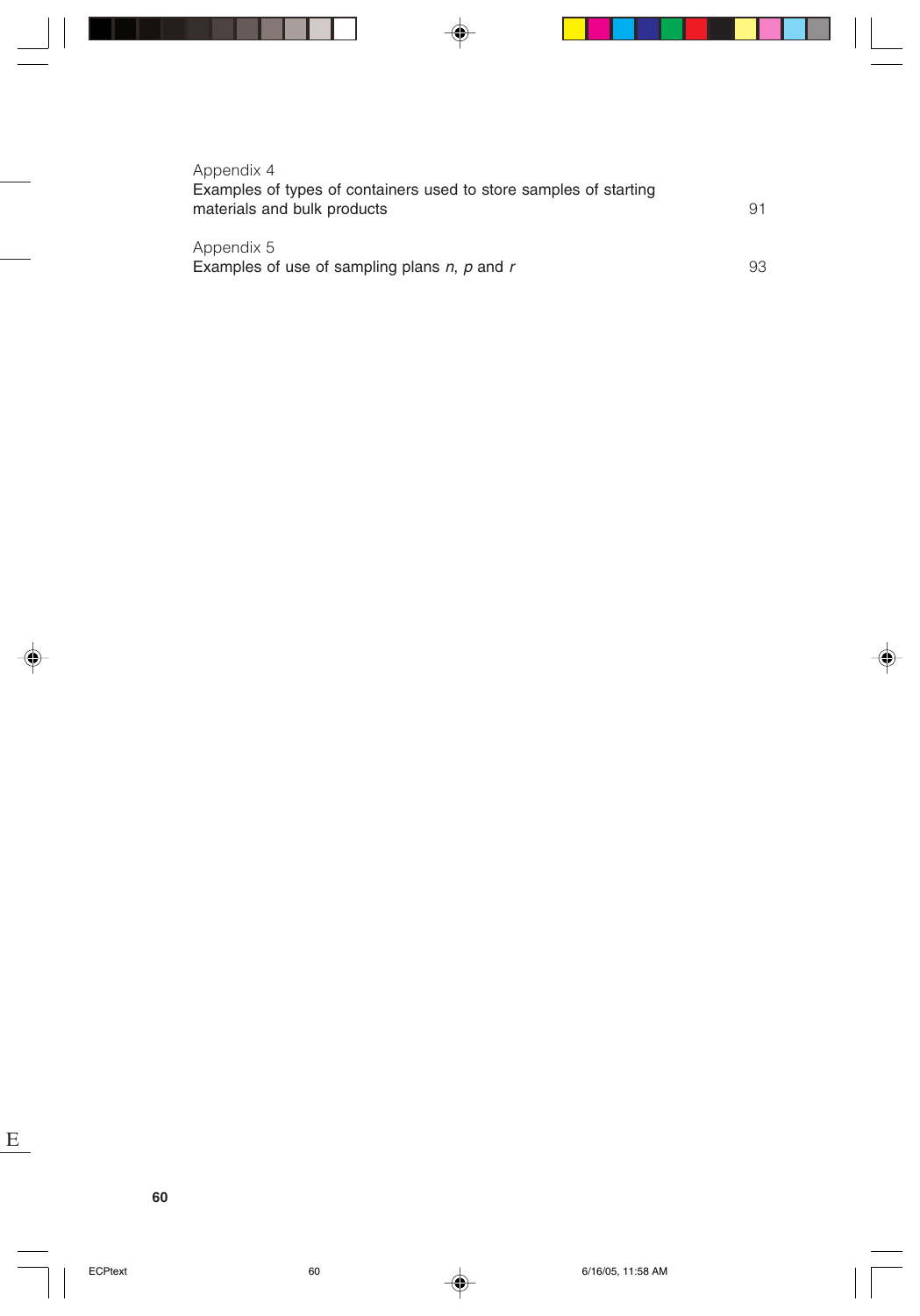Appendix 4
Examples of types of containers used to store samples of starting materials and bulk products 91

Appendix 5
Examples of use of sampling plans *n*, *p* and *r* 93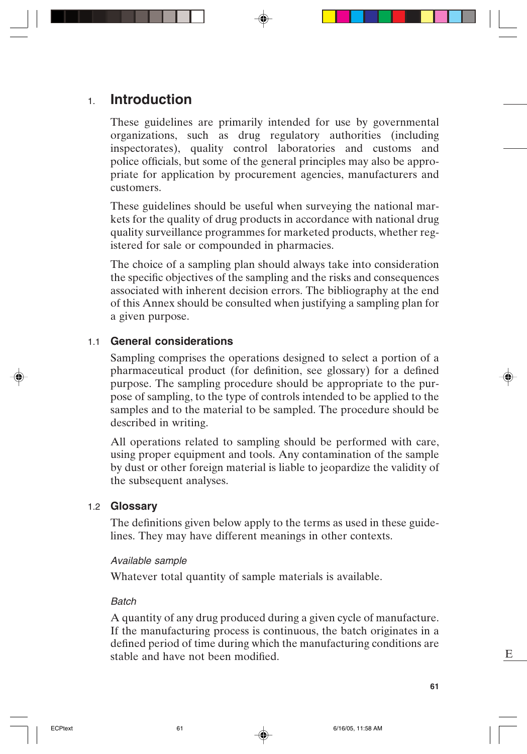# 1. Introduction

These guidelines are primarily intended for use by governmental organizations, such as drug regulatory authorities (including inspectorates), quality control laboratories and customs and police officials, but some of the general principles may also be appropriate for application by procurement agencies, manufacturers and customers.

These guidelines should be useful when surveying the national markets for the quality of drug products in accordance with national drug quality surveillance programmes for marketed products, whether registered for sale or compounded in pharmacies.

The choice of a sampling plan should always take into consideration the specific objectives of the sampling and the risks and consequences associated with inherent decision errors. The bibliography at the end of this Annex should be consulted when justifying a sampling plan for a given purpose.

## 1.1 General considerations

Sampling comprises the operations designed to select a portion of a pharmaceutical product (for definition, see glossary) for a defined purpose. The sampling procedure should be appropriate to the purpose of sampling, to the type of controls intended to be applied to the samples and to the material to be sampled. The procedure should be described in writing.

All operations related to sampling should be performed with care, using proper equipment and tools. Any contamination of the sample by dust or other foreign material is liable to jeopardize the validity of the subsequent analyses.

## 1.2 Glossary

The definitions given below apply to the terms as used in these guidelines. They may have different meanings in other contexts.

*Available sample*

Whatever total quantity of sample materials is available.

*Batch*

A quantity of any drug produced during a given cycle of manufacture. If the manufacturing process is continuous, the batch originates in a defined period of time during which the manufacturing conditions are stable and have not been modified.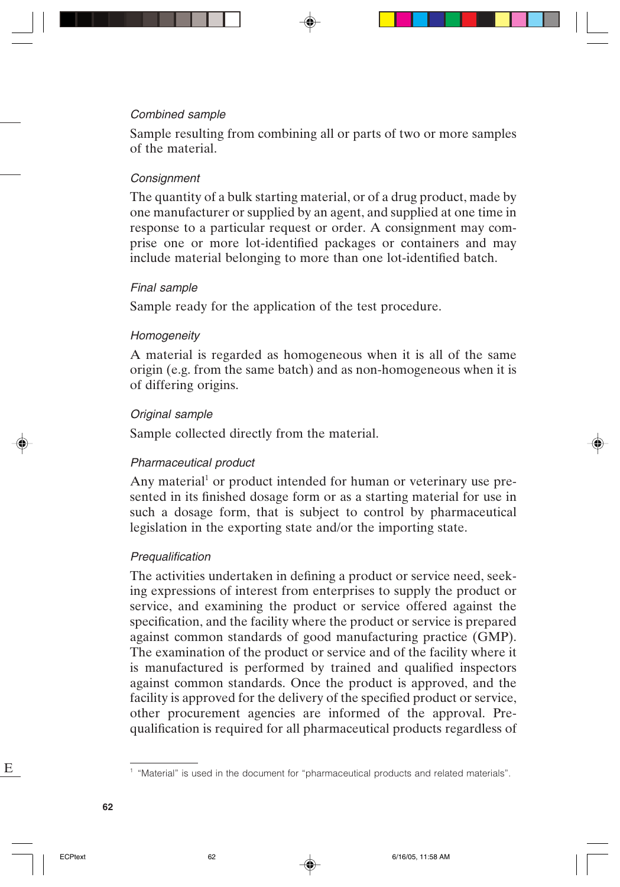*Combined sample*

Sample resulting from combining all or parts of two or more samples of the material.

*Consignment*

The quantity of a bulk starting material, or of a drug product, made by one manufacturer or supplied by an agent, and supplied at one time in response to a particular request or order. A consignment may comprise one or more lot-identified packages or containers and may include material belonging to more than one lot-identified batch.

*Final sample*

Sample ready for the application of the test procedure.

*Homogeneity*

A material is regarded as homogeneous when it is all of the same origin (e.g. from the same batch) and as non-homogeneous when it is of differing origins.

*Original sample*

Sample collected directly from the material.

*Pharmaceutical product*

Any material[1] or product intended for human or veterinary use presented in its finished dosage form or as a starting material for use in such a dosage form, that is subject to control by pharmaceutical legislation in the exporting state and/or the importing state.

*Prequalification*

The activities undertaken in defining a product or service need, seeking expressions of interest from enterprises to supply the product or service, and examining the product or service offered against the specification, and the facility where the product or service is prepared against common standards of good manufacturing practice (GMP). The examination of the product or service and of the facility where it is manufactured is performed by trained and qualified inspectors against common standards. Once the product is approved, and the facility is approved for the delivery of the specified product or service, other procurement agencies are informed of the approval. Prequalification is required for all pharmaceutical products regardless of

[1] "Material" is used in the document for "pharmaceutical products and related materials".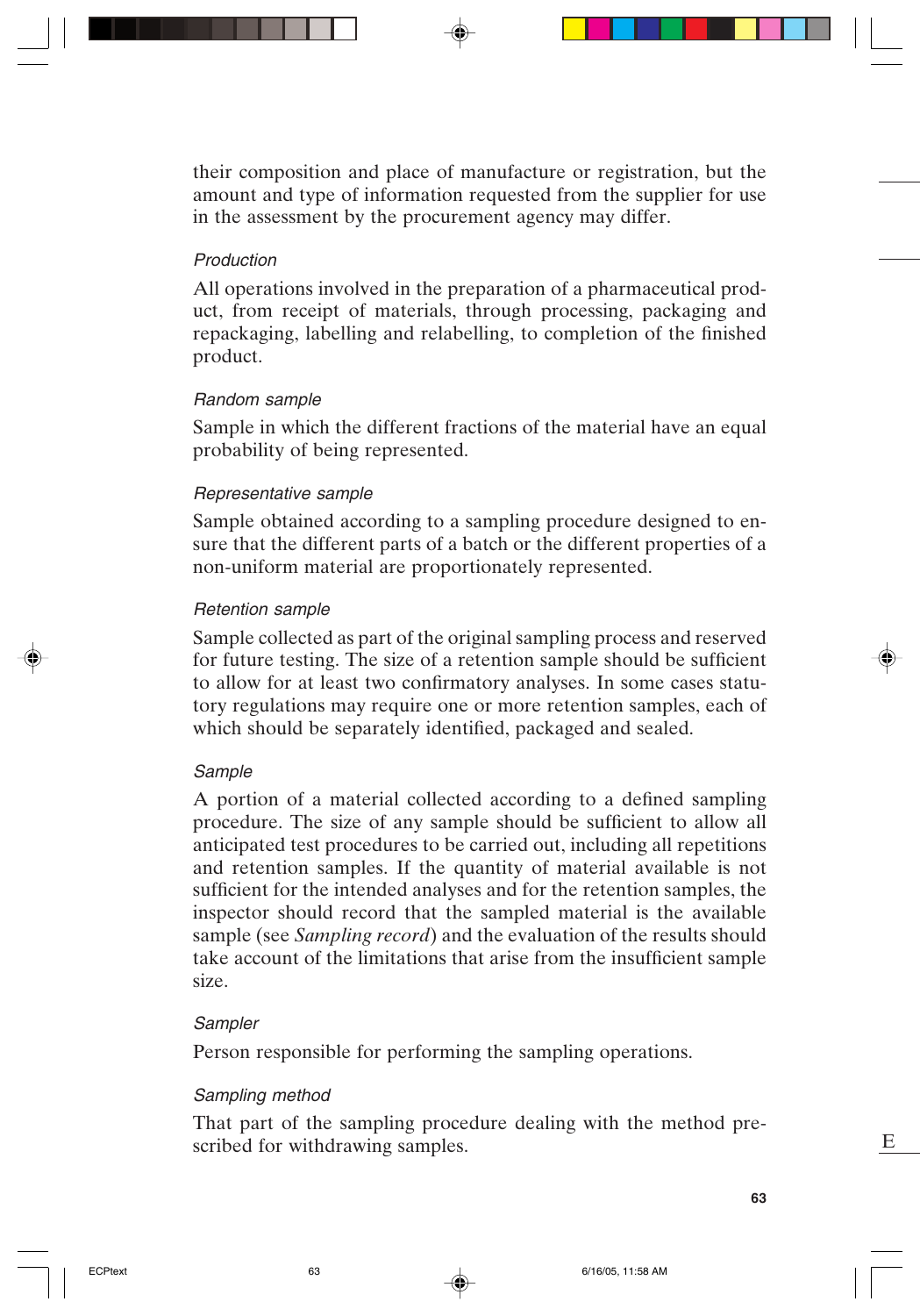their composition and place of manufacture or registration, but the amount and type of information requested from the supplier for use in the assessment by the procurement agency may differ.

*Production*

All operations involved in the preparation of a pharmaceutical product, from receipt of materials, through processing, packaging and repackaging, labelling and relabelling, to completion of the finished product.

*Random sample*

Sample in which the different fractions of the material have an equal probability of being represented.

*Representative sample*

Sample obtained according to a sampling procedure designed to ensure that the different parts of a batch or the different properties of a non-uniform material are proportionately represented.

*Retention sample*

Sample collected as part of the original sampling process and reserved for future testing. The size of a retention sample should be sufficient to allow for at least two confirmatory analyses. In some cases statutory regulations may require one or more retention samples, each of which should be separately identified, packaged and sealed.

*Sample*

A portion of a material collected according to a defined sampling procedure. The size of any sample should be sufficient to allow all anticipated test procedures to be carried out, including all repetitions and retention samples. If the quantity of material available is not sufficient for the intended analyses and for the retention samples, the inspector should record that the sampled material is the available sample (see *Sampling record*) and the evaluation of the results should take account of the limitations that arise from the insufficient sample size.

*Sampler*

Person responsible for performing the sampling operations.

*Sampling method*

That part of the sampling procedure dealing with the method prescribed for withdrawing samples.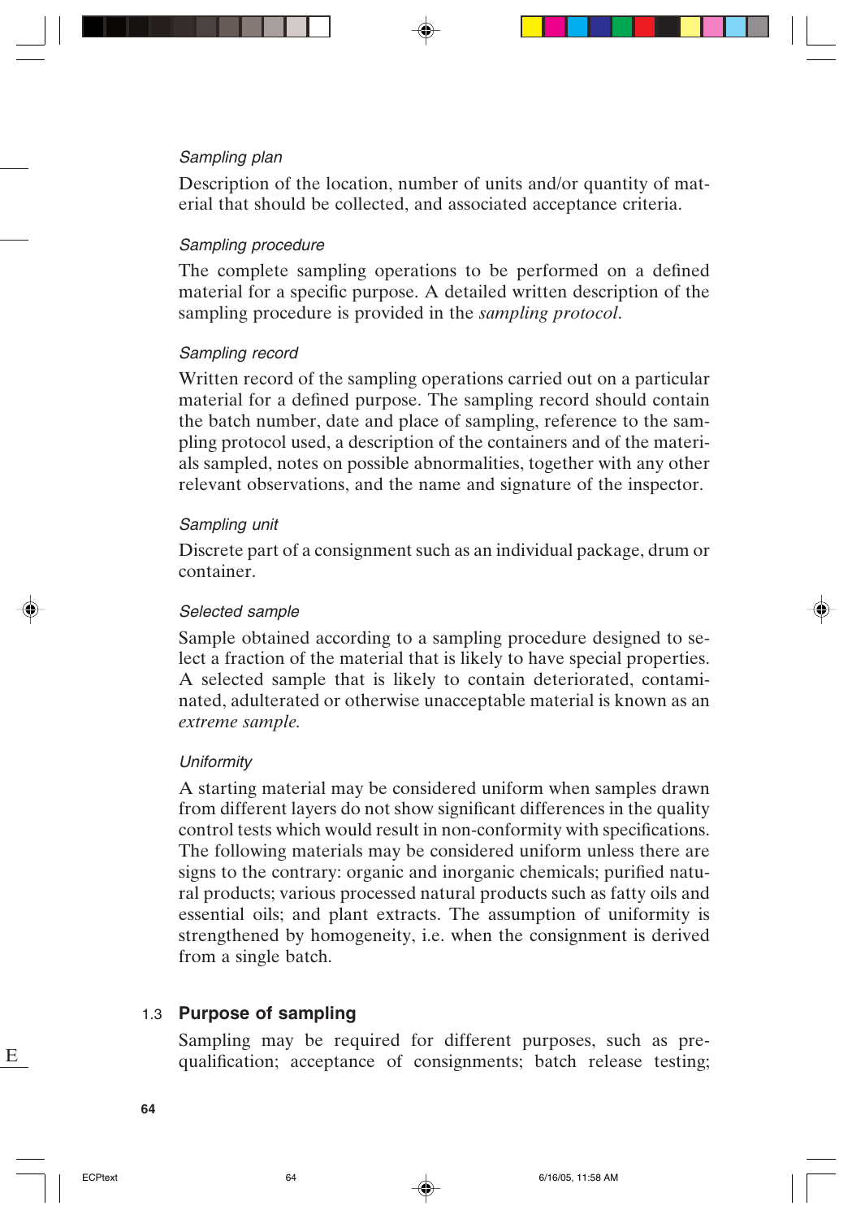*Sampling plan*

Description of the location, number of units and/or quantity of material that should be collected, and associated acceptance criteria.

*Sampling procedure*

The complete sampling operations to be performed on a defined material for a specific purpose. A detailed written description of the sampling procedure is provided in the *sampling protocol*.

*Sampling record*

Written record of the sampling operations carried out on a particular material for a defined purpose. The sampling record should contain the batch number, date and place of sampling, reference to the sampling protocol used, a description of the containers and of the materials sampled, notes on possible abnormalities, together with any other relevant observations, and the name and signature of the inspector.

*Sampling unit*

Discrete part of a consignment such as an individual package, drum or container.

*Selected sample*

Sample obtained according to a sampling procedure designed to select a fraction of the material that is likely to have special properties. A selected sample that is likely to contain deteriorated, contaminated, adulterated or otherwise unacceptable material is known as an *extreme sample*.

*Uniformity*

A starting material may be considered uniform when samples drawn from different layers do not show significant differences in the quality control tests which would result in non-conformity with specifications. The following materials may be considered uniform unless there are signs to the contrary: organic and inorganic chemicals; purified natural products; various processed natural products such as fatty oils and essential oils; and plant extracts. The assumption of uniformity is strengthened by homogeneity, i.e. when the consignment is derived from a single batch.

## 1.3 Purpose of sampling

Sampling may be required for different purposes, such as prequalification; acceptance of consignments; batch release testing;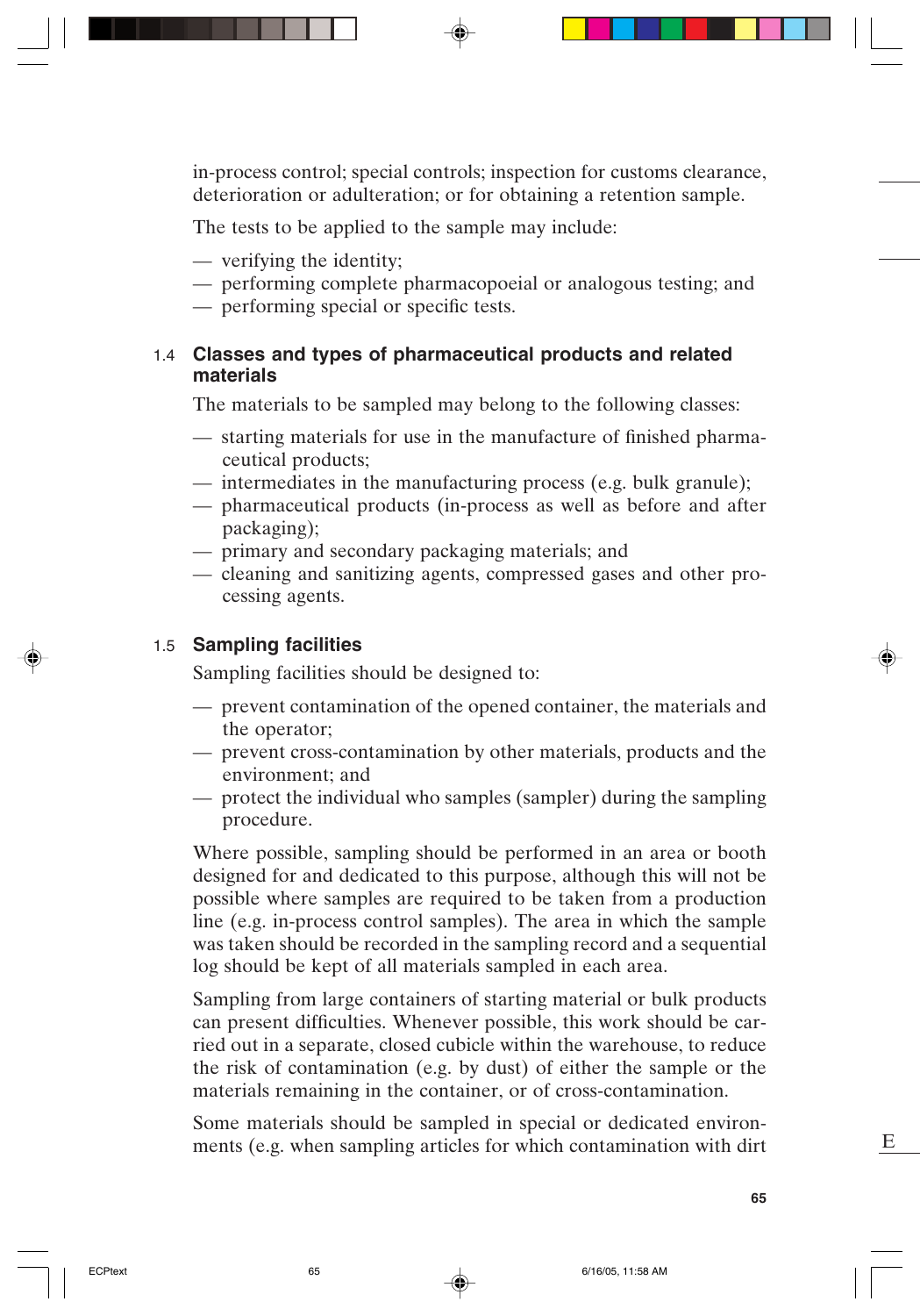in-process control; special controls; inspection for customs clearance, deterioration or adulteration; or for obtaining a retention sample.

The tests to be applied to the sample may include:

- verifying the identity;
- performing complete pharmacopoeial or analogous testing; and
- performing special or specific tests.

## 1.4 Classes and types of pharmaceutical products and related materials

The materials to be sampled may belong to the following classes:

- starting materials for use in the manufacture of finished pharmaceutical products;
- intermediates in the manufacturing process (e.g. bulk granule);
- pharmaceutical products (in-process as well as before and after packaging);
- primary and secondary packaging materials; and
- cleaning and sanitizing agents, compressed gases and other processing agents.

## 1.5 Sampling facilities

Sampling facilities should be designed to:

- prevent contamination of the opened container, the materials and the operator;
- prevent cross-contamination by other materials, products and the environment; and
- protect the individual who samples (sampler) during the sampling procedure.

Where possible, sampling should be performed in an area or booth designed for and dedicated to this purpose, although this will not be possible where samples are required to be taken from a production line (e.g. in-process control samples). The area in which the sample was taken should be recorded in the sampling record and a sequential log should be kept of all materials sampled in each area.

Sampling from large containers of starting material or bulk products can present difficulties. Whenever possible, this work should be carried out in a separate, closed cubicle within the warehouse, to reduce the risk of contamination (e.g. by dust) of either the sample or the materials remaining in the container, or of cross-contamination.

Some materials should be sampled in special or dedicated environments (e.g. when sampling articles for which contamination with dirt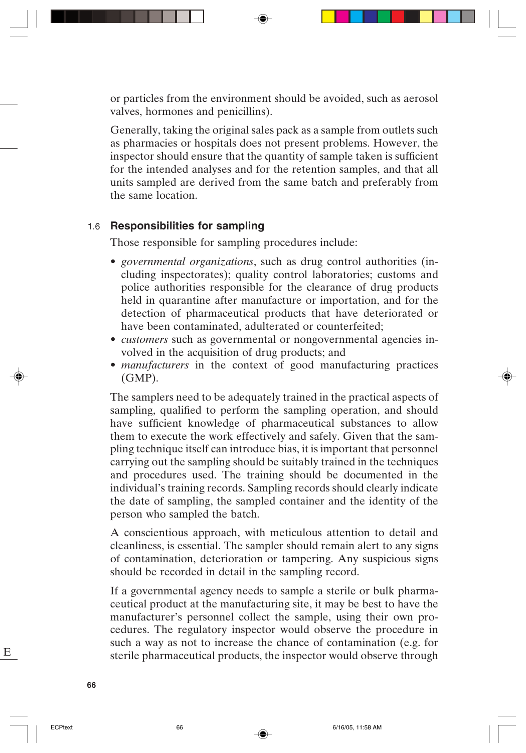or particles from the environment should be avoided, such as aerosol valves, hormones and penicillins).

Generally, taking the original sales pack as a sample from outlets such as pharmacies or hospitals does not present problems. However, the inspector should ensure that the quantity of sample taken is sufficient for the intended analyses and for the retention samples, and that all units sampled are derived from the same batch and preferably from the same location.

### 1.6 Responsibilities for sampling

Those responsible for sampling procedures include:

- *governmental organizations*, such as drug control authorities (including inspectorates); quality control laboratories; customs and police authorities responsible for the clearance of drug products held in quarantine after manufacture or importation, and for the detection of pharmaceutical products that have deteriorated or have been contaminated, adulterated or counterfeited;
- *customers* such as governmental or nongovernmental agencies involved in the acquisition of drug products; and
- *manufacturers* in the context of good manufacturing practices (GMP).

The samplers need to be adequately trained in the practical aspects of sampling, qualified to perform the sampling operation, and should have sufficient knowledge of pharmaceutical substances to allow them to execute the work effectively and safely. Given that the sampling technique itself can introduce bias, it is important that personnel carrying out the sampling should be suitably trained in the techniques and procedures used. The training should be documented in the individual's training records. Sampling records should clearly indicate the date of sampling, the sampled container and the identity of the person who sampled the batch.

A conscientious approach, with meticulous attention to detail and cleanliness, is essential. The sampler should remain alert to any signs of contamination, deterioration or tampering. Any suspicious signs should be recorded in detail in the sampling record.

If a governmental agency needs to sample a sterile or bulk pharmaceutical product at the manufacturing site, it may be best to have the manufacturer's personnel collect the sample, using their own procedures. The regulatory inspector would observe the procedure in such a way as not to increase the chance of contamination (e.g. for sterile pharmaceutical products, the inspector would observe through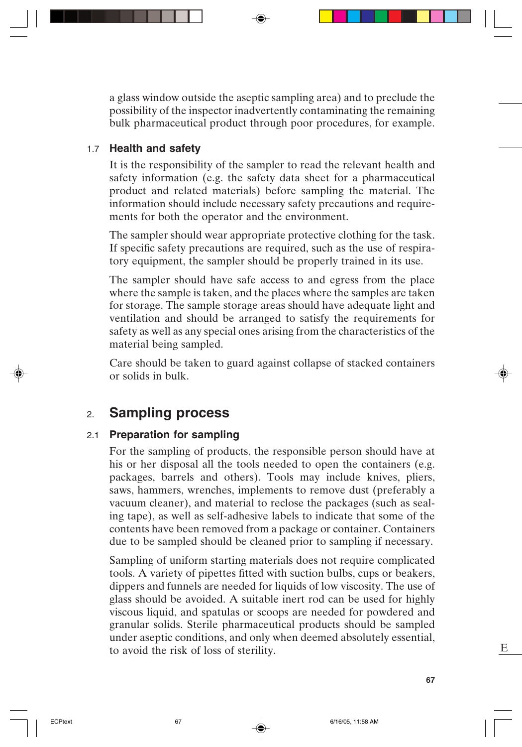a glass window outside the aseptic sampling area) and to preclude the possibility of the inspector inadvertently contaminating the remaining bulk pharmaceutical product through poor procedures, for example.

### 1.7 Health and safety

It is the responsibility of the sampler to read the relevant health and safety information (e.g. the safety data sheet for a pharmaceutical product and related materials) before sampling the material. The information should include necessary safety precautions and requirements for both the operator and the environment.

The sampler should wear appropriate protective clothing for the task. If specific safety precautions are required, such as the use of respiratory equipment, the sampler should be properly trained in its use.

The sampler should have safe access to and egress from the place where the sample is taken, and the places where the samples are taken for storage. The sample storage areas should have adequate light and ventilation and should be arranged to satisfy the requirements for safety as well as any special ones arising from the characteristics of the material being sampled.

Care should be taken to guard against collapse of stacked containers or solids in bulk.

## 2. Sampling process

### 2.1 Preparation for sampling

For the sampling of products, the responsible person should have at his or her disposal all the tools needed to open the containers (e.g. packages, barrels and others). Tools may include knives, pliers, saws, hammers, wrenches, implements to remove dust (preferably a vacuum cleaner), and material to reclose the packages (such as sealing tape), as well as self-adhesive labels to indicate that some of the contents have been removed from a package or container. Containers due to be sampled should be cleaned prior to sampling if necessary.

Sampling of uniform starting materials does not require complicated tools. A variety of pipettes fitted with suction bulbs, cups or beakers, dippers and funnels are needed for liquids of low viscosity. The use of glass should be avoided. A suitable inert rod can be used for highly viscous liquid, and spatulas or scoops are needed for powdered and granular solids. Sterile pharmaceutical products should be sampled under aseptic conditions, and only when deemed absolutely essential, to avoid the risk of loss of sterility.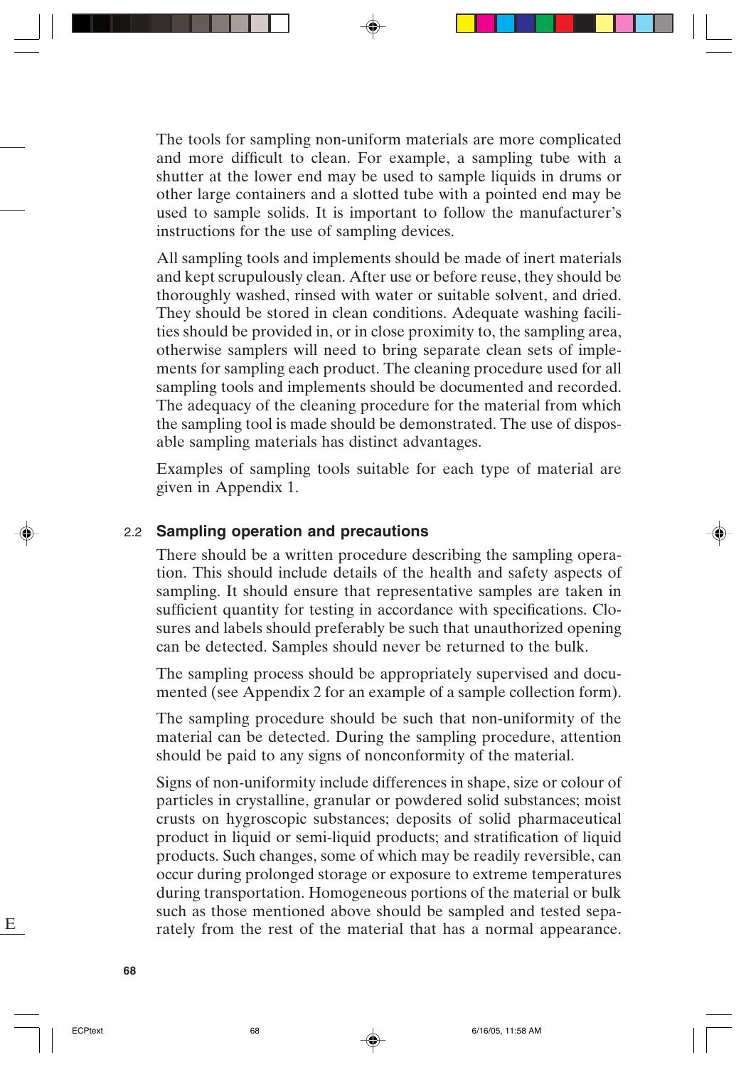The tools for sampling non-uniform materials are more complicated and more difficult to clean. For example, a sampling tube with a shutter at the lower end may be used to sample liquids in drums or other large containers and a slotted tube with a pointed end may be used to sample solids. It is important to follow the manufacturer's instructions for the use of sampling devices.

All sampling tools and implements should be made of inert materials and kept scrupulously clean. After use or before reuse, they should be thoroughly washed, rinsed with water or suitable solvent, and dried. They should be stored in clean conditions. Adequate washing facilities should be provided in, or in close proximity to, the sampling area, otherwise samplers will need to bring separate clean sets of implements for sampling each product. The cleaning procedure used for all sampling tools and implements should be documented and recorded. The adequacy of the cleaning procedure for the material from which the sampling tool is made should be demonstrated. The use of disposable sampling materials has distinct advantages.

Examples of sampling tools suitable for each type of material are given in Appendix 1.

## 2.2 Sampling operation and precautions

There should be a written procedure describing the sampling operation. This should include details of the health and safety aspects of sampling. It should ensure that representative samples are taken in sufficient quantity for testing in accordance with specifications. Closures and labels should preferably be such that unauthorized opening can be detected. Samples should never be returned to the bulk.

The sampling process should be appropriately supervised and documented (see Appendix 2 for an example of a sample collection form).

The sampling procedure should be such that non-uniformity of the material can be detected. During the sampling procedure, attention should be paid to any signs of nonconformity of the material.

Signs of non-uniformity include differences in shape, size or colour of particles in crystalline, granular or powdered solid substances; moist crusts on hygroscopic substances; deposits of solid pharmaceutical product in liquid or semi-liquid products; and stratification of liquid products. Such changes, some of which may be readily reversible, can occur during prolonged storage or exposure to extreme temperatures during transportation. Homogeneous portions of the material or bulk such as those mentioned above should be sampled and tested separately from the rest of the material that has a normal appearance.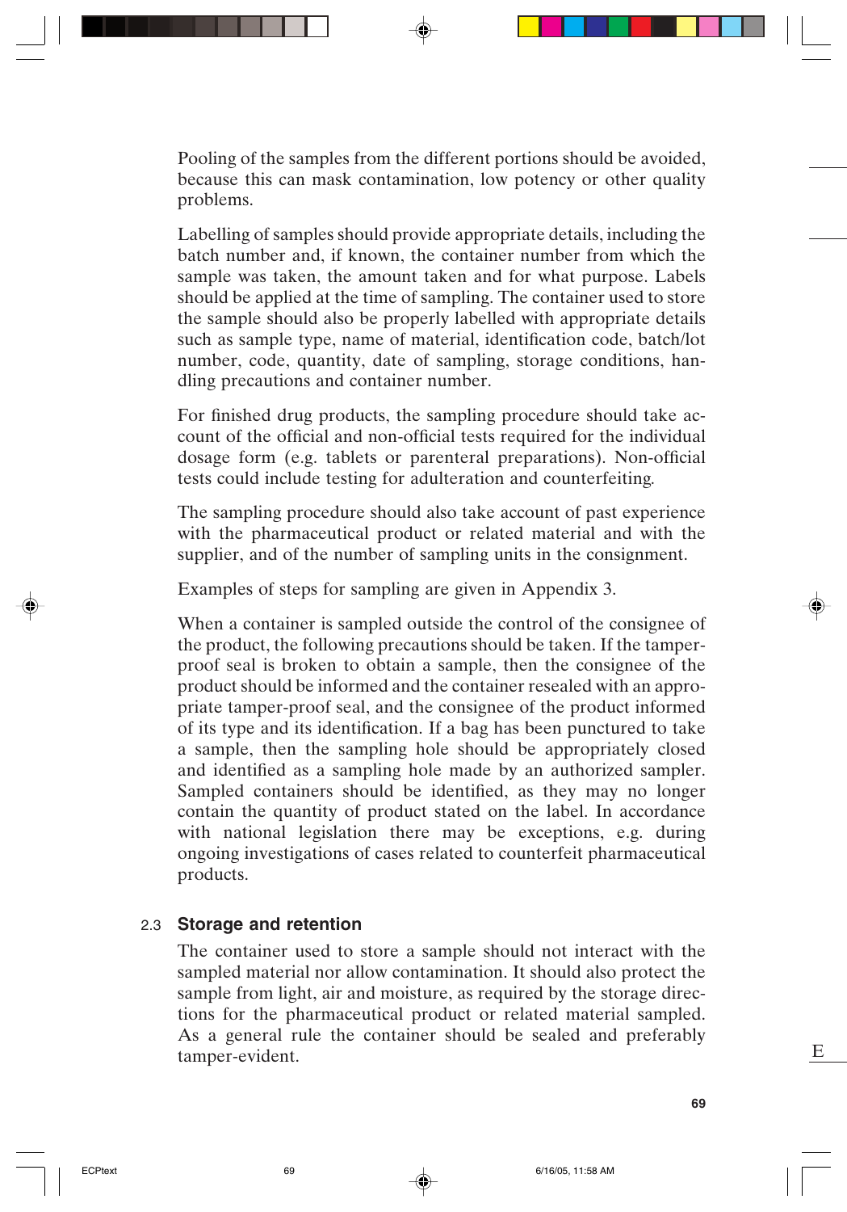Pooling of the samples from the different portions should be avoided, because this can mask contamination, low potency or other quality problems.

Labelling of samples should provide appropriate details, including the batch number and, if known, the container number from which the sample was taken, the amount taken and for what purpose. Labels should be applied at the time of sampling. The container used to store the sample should also be properly labelled with appropriate details such as sample type, name of material, identification code, batch/lot number, code, quantity, date of sampling, storage conditions, handling precautions and container number.

For finished drug products, the sampling procedure should take account of the official and non-official tests required for the individual dosage form (e.g. tablets or parenteral preparations). Non-official tests could include testing for adulteration and counterfeiting.

The sampling procedure should also take account of past experience with the pharmaceutical product or related material and with the supplier, and of the number of sampling units in the consignment.

Examples of steps for sampling are given in Appendix 3.

When a container is sampled outside the control of the consignee of the product, the following precautions should be taken. If the tamper-proof seal is broken to obtain a sample, then the consignee of the product should be informed and the container resealed with an appropriate tamper-proof seal, and the consignee of the product informed of its type and its identification. If a bag has been punctured to take a sample, then the sampling hole should be appropriately closed and identified as a sampling hole made by an authorized sampler. Sampled containers should be identified, as they may no longer contain the quantity of product stated on the label. In accordance with national legislation there may be exceptions, e.g. during ongoing investigations of cases related to counterfeit pharmaceutical products.

## 2.3 Storage and retention

The container used to store a sample should not interact with the sampled material nor allow contamination. It should also protect the sample from light, air and moisture, as required by the storage directions for the pharmaceutical product or related material sampled. As a general rule the container should be sealed and preferably tamper-evident.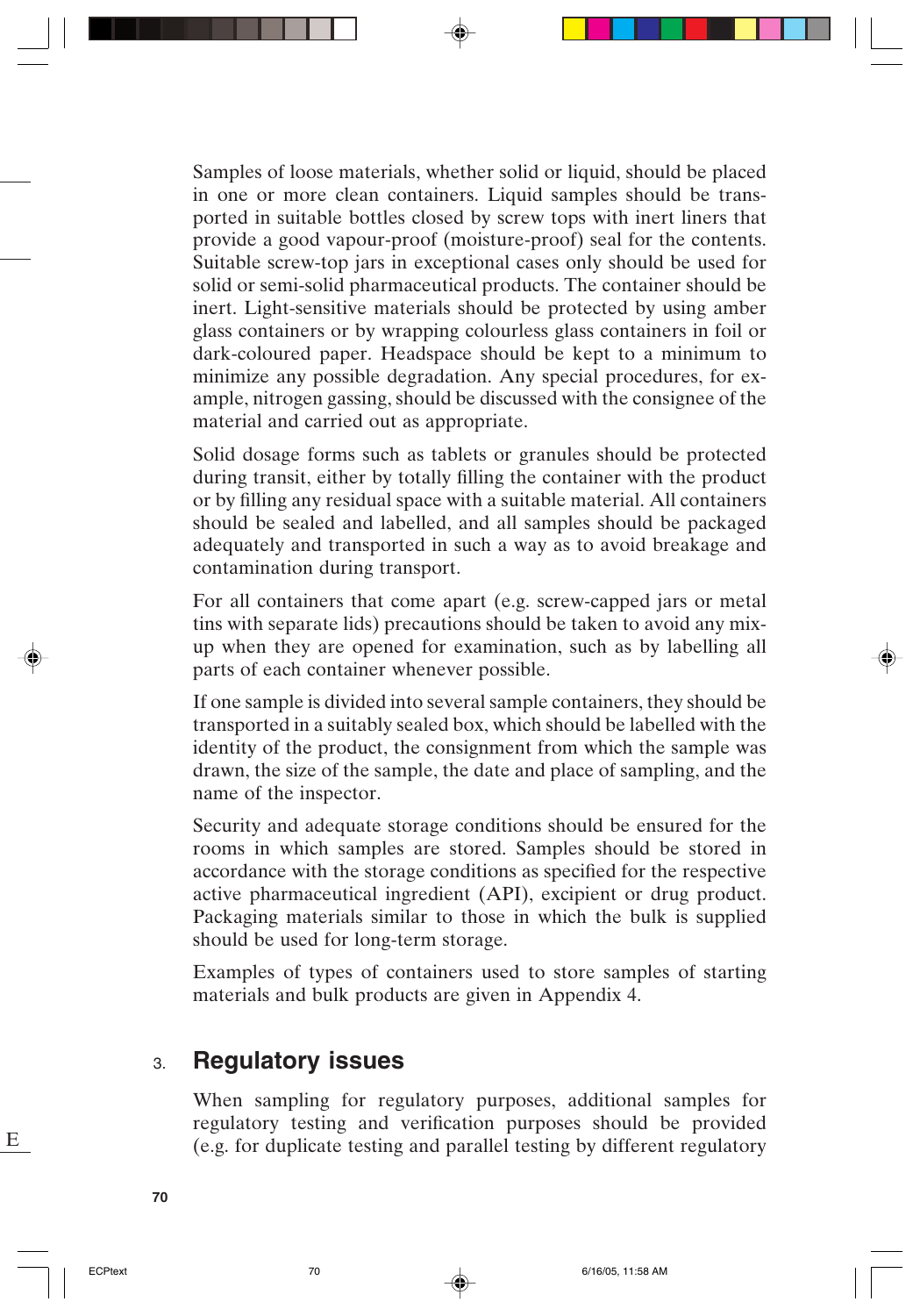Samples of loose materials, whether solid or liquid, should be placed in one or more clean containers. Liquid samples should be transported in suitable bottles closed by screw tops with inert liners that provide a good vapour-proof (moisture-proof) seal for the contents. Suitable screw-top jars in exceptional cases only should be used for solid or semi-solid pharmaceutical products. The container should be inert. Light-sensitive materials should be protected by using amber glass containers or by wrapping colourless glass containers in foil or dark-coloured paper. Headspace should be kept to a minimum to minimize any possible degradation. Any special procedures, for example, nitrogen gassing, should be discussed with the consignee of the material and carried out as appropriate.

Solid dosage forms such as tablets or granules should be protected during transit, either by totally filling the container with the product or by filling any residual space with a suitable material. All containers should be sealed and labelled, and all samples should be packaged adequately and transported in such a way as to avoid breakage and contamination during transport.

For all containers that come apart (e.g. screw-capped jars or metal tins with separate lids) precautions should be taken to avoid any mix-up when they are opened for examination, such as by labelling all parts of each container whenever possible.

If one sample is divided into several sample containers, they should be transported in a suitably sealed box, which should be labelled with the identity of the product, the consignment from which the sample was drawn, the size of the sample, the date and place of sampling, and the name of the inspector.

Security and adequate storage conditions should be ensured for the rooms in which samples are stored. Samples should be stored in accordance with the storage conditions as specified for the respective active pharmaceutical ingredient (API), excipient or drug product. Packaging materials similar to those in which the bulk is supplied should be used for long-term storage.

Examples of types of containers used to store samples of starting materials and bulk products are given in Appendix 4.

## 3. Regulatory issues

When sampling for regulatory purposes, additional samples for regulatory testing and verification purposes should be provided (e.g. for duplicate testing and parallel testing by different regulatory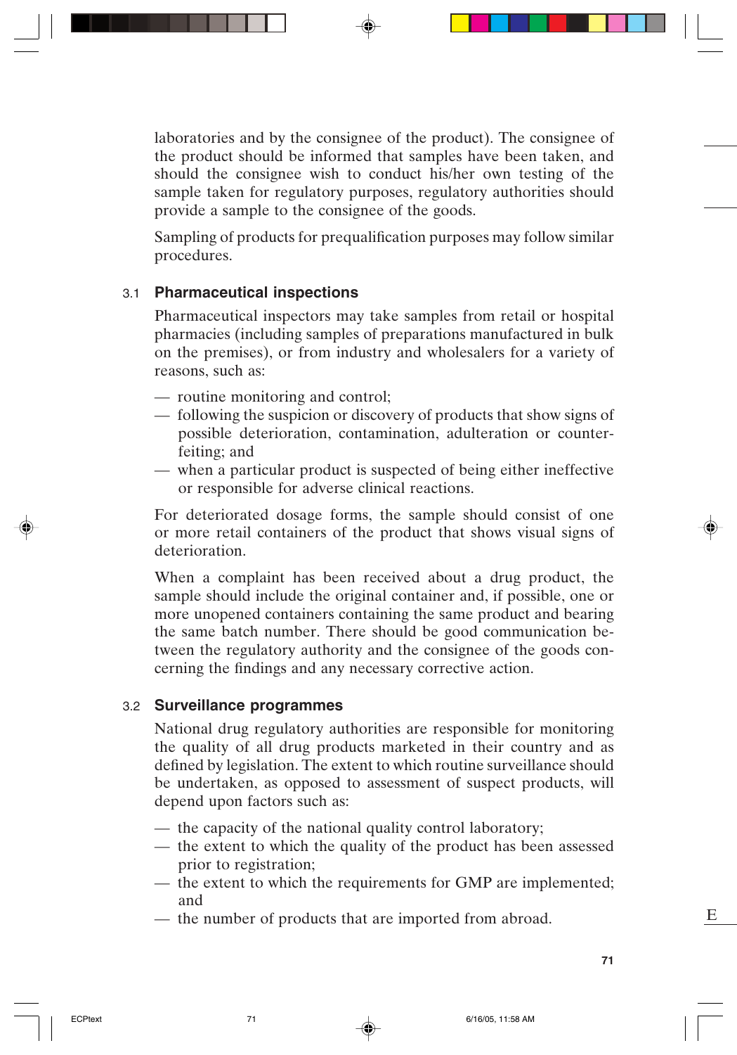laboratories and by the consignee of the product). The consignee of the product should be informed that samples have been taken, and should the consignee wish to conduct his/her own testing of the sample taken for regulatory purposes, regulatory authorities should provide a sample to the consignee of the goods.

Sampling of products for prequalification purposes may follow similar procedures.

### 3.1 Pharmaceutical inspections

Pharmaceutical inspectors may take samples from retail or hospital pharmacies (including samples of preparations manufactured in bulk on the premises), or from industry and wholesalers for a variety of reasons, such as:

- routine monitoring and control;
- following the suspicion or discovery of products that show signs of possible deterioration, contamination, adulteration or counterfeiting; and
- when a particular product is suspected of being either ineffective or responsible for adverse clinical reactions.

For deteriorated dosage forms, the sample should consist of one or more retail containers of the product that shows visual signs of deterioration.

When a complaint has been received about a drug product, the sample should include the original container and, if possible, one or more unopened containers containing the same product and bearing the same batch number. There should be good communication between the regulatory authority and the consignee of the goods concerning the findings and any necessary corrective action.

### 3.2 Surveillance programmes

National drug regulatory authorities are responsible for monitoring the quality of all drug products marketed in their country and as defined by legislation. The extent to which routine surveillance should be undertaken, as opposed to assessment of suspect products, will depend upon factors such as:

- the capacity of the national quality control laboratory;
- the extent to which the quality of the product has been assessed prior to registration;
- the extent to which the requirements for GMP are implemented; and
- the number of products that are imported from abroad.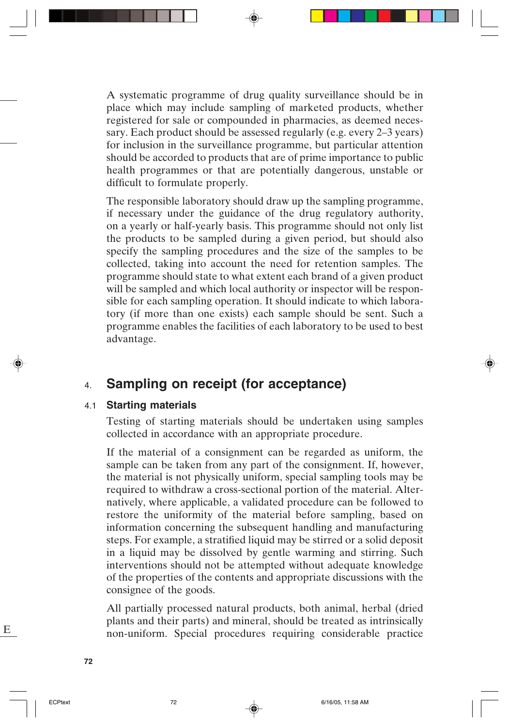A systematic programme of drug quality surveillance should be in place which may include sampling of marketed products, whether registered for sale or compounded in pharmacies, as deemed necessary. Each product should be assessed regularly (e.g. every 2–3 years) for inclusion in the surveillance programme, but particular attention should be accorded to products that are of prime importance to public health programmes or that are potentially dangerous, unstable or difficult to formulate properly.

The responsible laboratory should draw up the sampling programme, if necessary under the guidance of the drug regulatory authority, on a yearly or half-yearly basis. This programme should not only list the products to be sampled during a given period, but should also specify the sampling procedures and the size of the samples to be collected, taking into account the need for retention samples. The programme should state to what extent each brand of a given product will be sampled and which local authority or inspector will be responsible for each sampling operation. It should indicate to which laboratory (if more than one exists) each sample should be sent. Such a programme enables the facilities of each laboratory to be used to best advantage.

## 4. Sampling on receipt (for acceptance)

### 4.1 Starting materials

Testing of starting materials should be undertaken using samples collected in accordance with an appropriate procedure.

If the material of a consignment can be regarded as uniform, the sample can be taken from any part of the consignment. If, however, the material is not physically uniform, special sampling tools may be required to withdraw a cross-sectional portion of the material. Alternatively, where applicable, a validated procedure can be followed to restore the uniformity of the material before sampling, based on information concerning the subsequent handling and manufacturing steps. For example, a stratified liquid may be stirred or a solid deposit in a liquid may be dissolved by gentle warming and stirring. Such interventions should not be attempted without adequate knowledge of the properties of the contents and appropriate discussions with the consignee of the goods.

All partially processed natural products, both animal, herbal (dried plants and their parts) and mineral, should be treated as intrinsically non-uniform. Special procedures requiring considerable practice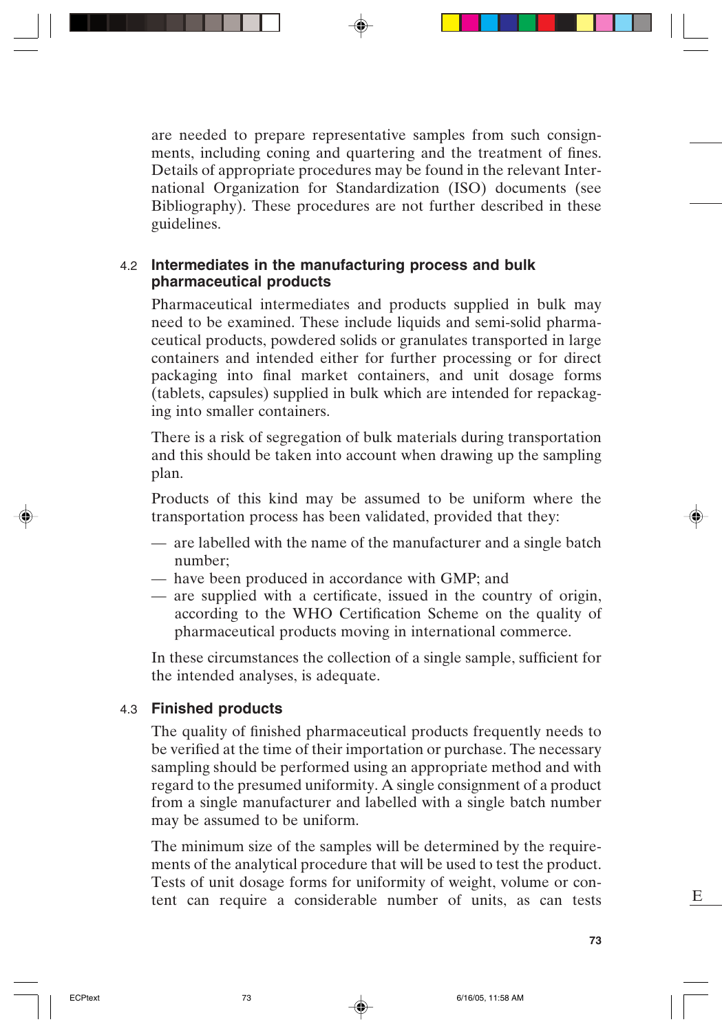are needed to prepare representative samples from such consignments, including coning and quartering and the treatment of fines. Details of appropriate procedures may be found in the relevant International Organization for Standardization (ISO) documents (see Bibliography). These procedures are not further described in these guidelines.

### 4.2 Intermediates in the manufacturing process and bulk pharmaceutical products

Pharmaceutical intermediates and products supplied in bulk may need to be examined. These include liquids and semi-solid pharmaceutical products, powdered solids or granulates transported in large containers and intended either for further processing or for direct packaging into final market containers, and unit dosage forms (tablets, capsules) supplied in bulk which are intended for repackaging into smaller containers.

There is a risk of segregation of bulk materials during transportation and this should be taken into account when drawing up the sampling plan.

Products of this kind may be assumed to be uniform where the transportation process has been validated, provided that they:

- are labelled with the name of the manufacturer and a single batch number;
- have been produced in accordance with GMP; and
- are supplied with a certificate, issued in the country of origin, according to the WHO Certification Scheme on the quality of pharmaceutical products moving in international commerce.

In these circumstances the collection of a single sample, sufficient for the intended analyses, is adequate.

### 4.3 Finished products

The quality of finished pharmaceutical products frequently needs to be verified at the time of their importation or purchase. The necessary sampling should be performed using an appropriate method and with regard to the presumed uniformity. A single consignment of a product from a single manufacturer and labelled with a single batch number may be assumed to be uniform.

The minimum size of the samples will be determined by the requirements of the analytical procedure that will be used to test the product. Tests of unit dosage forms for uniformity of weight, volume or content can require a considerable number of units, as can tests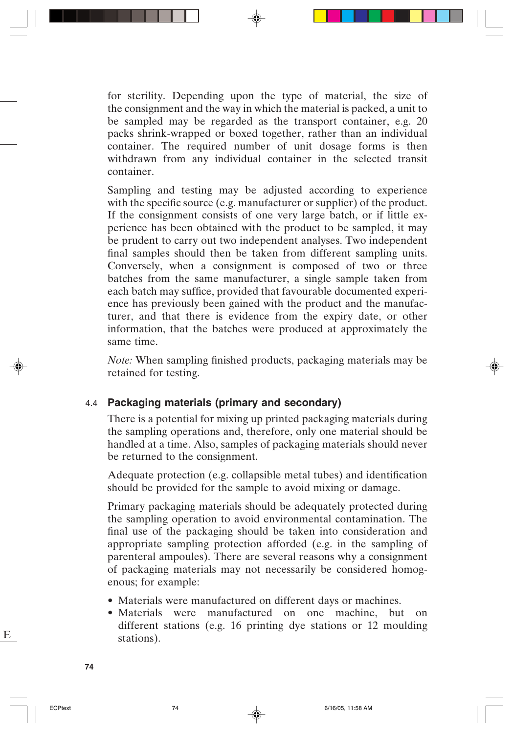for sterility. Depending upon the type of material, the size of the consignment and the way in which the material is packed, a unit to be sampled may be regarded as the transport container, e.g. 20 packs shrink-wrapped or boxed together, rather than an individual container. The required number of unit dosage forms is then withdrawn from any individual container in the selected transit container.

Sampling and testing may be adjusted according to experience with the specific source (e.g. manufacturer or supplier) of the product. If the consignment consists of one very large batch, or if little experience has been obtained with the product to be sampled, it may be prudent to carry out two independent analyses. Two independent final samples should then be taken from different sampling units. Conversely, when a consignment is composed of two or three batches from the same manufacturer, a single sample taken from each batch may suffice, provided that favourable documented experience has previously been gained with the product and the manufacturer, and that there is evidence from the expiry date, or other information, that the batches were produced at approximately the same time.

*Note:* When sampling finished products, packaging materials may be retained for testing.

### 4.4 Packaging materials (primary and secondary)

There is a potential for mixing up printed packaging materials during the sampling operations and, therefore, only one material should be handled at a time. Also, samples of packaging materials should never be returned to the consignment.

Adequate protection (e.g. collapsible metal tubes) and identification should be provided for the sample to avoid mixing or damage.

Primary packaging materials should be adequately protected during the sampling operation to avoid environmental contamination. The final use of the packaging should be taken into consideration and appropriate sampling protection afforded (e.g. in the sampling of parenteral ampoules). There are several reasons why a consignment of packaging materials may not necessarily be considered homogenous; for example:

- Materials were manufactured on different days or machines.
- Materials were manufactured on one machine, but on different stations (e.g. 16 printing dye stations or 12 moulding stations).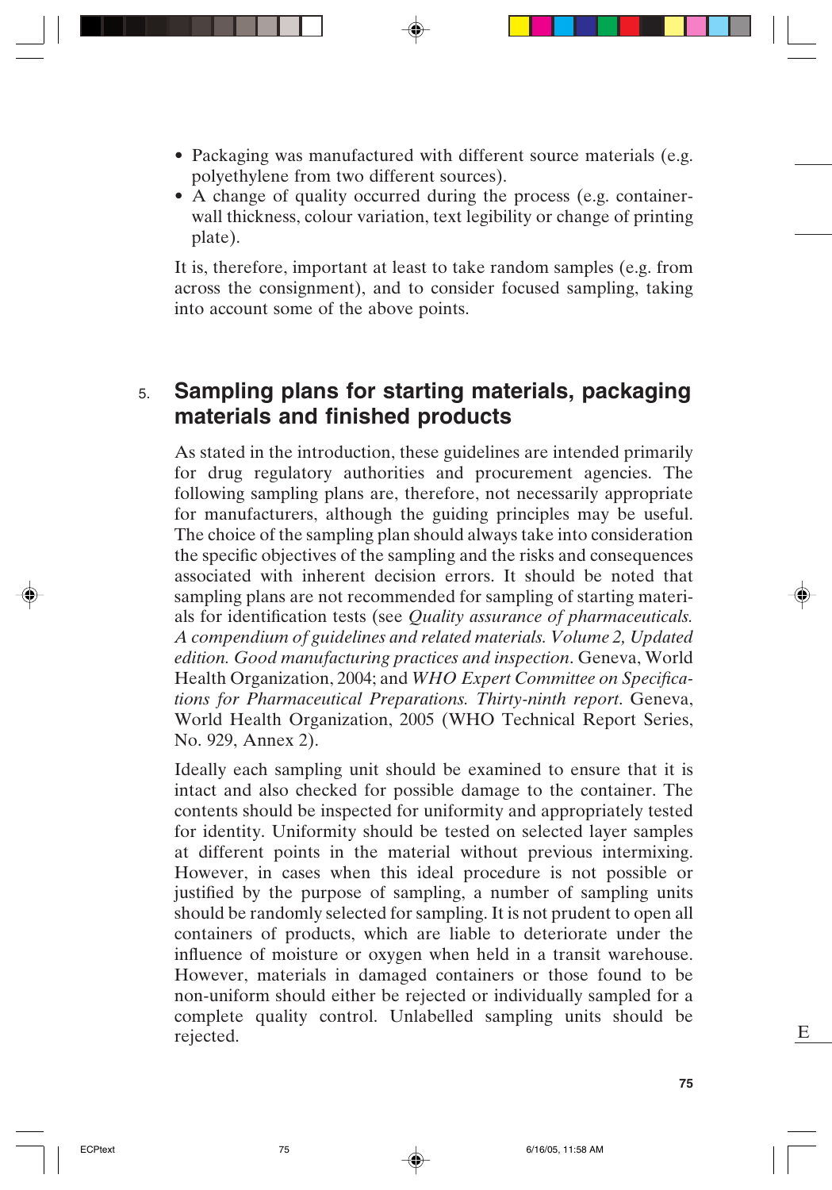- Packaging was manufactured with different source materials (e.g. polyethylene from two different sources).
- A change of quality occurred during the process (e.g. container-wall thickness, colour variation, text legibility or change of printing plate).

It is, therefore, important at least to take random samples (e.g. from across the consignment), and to consider focused sampling, taking into account some of the above points.

## 5. Sampling plans for starting materials, packaging materials and finished products

As stated in the introduction, these guidelines are intended primarily for drug regulatory authorities and procurement agencies. The following sampling plans are, therefore, not necessarily appropriate for manufacturers, although the guiding principles may be useful. The choice of the sampling plan should always take into consideration the specific objectives of the sampling and the risks and consequences associated with inherent decision errors. It should be noted that sampling plans are not recommended for sampling of starting materials for identification tests (see *Quality assurance of pharmaceuticals. A compendium of guidelines and related materials. Volume 2, Updated edition. Good manufacturing practices and inspection*. Geneva, World Health Organization, 2004; and *WHO Expert Committee on Specifications for Pharmaceutical Preparations. Thirty-ninth report*. Geneva, World Health Organization, 2005 (WHO Technical Report Series, No. 929, Annex 2).

Ideally each sampling unit should be examined to ensure that it is intact and also checked for possible damage to the container. The contents should be inspected for uniformity and appropriately tested for identity. Uniformity should be tested on selected layer samples at different points in the material without previous intermixing. However, in cases when this ideal procedure is not possible or justified by the purpose of sampling, a number of sampling units should be randomly selected for sampling. It is not prudent to open all containers of products, which are liable to deteriorate under the influence of moisture or oxygen when held in a transit warehouse. However, materials in damaged containers or those found to be non-uniform should either be rejected or individually sampled for a complete quality control. Unlabelled sampling units should be rejected.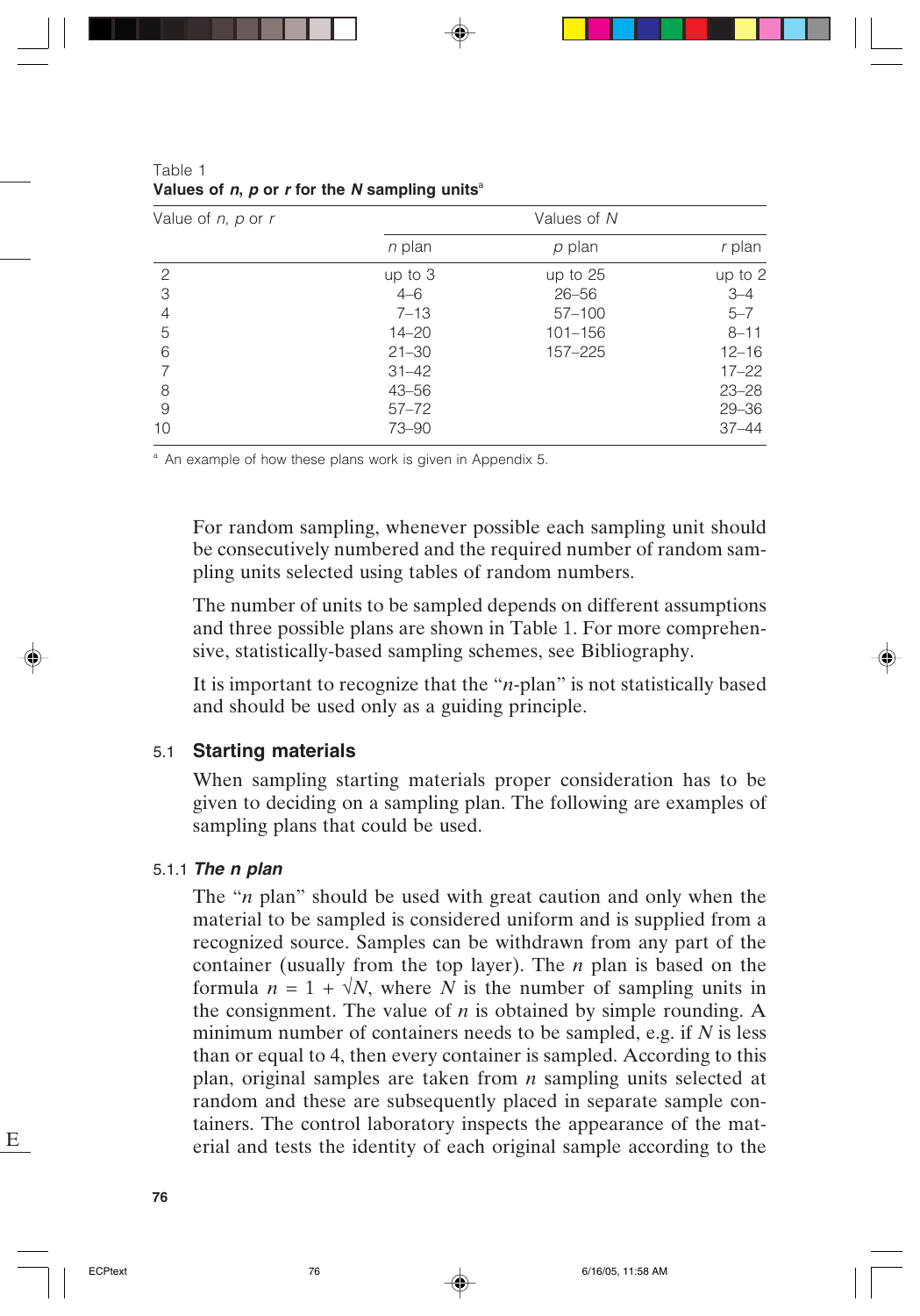Table 1
**Values of *n*, *p* or *r* for the *N* sampling units**[a]

| Value of *n*, *p* or *r* | Values of *N* | | |
|---|---|---|---|
| | *n* plan | *p* plan | *r* plan |
| 2 | up to 3 | up to 25 | up to 2 |
| 3 | 4–6 | 26–56 | 3–4 |
| 4 | 7–13 | 57–100 | 5–7 |
| 5 | 14–20 | 101–156 | 8–11 |
| 6 | 21–30 | 157–225 | 12–16 |
| 7 | 31–42 | | 17–22 |
| 8 | 43–56 | | 23–28 |
| 9 | 57–72 | | 29–36 |
| 10 | 73–90 | | 37–44 |

[a] An example of how these plans work is given in Appendix 5.

For random sampling, whenever possible each sampling unit should be consecutively numbered and the required number of random sampling units selected using tables of random numbers.

The number of units to be sampled depends on different assumptions and three possible plans are shown in Table 1. For more comprehensive, statistically-based sampling schemes, see Bibliography.

It is important to recognize that the "*n*-plan" is not statistically based and should be used only as a guiding principle.

## 5.1 Starting materials

When sampling starting materials proper consideration has to be given to deciding on a sampling plan. The following are examples of sampling plans that could be used.

### 5.1.1 *The n plan*

The "*n* plan" should be used with great caution and only when the material to be sampled is considered uniform and is supplied from a recognized source. Samples can be withdrawn from any part of the container (usually from the top layer). The *n* plan is based on the formula $n = 1 + \sqrt{N}$, where $N$ is the number of sampling units in the consignment. The value of $n$ is obtained by simple rounding. A minimum number of containers needs to be sampled, e.g. if $N$ is less than or equal to 4, then every container is sampled. According to this plan, original samples are taken from $n$ sampling units selected at random and these are subsequently placed in separate sample containers. The control laboratory inspects the appearance of the material and tests the identity of each original sample according to the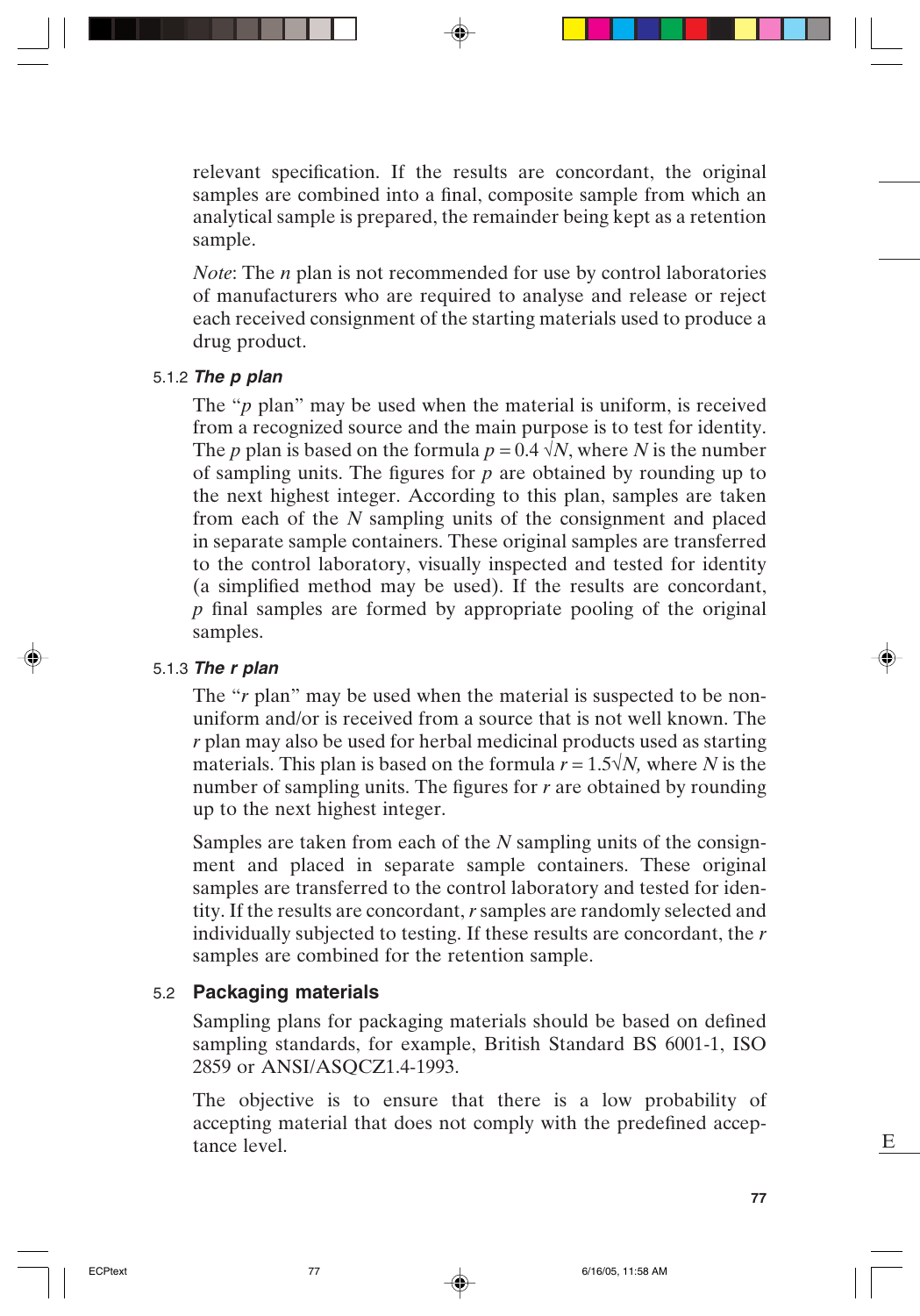relevant specification. If the results are concordant, the original samples are combined into a final, composite sample from which an analytical sample is prepared, the remainder being kept as a retention sample.

*Note*: The $n$ plan is not recommended for use by control laboratories of manufacturers who are required to analyse and release or reject each received consignment of the starting materials used to produce a drug product.

### 5.1.2 *The p plan*

The “$p$ plan” may be used when the material is uniform, is received from a recognized source and the main purpose is to test for identity. The $p$ plan is based on the formula $p = 0.4\sqrt{N}$, where $N$ is the number of sampling units. The figures for $p$ are obtained by rounding up to the next highest integer. According to this plan, samples are taken from each of the $N$ sampling units of the consignment and placed in separate sample containers. These original samples are transferred to the control laboratory, visually inspected and tested for identity (a simplified method may be used). If the results are concordant, $p$ final samples are formed by appropriate pooling of the original samples.

### 5.1.3 *The r plan*

The “$r$ plan” may be used when the material is suspected to be non-uniform and/or is received from a source that is not well known. The $r$ plan may also be used for herbal medicinal products used as starting materials. This plan is based on the formula $r = 1.5\sqrt{N}$, where $N$ is the number of sampling units. The figures for $r$ are obtained by rounding up to the next highest integer.

Samples are taken from each of the $N$ sampling units of the consignment and placed in separate sample containers. These original samples are transferred to the control laboratory and tested for identity. If the results are concordant, $r$ samples are randomly selected and individually subjected to testing. If these results are concordant, the $r$ samples are combined for the retention sample.

## 5.2 Packaging materials

Sampling plans for packaging materials should be based on defined sampling standards, for example, British Standard BS 6001-1, ISO 2859 or ANSI/ASQCZ1.4-1993.

The objective is to ensure that there is a low probability of accepting material that does not comply with the predefined acceptance level.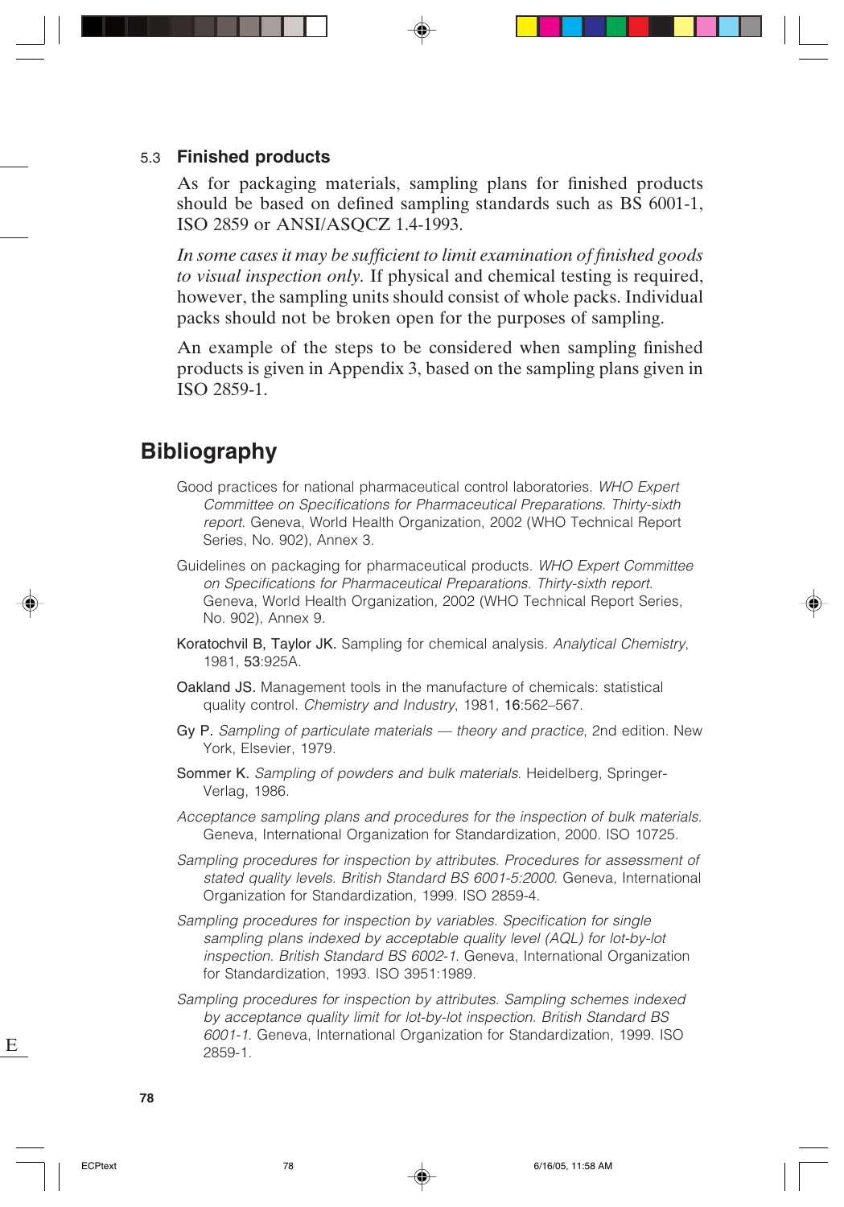### 5.3 Finished products

As for packaging materials, sampling plans for finished products should be based on defined sampling standards such as BS 6001-1, ISO 2859 or ANSI/ASQCZ 1.4-1993.

*In some cases it may be sufficient to limit examination of finished goods to visual inspection only.* If physical and chemical testing is required, however, the sampling units should consist of whole packs. Individual packs should not be broken open for the purposes of sampling.

An example of the steps to be considered when sampling finished products is given in Appendix 3, based on the sampling plans given in ISO 2859-1.

## Bibliography

Good practices for national pharmaceutical control laboratories. *WHO Expert Committee on Specifications for Pharmaceutical Preparations. Thirty-sixth report*. Geneva, World Health Organization, 2002 (WHO Technical Report Series, No. 902), Annex 3.

Guidelines on packaging for pharmaceutical products. *WHO Expert Committee on Specifications for Pharmaceutical Preparations. Thirty-sixth report*. Geneva, World Health Organization, 2002 (WHO Technical Report Series, No. 902), Annex 9.

Koratochvil B, Taylor JK. Sampling for chemical analysis. *Analytical Chemistry*, 1981, **53**:925A.

Oakland JS. Management tools in the manufacture of chemicals: statistical quality control. *Chemistry and Industry*, 1981, **16**:562–567.

Gy P. *Sampling of particulate materials — theory and practice*, 2nd edition. New York, Elsevier, 1979.

Sommer K. *Sampling of powders and bulk materials*. Heidelberg, Springer-Verlag, 1986.

*Acceptance sampling plans and procedures for the inspection of bulk materials*. Geneva, International Organization for Standardization, 2000. ISO 10725.

*Sampling procedures for inspection by attributes. Procedures for assessment of stated quality levels. British Standard BS 6001-5:2000*. Geneva, International Organization for Standardization, 1999. ISO 2859-4.

*Sampling procedures for inspection by variables. Specification for single sampling plans indexed by acceptable quality level (AQL) for lot-by-lot inspection. British Standard BS 6002-1*. Geneva, International Organization for Standardization, 1993. ISO 3951:1989.

*Sampling procedures for inspection by attributes. Sampling schemes indexed by acceptance quality limit for lot-by-lot inspection. British Standard BS 6001-1*. Geneva, International Organization for Standardization, 1999. ISO 2859-1.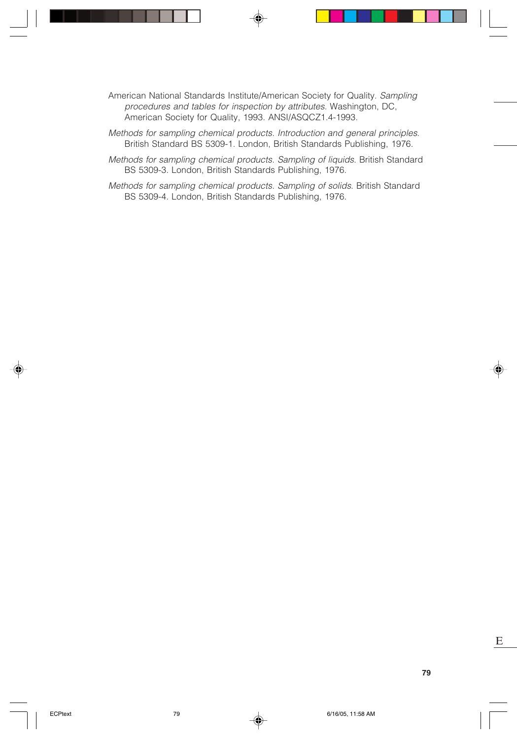American National Standards Institute/American Society for Quality. *Sampling procedures and tables for inspection by attributes*. Washington, DC, American Society for Quality, 1993. ANSI/ASQCZ1.4-1993.

*Methods for sampling chemical products. Introduction and general principles*. British Standard BS 5309-1. London, British Standards Publishing, 1976.

*Methods for sampling chemical products. Sampling of liquids*. British Standard BS 5309-3. London, British Standards Publishing, 1976.

*Methods for sampling chemical products. Sampling of solids*. British Standard BS 5309-4. London, British Standards Publishing, 1976.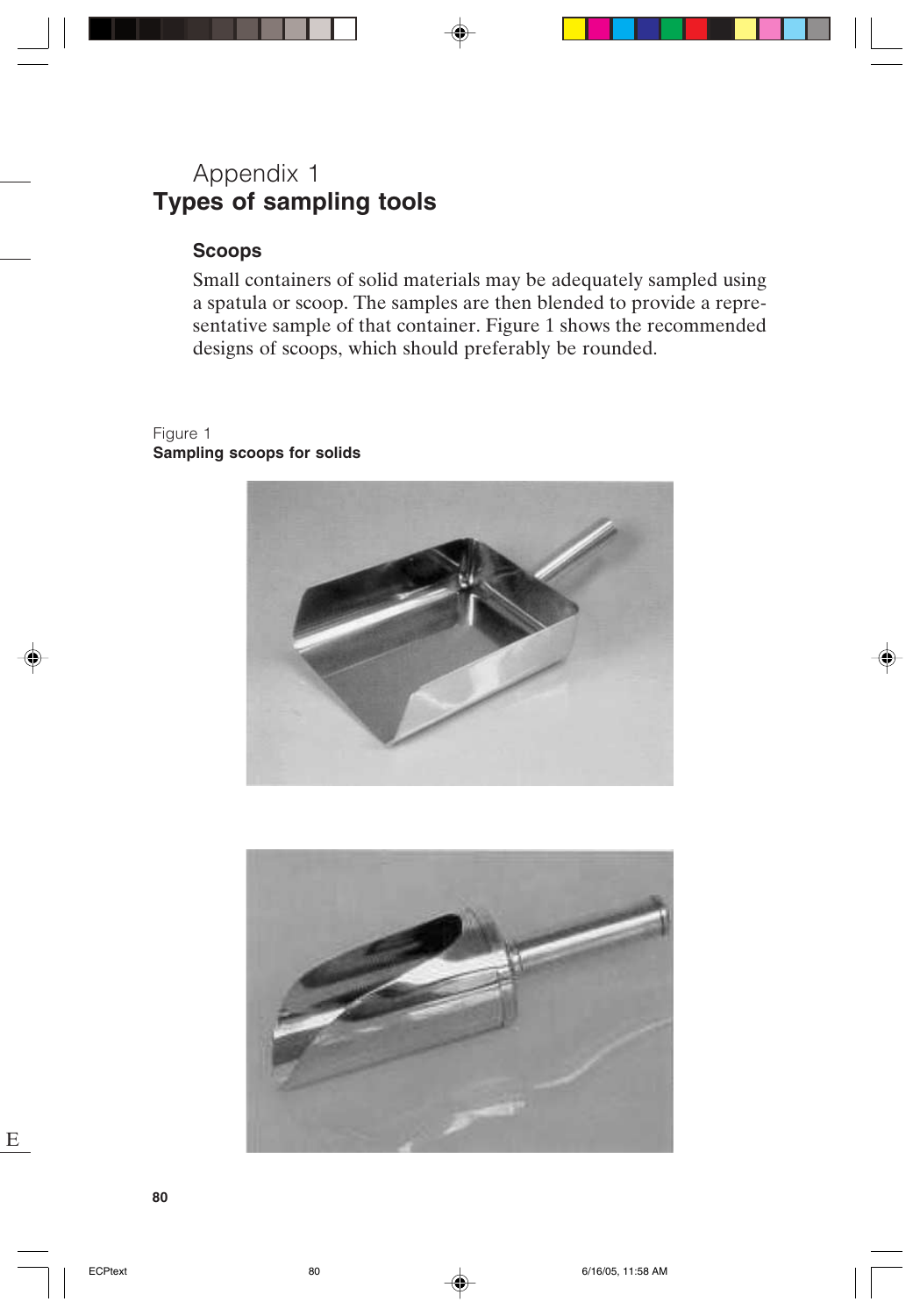# Appendix 1
## Types of sampling tools

### Scoops

Small containers of solid materials may be adequately sampled using a spatula or scoop. The samples are then blended to provide a representative sample of that container. Figure 1 shows the recommended designs of scoops, which should preferably be rounded.

Figure 1
**Sampling scoops for solids**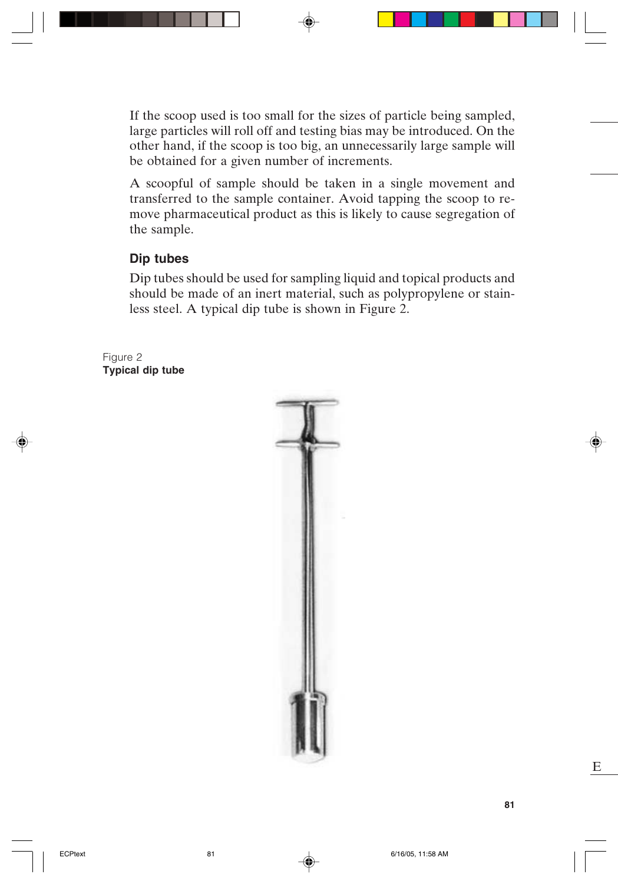If the scoop used is too small for the sizes of particle being sampled, large particles will roll off and testing bias may be introduced. On the other hand, if the scoop is too big, an unnecessarily large sample will be obtained for a given number of increments.

A scoopful of sample should be taken in a single movement and transferred to the sample container. Avoid tapping the scoop to remove pharmaceutical product as this is likely to cause segregation of the sample.

## Dip tubes

Dip tubes should be used for sampling liquid and topical products and should be made of an inert material, such as polypropylene or stainless steel. A typical dip tube is shown in Figure 2.

Figure 2
**Typical dip tube**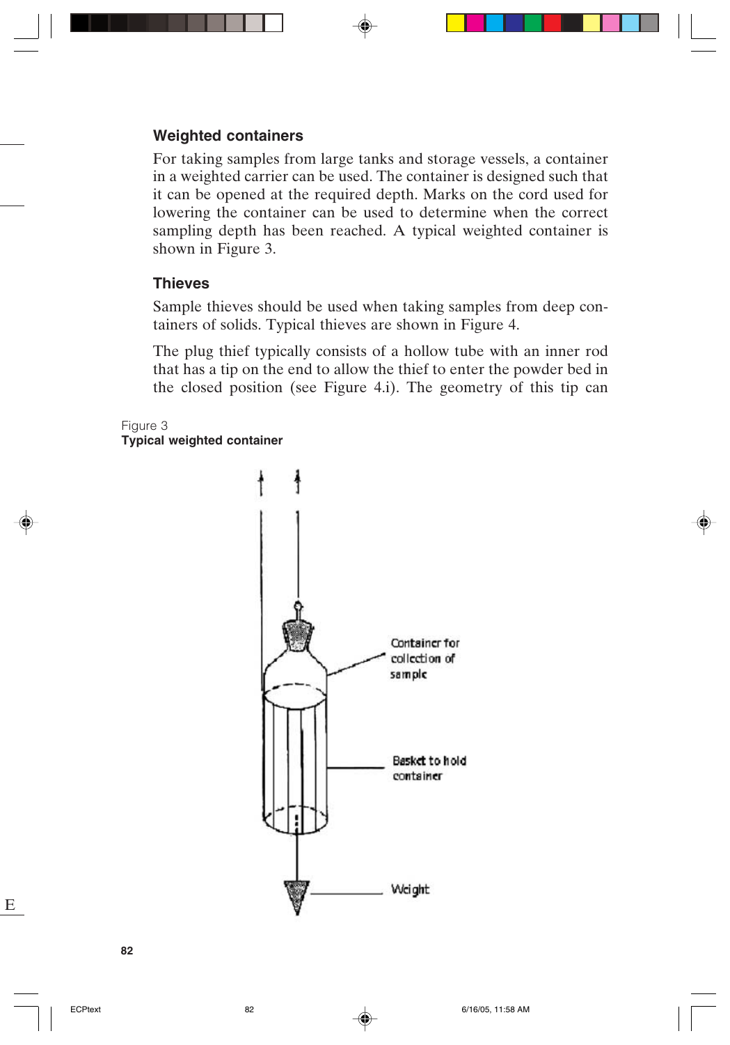### Weighted containers

For taking samples from large tanks and storage vessels, a container in a weighted carrier can be used. The container is designed such that it can be opened at the required depth. Marks on the cord used for lowering the container can be used to determine when the correct sampling depth has been reached. A typical weighted container is shown in Figure 3.

### Thieves

Sample thieves should be used when taking samples from deep containers of solids. Typical thieves are shown in Figure 4.

The plug thief typically consists of a hollow tube with an inner rod that has a tip on the end to allow the thief to enter the powder bed in the closed position (see Figure 4.i). The geometry of this tip can

Figure 3
**Typical weighted container**

Container for collection of sample

Basket to hold container

Weight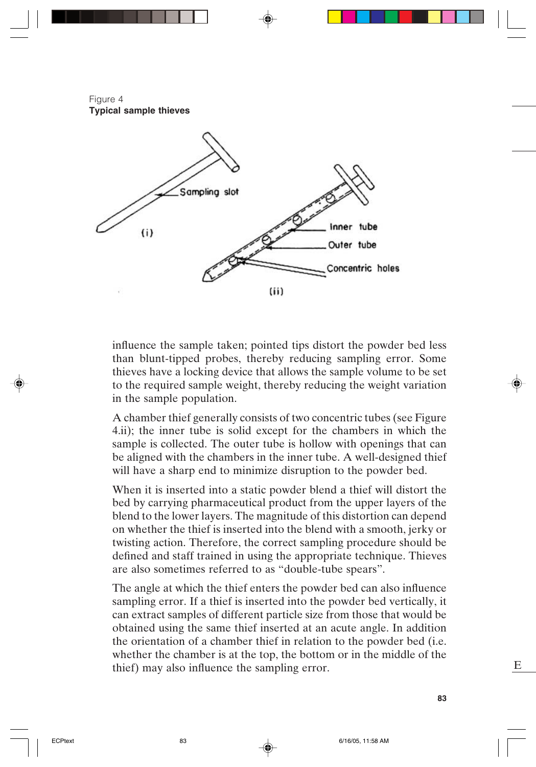Figure 4
**Typical sample thieves**

Sampling slot

(i)

Inner tube

Outer tube

Concentric holes

(ii)

influence the sample taken; pointed tips distort the powder bed less than blunt-tipped probes, thereby reducing sampling error. Some thieves have a locking device that allows the sample volume to be set to the required sample weight, thereby reducing the weight variation in the sample population.

A chamber thief generally consists of two concentric tubes (see Figure 4.ii); the inner tube is solid except for the chambers in which the sample is collected. The outer tube is hollow with openings that can be aligned with the chambers in the inner tube. A well-designed thief will have a sharp end to minimize disruption to the powder bed.

When it is inserted into a static powder blend a thief will distort the bed by carrying pharmaceutical product from the upper layers of the blend to the lower layers. The magnitude of this distortion can depend on whether the thief is inserted into the blend with a smooth, jerky or twisting action. Therefore, the correct sampling procedure should be defined and staff trained in using the appropriate technique. Thieves are also sometimes referred to as "double-tube spears".

The angle at which the thief enters the powder bed can also influence sampling error. If a thief is inserted into the powder bed vertically, it can extract samples of different particle size from those that would be obtained using the same thief inserted at an acute angle. In addition the orientation of a chamber thief in relation to the powder bed (i.e. whether the chamber is at the top, the bottom or in the middle of the thief) may also influence the sampling error.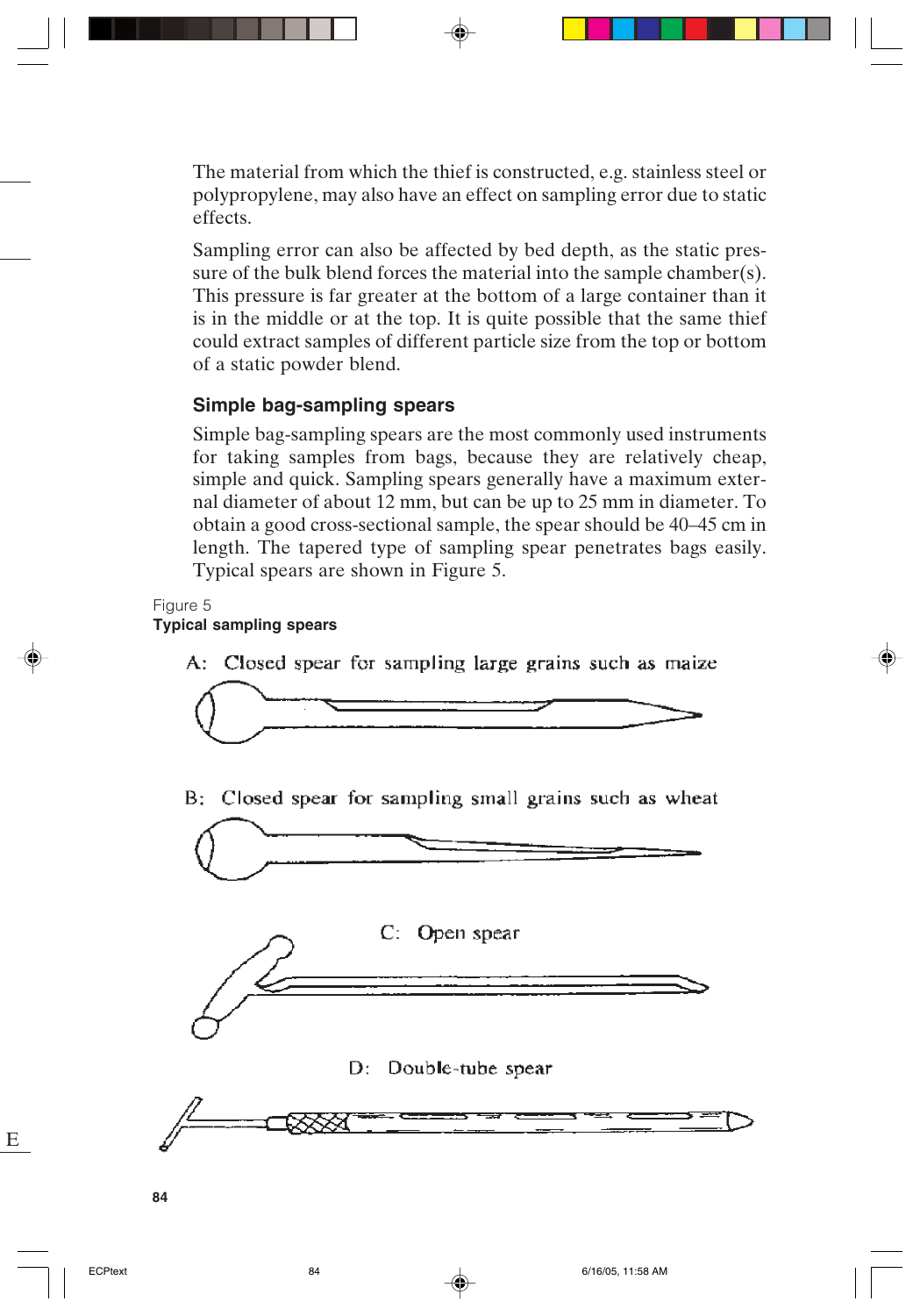The material from which the thief is constructed, e.g. stainless steel or polypropylene, may also have an effect on sampling error due to static effects.

Sampling error can also be affected by bed depth, as the static pressure of the bulk blend forces the material into the sample chamber(s). This pressure is far greater at the bottom of a large container than it is in the middle or at the top. It is quite possible that the same thief could extract samples of different particle size from the top or bottom of a static powder blend.

### Simple bag-sampling spears

Simple bag-sampling spears are the most commonly used instruments for taking samples from bags, because they are relatively cheap, simple and quick. Sampling spears generally have a maximum external diameter of about 12 mm, but can be up to 25 mm in diameter. To obtain a good cross-sectional sample, the spear should be 40–45 cm in length. The tapered type of sampling spear penetrates bags easily. Typical spears are shown in Figure 5.

Figure 5
**Typical sampling spears**

A: Closed spear for sampling large grains such as maize

B: Closed spear for sampling small grains such as wheat

C: Open spear

D: Double-tube spear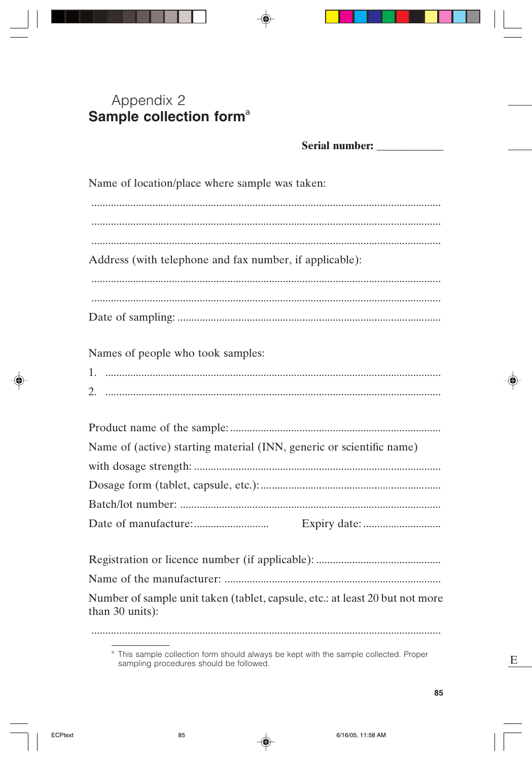Appendix 2

# Sample collection form[a]

**Serial number:** ____________

Name of location/place where sample was taken:

..............................................................................................................................

..............................................................................................................................

..............................................................................................................................

Address (with telephone and fax number, if applicable):

..............................................................................................................................

..............................................................................................................................

Date of sampling: ..............................................................................................

Names of people who took samples:

1. .........................................................................................................................
2. .........................................................................................................................

Product name of the sample: ............................................................................

Name of (active) starting material (INN, generic or scientific name) with dosage strength: ........................................................................................

Dosage form (tablet, capsule, etc.): .................................................................

Batch/lot number: .............................................................................................

Date of manufacture: ........................... Expiry date: ............................

Registration or licence number (if applicable): .............................................

Name of the manufacturer: ..............................................................................

Number of sample unit taken (tablet, capsule, etc.: at least 20 but not more than 30 units):

..............................................................................................................................

[a] This sample collection form should always be kept with the sample collected. Proper sampling procedures should be followed.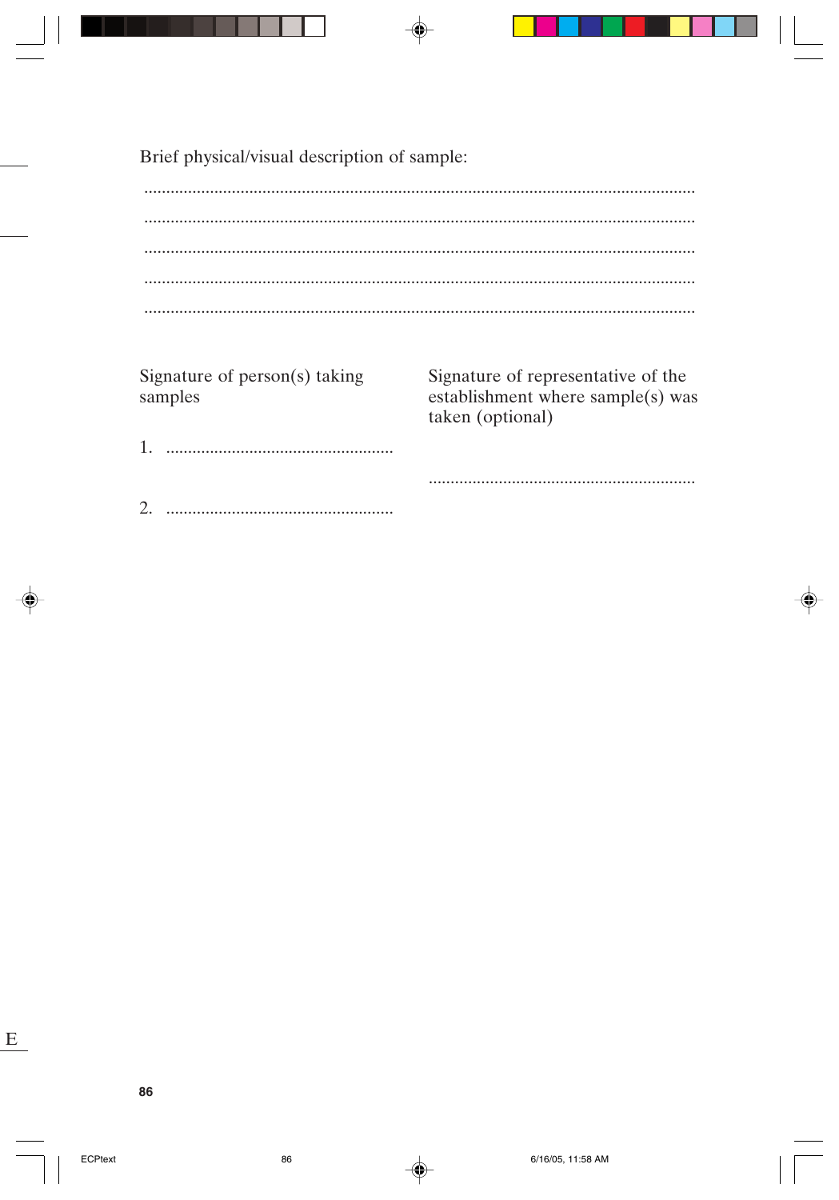Brief physical/visual description of sample:

.............................................................................................................................

.............................................................................................................................

.............................................................................................................................

.............................................................................................................................

.............................................................................................................................

Signature of person(s) taking samples

1. ....................................................

2. ....................................................

Signature of representative of the establishment where sample(s) was taken (optional)

.............................................................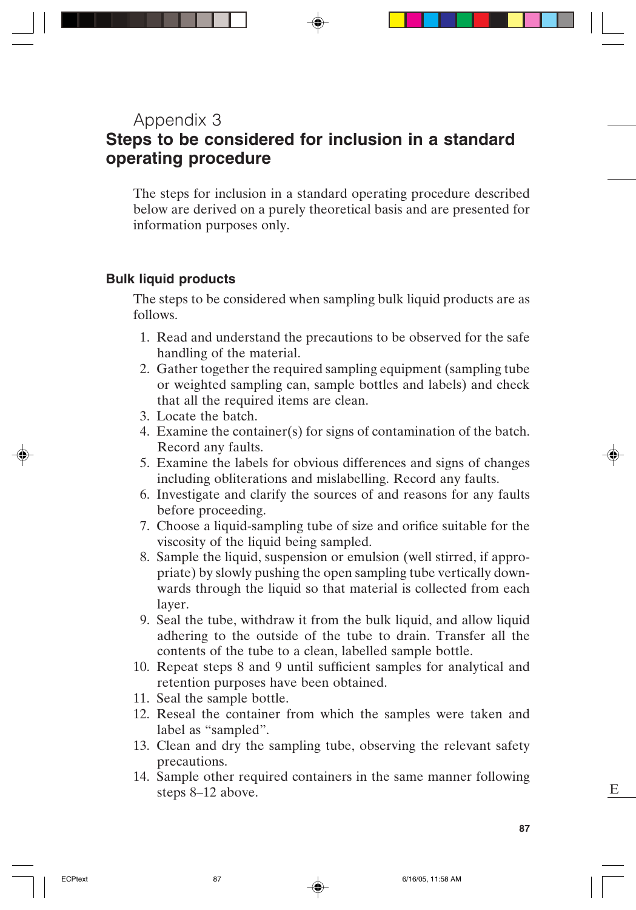# Appendix 3
# Steps to be considered for inclusion in a standard operating procedure

The steps for inclusion in a standard operating procedure described below are derived on a purely theoretical basis and are presented for information purposes only.

## Bulk liquid products

The steps to be considered when sampling bulk liquid products are as follows.

1. Read and understand the precautions to be observed for the safe handling of the material.
2. Gather together the required sampling equipment (sampling tube or weighted sampling can, sample bottles and labels) and check that all the required items are clean.
3. Locate the batch.
4. Examine the container(s) for signs of contamination of the batch. Record any faults.
5. Examine the labels for obvious differences and signs of changes including obliterations and mislabelling. Record any faults.
6. Investigate and clarify the sources of and reasons for any faults before proceeding.
7. Choose a liquid-sampling tube of size and orifice suitable for the viscosity of the liquid being sampled.
8. Sample the liquid, suspension or emulsion (well stirred, if appropriate) by slowly pushing the open sampling tube vertically downwards through the liquid so that material is collected from each layer.
9. Seal the tube, withdraw it from the bulk liquid, and allow liquid adhering to the outside of the tube to drain. Transfer all the contents of the tube to a clean, labelled sample bottle.
10. Repeat steps 8 and 9 until sufficient samples for analytical and retention purposes have been obtained.
11. Seal the sample bottle.
12. Reseal the container from which the samples were taken and label as "sampled".
13. Clean and dry the sampling tube, observing the relevant safety precautions.
14. Sample other required containers in the same manner following steps 8–12 above.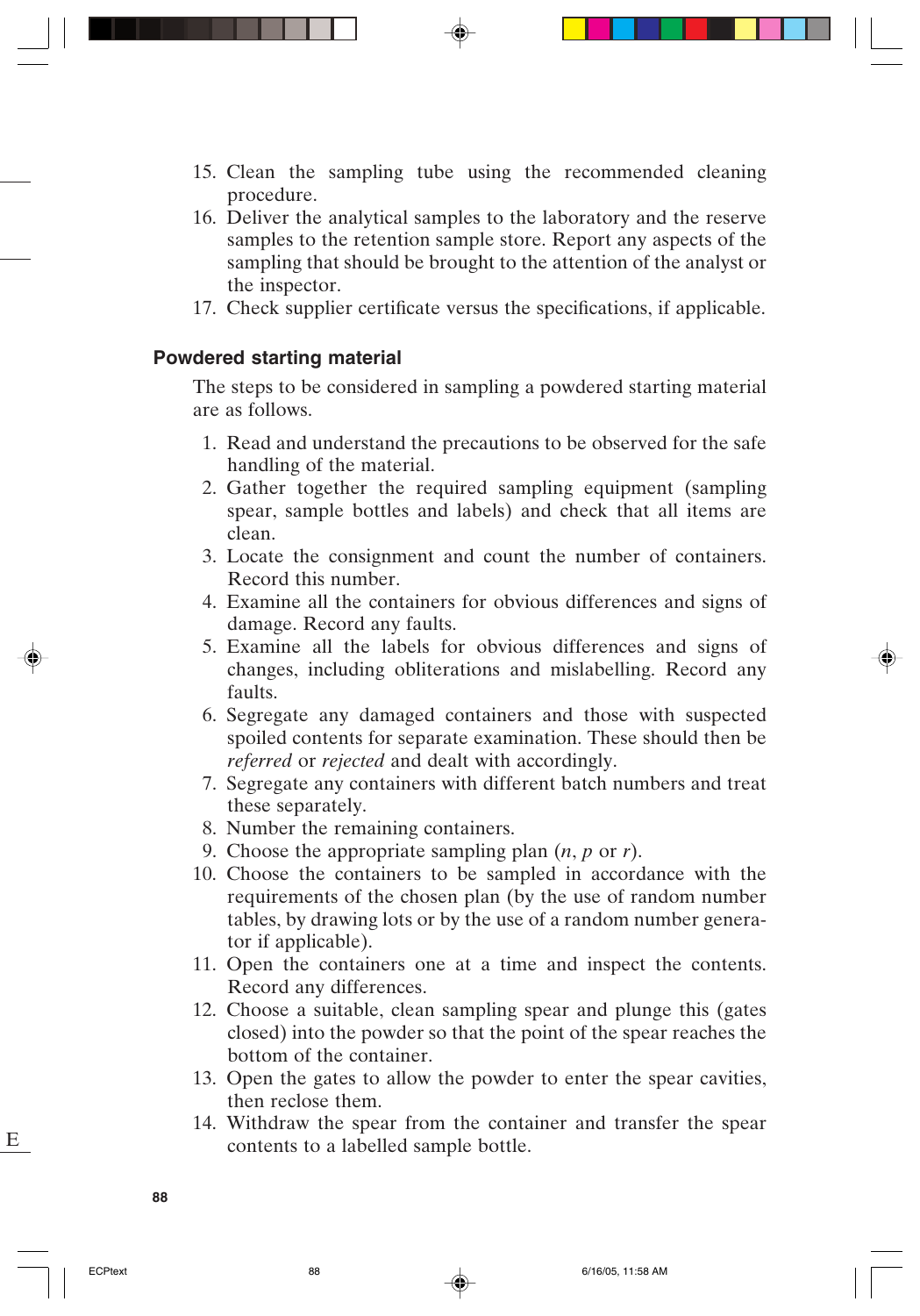15. Clean the sampling tube using the recommended cleaning procedure.
16. Deliver the analytical samples to the laboratory and the reserve samples to the retention sample store. Report any aspects of the sampling that should be brought to the attention of the analyst or the inspector.
17. Check supplier certificate versus the specifications, if applicable.

### Powdered starting material

The steps to be considered in sampling a powdered starting material are as follows.

1. Read and understand the precautions to be observed for the safe handling of the material.
2. Gather together the required sampling equipment (sampling spear, sample bottles and labels) and check that all items are clean.
3. Locate the consignment and count the number of containers. Record this number.
4. Examine all the containers for obvious differences and signs of damage. Record any faults.
5. Examine all the labels for obvious differences and signs of changes, including obliterations and mislabelling. Record any faults.
6. Segregate any damaged containers and those with suspected spoiled contents for separate examination. These should then be *referred* or *rejected* and dealt with accordingly.
7. Segregate any containers with different batch numbers and treat these separately.
8. Number the remaining containers.
9. Choose the appropriate sampling plan ($n$, $p$ or $r$).
10. Choose the containers to be sampled in accordance with the requirements of the chosen plan (by the use of random number tables, by drawing lots or by the use of a random number generator if applicable).
11. Open the containers one at a time and inspect the contents. Record any differences.
12. Choose a suitable, clean sampling spear and plunge this (gates closed) into the powder so that the point of the spear reaches the bottom of the container.
13. Open the gates to allow the powder to enter the spear cavities, then reclose them.
14. Withdraw the spear from the container and transfer the spear contents to a labelled sample bottle.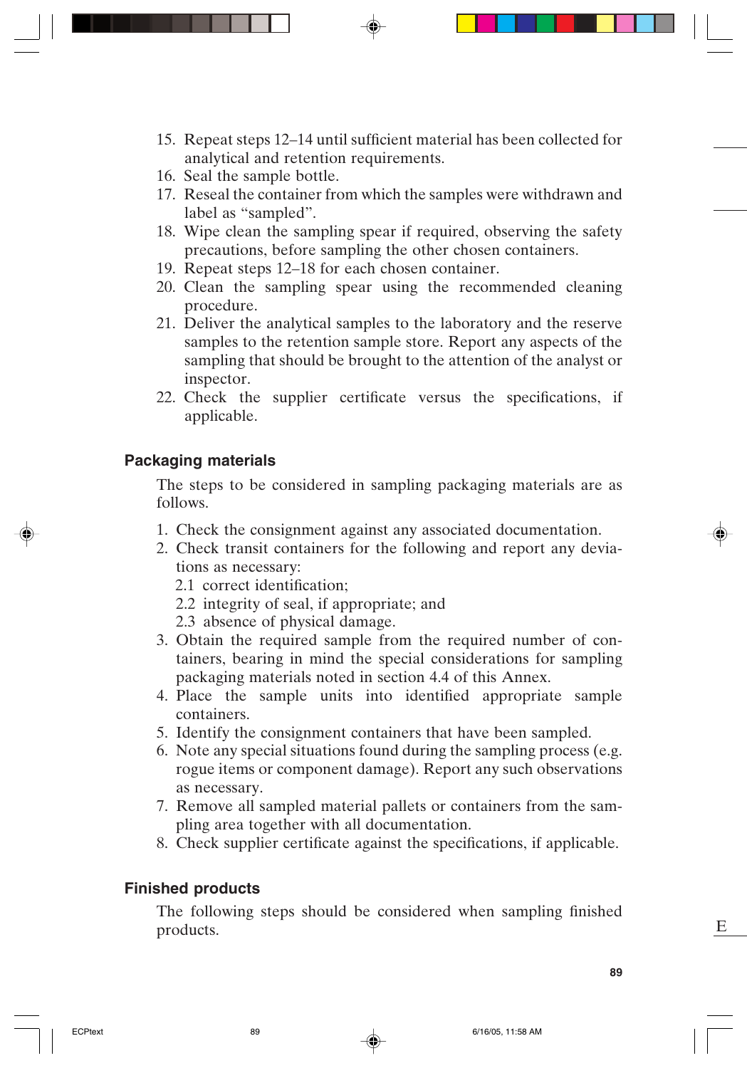15. Repeat steps 12–14 until sufficient material has been collected for analytical and retention requirements.
16. Seal the sample bottle.
17. Reseal the container from which the samples were withdrawn and label as “sampled”.
18. Wipe clean the sampling spear if required, observing the safety precautions, before sampling the other chosen containers.
19. Repeat steps 12–18 for each chosen container.
20. Clean the sampling spear using the recommended cleaning procedure.
21. Deliver the analytical samples to the laboratory and the reserve samples to the retention sample store. Report any aspects of the sampling that should be brought to the attention of the analyst or inspector.
22. Check the supplier certificate versus the specifications, if applicable.

### Packaging materials

The steps to be considered in sampling packaging materials are as follows.

1. Check the consignment against any associated documentation.
2. Check transit containers for the following and report any deviations as necessary:
   - 2.1 correct identification;
   - 2.2 integrity of seal, if appropriate; and
   - 2.3 absence of physical damage.
3. Obtain the required sample from the required number of containers, bearing in mind the special considerations for sampling packaging materials noted in section 4.4 of this Annex.
4. Place the sample units into identified appropriate sample containers.
5. Identify the consignment containers that have been sampled.
6. Note any special situations found during the sampling process (e.g. rogue items or component damage). Report any such observations as necessary.
7. Remove all sampled material pallets or containers from the sampling area together with all documentation.
8. Check supplier certificate against the specifications, if applicable.

### Finished products

The following steps should be considered when sampling finished products.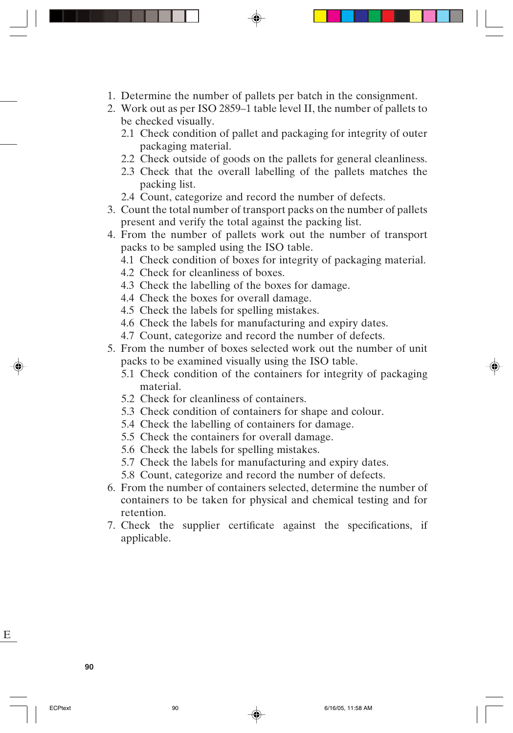1. Determine the number of pallets per batch in the consignment.
2. Work out as per ISO 2859–1 table level II, the number of pallets to be checked visually.
   - 2.1 Check condition of pallet and packaging for integrity of outer packaging material.
   - 2.2 Check outside of goods on the pallets for general cleanliness.
   - 2.3 Check that the overall labelling of the pallets matches the packing list.
   - 2.4 Count, categorize and record the number of defects.
3. Count the total number of transport packs on the number of pallets present and verify the total against the packing list.
4. From the number of pallets work out the number of transport packs to be sampled using the ISO table.
   - 4.1 Check condition of boxes for integrity of packaging material.
   - 4.2 Check for cleanliness of boxes.
   - 4.3 Check the labelling of the boxes for damage.
   - 4.4 Check the boxes for overall damage.
   - 4.5 Check the labels for spelling mistakes.
   - 4.6 Check the labels for manufacturing and expiry dates.
   - 4.7 Count, categorize and record the number of defects.
5. From the number of boxes selected work out the number of unit packs to be examined visually using the ISO table.
   - 5.1 Check condition of the containers for integrity of packaging material.
   - 5.2 Check for cleanliness of containers.
   - 5.3 Check condition of containers for shape and colour.
   - 5.4 Check the labelling of containers for damage.
   - 5.5 Check the containers for overall damage.
   - 5.6 Check the labels for spelling mistakes.
   - 5.7 Check the labels for manufacturing and expiry dates.
   - 5.8 Count, categorize and record the number of defects.
6. From the number of containers selected, determine the number of containers to be taken for physical and chemical testing and for retention.
7. Check the supplier certificate against the specifications, if applicable.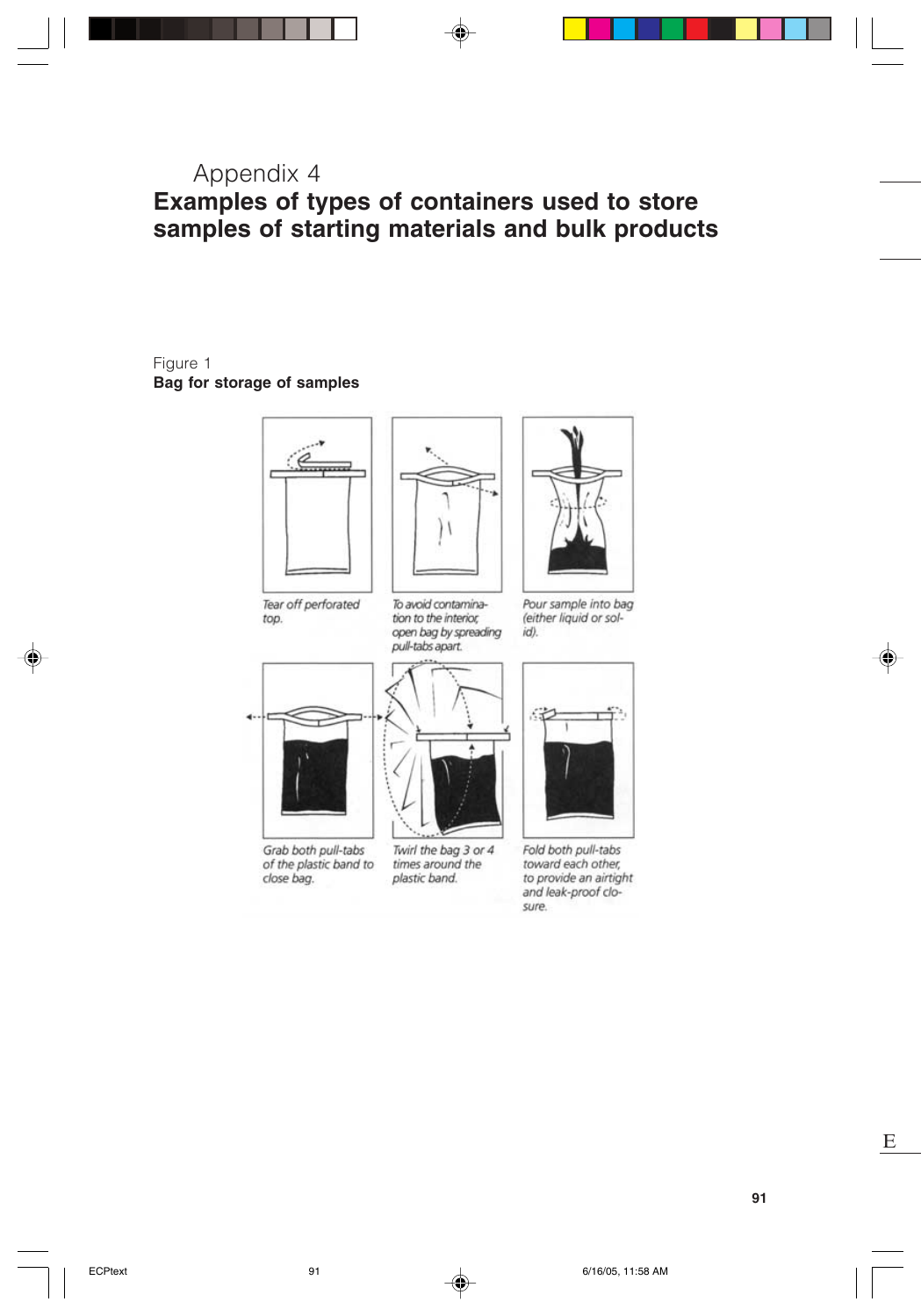Appendix 4

# Examples of types of containers used to store samples of starting materials and bulk products

Figure 1

**Bag for storage of samples**

*Tear off perforated top.*

*To avoid contamination to the interior, open bag by spreading pull-tabs apart.*

*Pour sample into bag (either liquid or solid).*

*Grab both pull-tabs of the plastic band to close bag.*

*Twirl the bag 3 or 4 times around the plastic band.*

*Fold both pull-tabs toward each other, to provide an airtight and leak-proof closure.*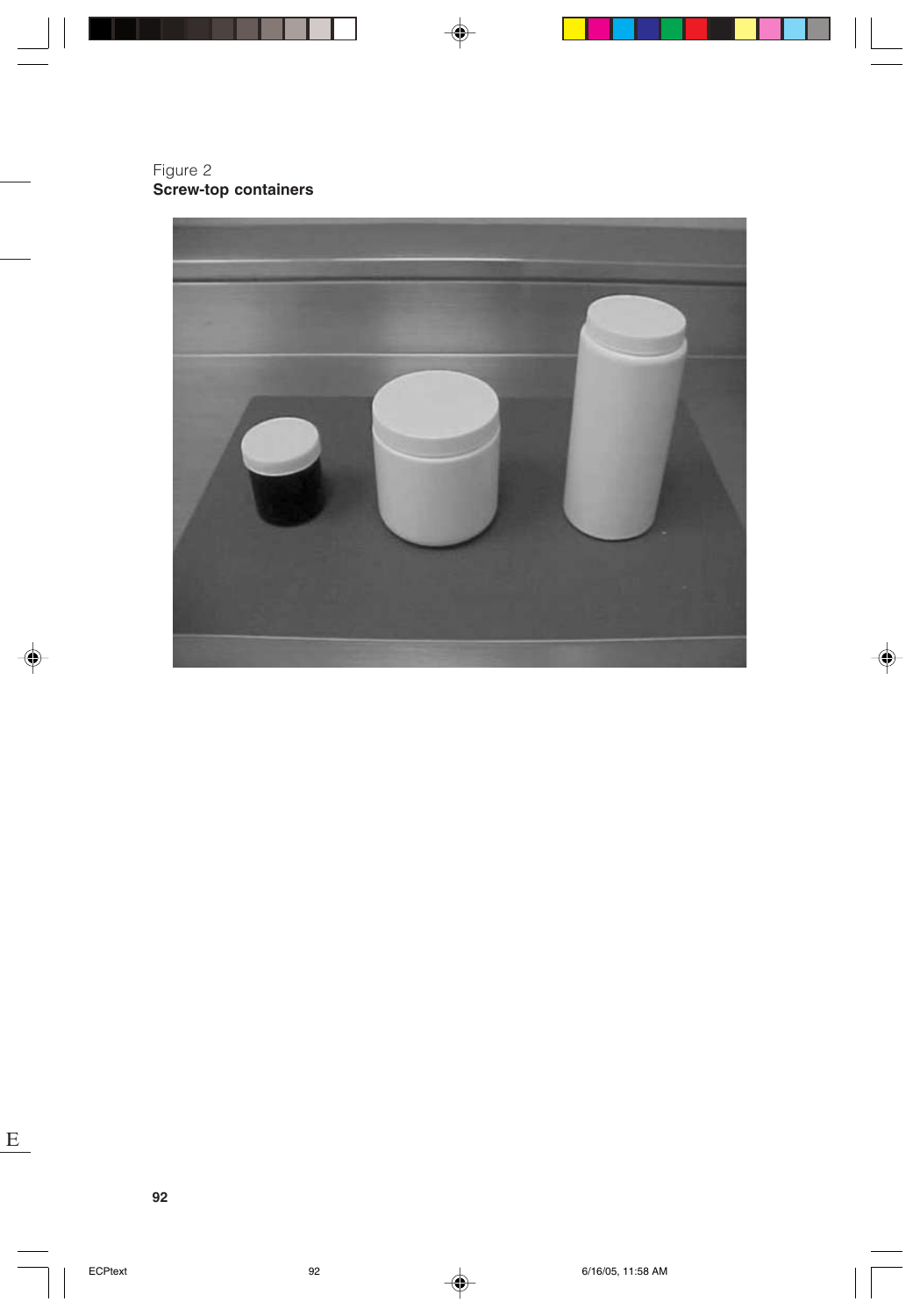Figure 2
**Screw-top containers**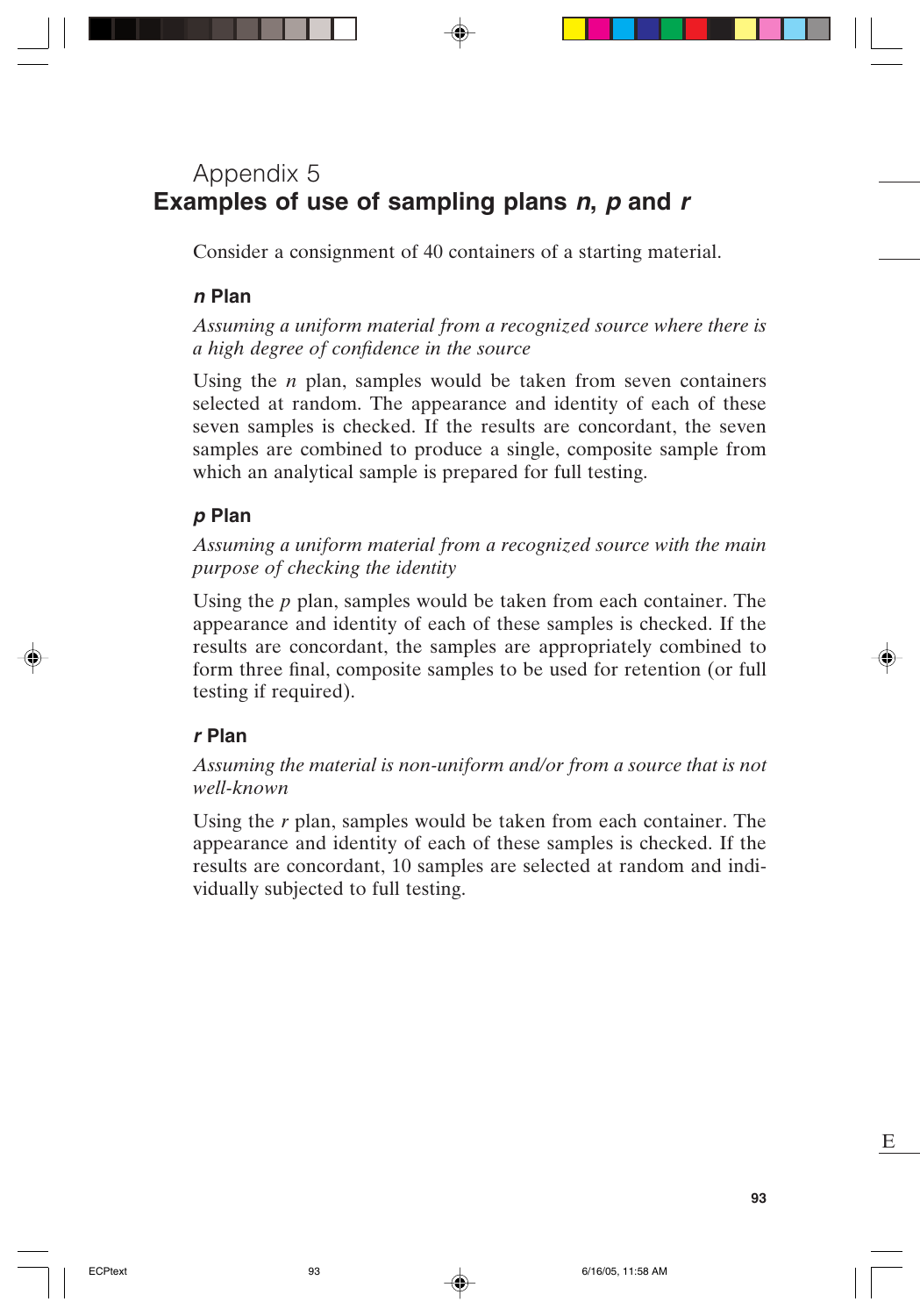# Appendix 5
## Examples of use of sampling plans *n*, *p* and *r*

Consider a consignment of 40 containers of a starting material.

### *n* Plan

*Assuming a uniform material from a recognized source where there is a high degree of confidence in the source*

Using the *n* plan, samples would be taken from seven containers selected at random. The appearance and identity of each of these seven samples is checked. If the results are concordant, the seven samples are combined to produce a single, composite sample from which an analytical sample is prepared for full testing.

### *p* Plan

*Assuming a uniform material from a recognized source with the main purpose of checking the identity*

Using the *p* plan, samples would be taken from each container. The appearance and identity of each of these samples is checked. If the results are concordant, the samples are appropriately combined to form three final, composite samples to be used for retention (or full testing if required).

### *r* Plan

*Assuming the material is non-uniform and/or from a source that is not well-known*

Using the *r* plan, samples would be taken from each container. The appearance and identity of each of these samples is checked. If the results are concordant, 10 samples are selected at random and individually subjected to full testing.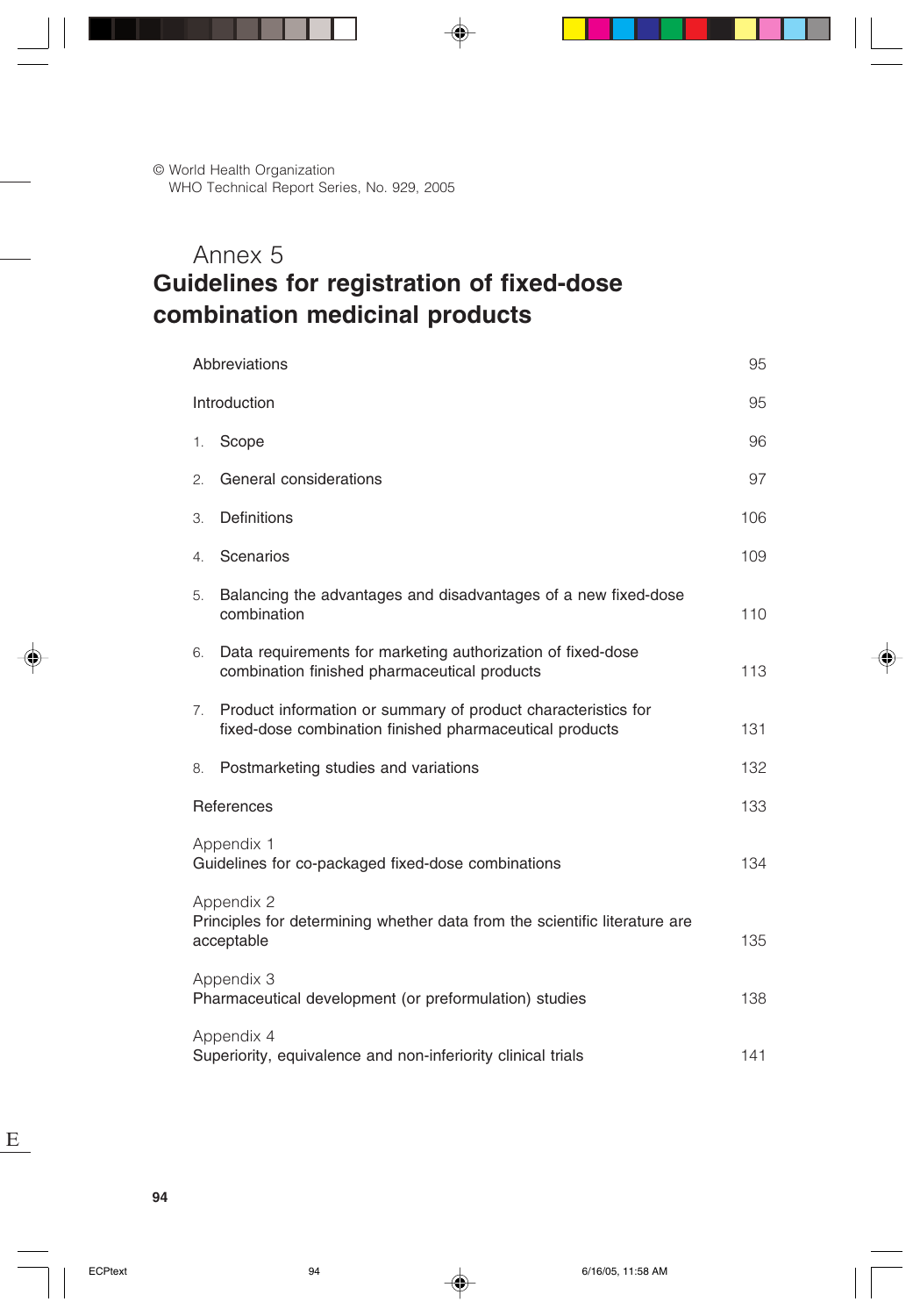© World Health Organization
WHO Technical Report Series, No. 929, 2005

# Annex 5
# Guidelines for registration of fixed-dose combination medicinal products

| | |
|---|---|
| Abbreviations | 95 |
| Introduction | 95 |
| 1. Scope | 96 |
| 2. General considerations | 97 |
| 3. Definitions | 106 |
| 4. Scenarios | 109 |
| 5. Balancing the advantages and disadvantages of a new fixed-dose combination | 110 |
| 6. Data requirements for marketing authorization of fixed-dose combination finished pharmaceutical products | 113 |
| 7. Product information or summary of product characteristics for fixed-dose combination finished pharmaceutical products | 131 |
| 8. Postmarketing studies and variations | 132 |
| References | 133 |
| Appendix 1<br>Guidelines for co-packaged fixed-dose combinations | 134 |
| Appendix 2<br>Principles for determining whether data from the scientific literature are acceptable | 135 |
| Appendix 3<br>Pharmaceutical development (or preformulation) studies | 138 |
| Appendix 4<br>Superiority, equivalence and non-inferiority clinical trials | 141 |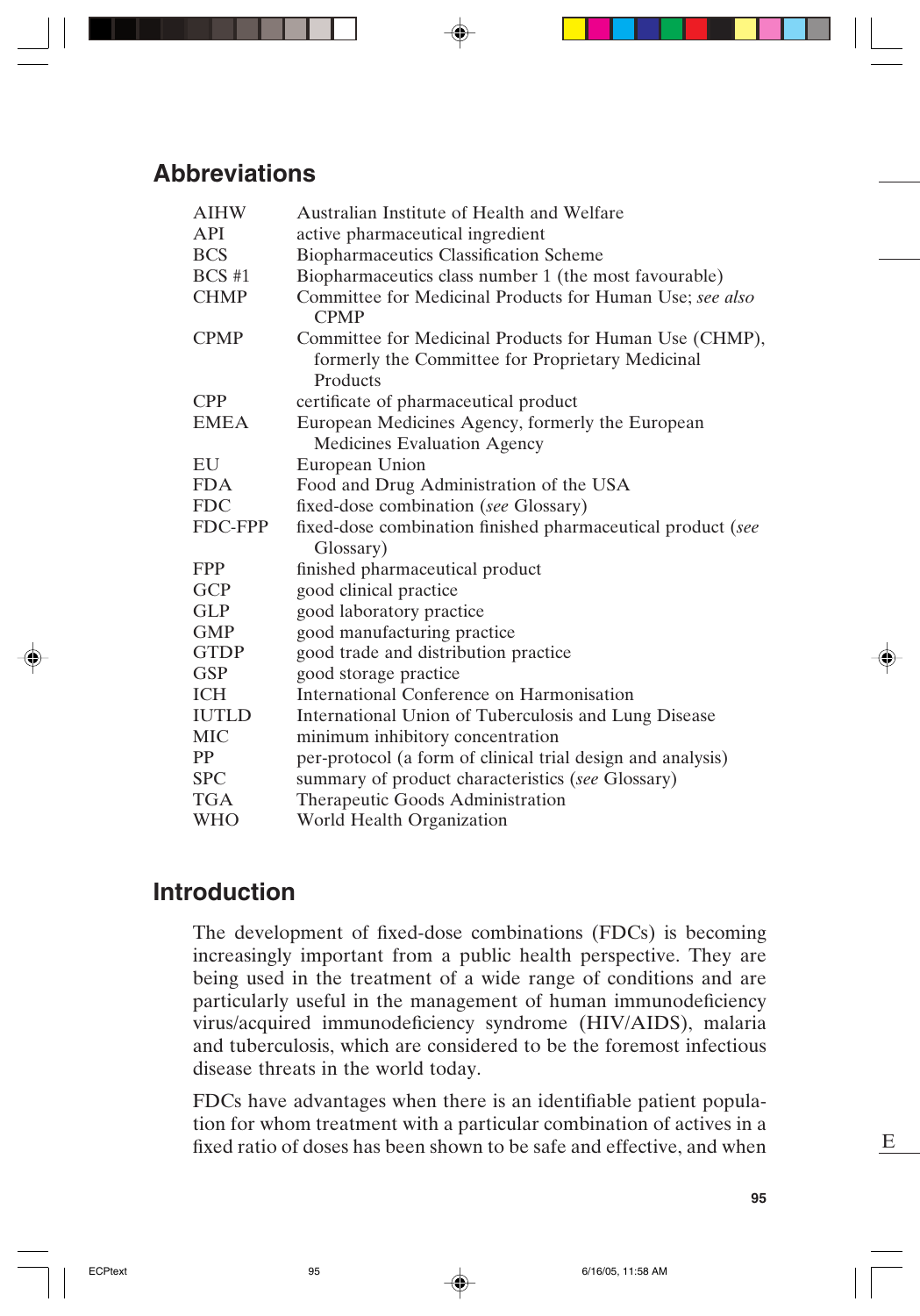## Abbreviations

| | |
|---|---|
| AIHW | Australian Institute of Health and Welfare |
| API | active pharmaceutical ingredient |
| BCS | Biopharmaceutics Classification Scheme |
| BCS #1 | Biopharmaceutics class number 1 (the most favourable) |
| CHMP | Committee for Medicinal Products for Human Use; *see also* CPMP |
| CPMP | Committee for Medicinal Products for Human Use (CHMP), formerly the Committee for Proprietary Medicinal Products |
| CPP | certificate of pharmaceutical product |
| EMEA | European Medicines Agency, formerly the European Medicines Evaluation Agency |
| EU | European Union |
| FDA | Food and Drug Administration of the USA |
| FDC | fixed-dose combination (*see* Glossary) |
| FDC-FPP | fixed-dose combination finished pharmaceutical product (*see* Glossary) |
| FPP | finished pharmaceutical product |
| GCP | good clinical practice |
| GLP | good laboratory practice |
| GMP | good manufacturing practice |
| GTDP | good trade and distribution practice |
| GSP | good storage practice |
| ICH | International Conference on Harmonisation |
| IUTLD | International Union of Tuberculosis and Lung Disease |
| MIC | minimum inhibitory concentration |
| PP | per-protocol (a form of clinical trial design and analysis) |
| SPC | summary of product characteristics (*see* Glossary) |
| TGA | Therapeutic Goods Administration |
| WHO | World Health Organization |

## Introduction

The development of fixed-dose combinations (FDCs) is becoming increasingly important from a public health perspective. They are being used in the treatment of a wide range of conditions and are particularly useful in the management of human immunodeficiency virus/acquired immunodeficiency syndrome (HIV/AIDS), malaria and tuberculosis, which are considered to be the foremost infectious disease threats in the world today.

FDCs have advantages when there is an identifiable patient population for whom treatment with a particular combination of actives in a fixed ratio of doses has been shown to be safe and effective, and when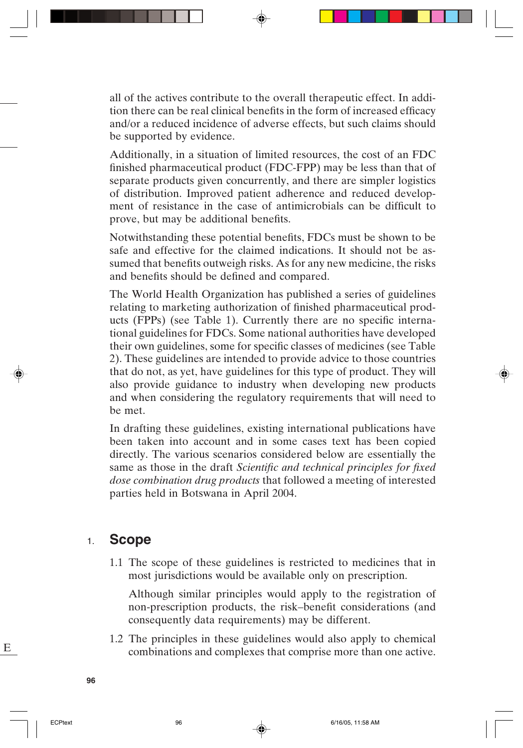all of the actives contribute to the overall therapeutic effect. In addition there can be real clinical benefits in the form of increased efficacy and/or a reduced incidence of adverse effects, but such claims should be supported by evidence.

Additionally, in a situation of limited resources, the cost of an FDC finished pharmaceutical product (FDC-FPP) may be less than that of separate products given concurrently, and there are simpler logistics of distribution. Improved patient adherence and reduced development of resistance in the case of antimicrobials can be difficult to prove, but may be additional benefits.

Notwithstanding these potential benefits, FDCs must be shown to be safe and effective for the claimed indications. It should not be assumed that benefits outweigh risks. As for any new medicine, the risks and benefits should be defined and compared.

The World Health Organization has published a series of guidelines relating to marketing authorization of finished pharmaceutical products (FPPs) (see Table 1). Currently there are no specific international guidelines for FDCs. Some national authorities have developed their own guidelines, some for specific classes of medicines (see Table 2). These guidelines are intended to provide advice to those countries that do not, as yet, have guidelines for this type of product. They will also provide guidance to industry when developing new products and when considering the regulatory requirements that will need to be met.

In drafting these guidelines, existing international publications have been taken into account and in some cases text has been copied directly. The various scenarios considered below are essentially the same as those in the draft *Scientific and technical principles for fixed dose combination drug products* that followed a meeting of interested parties held in Botswana in April 2004.

## 1. Scope

1.1 The scope of these guidelines is restricted to medicines that in most jurisdictions would be available only on prescription.

Although similar principles would apply to the registration of non-prescription products, the risk–benefit considerations (and consequently data requirements) may be different.

1.2 The principles in these guidelines would also apply to chemical combinations and complexes that comprise more than one active.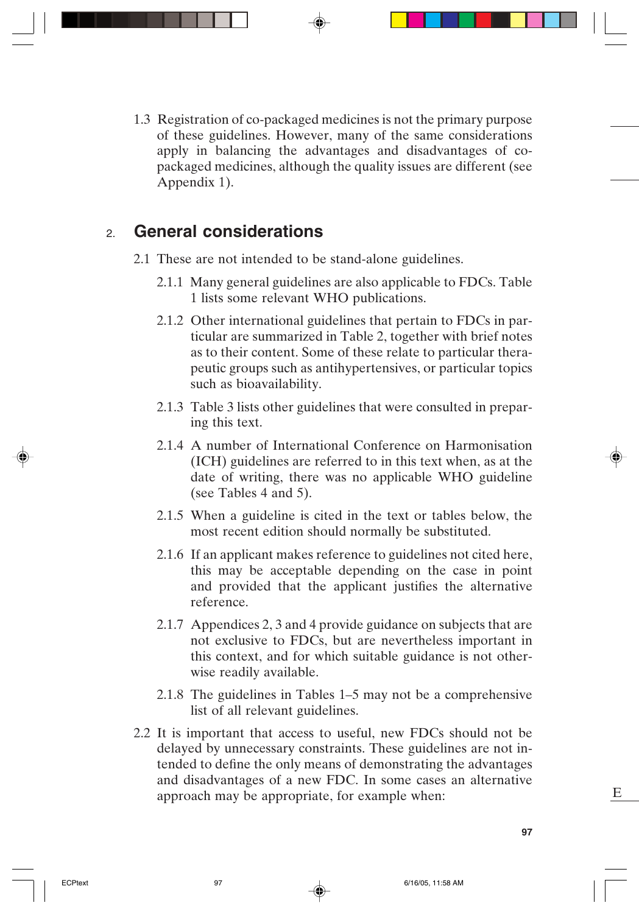1.3 Registration of co-packaged medicines is not the primary purpose of these guidelines. However, many of the same considerations apply in balancing the advantages and disadvantages of co-packaged medicines, although the quality issues are different (see Appendix 1).

## 2. General considerations

2.1 These are not intended to be stand-alone guidelines.

2.1.1 Many general guidelines are also applicable to FDCs. Table 1 lists some relevant WHO publications.

2.1.2 Other international guidelines that pertain to FDCs in particular are summarized in Table 2, together with brief notes as to their content. Some of these relate to particular therapeutic groups such as antihypertensives, or particular topics such as bioavailability.

2.1.3 Table 3 lists other guidelines that were consulted in preparing this text.

2.1.4 A number of International Conference on Harmonisation (ICH) guidelines are referred to in this text when, as at the date of writing, there was no applicable WHO guideline (see Tables 4 and 5).

2.1.5 When a guideline is cited in the text or tables below, the most recent edition should normally be substituted.

2.1.6 If an applicant makes reference to guidelines not cited here, this may be acceptable depending on the case in point and provided that the applicant justifies the alternative reference.

2.1.7 Appendices 2, 3 and 4 provide guidance on subjects that are not exclusive to FDCs, but are nevertheless important in this context, and for which suitable guidance is not otherwise readily available.

2.1.8 The guidelines in Tables 1–5 may not be a comprehensive list of all relevant guidelines.

2.2 It is important that access to useful, new FDCs should not be delayed by unnecessary constraints. These guidelines are not intended to define the only means of demonstrating the advantages and disadvantages of a new FDC. In some cases an alternative approach may be appropriate, for example when: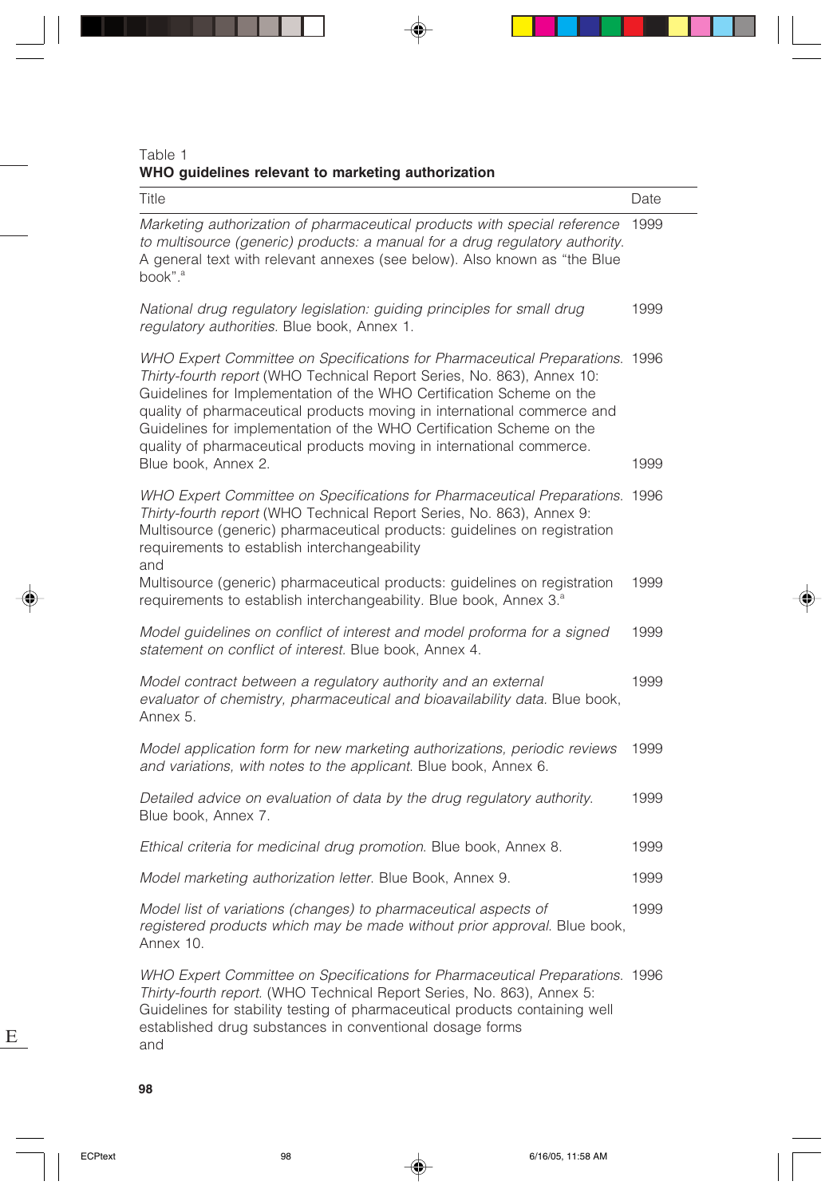Table 1
**WHO guidelines relevant to marketing authorization**

| Title | Date |
|---|---|
| *Marketing authorization of pharmaceutical products with special reference to multisource (generic) products: a manual for a drug regulatory authority.* A general text with relevant annexes (see below). Also known as "the Blue book".[a] | 1999 |
| *National drug regulatory legislation: guiding principles for small drug regulatory authorities.* Blue book, Annex 1. | 1999 |
| *WHO Expert Committee on Specifications for Pharmaceutical Preparations. Thirty-fourth report* (WHO Technical Report Series, No. 863), Annex 10: Guidelines for Implementation of the WHO Certification Scheme on the quality of pharmaceutical products moving in international commerce and Guidelines for implementation of the WHO Certification Scheme on the quality of pharmaceutical products moving in international commerce. Blue book, Annex 2. | 1996<br>1999 |
| *WHO Expert Committee on Specifications for Pharmaceutical Preparations. Thirty-fourth report* (WHO Technical Report Series, No. 863), Annex 9: Multisource (generic) pharmaceutical products: guidelines on registration requirements to establish interchangeability<br>and<br>Multisource (generic) pharmaceutical products: guidelines on registration requirements to establish interchangeability. Blue book, Annex 3.[a] | 1996<br>1999 |
| *Model guidelines on conflict of interest and model proforma for a signed statement on conflict of interest.* Blue book, Annex 4. | 1999 |
| *Model contract between a regulatory authority and an external evaluator of chemistry, pharmaceutical and bioavailability data.* Blue book, Annex 5. | 1999 |
| *Model application form for new marketing authorizations, periodic reviews and variations, with notes to the applicant.* Blue book, Annex 6. | 1999 |
| *Detailed advice on evaluation of data by the drug regulatory authority.* Blue book, Annex 7. | 1999 |
| *Ethical criteria for medicinal drug promotion.* Blue book, Annex 8. | 1999 |
| *Model marketing authorization letter.* Blue Book, Annex 9. | 1999 |
| *Model list of variations (changes) to pharmaceutical aspects of registered products which may be made without prior approval.* Blue book, Annex 10. | 1999 |
| *WHO Expert Committee on Specifications for Pharmaceutical Preparations. Thirty-fourth report.* (WHO Technical Report Series, No. 863), Annex 5: Guidelines for stability testing of pharmaceutical products containing well established drug substances in conventional dosage forms<br>and | 1996 |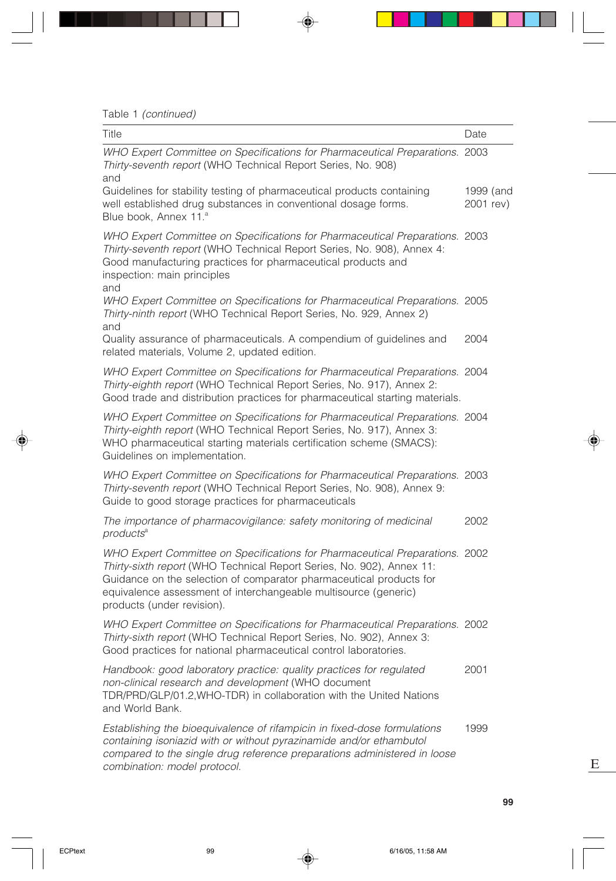Table 1 *(continued)*

| Title | Date |
|---|---|
| *WHO Expert Committee on Specifications for Pharmaceutical Preparations. Thirty-seventh report* (WHO Technical Report Series, No. 908) and | 2003 |
| Guidelines for stability testing of pharmaceutical products containing well established drug substances in conventional dosage forms. Blue book, Annex 11.[a] | 1999 (and 2001 rev) |
| *WHO Expert Committee on Specifications for Pharmaceutical Preparations. Thirty-seventh report* (WHO Technical Report Series, No. 908), Annex 4: Good manufacturing practices for pharmaceutical products and inspection: main principles and | 2003 |
| *WHO Expert Committee on Specifications for Pharmaceutical Preparations. Thirty-ninth report* (WHO Technical Report Series, No. 929, Annex 2) and | 2005 |
| Quality assurance of pharmaceuticals. A compendium of guidelines and related materials, Volume 2, updated edition. | 2004 |
| *WHO Expert Committee on Specifications for Pharmaceutical Preparations. Thirty-eighth report* (WHO Technical Report Series, No. 917), Annex 2: Good trade and distribution practices for pharmaceutical starting materials. | 2004 |
| *WHO Expert Committee on Specifications for Pharmaceutical Preparations. Thirty-eighth report* (WHO Technical Report Series, No. 917), Annex 3: WHO pharmaceutical starting materials certification scheme (SMACS): Guidelines on implementation. | 2004 |
| *WHO Expert Committee on Specifications for Pharmaceutical Preparations. Thirty-seventh report* (WHO Technical Report Series, No. 908), Annex 9: Guide to good storage practices for pharmaceuticals | 2003 |
| *The importance of pharmacovigilance: safety monitoring of medicinal products*[a] | 2002 |
| *WHO Expert Committee on Specifications for Pharmaceutical Preparations. Thirty-sixth report* (WHO Technical Report Series, No. 902), Annex 11: Guidance on the selection of comparator pharmaceutical products for equivalence assessment of interchangeable multisource (generic) products (under revision). | 2002 |
| *WHO Expert Committee on Specifications for Pharmaceutical Preparations. Thirty-sixth report* (WHO Technical Report Series, No. 902), Annex 3: Good practices for national pharmaceutical control laboratories. | 2002 |
| *Handbook: good laboratory practice: quality practices for regulated non-clinical research and development* (WHO document TDR/PRD/GLP/01.2,WHO-TDR) in collaboration with the United Nations and World Bank. | 2001 |
| *Establishing the bioequivalence of rifampicin in fixed-dose formulations containing isoniazid with or without pyrazinamide and/or ethambutol compared to the single drug reference preparations administered in loose combination: model protocol.* | 1999 |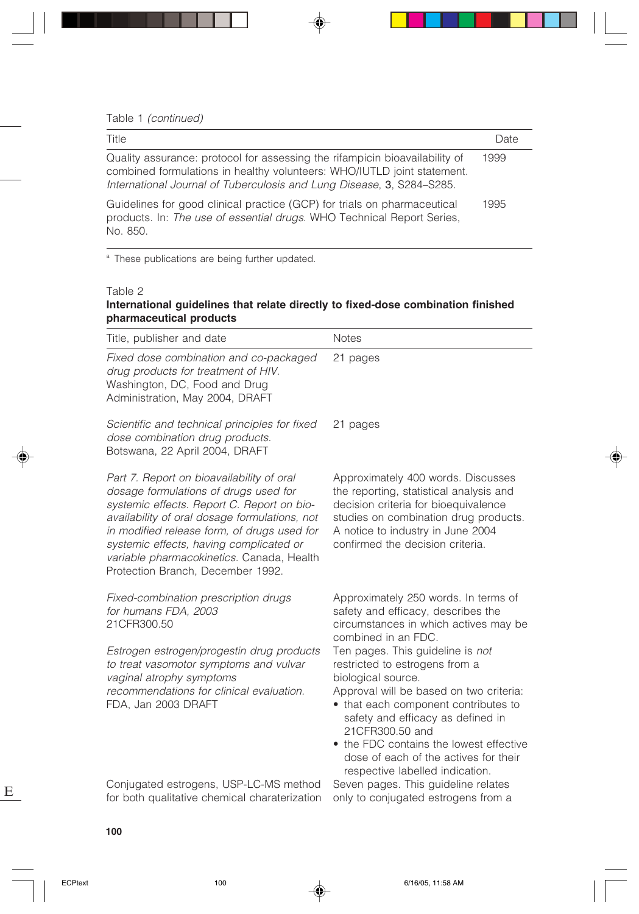Table 1 *(continued)*

| Title | Date |
|---|---|
| Quality assurance: protocol for assessing the rifampicin bioavailability of combined formulations in healthy volunteers: WHO/IUTLD joint statement. *International Journal of Tuberculosis and Lung Disease*, **3**, S284–S285. | 1999 |
| Guidelines for good clinical practice (GCP) for trials on pharmaceutical products. In: *The use of essential drugs*. WHO Technical Report Series, No. 850. | 1995 |

[a] These publications are being further updated.

Table 2
**International guidelines that relate directly to fixed-dose combination finished pharmaceutical products**

| Title, publisher and date | Notes |
|---|---|
| *Fixed dose combination and co-packaged drug products for treatment of HIV.* Washington, DC, Food and Drug Administration, May 2004, DRAFT | 21 pages |
| *Scientific and technical principles for fixed dose combination drug products.* Botswana, 22 April 2004, DRAFT | 21 pages |
| *Part 7. Report on bioavailability of oral dosage formulations of drugs used for systemic effects. Report C. Report on bio-availability of oral dosage formulations, not in modified release form, of drugs used for systemic effects, having complicated or variable pharmacokinetics.* Canada, Health Protection Branch, December 1992. | Approximately 400 words. Discusses the reporting, statistical analysis and decision criteria for bioequivalence studies on combination drug products. A notice to industry in June 2004 confirmed the decision criteria. |
| *Fixed-combination prescription drugs for humans FDA, 2003* 21CFR300.50 | Approximately 250 words. In terms of safety and efficacy, describes the circumstances in which actives may be combined in an FDC. |
| *Estrogen estrogen/progestin drug products to treat vasomotor symptoms and vulvar vaginal atrophy symptoms recommendations for clinical evaluation.* FDA, Jan 2003 DRAFT | Ten pages. This guideline is *not* restricted to estrogens from a biological source. Approval will be based on two criteria: • that each component contributes to safety and efficacy as defined in 21CFR300.50 and • the FDC contains the lowest effective dose of each of the actives for their respective labelled indication. |
| Conjugated estrogens, USP-LC-MS method for both qualitative chemical charaterization | Seven pages. This guideline relates only to conjugated estrogens from a |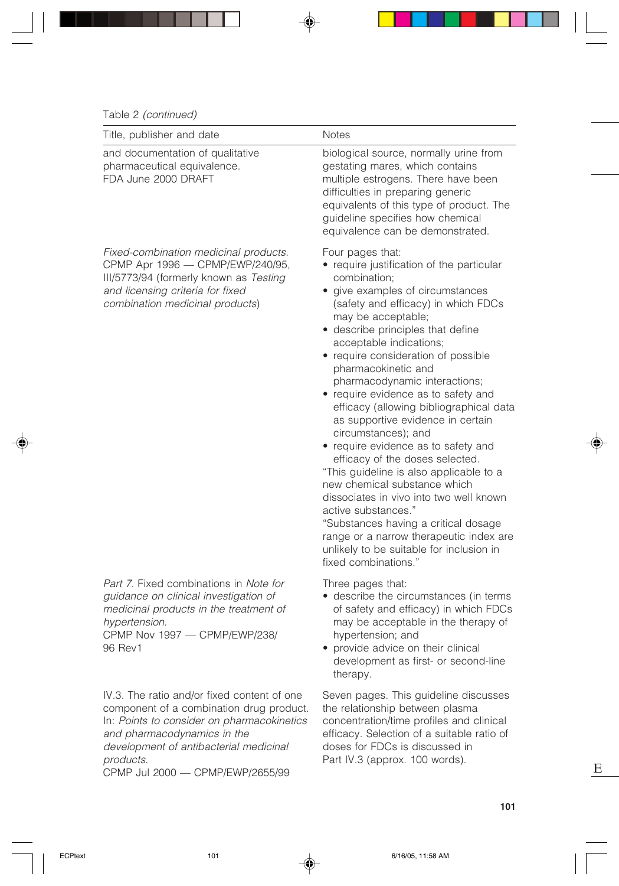Table 2 *(continued)*

| Title, publisher and date | Notes |
|---|---|
| and documentation of qualitative pharmaceutical equivalence. FDA June 2000 DRAFT | biological source, normally urine from gestating mares, which contains multiple estrogens. There have been difficulties in preparing generic equivalents of this type of product. The guideline specifies how chemical equivalence can be demonstrated. |
| *Fixed-combination medicinal products.* CPMP Apr 1996 — CPMP/EWP/240/95, III/5773/94 (formerly known as *Testing and licensing criteria for fixed combination medicinal products*) | Four pages that:<br>• require justification of the particular combination;<br>• give examples of circumstances (safety and efficacy) in which FDCs may be acceptable;<br>• describe principles that define acceptable indications;<br>• require consideration of possible pharmacokinetic and pharmacodynamic interactions;<br>• require evidence as to safety and efficacy (allowing bibliographical data as supportive evidence in certain circumstances); and<br>• require evidence as to safety and efficacy of the doses selected.<br>"This guideline is also applicable to a new chemical substance which dissociates in vivo into two well known active substances."<br>"Substances having a critical dosage range or a narrow therapeutic index are unlikely to be suitable for inclusion in fixed combinations." |
| *Part 7.* Fixed combinations in *Note for guidance on clinical investigation of medicinal products in the treatment of hypertension.* CPMP Nov 1997 — CPMP/EWP/238/96 Rev1 | Three pages that:<br>• describe the circumstances (in terms of safety and efficacy) in which FDCs may be acceptable in the therapy of hypertension; and<br>• provide advice on their clinical development as first- or second-line therapy. |
| IV.3. The ratio and/or fixed content of one component of a combination drug product. In: *Points to consider on pharmacokinetics and pharmacodynamics in the development of antibacterial medicinal products.* CPMP Jul 2000 — CPMP/EWP/2655/99 | Seven pages. This guideline discusses the relationship between plasma concentration/time profiles and clinical efficacy. Selection of a suitable ratio of doses for FDCs is discussed in Part IV.3 (approx. 100 words). |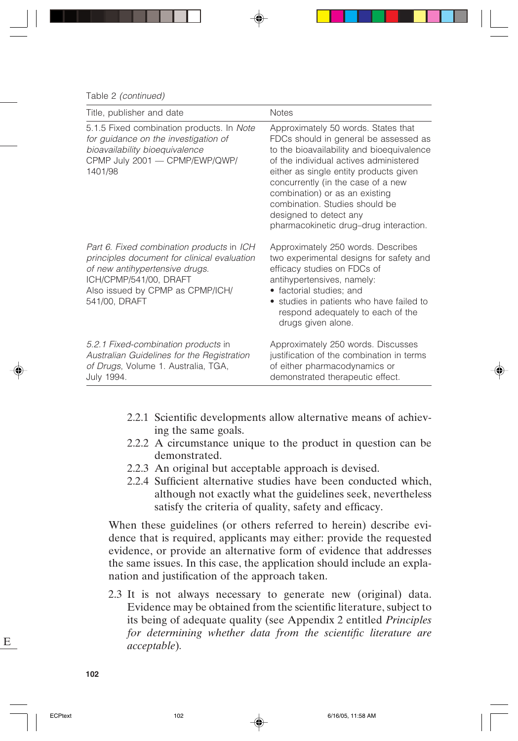Table 2 *(continued)*

| Title, publisher and date | Notes |
|---|---|
| 5.1.5 Fixed combination products. In *Note for guidance on the investigation of bioavailability bioequivalence* CPMP July 2001 — CPMP/EWP/QWP/ 1401/98 | Approximately 50 words. States that FDCs should in general be assessed as to the bioavailability and bioequivalence of the individual actives administered either as single entity products given concurrently (in the case of a new combination) or as an existing combination. Studies should be designed to detect any pharmacokinetic drug–drug interaction. |
| *Part 6. Fixed combination products* in *ICH principles document for clinical evaluation of new antihypertensive drugs.* ICH/CPMP/541/00, DRAFT Also issued by CPMP as CPMP/ICH/ 541/00, DRAFT | Approximately 250 words. Describes two experimental designs for safety and efficacy studies on FDCs of antihypertensives, namely: • factorial studies; and • studies in patients who have failed to respond adequately to each of the drugs given alone. |
| *5.2.1 Fixed-combination products* in *Australian Guidelines for the Registration of Drugs*, Volume 1. Australia, TGA, July 1994. | Approximately 250 words. Discusses justification of the combination in terms of either pharmacodynamics or demonstrated therapeutic effect. |

2.2.1 Scientific developments allow alternative means of achieving the same goals.
2.2.2 A circumstance unique to the product in question can be demonstrated.
2.2.3 An original but acceptable approach is devised.
2.2.4 Sufficient alternative studies have been conducted which, although not exactly what the guidelines seek, nevertheless satisfy the criteria of quality, safety and efficacy.

When these guidelines (or others referred to herein) describe evidence that is required, applicants may either: provide the requested evidence, or provide an alternative form of evidence that addresses the same issues. In this case, the application should include an explanation and justification of the approach taken.

2.3 It is not always necessary to generate new (original) data. Evidence may be obtained from the scientific literature, subject to its being of adequate quality (see Appendix 2 entitled *Principles for determining whether data from the scientific literature are acceptable*).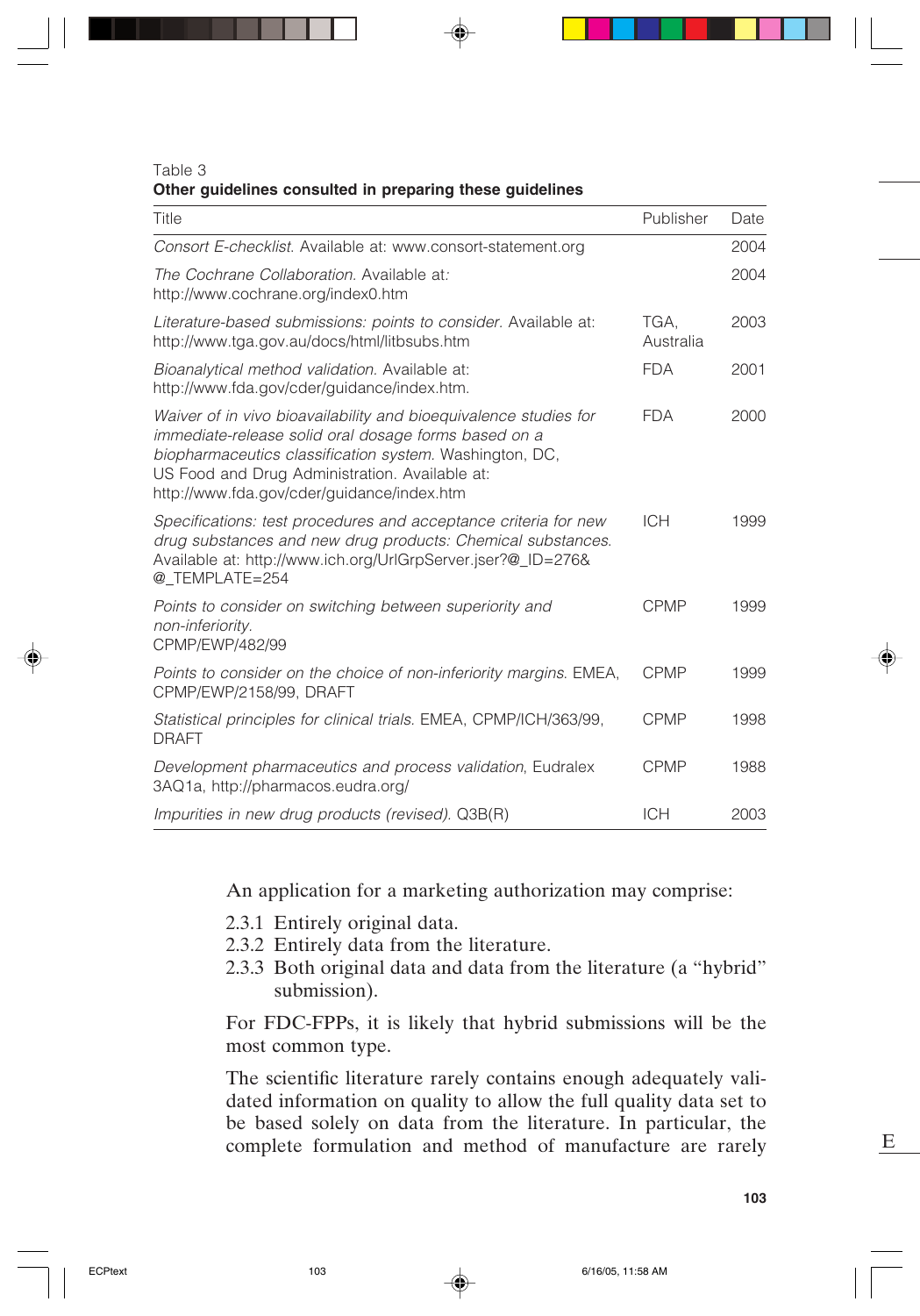Table 3
**Other guidelines consulted in preparing these guidelines**

| Title | Publisher | Date |
|---|---|---|
| *Consort E-checklist*. Available at: www.consort-statement.org | | 2004 |
| *The Cochrane Collaboration*. Available at: http://www.cochrane.org/index0.htm | | 2004 |
| *Literature-based submissions: points to consider*. Available at: http://www.tga.gov.au/docs/html/litbsubs.htm | TGA, Australia | 2003 |
| *Bioanalytical method validation*. Available at: http://www.fda.gov/cder/guidance/index.htm. | FDA | 2001 |
| *Waiver of in vivo bioavailability and bioequivalence studies for immediate-release solid oral dosage forms based on a biopharmaceutics classification system*. Washington, DC, US Food and Drug Administration. Available at: http://www.fda.gov/cder/guidance/index.htm | FDA | 2000 |
| *Specifications: test procedures and acceptance criteria for new drug substances and new drug products: Chemical substances*. Available at: http://www.ich.org/UrlGrpServer.jser?@_ID=276&@_TEMPLATE=254 | ICH | 1999 |
| *Points to consider on switching between superiority and non-inferiority*. CPMP/EWP/482/99 | CPMP | 1999 |
| *Points to consider on the choice of non-inferiority margins*. EMEA, CPMP/EWP/2158/99, DRAFT | CPMP | 1999 |
| *Statistical principles for clinical trials*. EMEA, CPMP/ICH/363/99, DRAFT | CPMP | 1998 |
| *Development pharmaceutics and process validation*, Eudralex 3AQ1a, http://pharmacos.eudra.org/ | CPMP | 1988 |
| *Impurities in new drug products (revised)*. Q3B(R) | ICH | 2003 |

An application for a marketing authorization may comprise:

2.3.1 Entirely original data.
2.3.2 Entirely data from the literature.
2.3.3 Both original data and data from the literature (a "hybrid" submission).

For FDC-FPPs, it is likely that hybrid submissions will be the most common type.

The scientific literature rarely contains enough adequately validated information on quality to allow the full quality data set to be based solely on data from the literature. In particular, the complete formulation and method of manufacture are rarely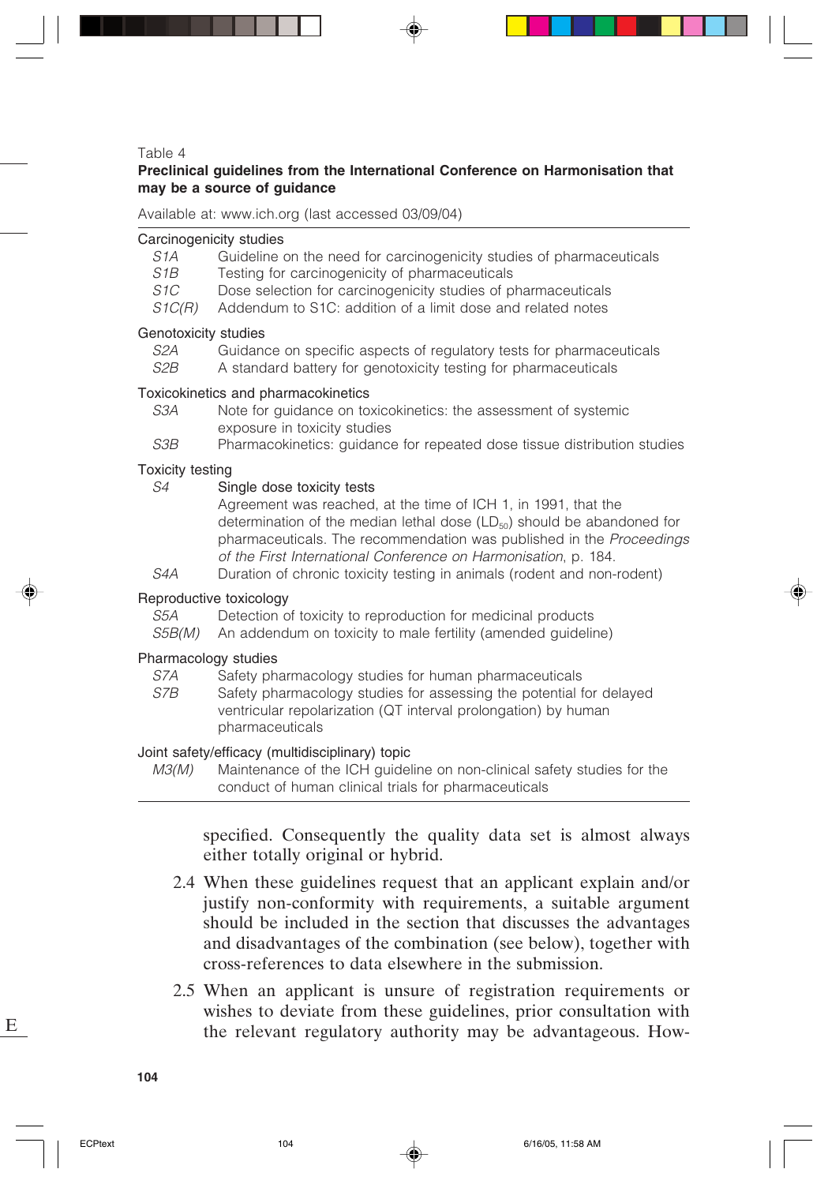Table 4

**Preclinical guidelines from the International Conference on Harmonisation that may be a source of guidance**

Available at: www.ich.org (last accessed 03/09/04)

| | |
|---|---|
| **Carcinogenicity studies** | |
| *S1A* | Guideline on the need for carcinogenicity studies of pharmaceuticals |
| *S1B* | Testing for carcinogenicity of pharmaceuticals |
| *S1C* | Dose selection for carcinogenicity studies of pharmaceuticals |
| *S1C(R)* | Addendum to S1C: addition of a limit dose and related notes |
| **Genotoxicity studies** | |
| *S2A* | Guidance on specific aspects of regulatory tests for pharmaceuticals |
| *S2B* | A standard battery for genotoxicity testing for pharmaceuticals |
| **Toxicokinetics and pharmacokinetics** | |
| *S3A* | Note for guidance on toxicokinetics: the assessment of systemic exposure in toxicity studies |
| *S3B* | Pharmacokinetics: guidance for repeated dose tissue distribution studies |
| **Toxicity testing** | |
| *S4* | Single dose toxicity tests<br>Agreement was reached, at the time of ICH 1, in 1991, that the determination of the median lethal dose ($LD_{50}$) should be abandoned for pharmaceuticals. The recommendation was published in the *Proceedings of the First International Conference on Harmonisation*, p. 184. |
| *S4A* | Duration of chronic toxicity testing in animals (rodent and non-rodent) |
| **Reproductive toxicology** | |
| *S5A* | Detection of toxicity to reproduction for medicinal products |
| *S5B(M)* | An addendum on toxicity to male fertility (amended guideline) |
| **Pharmacology studies** | |
| *S7A* | Safety pharmacology studies for human pharmaceuticals |
| *S7B* | Safety pharmacology studies for assessing the potential for delayed ventricular repolarization (QT interval prolongation) by human pharmaceuticals |
| **Joint safety/efficacy (multidisciplinary) topic** | |
| *M3(M)* | Maintenance of the ICH guideline on non-clinical safety studies for the conduct of human clinical trials for pharmaceuticals |

specified. Consequently the quality data set is almost always either totally original or hybrid.

2.4 When these guidelines request that an applicant explain and/or justify non-conformity with requirements, a suitable argument should be included in the section that discusses the advantages and disadvantages of the combination (see below), together with cross-references to data elsewhere in the submission.

2.5 When an applicant is unsure of registration requirements or wishes to deviate from these guidelines, prior consultation with the relevant regulatory authority may be advantageous. How-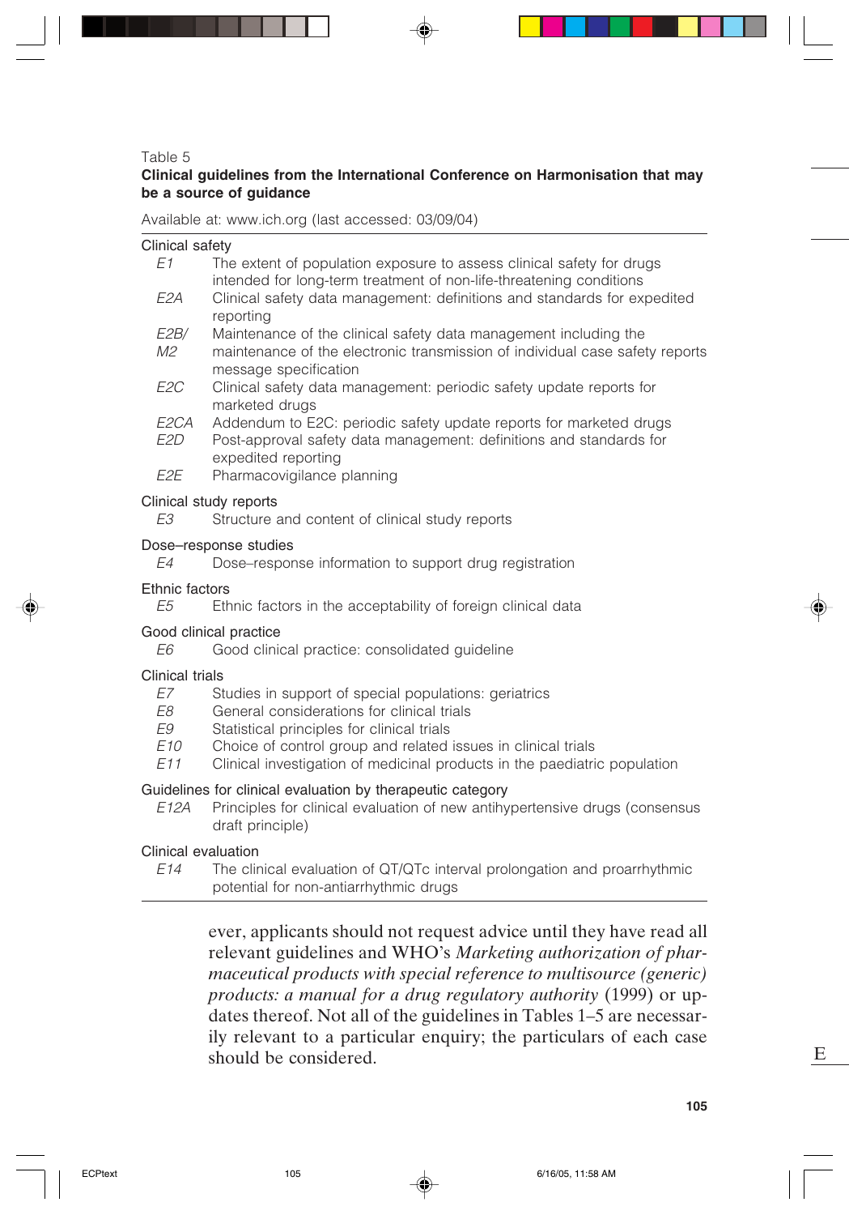Table 5

**Clinical guidelines from the International Conference on Harmonisation that may be a source of guidance**

Available at: www.ich.org (last accessed: 03/09/04)

| | |
|---|---|
| **Clinical safety** | |
| *E1* | The extent of population exposure to assess clinical safety for drugs intended for long-term treatment of non-life-threatening conditions |
| *E2A* | Clinical safety data management: definitions and standards for expedited reporting |
| *E2B/ M2* | Maintenance of the clinical safety data management including the maintenance of the electronic transmission of individual case safety reports message specification |
| *E2C* | Clinical safety data management: periodic safety update reports for marketed drugs |
| *E2CA* | Addendum to E2C: periodic safety update reports for marketed drugs |
| *E2D* | Post-approval safety data management: definitions and standards for expedited reporting |
| *E2E* | Pharmacovigilance planning |
| **Clinical study reports** | |
| *E3* | Structure and content of clinical study reports |
| **Dose–response studies** | |
| *E4* | Dose–response information to support drug registration |
| **Ethnic factors** | |
| *E5* | Ethnic factors in the acceptability of foreign clinical data |
| **Good clinical practice** | |
| *E6* | Good clinical practice: consolidated guideline |
| **Clinical trials** | |
| *E7* | Studies in support of special populations: geriatrics |
| *E8* | General considerations for clinical trials |
| *E9* | Statistical principles for clinical trials |
| *E10* | Choice of control group and related issues in clinical trials |
| *E11* | Clinical investigation of medicinal products in the paediatric population |
| **Guidelines for clinical evaluation by therapeutic category** | |
| *E12A* | Principles for clinical evaluation of new antihypertensive drugs (consensus draft principle) |
| **Clinical evaluation** | |
| *E14* | The clinical evaluation of QT/QTc interval prolongation and proarrhythmic potential for non-antiarrhythmic drugs |

ever, applicants should not request advice until they have read all relevant guidelines and WHO's *Marketing authorization of pharmaceutical products with special reference to multisource (generic) products: a manual for a drug regulatory authority* (1999) or updates thereof. Not all of the guidelines in Tables 1–5 are necessarily relevant to a particular enquiry; the particulars of each case should be considered.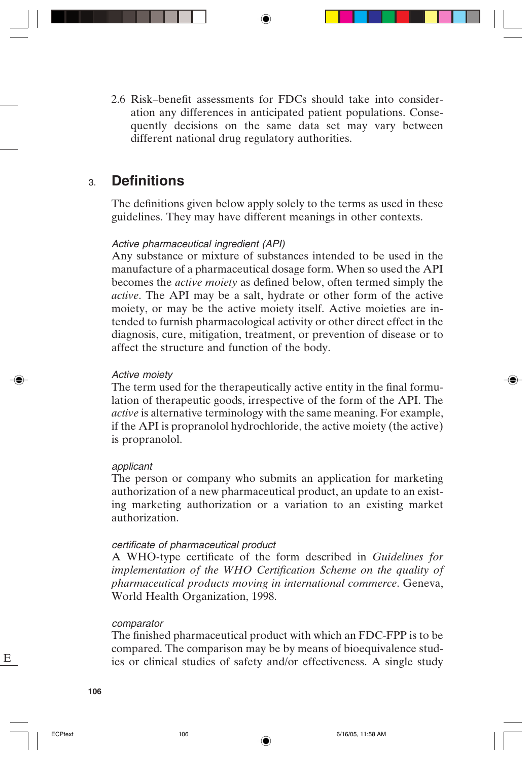2.6 Risk–benefit assessments for FDCs should take into consideration any differences in anticipated patient populations. Consequently decisions on the same data set may vary between different national drug regulatory authorities.

## 3. Definitions

The definitions given below apply solely to the terms as used in these guidelines. They may have different meanings in other contexts.

*Active pharmaceutical ingredient (API)*
Any substance or mixture of substances intended to be used in the manufacture of a pharmaceutical dosage form. When so used the API becomes the *active moiety* as defined below, often termed simply the *active*. The API may be a salt, hydrate or other form of the active moiety, or may be the active moiety itself. Active moieties are intended to furnish pharmacological activity or other direct effect in the diagnosis, cure, mitigation, treatment, or prevention of disease or to affect the structure and function of the body.

*Active moiety*
The term used for the therapeutically active entity in the final formulation of therapeutic goods, irrespective of the form of the API. The *active* is alternative terminology with the same meaning. For example, if the API is propranolol hydrochloride, the active moiety (the active) is propranolol.

*applicant*
The person or company who submits an application for marketing authorization of a new pharmaceutical product, an update to an existing marketing authorization or a variation to an existing market authorization.

*certificate of pharmaceutical product*
A WHO-type certificate of the form described in *Guidelines for implementation of the WHO Certification Scheme on the quality of pharmaceutical products moving in international commerce*. Geneva, World Health Organization, 1998.

*comparator*
The finished pharmaceutical product with which an FDC-FPP is to be compared. The comparison may be by means of bioequivalence studies or clinical studies of safety and/or effectiveness. A single study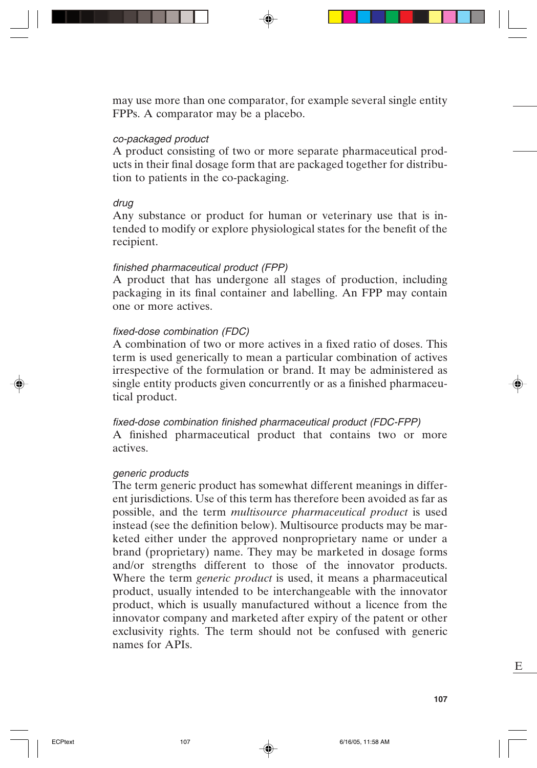may use more than one comparator, for example several single entity FPPs. A comparator may be a placebo.

*co-packaged product*
A product consisting of two or more separate pharmaceutical products in their final dosage form that are packaged together for distribution to patients in the co-packaging.

*drug*
Any substance or product for human or veterinary use that is intended to modify or explore physiological states for the benefit of the recipient.

*finished pharmaceutical product (FPP)*
A product that has undergone all stages of production, including packaging in its final container and labelling. An FPP may contain one or more actives.

*fixed-dose combination (FDC)*
A combination of two or more actives in a fixed ratio of doses. This term is used generically to mean a particular combination of actives irrespective of the formulation or brand. It may be administered as single entity products given concurrently or as a finished pharmaceutical product.

*fixed-dose combination finished pharmaceutical product (FDC-FPP)*
A finished pharmaceutical product that contains two or more actives.

*generic products*
The term generic product has somewhat different meanings in different jurisdictions. Use of this term has therefore been avoided as far as possible, and the term *multisource pharmaceutical product* is used instead (see the definition below). Multisource products may be marketed either under the approved nonproprietary name or under a brand (proprietary) name. They may be marketed in dosage forms and/or strengths different to those of the innovator products. Where the term *generic product* is used, it means a pharmaceutical product, usually intended to be interchangeable with the innovator product, which is usually manufactured without a licence from the innovator company and marketed after expiry of the patent or other exclusivity rights. The term should not be confused with generic names for APIs.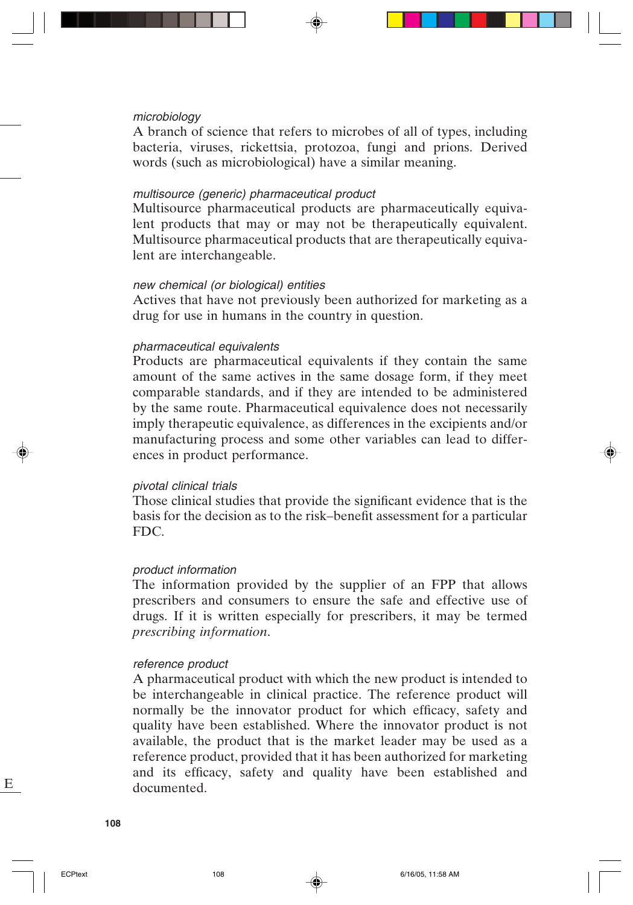*microbiology*
A branch of science that refers to microbes of all of types, including bacteria, viruses, rickettsia, protozoa, fungi and prions. Derived words (such as microbiological) have a similar meaning.

*multisource (generic) pharmaceutical product*
Multisource pharmaceutical products are pharmaceutically equivalent products that may or may not be therapeutically equivalent. Multisource pharmaceutical products that are therapeutically equivalent are interchangeable.

*new chemical (or biological) entities*
Actives that have not previously been authorized for marketing as a drug for use in humans in the country in question.

*pharmaceutical equivalents*
Products are pharmaceutical equivalents if they contain the same amount of the same actives in the same dosage form, if they meet comparable standards, and if they are intended to be administered by the same route. Pharmaceutical equivalence does not necessarily imply therapeutic equivalence, as differences in the excipients and/or manufacturing process and some other variables can lead to differences in product performance.

*pivotal clinical trials*
Those clinical studies that provide the significant evidence that is the basis for the decision as to the risk–benefit assessment for a particular FDC.

*product information*
The information provided by the supplier of an FPP that allows prescribers and consumers to ensure the safe and effective use of drugs. If it is written especially for prescribers, it may be termed *prescribing information*.

*reference product*
A pharmaceutical product with which the new product is intended to be interchangeable in clinical practice. The reference product will normally be the innovator product for which efficacy, safety and quality have been established. Where the innovator product is not available, the product that is the market leader may be used as a reference product, provided that it has been authorized for marketing and its efficacy, safety and quality have been established and documented.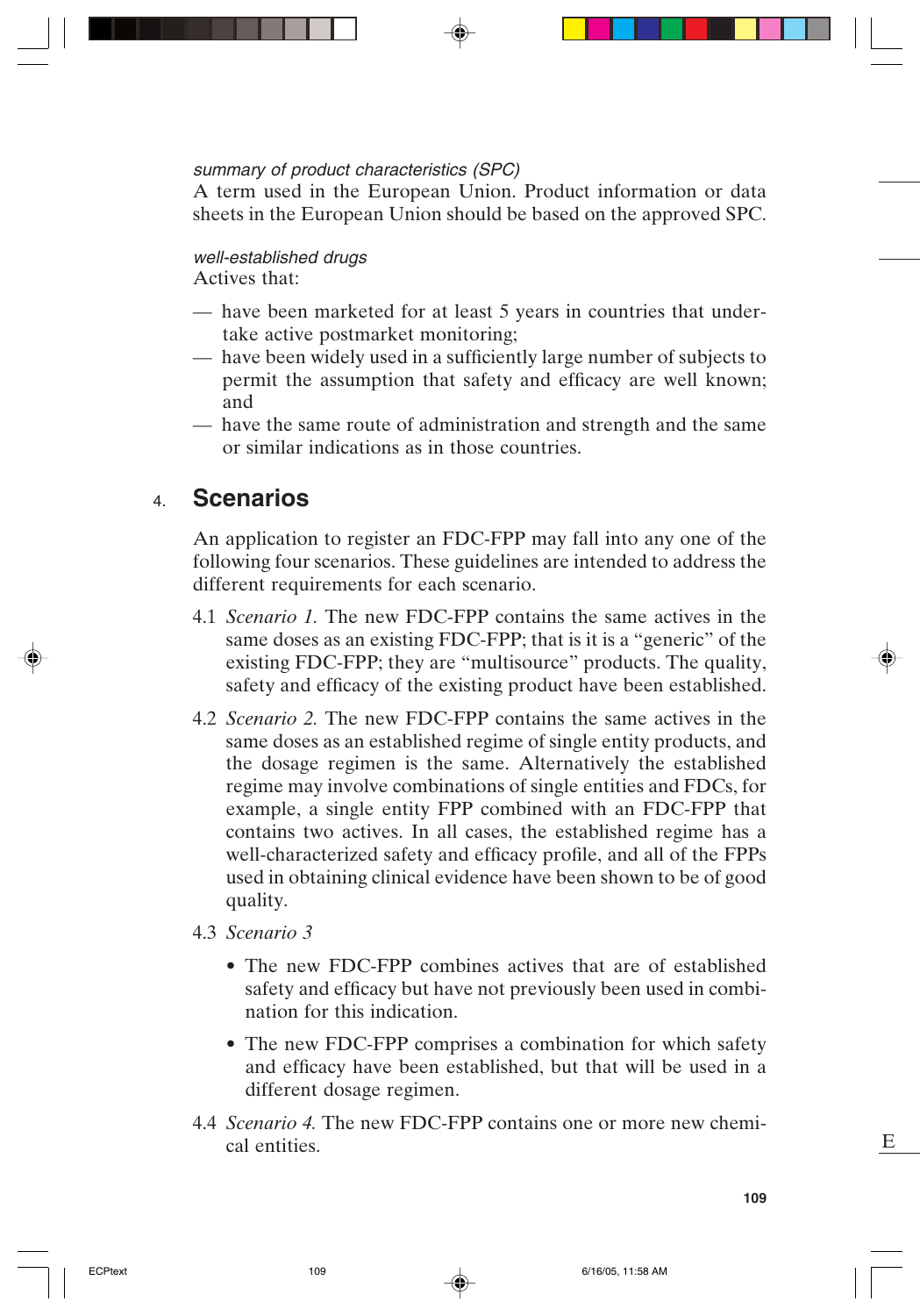*summary of product characteristics (SPC)*
A term used in the European Union. Product information or data sheets in the European Union should be based on the approved SPC.

*well-established drugs*
Actives that:

- — have been marketed for at least 5 years in countries that undertake active postmarket monitoring;
- — have been widely used in a sufficiently large number of subjects to permit the assumption that safety and efficacy are well known; and
- — have the same route of administration and strength and the same or similar indications as in those countries.

## 4. Scenarios

An application to register an FDC-FPP may fall into any one of the following four scenarios. These guidelines are intended to address the different requirements for each scenario.

4.1 *Scenario 1.* The new FDC-FPP contains the same actives in the same doses as an existing FDC-FPP; that is it is a "generic" of the existing FDC-FPP; they are "multisource" products. The quality, safety and efficacy of the existing product have been established.

4.2 *Scenario 2.* The new FDC-FPP contains the same actives in the same doses as an established regime of single entity products, and the dosage regimen is the same. Alternatively the established regime may involve combinations of single entities and FDCs, for example, a single entity FPP combined with an FDC-FPP that contains two actives. In all cases, the established regime has a well-characterized safety and efficacy profile, and all of the FPPs used in obtaining clinical evidence have been shown to be of good quality.

4.3 *Scenario 3*

- The new FDC-FPP combines actives that are of established safety and efficacy but have not previously been used in combination for this indication.
- The new FDC-FPP comprises a combination for which safety and efficacy have been established, but that will be used in a different dosage regimen.

4.4 *Scenario 4.* The new FDC-FPP contains one or more new chemical entities.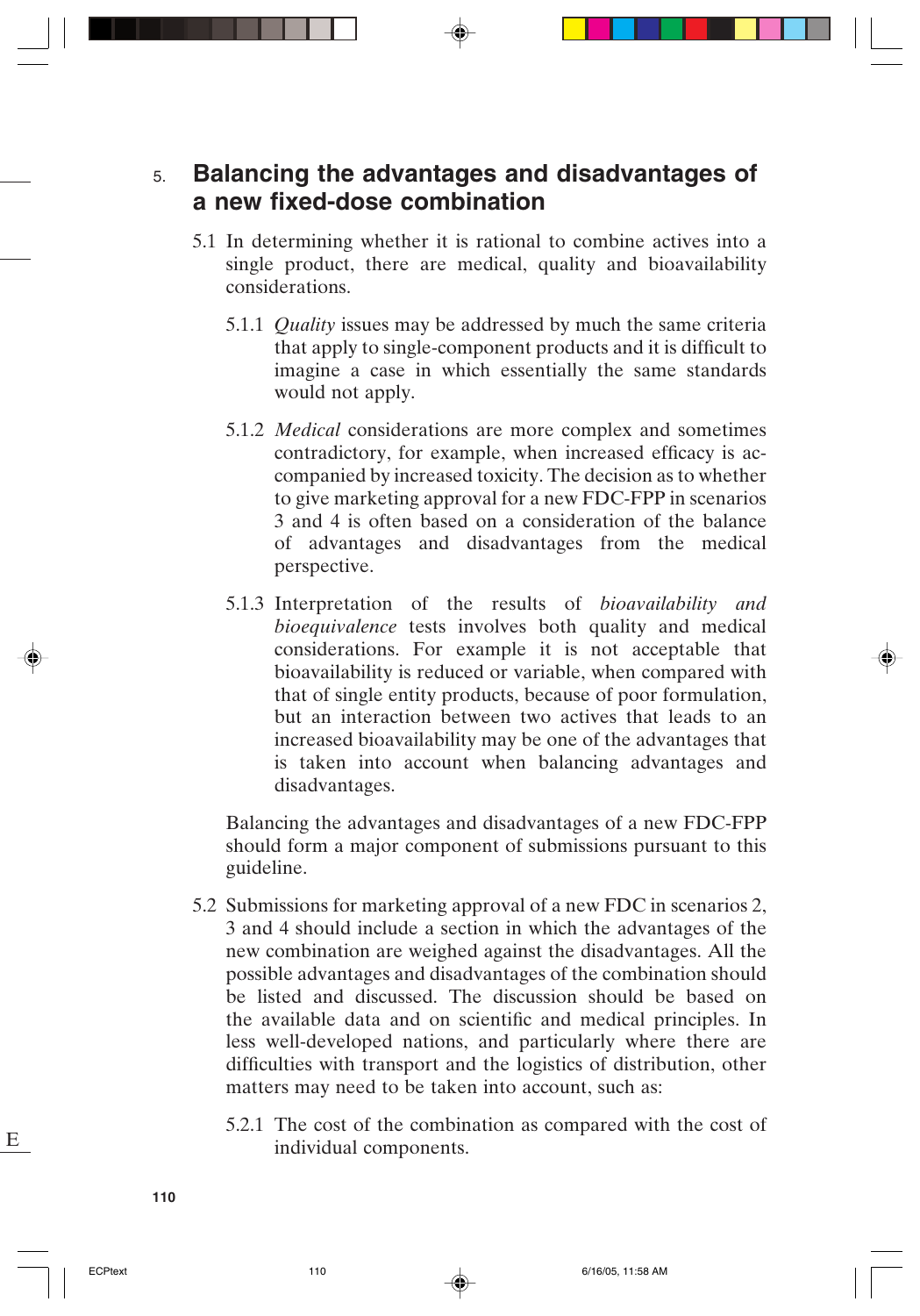## 5. Balancing the advantages and disadvantages of a new fixed-dose combination

5.1 In determining whether it is rational to combine actives into a single product, there are medical, quality and bioavailability considerations.

5.1.1 *Quality* issues may be addressed by much the same criteria that apply to single-component products and it is difficult to imagine a case in which essentially the same standards would not apply.

5.1.2 *Medical* considerations are more complex and sometimes contradictory, for example, when increased efficacy is accompanied by increased toxicity. The decision as to whether to give marketing approval for a new FDC-FPP in scenarios 3 and 4 is often based on a consideration of the balance of advantages and disadvantages from the medical perspective.

5.1.3 Interpretation of the results of *bioavailability and bioequivalence* tests involves both quality and medical considerations. For example it is not acceptable that bioavailability is reduced or variable, when compared with that of single entity products, because of poor formulation, but an interaction between two actives that leads to an increased bioavailability may be one of the advantages that is taken into account when balancing advantages and disadvantages.

Balancing the advantages and disadvantages of a new FDC-FPP should form a major component of submissions pursuant to this guideline.

5.2 Submissions for marketing approval of a new FDC in scenarios 2, 3 and 4 should include a section in which the advantages of the new combination are weighed against the disadvantages. All the possible advantages and disadvantages of the combination should be listed and discussed. The discussion should be based on the available data and on scientific and medical principles. In less well-developed nations, and particularly where there are difficulties with transport and the logistics of distribution, other matters may need to be taken into account, such as:

5.2.1 The cost of the combination as compared with the cost of individual components.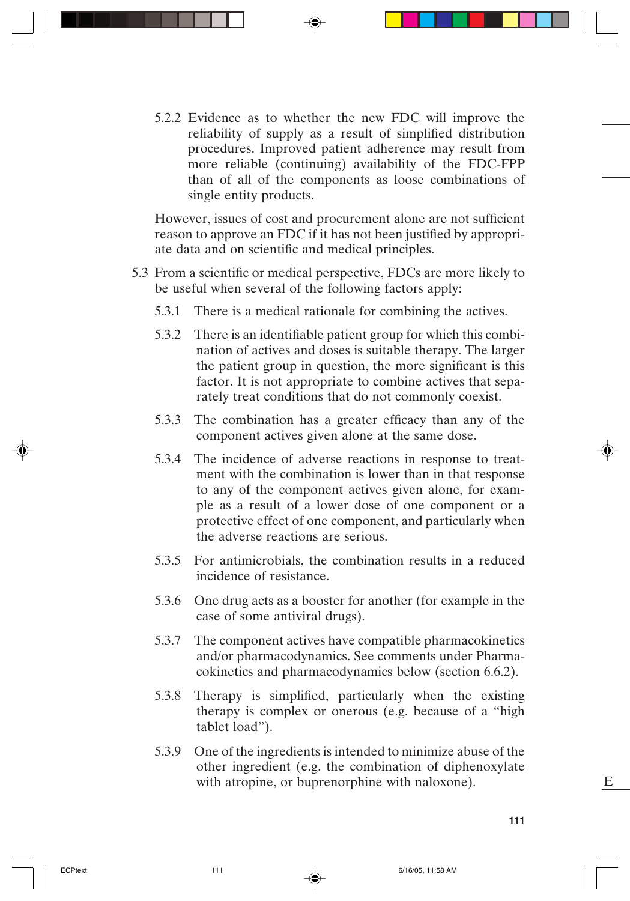5.2.2 Evidence as to whether the new FDC will improve the reliability of supply as a result of simplified distribution procedures. Improved patient adherence may result from more reliable (continuing) availability of the FDC-FPP than of all of the components as loose combinations of single entity products.

However, issues of cost and procurement alone are not sufficient reason to approve an FDC if it has not been justified by appropriate data and on scientific and medical principles.

5.3 From a scientific or medical perspective, FDCs are more likely to be useful when several of the following factors apply:

5.3.1 There is a medical rationale for combining the actives.

5.3.2 There is an identifiable patient group for which this combination of actives and doses is suitable therapy. The larger the patient group in question, the more significant is this factor. It is not appropriate to combine actives that separately treat conditions that do not commonly coexist.

5.3.3 The combination has a greater efficacy than any of the component actives given alone at the same dose.

5.3.4 The incidence of adverse reactions in response to treatment with the combination is lower than in that response to any of the component actives given alone, for example as a result of a lower dose of one component or a protective effect of one component, and particularly when the adverse reactions are serious.

5.3.5 For antimicrobials, the combination results in a reduced incidence of resistance.

5.3.6 One drug acts as a booster for another (for example in the case of some antiviral drugs).

5.3.7 The component actives have compatible pharmacokinetics and/or pharmacodynamics. See comments under Pharmacokinetics and pharmacodynamics below (section 6.6.2).

5.3.8 Therapy is simplified, particularly when the existing therapy is complex or onerous (e.g. because of a “high tablet load”).

5.3.9 One of the ingredients is intended to minimize abuse of the other ingredient (e.g. the combination of diphenoxylate with atropine, or buprenorphine with naloxone).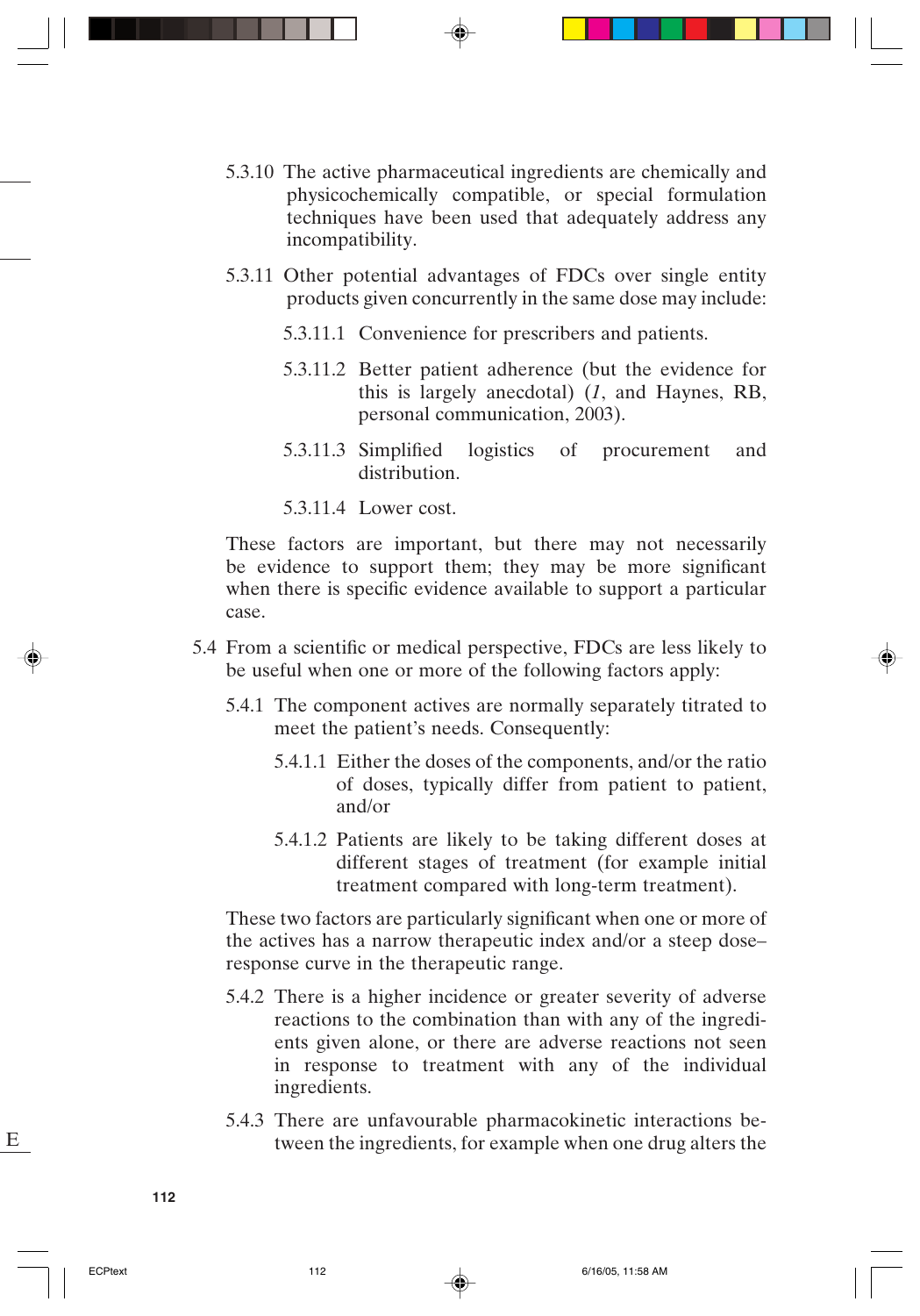5.3.10 The active pharmaceutical ingredients are chemically and physicochemically compatible, or special formulation techniques have been used that adequately address any incompatibility.

5.3.11 Other potential advantages of FDCs over single entity products given concurrently in the same dose may include:

5.3.11.1 Convenience for prescribers and patients.

5.3.11.2 Better patient adherence (but the evidence for this is largely anecdotal) (*1*, and Haynes, RB, personal communication, 2003).

5.3.11.3 Simplified logistics of procurement and distribution.

5.3.11.4 Lower cost.

These factors are important, but there may not necessarily be evidence to support them; they may be more significant when there is specific evidence available to support a particular case.

5.4 From a scientific or medical perspective, FDCs are less likely to be useful when one or more of the following factors apply:

5.4.1 The component actives are normally separately titrated to meet the patient's needs. Consequently:

5.4.1.1 Either the doses of the components, and/or the ratio of doses, typically differ from patient to patient, and/or

5.4.1.2 Patients are likely to be taking different doses at different stages of treatment (for example initial treatment compared with long-term treatment).

These two factors are particularly significant when one or more of the actives has a narrow therapeutic index and/or a steep dose–response curve in the therapeutic range.

5.4.2 There is a higher incidence or greater severity of adverse reactions to the combination than with any of the ingredients given alone, or there are adverse reactions not seen in response to treatment with any of the individual ingredients.

5.4.3 There are unfavourable pharmacokinetic interactions between the ingredients, for example when one drug alters the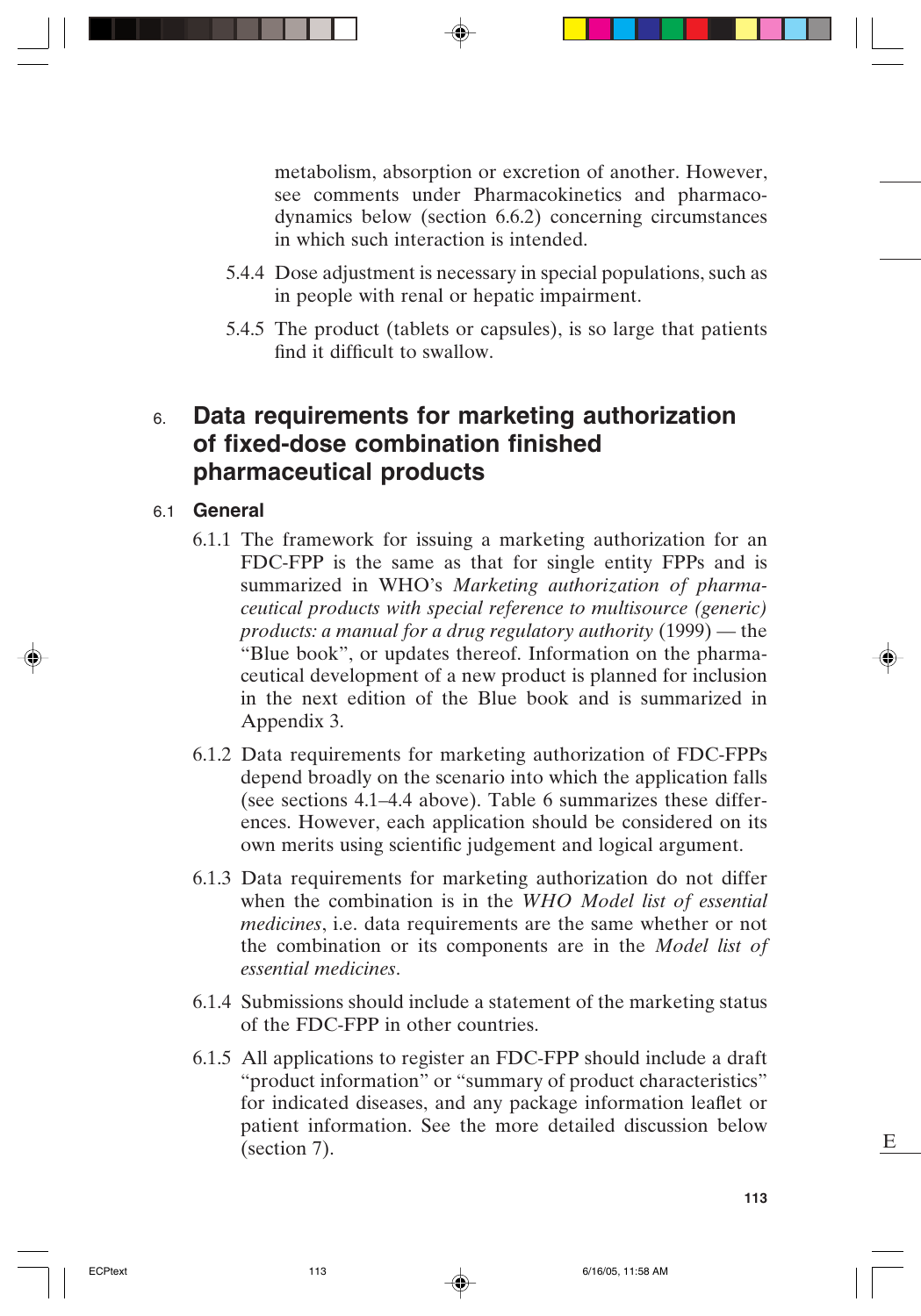metabolism, absorption or excretion of another. However, see comments under Pharmacokinetics and pharmacodynamics below (section 6.6.2) concerning circumstances in which such interaction is intended.

5.4.4 Dose adjustment is necessary in special populations, such as in people with renal or hepatic impairment.

5.4.5 The product (tablets or capsules), is so large that patients find it difficult to swallow.

# 6. Data requirements for marketing authorization of fixed-dose combination finished pharmaceutical products

## 6.1 General

6.1.1 The framework for issuing a marketing authorization for an FDC-FPP is the same as that for single entity FPPs and is summarized in WHO's *Marketing authorization of pharmaceutical products with special reference to multisource (generic) products: a manual for a drug regulatory authority* (1999) — the "Blue book", or updates thereof. Information on the pharmaceutical development of a new product is planned for inclusion in the next edition of the Blue book and is summarized in Appendix 3.

6.1.2 Data requirements for marketing authorization of FDC-FPPs depend broadly on the scenario into which the application falls (see sections 4.1–4.4 above). Table 6 summarizes these differences. However, each application should be considered on its own merits using scientific judgement and logical argument.

6.1.3 Data requirements for marketing authorization do not differ when the combination is in the *WHO Model list of essential medicines*, i.e. data requirements are the same whether or not the combination or its components are in the *Model list of essential medicines*.

6.1.4 Submissions should include a statement of the marketing status of the FDC-FPP in other countries.

6.1.5 All applications to register an FDC-FPP should include a draft "product information" or "summary of product characteristics" for indicated diseases, and any package information leaflet or patient information. See the more detailed discussion below (section 7).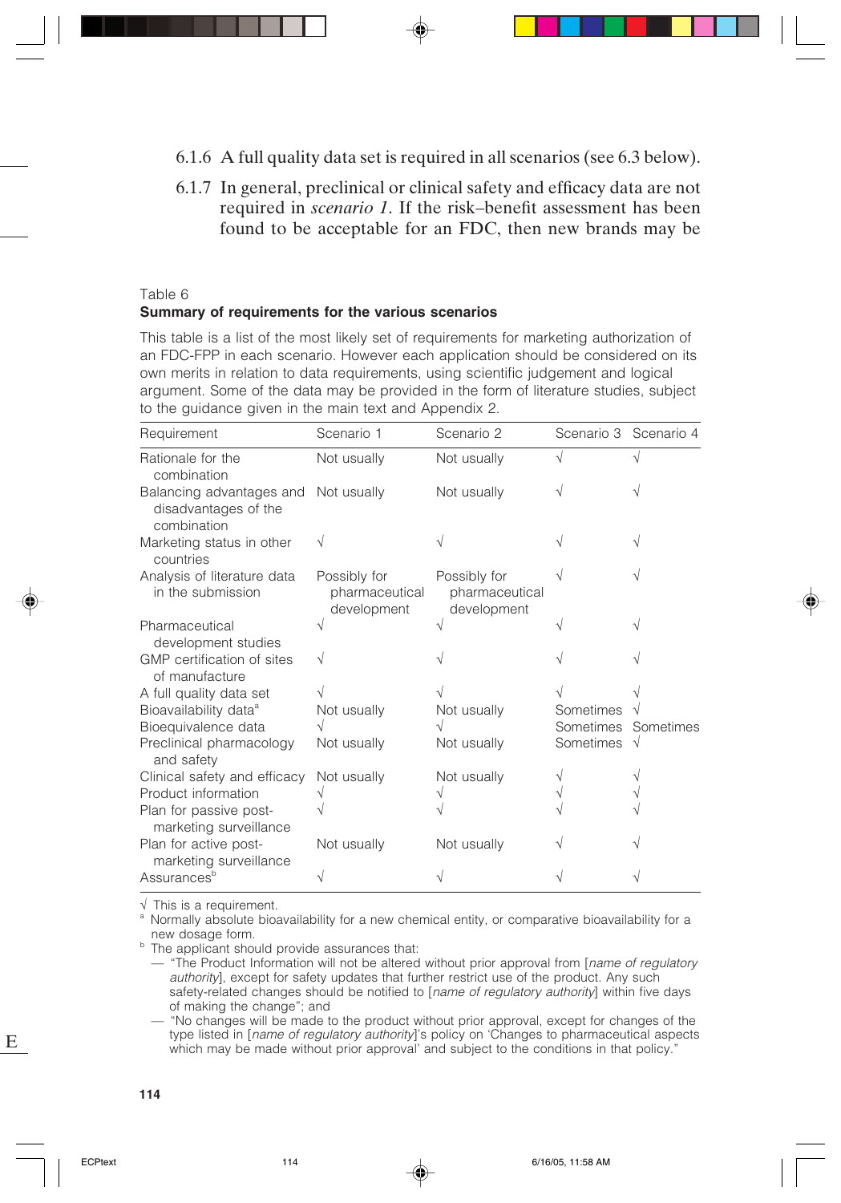6.1.6 A full quality data set is required in all scenarios (see 6.3 below).

6.1.7 In general, preclinical or clinical safety and efficacy data are not required in *scenario 1*. If the risk–benefit assessment has been found to be acceptable for an FDC, then new brands may be

Table 6
**Summary of requirements for the various scenarios**

This table is a list of the most likely set of requirements for marketing authorization of an FDC-FPP in each scenario. However each application should be considered on its own merits in relation to data requirements, using scientific judgement and logical argument. Some of the data may be provided in the form of literature studies, subject to the guidance given in the main text and Appendix 2.

| Requirement | Scenario 1 | Scenario 2 | Scenario 3 | Scenario 4 |
|---|---|---|---|---|
| Rationale for the combination | Not usually | Not usually | √ | √ |
| Balancing advantages and disadvantages of the combination | Not usually | Not usually | √ | √ |
| Marketing status in other countries | √ | √ | √ | √ |
| Analysis of literature data in the submission | Possibly for pharmaceutical development | Possibly for pharmaceutical development | √ | √ |
| Pharmaceutical development studies | √ | √ | √ | √ |
| GMP certification of sites of manufacture | √ | √ | √ | √ |
| A full quality data set | √ | √ | √ | √ |
| Bioavailability data[a] | Not usually | Not usually | Sometimes | √ |
| Bioequivalence data | √ | √ | Sometimes | Sometimes |
| Preclinical pharmacology and safety | Not usually | Not usually | Sometimes | √ |
| Clinical safety and efficacy | Not usually | Not usually | √ | √ |
| Product information | √ | √ | √ | √ |
| Plan for passive post-marketing surveillance | √ | √ | √ | √ |
| Plan for active post-marketing surveillance | Not usually | Not usually | √ | √ |
| Assurances[b] | √ | √ | √ | √ |

√ This is a requirement.

[a] Normally absolute bioavailability for a new chemical entity, or comparative bioavailability for a new dosage form.

[b] The applicant should provide assurances that:

— "The Product Information will not be altered without prior approval from [*name of regulatory authority*], except for safety updates that further restrict use of the product. Any such safety-related changes should be notified to [*name of regulatory authority*] within five days of making the change"; and

— "No changes will be made to the product without prior approval, except for changes of the type listed in [*name of regulatory authority*]'s policy on 'Changes to pharmaceutical aspects which may be made without prior approval' and subject to the conditions in that policy."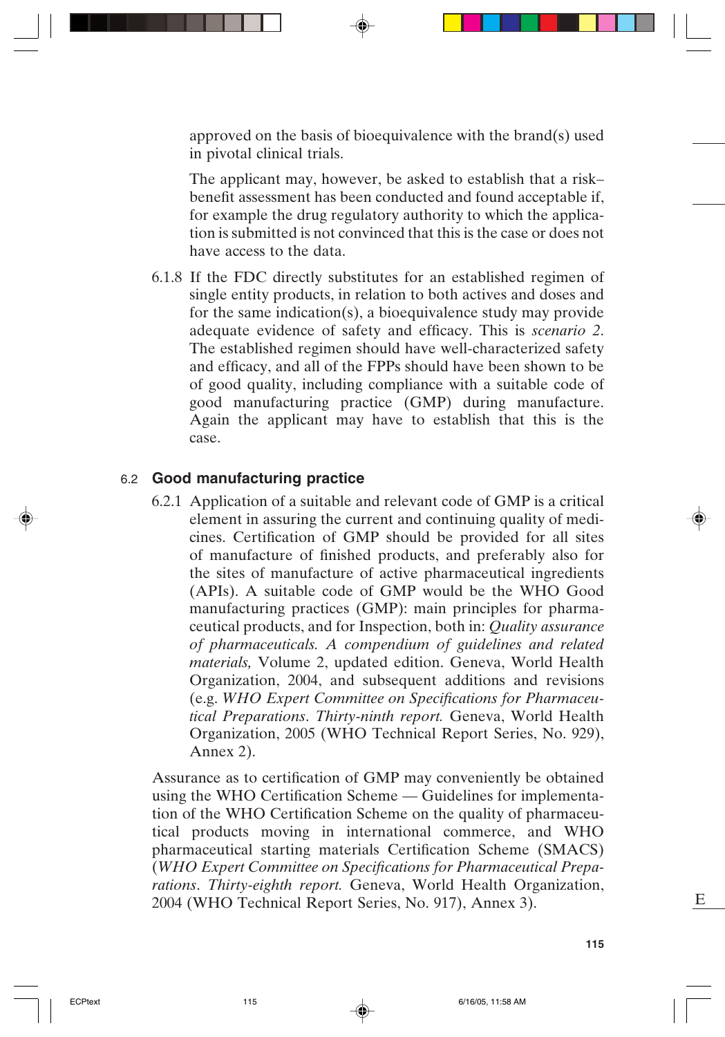approved on the basis of bioequivalence with the brand(s) used in pivotal clinical trials.

The applicant may, however, be asked to establish that a risk–benefit assessment has been conducted and found acceptable if, for example the drug regulatory authority to which the application is submitted is not convinced that this is the case or does not have access to the data.

6.1.8 If the FDC directly substitutes for an established regimen of single entity products, in relation to both actives and doses and for the same indication(s), a bioequivalence study may provide adequate evidence of safety and efficacy. This is *scenario 2*. The established regimen should have well-characterized safety and efficacy, and all of the FPPs should have been shown to be of good quality, including compliance with a suitable code of good manufacturing practice (GMP) during manufacture. Again the applicant may have to establish that this is the case.

## 6.2 Good manufacturing practice

6.2.1 Application of a suitable and relevant code of GMP is a critical element in assuring the current and continuing quality of medicines. Certification of GMP should be provided for all sites of manufacture of finished products, and preferably also for the sites of manufacture of active pharmaceutical ingredients (APIs). A suitable code of GMP would be the WHO Good manufacturing practices (GMP): main principles for pharmaceutical products, and for Inspection, both in: *Quality assurance of pharmaceuticals. A compendium of guidelines and related materials,* Volume 2, updated edition. Geneva, World Health Organization, 2004, and subsequent additions and revisions (e.g. *WHO Expert Committee on Specifications for Pharmaceutical Preparations*. *Thirty-ninth report.* Geneva, World Health Organization, 2005 (WHO Technical Report Series, No. 929), Annex 2).

Assurance as to certification of GMP may conveniently be obtained using the WHO Certification Scheme — Guidelines for implementation of the WHO Certification Scheme on the quality of pharmaceutical products moving in international commerce, and WHO pharmaceutical starting materials Certification Scheme (SMACS) (*WHO Expert Committee on Specifications for Pharmaceutical Preparations*. *Thirty-eighth report.* Geneva, World Health Organization, 2004 (WHO Technical Report Series, No. 917), Annex 3).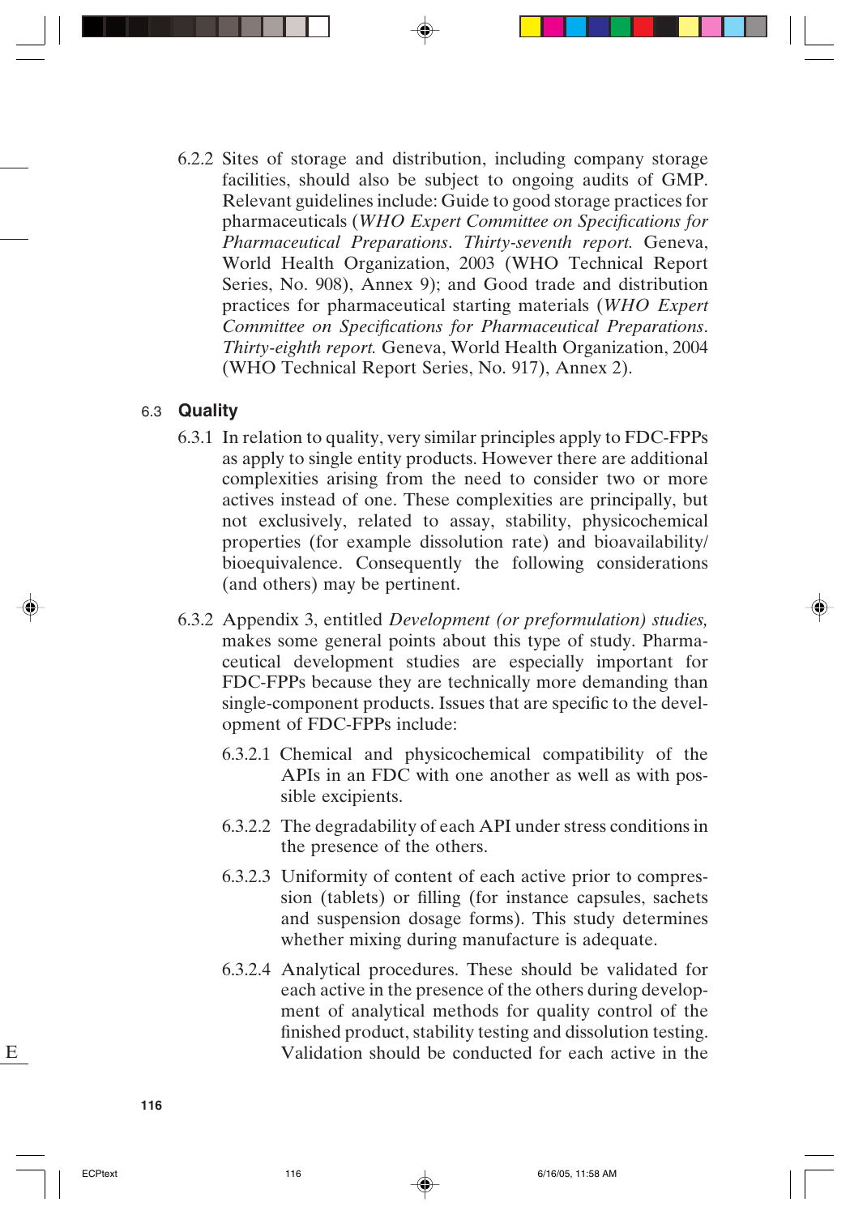6.2.2 Sites of storage and distribution, including company storage facilities, should also be subject to ongoing audits of GMP. Relevant guidelines include: Guide to good storage practices for pharmaceuticals (*WHO Expert Committee on Specifications for Pharmaceutical Preparations. Thirty-seventh report.* Geneva, World Health Organization, 2003 (WHO Technical Report Series, No. 908), Annex 9); and Good trade and distribution practices for pharmaceutical starting materials (*WHO Expert Committee on Specifications for Pharmaceutical Preparations. Thirty-eighth report.* Geneva, World Health Organization, 2004 (WHO Technical Report Series, No. 917), Annex 2).

## 6.3 Quality

6.3.1 In relation to quality, very similar principles apply to FDC-FPPs as apply to single entity products. However there are additional complexities arising from the need to consider two or more actives instead of one. These complexities are principally, but not exclusively, related to assay, stability, physicochemical properties (for example dissolution rate) and bioavailability/bioequivalence. Consequently the following considerations (and others) may be pertinent.

6.3.2 Appendix 3, entitled *Development (or preformulation) studies,* makes some general points about this type of study. Pharmaceutical development studies are especially important for FDC-FPPs because they are technically more demanding than single-component products. Issues that are specific to the development of FDC-FPPs include:

6.3.2.1 Chemical and physicochemical compatibility of the APIs in an FDC with one another as well as with possible excipients.

6.3.2.2 The degradability of each API under stress conditions in the presence of the others.

6.3.2.3 Uniformity of content of each active prior to compression (tablets) or filling (for instance capsules, sachets and suspension dosage forms). This study determines whether mixing during manufacture is adequate.

6.3.2.4 Analytical procedures. These should be validated for each active in the presence of the others during development of analytical methods for quality control of the finished product, stability testing and dissolution testing. Validation should be conducted for each active in the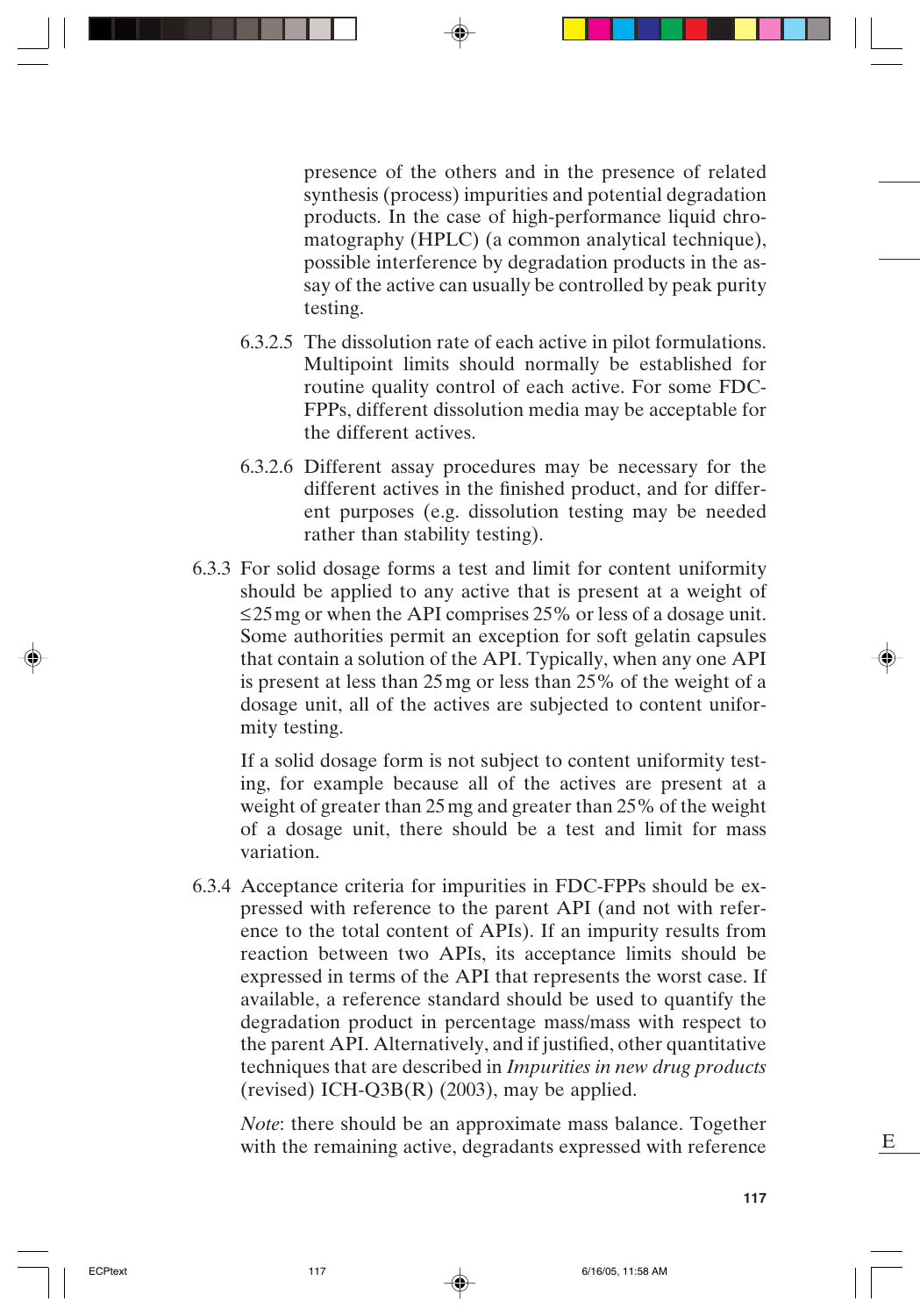presence of the others and in the presence of related synthesis (process) impurities and potential degradation products. In the case of high-performance liquid chromatography (HPLC) (a common analytical technique), possible interference by degradation products in the assay of the active can usually be controlled by peak purity testing.

6.3.2.5 The dissolution rate of each active in pilot formulations. Multipoint limits should normally be established for routine quality control of each active. For some FDC-FPPs, different dissolution media may be acceptable for the different actives.

6.3.2.6 Different assay procedures may be necessary for the different actives in the finished product, and for different purposes (e.g. dissolution testing may be needed rather than stability testing).

6.3.3 For solid dosage forms a test and limit for content uniformity should be applied to any active that is present at a weight of ≤25 mg or when the API comprises 25% or less of a dosage unit. Some authorities permit an exception for soft gelatin capsules that contain a solution of the API. Typically, when any one API is present at less than 25 mg or less than 25% of the weight of a dosage unit, all of the actives are subjected to content uniformity testing.

If a solid dosage form is not subject to content uniformity testing, for example because all of the actives are present at a weight of greater than 25 mg and greater than 25% of the weight of a dosage unit, there should be a test and limit for mass variation.

6.3.4 Acceptance criteria for impurities in FDC-FPPs should be expressed with reference to the parent API (and not with reference to the total content of APIs). If an impurity results from reaction between two APIs, its acceptance limits should be expressed in terms of the API that represents the worst case. If available, a reference standard should be used to quantify the degradation product in percentage mass/mass with respect to the parent API. Alternatively, and if justified, other quantitative techniques that are described in *Impurities in new drug products* (revised) ICH-Q3B(R) (2003), may be applied.

*Note*: there should be an approximate mass balance. Together with the remaining active, degradants expressed with reference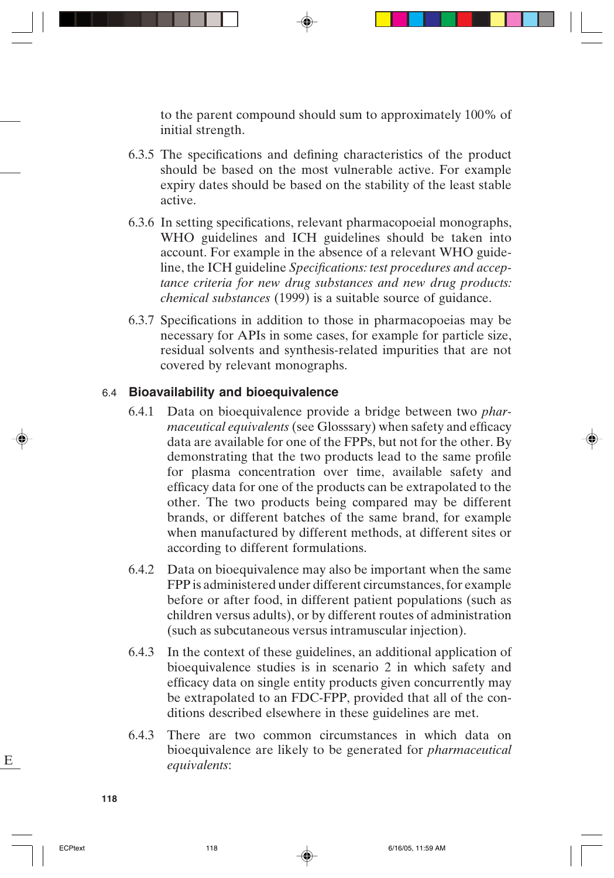to the parent compound should sum to approximately 100% of initial strength.

6.3.5 The specifications and defining characteristics of the product should be based on the most vulnerable active. For example expiry dates should be based on the stability of the least stable active.

6.3.6 In setting specifications, relevant pharmacopoeial monographs, WHO guidelines and ICH guidelines should be taken into account. For example in the absence of a relevant WHO guideline, the ICH guideline *Specifications: test procedures and acceptance criteria for new drug substances and new drug products: chemical substances* (1999) is a suitable source of guidance.

6.3.7 Specifications in addition to those in pharmacopoeias may be necessary for APIs in some cases, for example for particle size, residual solvents and synthesis-related impurities that are not covered by relevant monographs.

## 6.4 Bioavailability and bioequivalence

6.4.1 Data on bioequivalence provide a bridge between two *pharmaceutical equivalents* (see Glosssary) when safety and efficacy data are available for one of the FPPs, but not for the other. By demonstrating that the two products lead to the same profile for plasma concentration over time, available safety and efficacy data for one of the products can be extrapolated to the other. The two products being compared may be different brands, or different batches of the same brand, for example when manufactured by different methods, at different sites or according to different formulations.

6.4.2 Data on bioequivalence may also be important when the same FPP is administered under different circumstances, for example before or after food, in different patient populations (such as children versus adults), or by different routes of administration (such as subcutaneous versus intramuscular injection).

6.4.3 In the context of these guidelines, an additional application of bioequivalence studies is in scenario 2 in which safety and efficacy data on single entity products given concurrently may be extrapolated to an FDC-FPP, provided that all of the conditions described elsewhere in these guidelines are met.

6.4.3 There are two common circumstances in which data on bioequivalence are likely to be generated for *pharmaceutical equivalents*: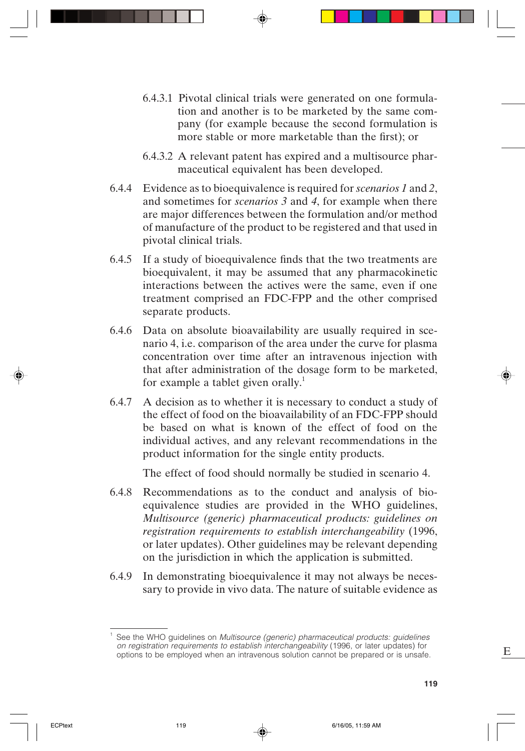6.4.3.1 Pivotal clinical trials were generated on one formulation and another is to be marketed by the same company (for example because the second formulation is more stable or more marketable than the first); or

6.4.3.2 A relevant patent has expired and a multisource pharmaceutical equivalent has been developed.

6.4.4 Evidence as to bioequivalence is required for *scenarios 1* and *2*, and sometimes for *scenarios 3* and *4*, for example when there are major differences between the formulation and/or method of manufacture of the product to be registered and that used in pivotal clinical trials.

6.4.5 If a study of bioequivalence finds that the two treatments are bioequivalent, it may be assumed that any pharmacokinetic interactions between the actives were the same, even if one treatment comprised an FDC-FPP and the other comprised separate products.

6.4.6 Data on absolute bioavailability are usually required in scenario 4, i.e. comparison of the area under the curve for plasma concentration over time after an intravenous injection with that after administration of the dosage form to be marketed, for example a tablet given orally.[1]

6.4.7 A decision as to whether it is necessary to conduct a study of the effect of food on the bioavailability of an FDC-FPP should be based on what is known of the effect of food on the individual actives, and any relevant recommendations in the product information for the single entity products.

The effect of food should normally be studied in scenario 4.

6.4.8 Recommendations as to the conduct and analysis of bioequivalence studies are provided in the WHO guidelines, *Multisource (generic) pharmaceutical products: guidelines on registration requirements to establish interchangeability* (1996, or later updates). Other guidelines may be relevant depending on the jurisdiction in which the application is submitted.

6.4.9 In demonstrating bioequivalence it may not always be necessary to provide in vivo data. The nature of suitable evidence as

---

[1] See the WHO guidelines on *Multisource (generic) pharmaceutical products: guidelines on registration requirements to establish interchangeability* (1996, or later updates) for options to be employed when an intravenous solution cannot be prepared or is unsafe.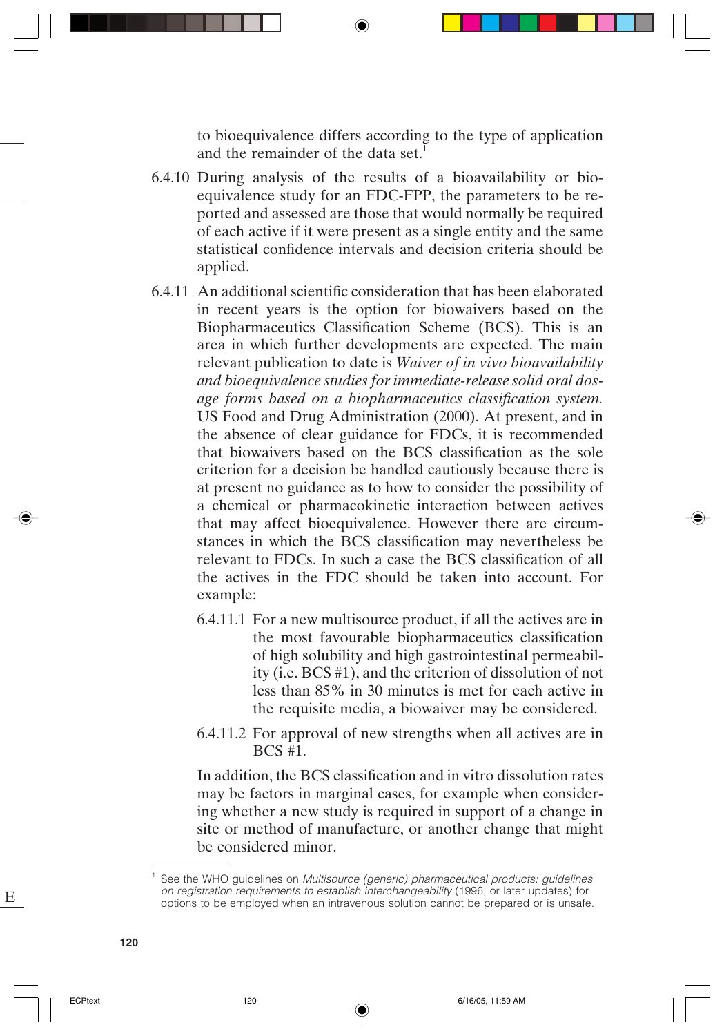to bioequivalence differs according to the type of application and the remainder of the data set.[1]

6.4.10 During analysis of the results of a bioavailability or bioequivalence study for an FDC-FPP, the parameters to be reported and assessed are those that would normally be required of each active if it were present as a single entity and the same statistical confidence intervals and decision criteria should be applied.

6.4.11 An additional scientific consideration that has been elaborated in recent years is the option for biowaivers based on the Biopharmaceutics Classification Scheme (BCS). This is an area in which further developments are expected. The main relevant publication to date is *Waiver of in vivo bioavailability and bioequivalence studies for immediate-release solid oral dosage forms based on a biopharmaceutics classification system.* US Food and Drug Administration (2000). At present, and in the absence of clear guidance for FDCs, it is recommended that biowaivers based on the BCS classification as the sole criterion for a decision be handled cautiously because there is at present no guidance as to how to consider the possibility of a chemical or pharmacokinetic interaction between actives that may affect bioequivalence. However there are circumstances in which the BCS classification may nevertheless be relevant to FDCs. In such a case the BCS classification of all the actives in the FDC should be taken into account. For example:

6.4.11.1 For a new multisource product, if all the actives are in the most favourable biopharmaceutics classification of high solubility and high gastrointestinal permeability (i.e. BCS #1), and the criterion of dissolution of not less than 85% in 30 minutes is met for each active in the requisite media, a biowaiver may be considered.

6.4.11.2 For approval of new strengths when all actives are in BCS #1.

In addition, the BCS classification and in vitro dissolution rates may be factors in marginal cases, for example when considering whether a new study is required in support of a change in site or method of manufacture, or another change that might be considered minor.

[1] See the WHO guidelines on *Multisource (generic) pharmaceutical products: guidelines on registration requirements to establish interchangeability* (1996, or later updates) for options to be employed when an intravenous solution cannot be prepared or is unsafe.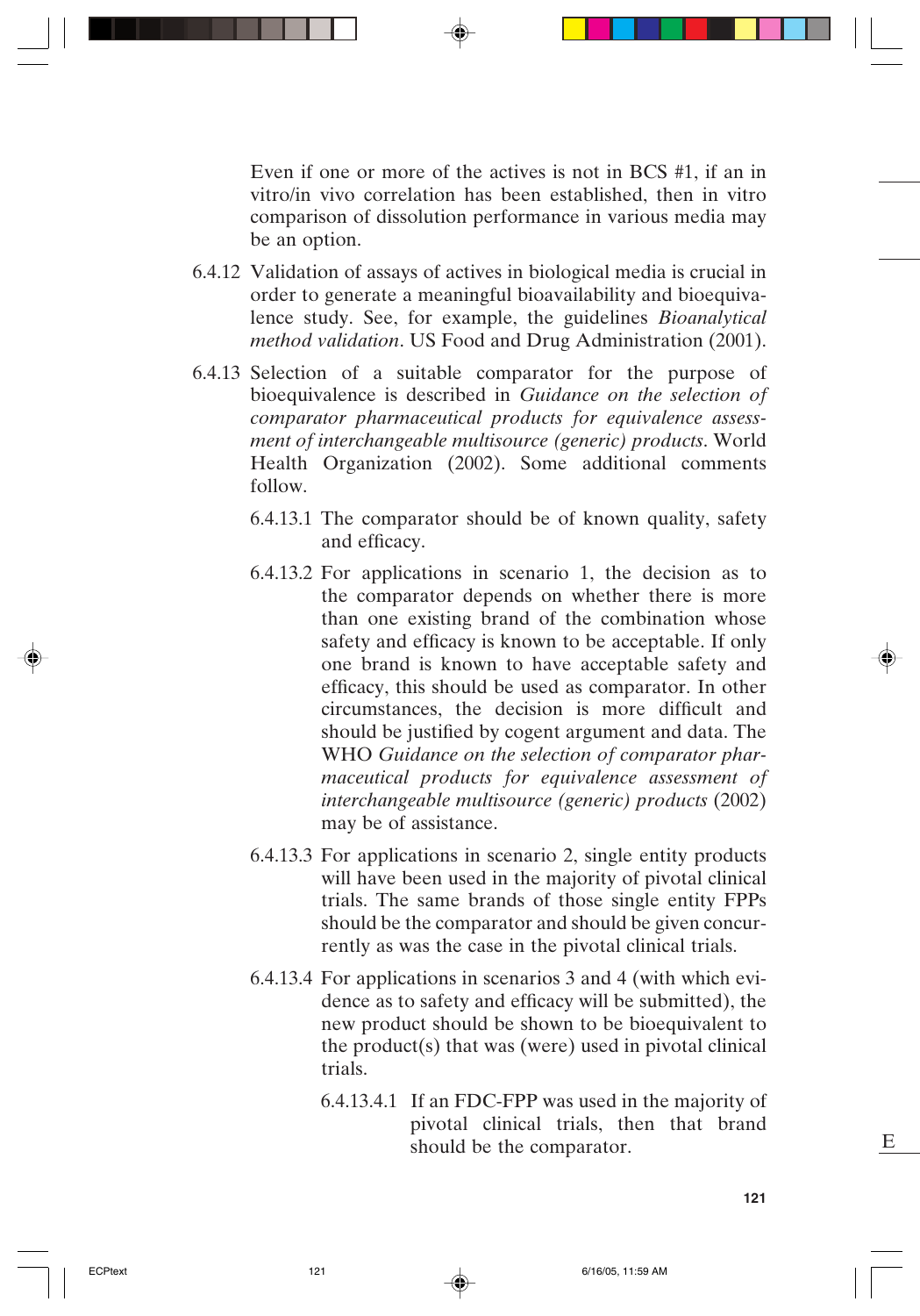Even if one or more of the actives is not in BCS #1, if an in vitro/in vivo correlation has been established, then in vitro comparison of dissolution performance in various media may be an option.

6.4.12 Validation of assays of actives in biological media is crucial in order to generate a meaningful bioavailability and bioequivalence study. See, for example, the guidelines *Bioanalytical method validation*. US Food and Drug Administration (2001).

6.4.13 Selection of a suitable comparator for the purpose of bioequivalence is described in *Guidance on the selection of comparator pharmaceutical products for equivalence assessment of interchangeable multisource (generic) products*. World Health Organization (2002). Some additional comments follow.

6.4.13.1 The comparator should be of known quality, safety and efficacy.

6.4.13.2 For applications in scenario 1, the decision as to the comparator depends on whether there is more than one existing brand of the combination whose safety and efficacy is known to be acceptable. If only one brand is known to have acceptable safety and efficacy, this should be used as comparator. In other circumstances, the decision is more difficult and should be justified by cogent argument and data. The WHO *Guidance on the selection of comparator pharmaceutical products for equivalence assessment of interchangeable multisource (generic) products* (2002) may be of assistance.

6.4.13.3 For applications in scenario 2, single entity products will have been used in the majority of pivotal clinical trials. The same brands of those single entity FPPs should be the comparator and should be given concurrently as was the case in the pivotal clinical trials.

6.4.13.4 For applications in scenarios 3 and 4 (with which evidence as to safety and efficacy will be submitted), the new product should be shown to be bioequivalent to the product(s) that was (were) used in pivotal clinical trials.

6.4.13.4.1 If an FDC-FPP was used in the majority of pivotal clinical trials, then that brand should be the comparator.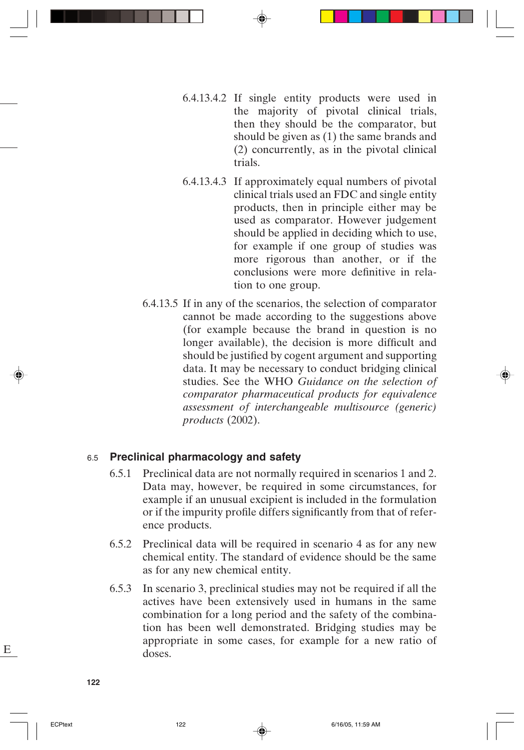6.4.13.4.2 If single entity products were used in the majority of pivotal clinical trials, then they should be the comparator, but should be given as (1) the same brands and (2) concurrently, as in the pivotal clinical trials.

6.4.13.4.3 If approximately equal numbers of pivotal clinical trials used an FDC and single entity products, then in principle either may be used as comparator. However judgement should be applied in deciding which to use, for example if one group of studies was more rigorous than another, or if the conclusions were more definitive in relation to one group.

6.4.13.5 If in any of the scenarios, the selection of comparator cannot be made according to the suggestions above (for example because the brand in question is no longer available), the decision is more difficult and should be justified by cogent argument and supporting data. It may be necessary to conduct bridging clinical studies. See the WHO *Guidance on the selection of comparator pharmaceutical products for equivalence assessment of interchangeable multisource (generic) products* (2002).

## 6.5 Preclinical pharmacology and safety

6.5.1 Preclinical data are not normally required in scenarios 1 and 2. Data may, however, be required in some circumstances, for example if an unusual excipient is included in the formulation or if the impurity profile differs significantly from that of reference products.

6.5.2 Preclinical data will be required in scenario 4 as for any new chemical entity. The standard of evidence should be the same as for any new chemical entity.

6.5.3 In scenario 3, preclinical studies may not be required if all the actives have been extensively used in humans in the same combination for a long period and the safety of the combination has been well demonstrated. Bridging studies may be appropriate in some cases, for example for a new ratio of doses.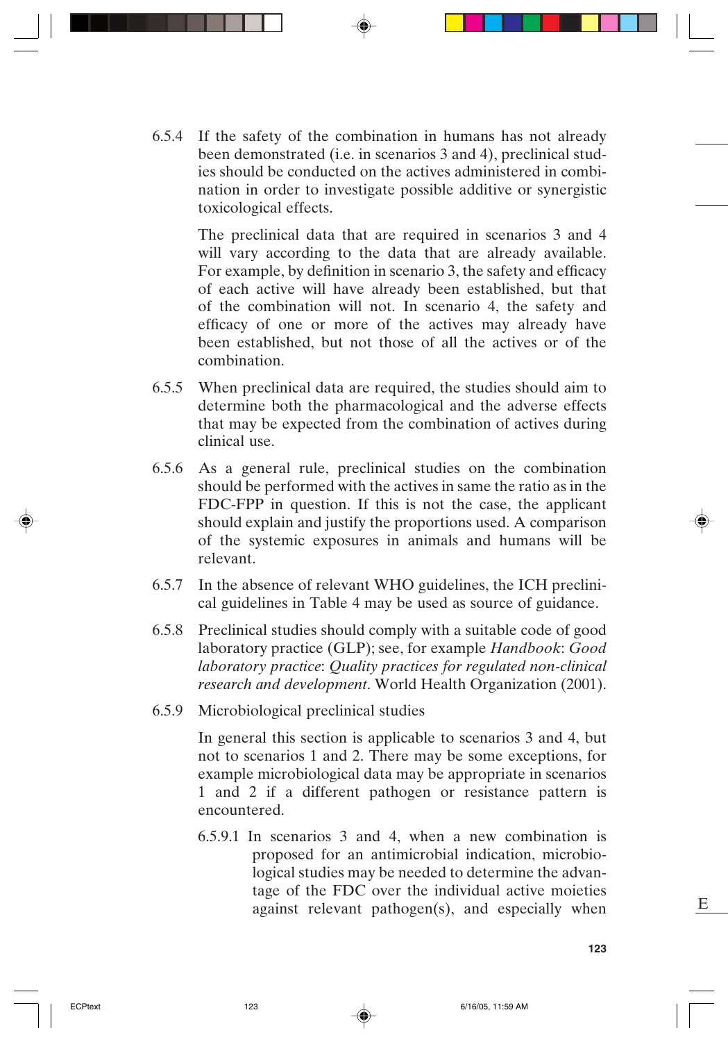6.5.4 If the safety of the combination in humans has not already been demonstrated (i.e. in scenarios 3 and 4), preclinical studies should be conducted on the actives administered in combination in order to investigate possible additive or synergistic toxicological effects.

The preclinical data that are required in scenarios 3 and 4 will vary according to the data that are already available. For example, by definition in scenario 3, the safety and efficacy of each active will have already been established, but that of the combination will not. In scenario 4, the safety and efficacy of one or more of the actives may already have been established, but not those of all the actives or of the combination.

6.5.5 When preclinical data are required, the studies should aim to determine both the pharmacological and the adverse effects that may be expected from the combination of actives during clinical use.

6.5.6 As a general rule, preclinical studies on the combination should be performed with the actives in same the ratio as in the FDC-FPP in question. If this is not the case, the applicant should explain and justify the proportions used. A comparison of the systemic exposures in animals and humans will be relevant.

6.5.7 In the absence of relevant WHO guidelines, the ICH preclinical guidelines in Table 4 may be used as source of guidance.

6.5.8 Preclinical studies should comply with a suitable code of good laboratory practice (GLP); see, for example *Handbook*: *Good laboratory practice*: *Quality practices for regulated non-clinical research and development*. World Health Organization (2001).

6.5.9 Microbiological preclinical studies

In general this section is applicable to scenarios 3 and 4, but not to scenarios 1 and 2. There may be some exceptions, for example microbiological data may be appropriate in scenarios 1 and 2 if a different pathogen or resistance pattern is encountered.

6.5.9.1 In scenarios 3 and 4, when a new combination is proposed for an antimicrobial indication, microbiological studies may be needed to determine the advantage of the FDC over the individual active moieties against relevant pathogen(s), and especially when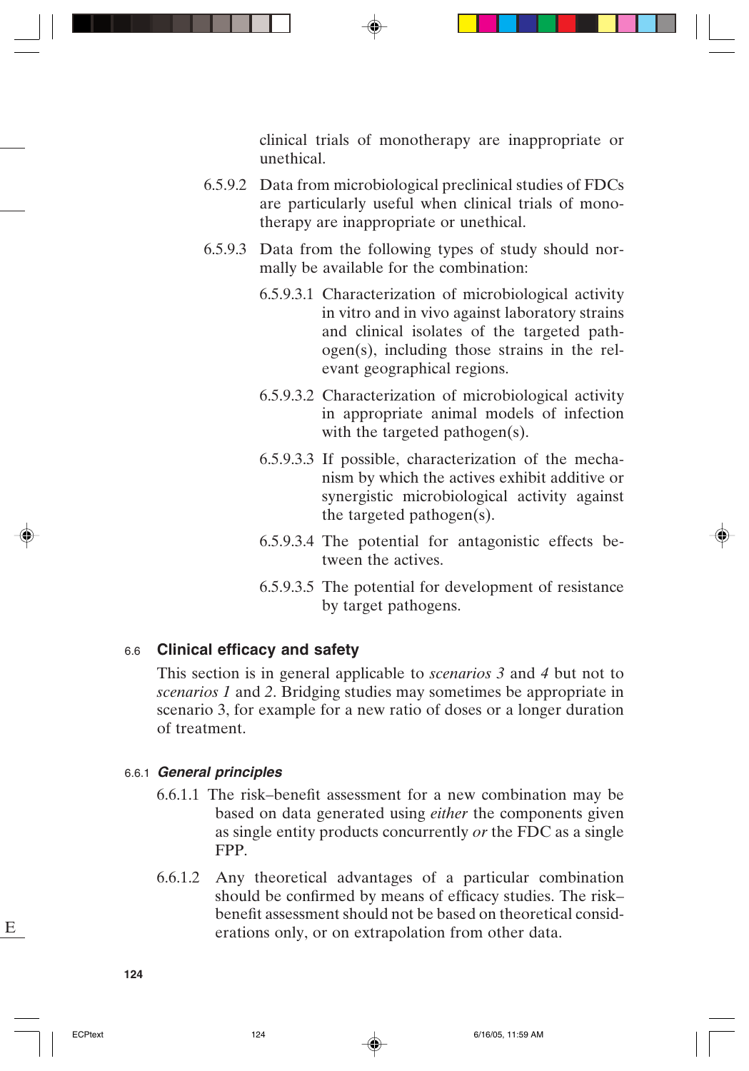clinical trials of monotherapy are inappropriate or unethical.

6.5.9.2 Data from microbiological preclinical studies of FDCs are particularly useful when clinical trials of monotherapy are inappropriate or unethical.

6.5.9.3 Data from the following types of study should normally be available for the combination:

6.5.9.3.1 Characterization of microbiological activity in vitro and in vivo against laboratory strains and clinical isolates of the targeted pathogen(s), including those strains in the relevant geographical regions.

6.5.9.3.2 Characterization of microbiological activity in appropriate animal models of infection with the targeted pathogen(s).

6.5.9.3.3 If possible, characterization of the mechanism by which the actives exhibit additive or synergistic microbiological activity against the targeted pathogen(s).

6.5.9.3.4 The potential for antagonistic effects between the actives.

6.5.9.3.5 The potential for development of resistance by target pathogens.

## 6.6 Clinical efficacy and safety

This section is in general applicable to *scenarios 3* and *4* but not to *scenarios 1* and *2*. Bridging studies may sometimes be appropriate in scenario 3, for example for a new ratio of doses or a longer duration of treatment.

### 6.6.1 *General principles*

6.6.1.1 The risk–benefit assessment for a new combination may be based on data generated using *either* the components given as single entity products concurrently *or* the FDC as a single FPP.

6.6.1.2 Any theoretical advantages of a particular combination should be confirmed by means of efficacy studies. The risk–benefit assessment should not be based on theoretical considerations only, or on extrapolation from other data.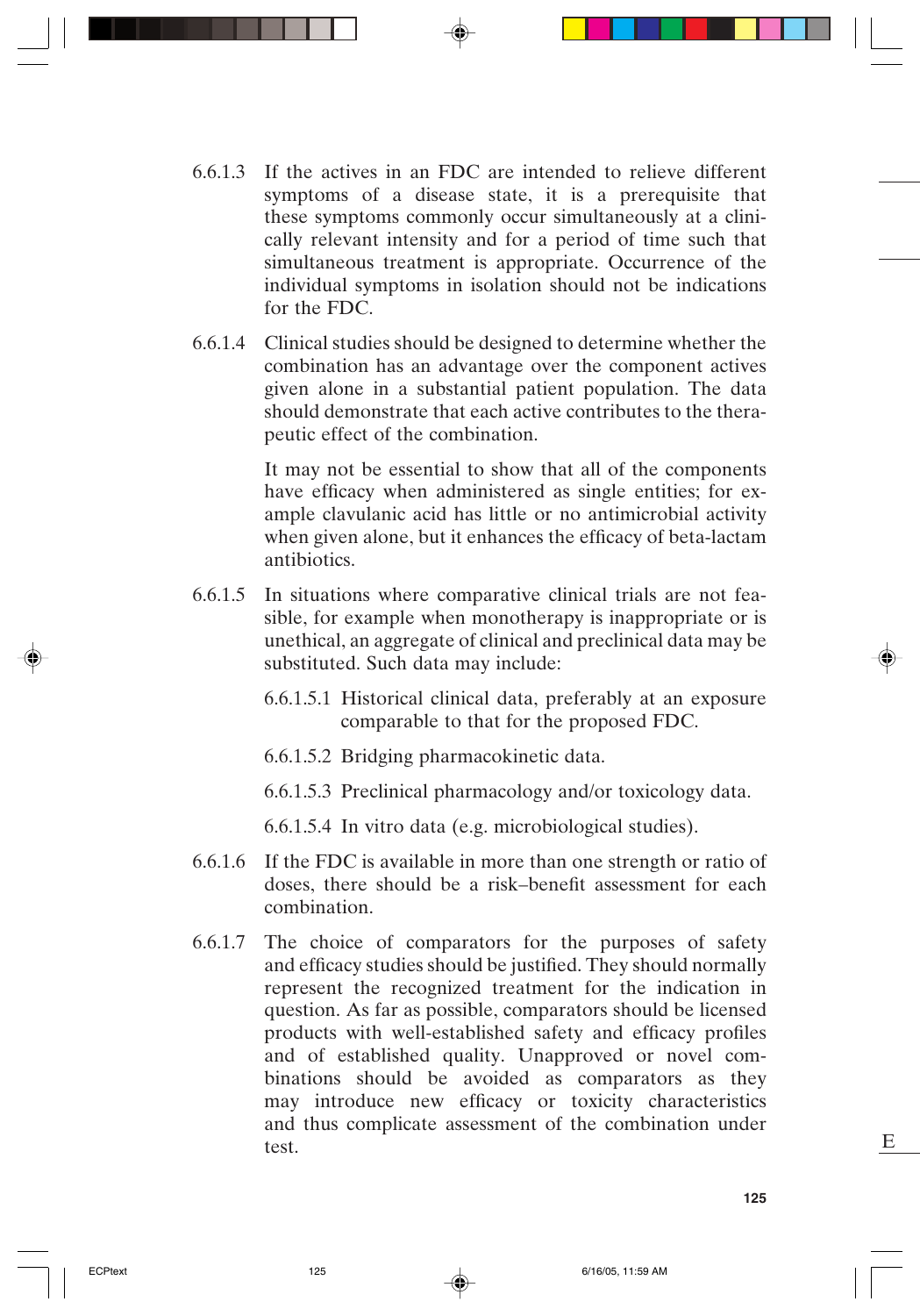6.6.1.3 If the actives in an FDC are intended to relieve different symptoms of a disease state, it is a prerequisite that these symptoms commonly occur simultaneously at a clinically relevant intensity and for a period of time such that simultaneous treatment is appropriate. Occurrence of the individual symptoms in isolation should not be indications for the FDC.

6.6.1.4 Clinical studies should be designed to determine whether the combination has an advantage over the component actives given alone in a substantial patient population. The data should demonstrate that each active contributes to the therapeutic effect of the combination.

It may not be essential to show that all of the components have efficacy when administered as single entities; for example clavulanic acid has little or no antimicrobial activity when given alone, but it enhances the efficacy of beta-lactam antibiotics.

6.6.1.5 In situations where comparative clinical trials are not feasible, for example when monotherapy is inappropriate or is unethical, an aggregate of clinical and preclinical data may be substituted. Such data may include:

6.6.1.5.1 Historical clinical data, preferably at an exposure comparable to that for the proposed FDC.

6.6.1.5.2 Bridging pharmacokinetic data.

6.6.1.5.3 Preclinical pharmacology and/or toxicology data.

6.6.1.5.4 In vitro data (e.g. microbiological studies).

6.6.1.6 If the FDC is available in more than one strength or ratio of doses, there should be a risk–benefit assessment for each combination.

6.6.1.7 The choice of comparators for the purposes of safety and efficacy studies should be justified. They should normally represent the recognized treatment for the indication in question. As far as possible, comparators should be licensed products with well-established safety and efficacy profiles and of established quality. Unapproved or novel combinations should be avoided as comparators as they may introduce new efficacy or toxicity characteristics and thus complicate assessment of the combination under test.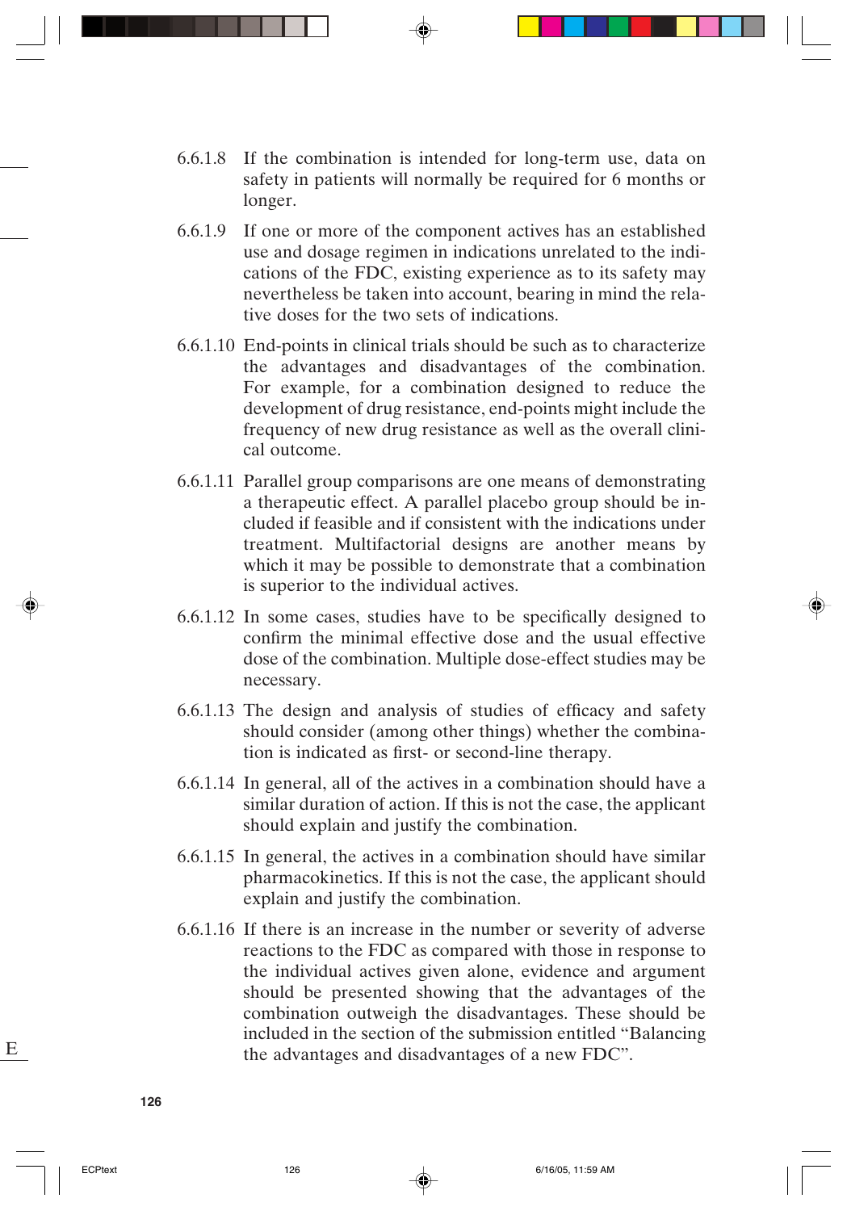6.6.1.8 If the combination is intended for long-term use, data on safety in patients will normally be required for 6 months or longer.

6.6.1.9 If one or more of the component actives has an established use and dosage regimen in indications unrelated to the indications of the FDC, existing experience as to its safety may nevertheless be taken into account, bearing in mind the relative doses for the two sets of indications.

6.6.1.10 End-points in clinical trials should be such as to characterize the advantages and disadvantages of the combination. For example, for a combination designed to reduce the development of drug resistance, end-points might include the frequency of new drug resistance as well as the overall clinical outcome.

6.6.1.11 Parallel group comparisons are one means of demonstrating a therapeutic effect. A parallel placebo group should be included if feasible and if consistent with the indications under treatment. Multifactorial designs are another means by which it may be possible to demonstrate that a combination is superior to the individual actives.

6.6.1.12 In some cases, studies have to be specifically designed to confirm the minimal effective dose and the usual effective dose of the combination. Multiple dose-effect studies may be necessary.

6.6.1.13 The design and analysis of studies of efficacy and safety should consider (among other things) whether the combination is indicated as first- or second-line therapy.

6.6.1.14 In general, all of the actives in a combination should have a similar duration of action. If this is not the case, the applicant should explain and justify the combination.

6.6.1.15 In general, the actives in a combination should have similar pharmacokinetics. If this is not the case, the applicant should explain and justify the combination.

6.6.1.16 If there is an increase in the number or severity of adverse reactions to the FDC as compared with those in response to the individual actives given alone, evidence and argument should be presented showing that the advantages of the combination outweigh the disadvantages. These should be included in the section of the submission entitled "Balancing the advantages and disadvantages of a new FDC".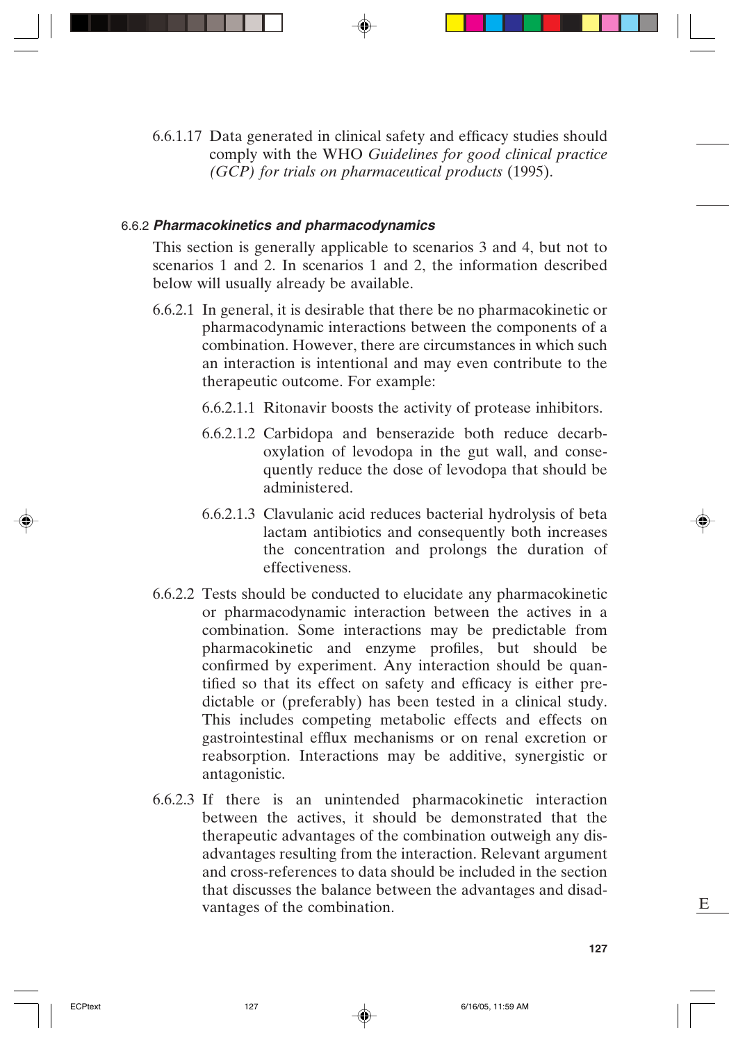6.6.1.17 Data generated in clinical safety and efficacy studies should comply with the WHO *Guidelines for good clinical practice (GCP) for trials on pharmaceutical products* (1995).

### 6.6.2 *Pharmacokinetics and pharmacodynamics*

This section is generally applicable to scenarios 3 and 4, but not to scenarios 1 and 2. In scenarios 1 and 2, the information described below will usually already be available.

6.6.2.1 In general, it is desirable that there be no pharmacokinetic or pharmacodynamic interactions between the components of a combination. However, there are circumstances in which such an interaction is intentional and may even contribute to the therapeutic outcome. For example:

6.6.2.1.1 Ritonavir boosts the activity of protease inhibitors.

6.6.2.1.2 Carbidopa and benserazide both reduce decarboxylation of levodopa in the gut wall, and consequently reduce the dose of levodopa that should be administered.

6.6.2.1.3 Clavulanic acid reduces bacterial hydrolysis of beta lactam antibiotics and consequently both increases the concentration and prolongs the duration of effectiveness.

6.6.2.2 Tests should be conducted to elucidate any pharmacokinetic or pharmacodynamic interaction between the actives in a combination. Some interactions may be predictable from pharmacokinetic and enzyme profiles, but should be confirmed by experiment. Any interaction should be quantified so that its effect on safety and efficacy is either predictable or (preferably) has been tested in a clinical study. This includes competing metabolic effects and effects on gastrointestinal efflux mechanisms or on renal excretion or reabsorption. Interactions may be additive, synergistic or antagonistic.

6.6.2.3 If there is an unintended pharmacokinetic interaction between the actives, it should be demonstrated that the therapeutic advantages of the combination outweigh any disadvantages resulting from the interaction. Relevant argument and cross-references to data should be included in the section that discusses the balance between the advantages and disadvantages of the combination.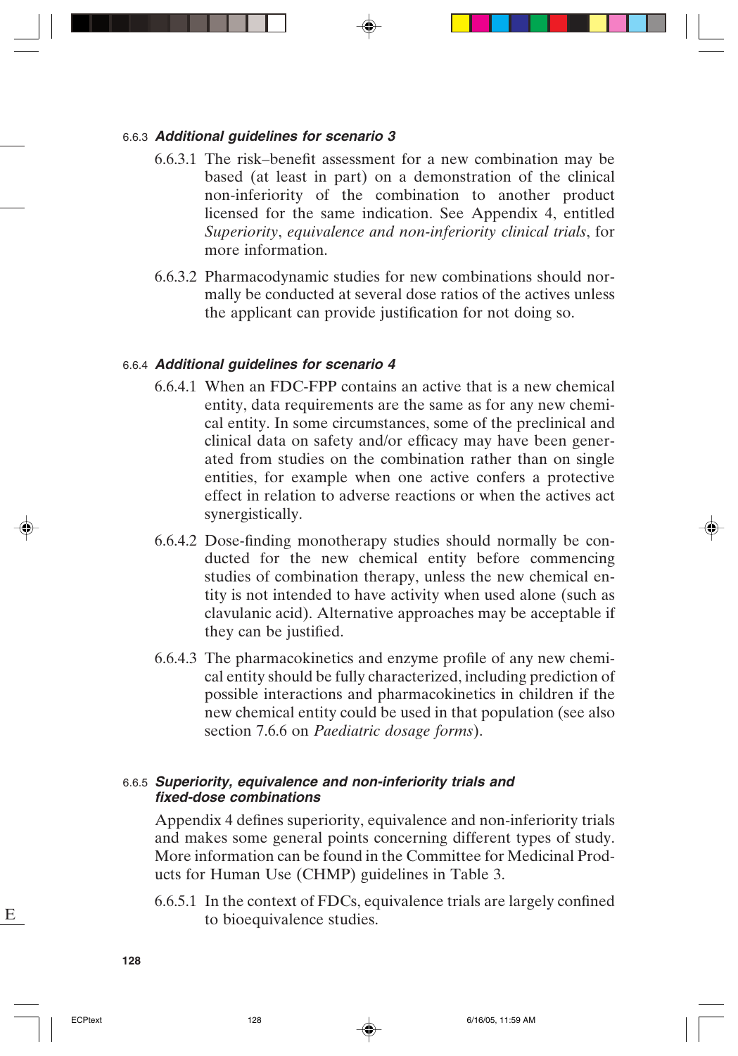### 6.6.3 *Additional guidelines for scenario 3*

6.6.3.1 The risk–benefit assessment for a new combination may be based (at least in part) on a demonstration of the clinical non-inferiority of the combination to another product licensed for the same indication. See Appendix 4, entitled *Superiority*, *equivalence and non-inferiority clinical trials*, for more information.

6.6.3.2 Pharmacodynamic studies for new combinations should normally be conducted at several dose ratios of the actives unless the applicant can provide justification for not doing so.

### 6.6.4 *Additional guidelines for scenario 4*

6.6.4.1 When an FDC-FPP contains an active that is a new chemical entity, data requirements are the same as for any new chemical entity. In some circumstances, some of the preclinical and clinical data on safety and/or efficacy may have been generated from studies on the combination rather than on single entities, for example when one active confers a protective effect in relation to adverse reactions or when the actives act synergistically.

6.6.4.2 Dose-finding monotherapy studies should normally be conducted for the new chemical entity before commencing studies of combination therapy, unless the new chemical entity is not intended to have activity when used alone (such as clavulanic acid). Alternative approaches may be acceptable if they can be justified.

6.6.4.3 The pharmacokinetics and enzyme profile of any new chemical entity should be fully characterized, including prediction of possible interactions and pharmacokinetics in children if the new chemical entity could be used in that population (see also section 7.6.6 on *Paediatric dosage forms*).

### 6.6.5 *Superiority, equivalence and non-inferiority trials and fixed-dose combinations*

Appendix 4 defines superiority, equivalence and non-inferiority trials and makes some general points concerning different types of study. More information can be found in the Committee for Medicinal Products for Human Use (CHMP) guidelines in Table 3.

6.6.5.1 In the context of FDCs, equivalence trials are largely confined to bioequivalence studies.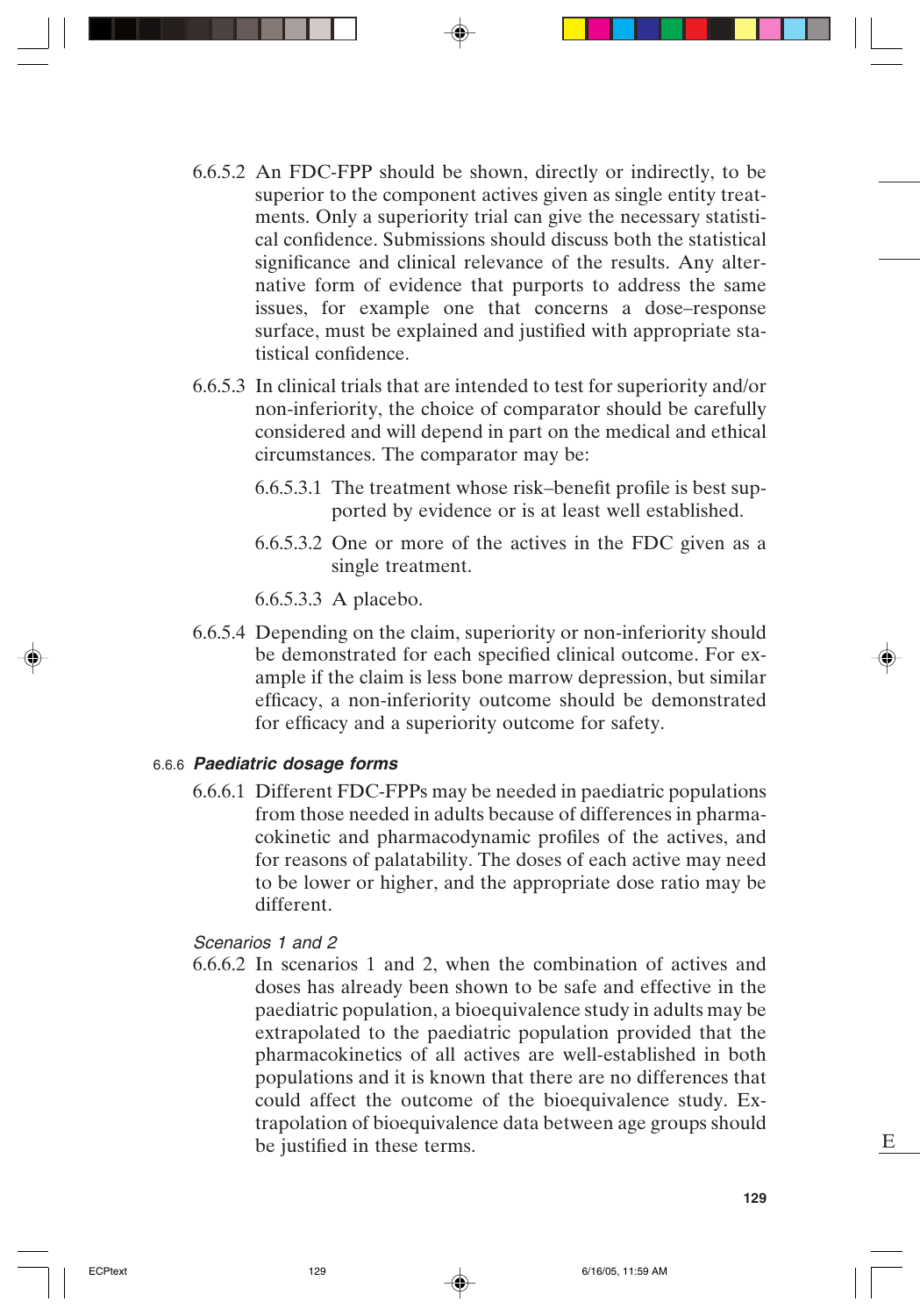6.6.5.2 An FDC-FPP should be shown, directly or indirectly, to be superior to the component actives given as single entity treatments. Only a superiority trial can give the necessary statistical confidence. Submissions should discuss both the statistical significance and clinical relevance of the results. Any alternative form of evidence that purports to address the same issues, for example one that concerns a dose–response surface, must be explained and justified with appropriate statistical confidence.

6.6.5.3 In clinical trials that are intended to test for superiority and/or non-inferiority, the choice of comparator should be carefully considered and will depend in part on the medical and ethical circumstances. The comparator may be:

- 6.6.5.3.1 The treatment whose risk–benefit profile is best supported by evidence or is at least well established.
- 6.6.5.3.2 One or more of the actives in the FDC given as a single treatment.
- 6.6.5.3.3 A placebo.

6.6.5.4 Depending on the claim, superiority or non-inferiority should be demonstrated for each specified clinical outcome. For example if the claim is less bone marrow depression, but similar efficacy, a non-inferiority outcome should be demonstrated for efficacy and a superiority outcome for safety.

### 6.6.6 *Paediatric dosage forms*

6.6.6.1 Different FDC-FPPs may be needed in paediatric populations from those needed in adults because of differences in pharmacokinetic and pharmacodynamic profiles of the actives, and for reasons of palatability. The doses of each active may need to be lower or higher, and the appropriate dose ratio may be different.

*Scenarios 1 and 2*

6.6.6.2 In scenarios 1 and 2, when the combination of actives and doses has already been shown to be safe and effective in the paediatric population, a bioequivalence study in adults may be extrapolated to the paediatric population provided that the pharmacokinetics of all actives are well-established in both populations and it is known that there are no differences that could affect the outcome of the bioequivalence study. Extrapolation of bioequivalence data between age groups should be justified in these terms.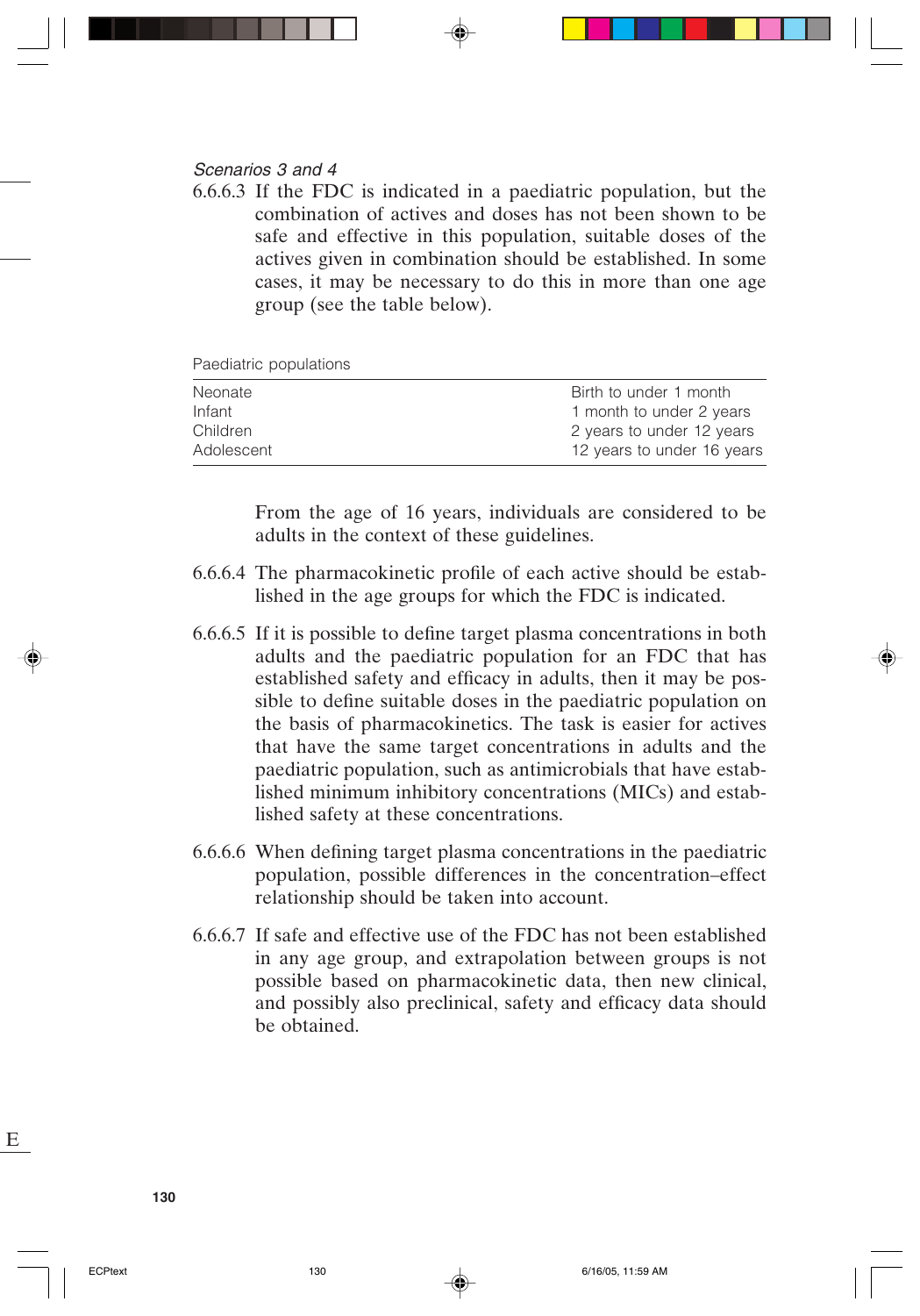*Scenarios 3 and 4*

6.6.6.3 If the FDC is indicated in a paediatric population, but the combination of actives and doses has not been shown to be safe and effective in this population, suitable doses of the actives given in combination should be established. In some cases, it may be necessary to do this in more than one age group (see the table below).

Paediatric populations

| | |
|---|---|
| Neonate | Birth to under 1 month |
| Infant | 1 month to under 2 years |
| Children | 2 years to under 12 years |
| Adolescent | 12 years to under 16 years |

From the age of 16 years, individuals are considered to be adults in the context of these guidelines.

6.6.6.4 The pharmacokinetic profile of each active should be established in the age groups for which the FDC is indicated.

6.6.6.5 If it is possible to define target plasma concentrations in both adults and the paediatric population for an FDC that has established safety and efficacy in adults, then it may be possible to define suitable doses in the paediatric population on the basis of pharmacokinetics. The task is easier for actives that have the same target concentrations in adults and the paediatric population, such as antimicrobials that have established minimum inhibitory concentrations (MICs) and established safety at these concentrations.

6.6.6.6 When defining target plasma concentrations in the paediatric population, possible differences in the concentration–effect relationship should be taken into account.

6.6.6.7 If safe and effective use of the FDC has not been established in any age group, and extrapolation between groups is not possible based on pharmacokinetic data, then new clinical, and possibly also preclinical, safety and efficacy data should be obtained.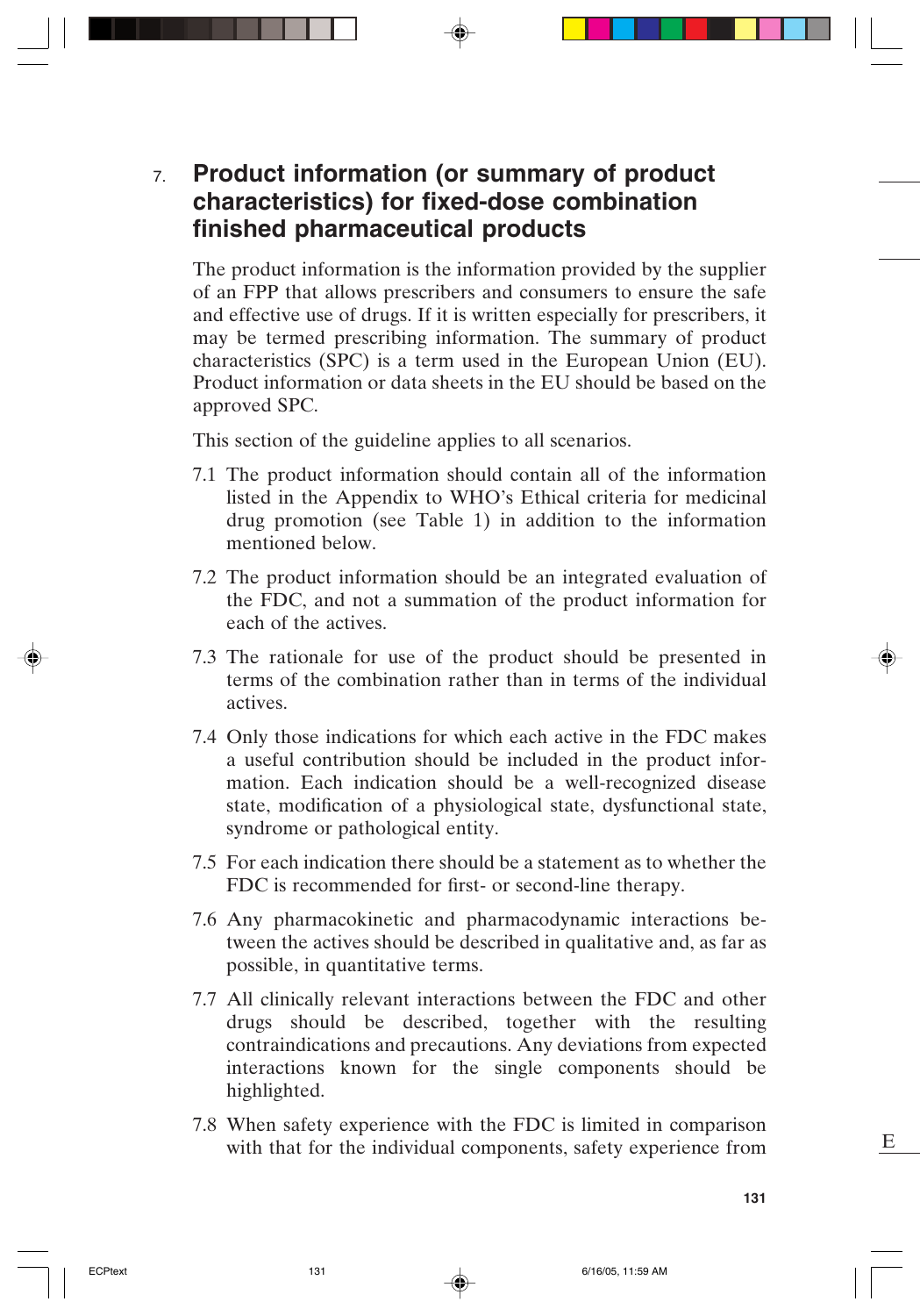## 7. Product information (or summary of product characteristics) for fixed-dose combination finished pharmaceutical products

The product information is the information provided by the supplier of an FPP that allows prescribers and consumers to ensure the safe and effective use of drugs. If it is written especially for prescribers, it may be termed prescribing information. The summary of product characteristics (SPC) is a term used in the European Union (EU). Product information or data sheets in the EU should be based on the approved SPC.

This section of the guideline applies to all scenarios.

7.1 The product information should contain all of the information listed in the Appendix to WHO's Ethical criteria for medicinal drug promotion (see Table 1) in addition to the information mentioned below.

7.2 The product information should be an integrated evaluation of the FDC, and not a summation of the product information for each of the actives.

7.3 The rationale for use of the product should be presented in terms of the combination rather than in terms of the individual actives.

7.4 Only those indications for which each active in the FDC makes a useful contribution should be included in the product information. Each indication should be a well-recognized disease state, modification of a physiological state, dysfunctional state, syndrome or pathological entity.

7.5 For each indication there should be a statement as to whether the FDC is recommended for first- or second-line therapy.

7.6 Any pharmacokinetic and pharmacodynamic interactions between the actives should be described in qualitative and, as far as possible, in quantitative terms.

7.7 All clinically relevant interactions between the FDC and other drugs should be described, together with the resulting contraindications and precautions. Any deviations from expected interactions known for the single components should be highlighted.

7.8 When safety experience with the FDC is limited in comparison with that for the individual components, safety experience from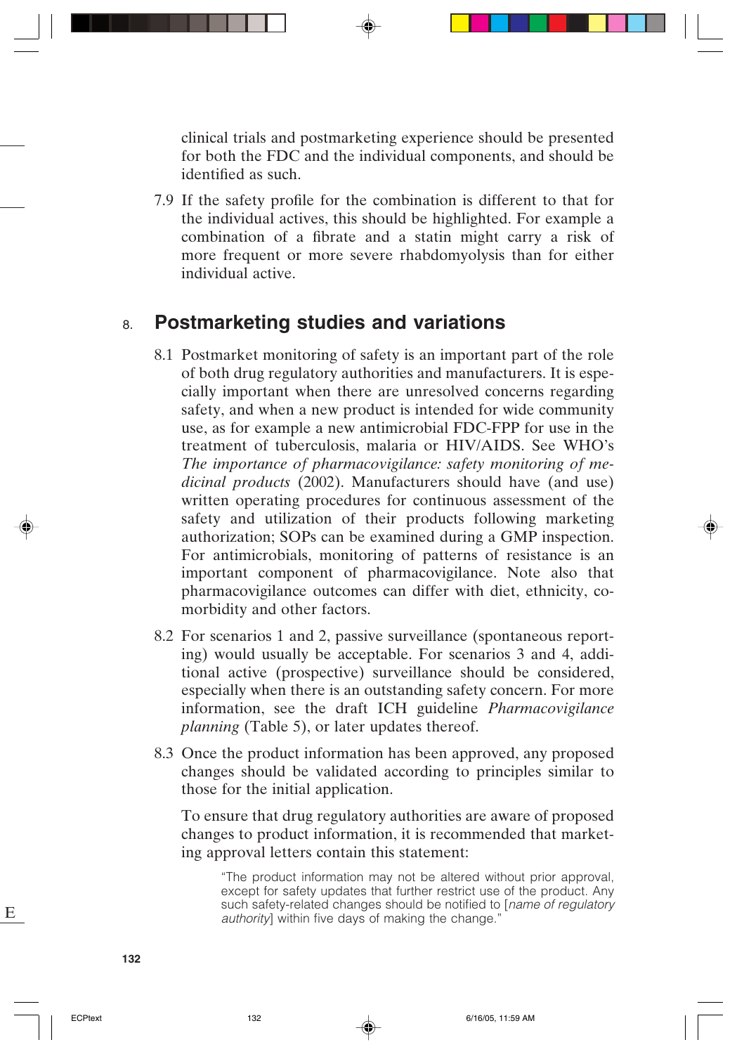clinical trials and postmarketing experience should be presented for both the FDC and the individual components, and should be identified as such.

7.9 If the safety profile for the combination is different to that for the individual actives, this should be highlighted. For example a combination of a fibrate and a statin might carry a risk of more frequent or more severe rhabdomyolysis than for either individual active.

## 8. Postmarketing studies and variations

8.1 Postmarket monitoring of safety is an important part of the role of both drug regulatory authorities and manufacturers. It is especially important when there are unresolved concerns regarding safety, and when a new product is intended for wide community use, as for example a new antimicrobial FDC-FPP for use in the treatment of tuberculosis, malaria or HIV/AIDS. See WHO's *The importance of pharmacovigilance: safety monitoring of medicinal products* (2002). Manufacturers should have (and use) written operating procedures for continuous assessment of the safety and utilization of their products following marketing authorization; SOPs can be examined during a GMP inspection. For antimicrobials, monitoring of patterns of resistance is an important component of pharmacovigilance. Note also that pharmacovigilance outcomes can differ with diet, ethnicity, co-morbidity and other factors.

8.2 For scenarios 1 and 2, passive surveillance (spontaneous reporting) would usually be acceptable. For scenarios 3 and 4, additional active (prospective) surveillance should be considered, especially when there is an outstanding safety concern. For more information, see the draft ICH guideline *Pharmacovigilance planning* (Table 5), or later updates thereof.

8.3 Once the product information has been approved, any proposed changes should be validated according to principles similar to those for the initial application.

To ensure that drug regulatory authorities are aware of proposed changes to product information, it is recommended that marketing approval letters contain this statement:

> "The product information may not be altered without prior approval, except for safety updates that further restrict use of the product. Any such safety-related changes should be notified to [*name of regulatory authority*] within five days of making the change."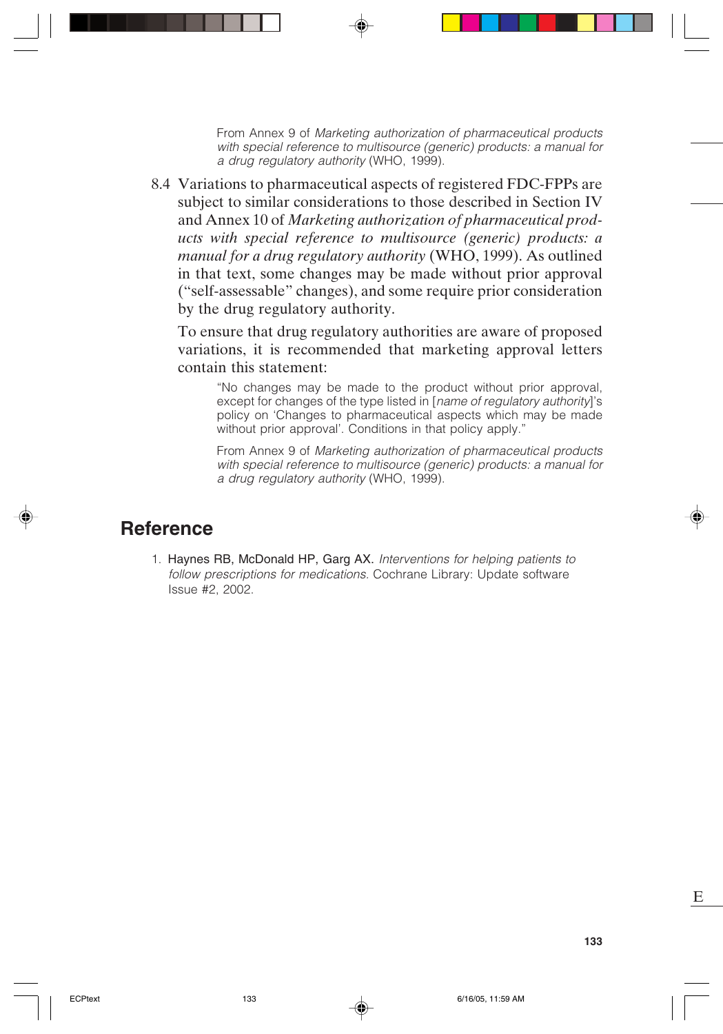From Annex 9 of *Marketing authorization of pharmaceutical products with special reference to multisource (generic) products: a manual for a drug regulatory authority* (WHO, 1999).

8.4 Variations to pharmaceutical aspects of registered FDC-FPPs are subject to similar considerations to those described in Section IV and Annex 10 of *Marketing authorization of pharmaceutical products with special reference to multisource (generic) products: a manual for a drug regulatory authority* (WHO, 1999). As outlined in that text, some changes may be made without prior approval ("self-assessable" changes), and some require prior consideration by the drug regulatory authority.

To ensure that drug regulatory authorities are aware of proposed variations, it is recommended that marketing approval letters contain this statement:

> "No changes may be made to the product without prior approval, except for changes of the type listed in [*name of regulatory authority*]'s policy on 'Changes to pharmaceutical aspects which may be made without prior approval'. Conditions in that policy apply."

From Annex 9 of *Marketing authorization of pharmaceutical products with special reference to multisource (generic) products: a manual for a drug regulatory authority* (WHO, 1999).

## Reference

1. Haynes RB, McDonald HP, Garg AX. *Interventions for helping patients to follow prescriptions for medications.* Cochrane Library: Update software Issue #2, 2002.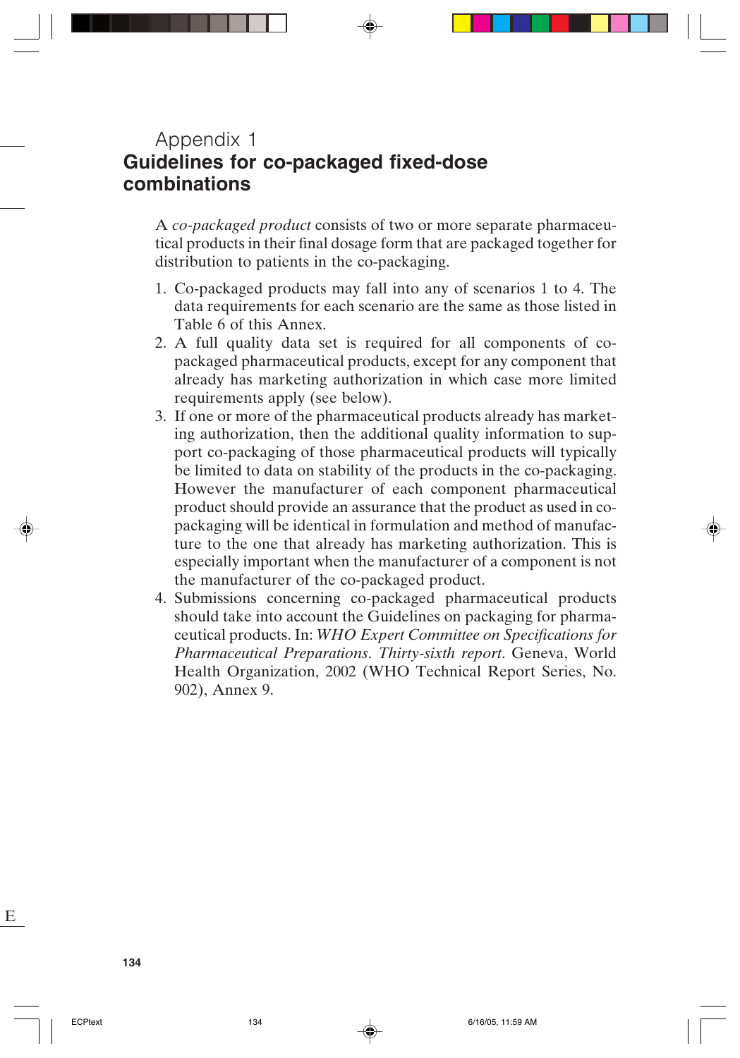# Appendix 1
## Guidelines for co-packaged fixed-dose combinations

A *co-packaged product* consists of two or more separate pharmaceutical products in their final dosage form that are packaged together for distribution to patients in the co-packaging.

1. Co-packaged products may fall into any of scenarios 1 to 4. The data requirements for each scenario are the same as those listed in Table 6 of this Annex.
2. A full quality data set is required for all components of co-packaged pharmaceutical products, except for any component that already has marketing authorization in which case more limited requirements apply (see below).
3. If one or more of the pharmaceutical products already has marketing authorization, then the additional quality information to support co-packaging of those pharmaceutical products will typically be limited to data on stability of the products in the co-packaging. However the manufacturer of each component pharmaceutical product should provide an assurance that the product as used in co-packaging will be identical in formulation and method of manufacture to the one that already has marketing authorization. This is especially important when the manufacturer of a component is not the manufacturer of the co-packaged product.
4. Submissions concerning co-packaged pharmaceutical products should take into account the Guidelines on packaging for pharmaceutical products. In: *WHO Expert Committee on Specifications for Pharmaceutical Preparations. Thirty-sixth report*. Geneva, World Health Organization, 2002 (WHO Technical Report Series, No. 902), Annex 9.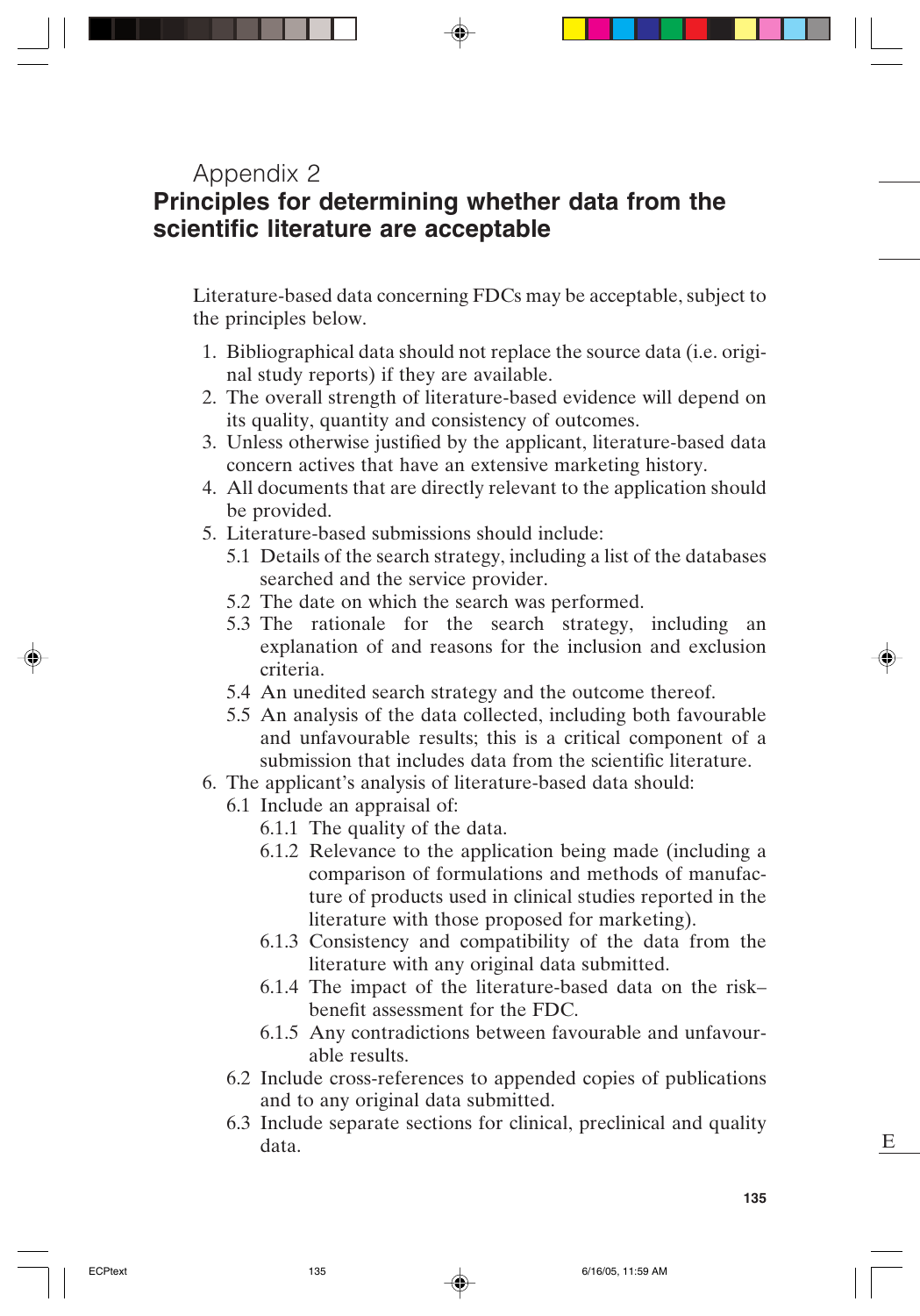# Appendix 2
## Principles for determining whether data from the scientific literature are acceptable

Literature-based data concerning FDCs may be acceptable, subject to the principles below.

1. Bibliographical data should not replace the source data (i.e. original study reports) if they are available.
2. The overall strength of literature-based evidence will depend on its quality, quantity and consistency of outcomes.
3. Unless otherwise justified by the applicant, literature-based data concern actives that have an extensive marketing history.
4. All documents that are directly relevant to the application should be provided.
5. Literature-based submissions should include:
   - 5.1 Details of the search strategy, including a list of the databases searched and the service provider.
   - 5.2 The date on which the search was performed.
   - 5.3 The rationale for the search strategy, including an explanation of and reasons for the inclusion and exclusion criteria.
   - 5.4 An unedited search strategy and the outcome thereof.
   - 5.5 An analysis of the data collected, including both favourable and unfavourable results; this is a critical component of a submission that includes data from the scientific literature.
6. The applicant's analysis of literature-based data should:
   - 6.1 Include an appraisal of:
     - 6.1.1 The quality of the data.
     - 6.1.2 Relevance to the application being made (including a comparison of formulations and methods of manufacture of products used in clinical studies reported in the literature with those proposed for marketing).
     - 6.1.3 Consistency and compatibility of the data from the literature with any original data submitted.
     - 6.1.4 The impact of the literature-based data on the risk–benefit assessment for the FDC.
     - 6.1.5 Any contradictions between favourable and unfavourable results.
   - 6.2 Include cross-references to appended copies of publications and to any original data submitted.
   - 6.3 Include separate sections for clinical, preclinical and quality data.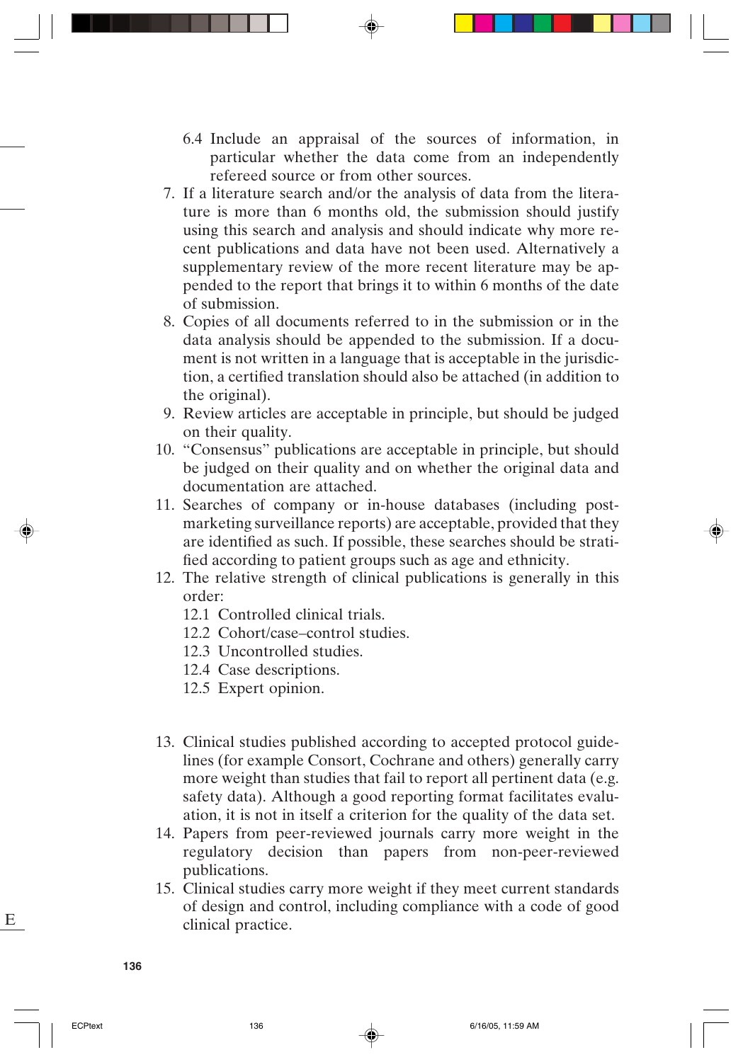6.4 Include an appraisal of the sources of information, in particular whether the data come from an independently refereed source or from other sources.

7. If a literature search and/or the analysis of data from the literature is more than 6 months old, the submission should justify using this search and analysis and should indicate why more recent publications and data have not been used. Alternatively a supplementary review of the more recent literature may be appended to the report that brings it to within 6 months of the date of submission.
8. Copies of all documents referred to in the submission or in the data analysis should be appended to the submission. If a document is not written in a language that is acceptable in the jurisdiction, a certified translation should also be attached (in addition to the original).
9. Review articles are acceptable in principle, but should be judged on their quality.
10. "Consensus" publications are acceptable in principle, but should be judged on their quality and on whether the original data and documentation are attached.
11. Searches of company or in-house databases (including post-marketing surveillance reports) are acceptable, provided that they are identified as such. If possible, these searches should be stratified according to patient groups such as age and ethnicity.
12. The relative strength of clinical publications is generally in this order:
    12.1 Controlled clinical trials.
    12.2 Cohort/case–control studies.
    12.3 Uncontrolled studies.
    12.4 Case descriptions.
    12.5 Expert opinion.
13. Clinical studies published according to accepted protocol guidelines (for example Consort, Cochrane and others) generally carry more weight than studies that fail to report all pertinent data (e.g. safety data). Although a good reporting format facilitates evaluation, it is not in itself a criterion for the quality of the data set.
14. Papers from peer-reviewed journals carry more weight in the regulatory decision than papers from non-peer-reviewed publications.
15. Clinical studies carry more weight if they meet current standards of design and control, including compliance with a code of good clinical practice.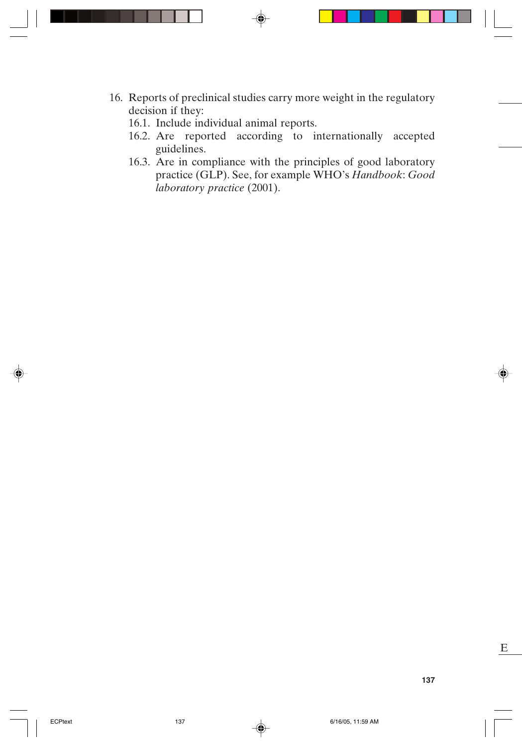16. Reports of preclinical studies carry more weight in the regulatory decision if they:
    16.1. Include individual animal reports.
    16.2. Are reported according to internationally accepted guidelines.
    16.3. Are in compliance with the principles of good laboratory practice (GLP). See, for example WHO's *Handbook*: *Good laboratory practice* (2001).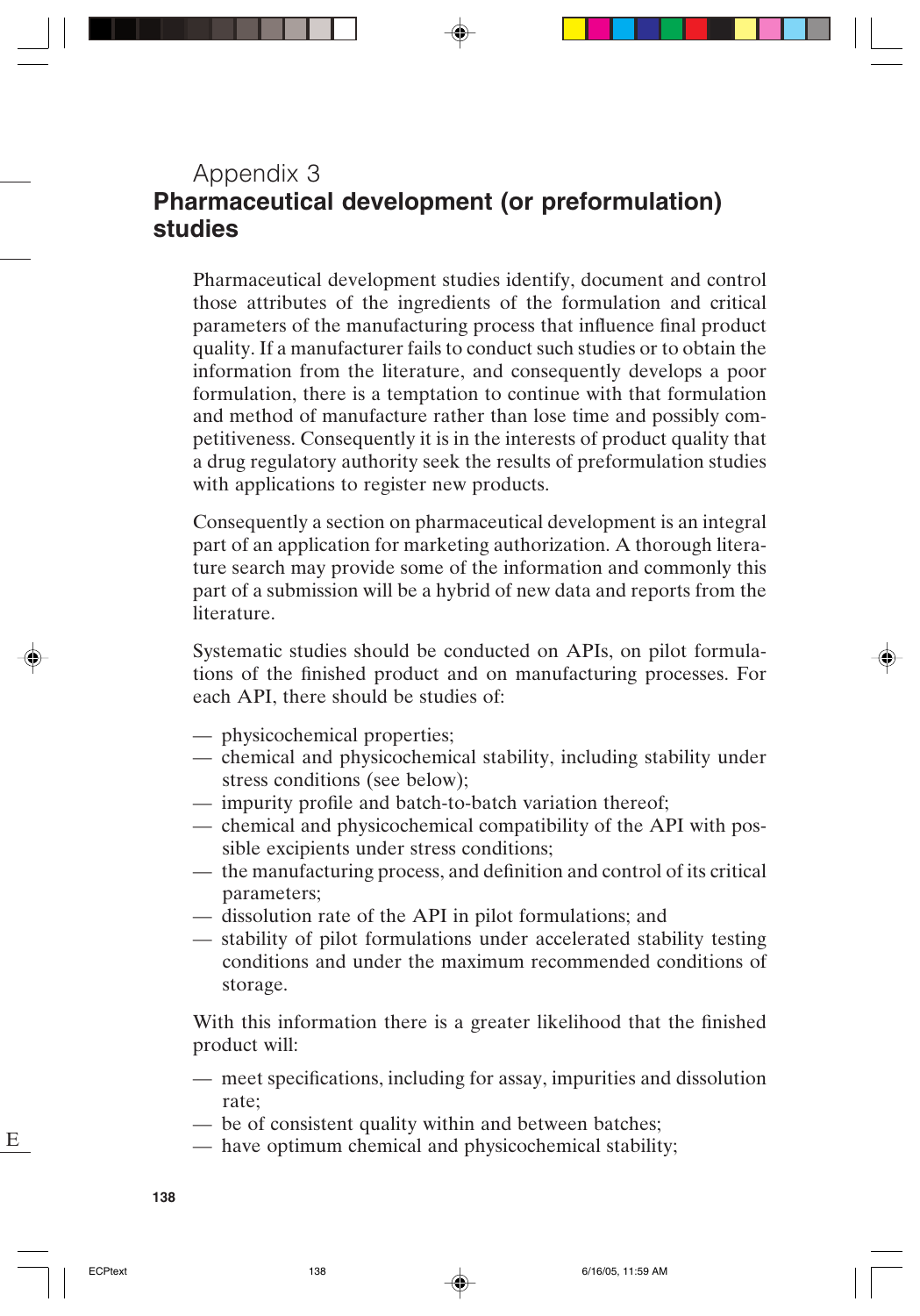# Appendix 3
## Pharmaceutical development (or preformulation) studies

Pharmaceutical development studies identify, document and control those attributes of the ingredients of the formulation and critical parameters of the manufacturing process that influence final product quality. If a manufacturer fails to conduct such studies or to obtain the information from the literature, and consequently develops a poor formulation, there is a temptation to continue with that formulation and method of manufacture rather than lose time and possibly competitiveness. Consequently it is in the interests of product quality that a drug regulatory authority seek the results of preformulation studies with applications to register new products.

Consequently a section on pharmaceutical development is an integral part of an application for marketing authorization. A thorough literature search may provide some of the information and commonly this part of a submission will be a hybrid of new data and reports from the literature.

Systematic studies should be conducted on APIs, on pilot formulations of the finished product and on manufacturing processes. For each API, there should be studies of:

- physicochemical properties;
- chemical and physicochemical stability, including stability under stress conditions (see below);
- impurity profile and batch-to-batch variation thereof;
- chemical and physicochemical compatibility of the API with possible excipients under stress conditions;
- the manufacturing process, and definition and control of its critical parameters;
- dissolution rate of the API in pilot formulations; and
- stability of pilot formulations under accelerated stability testing conditions and under the maximum recommended conditions of storage.

With this information there is a greater likelihood that the finished product will:

- meet specifications, including for assay, impurities and dissolution rate;
- be of consistent quality within and between batches;
- have optimum chemical and physicochemical stability;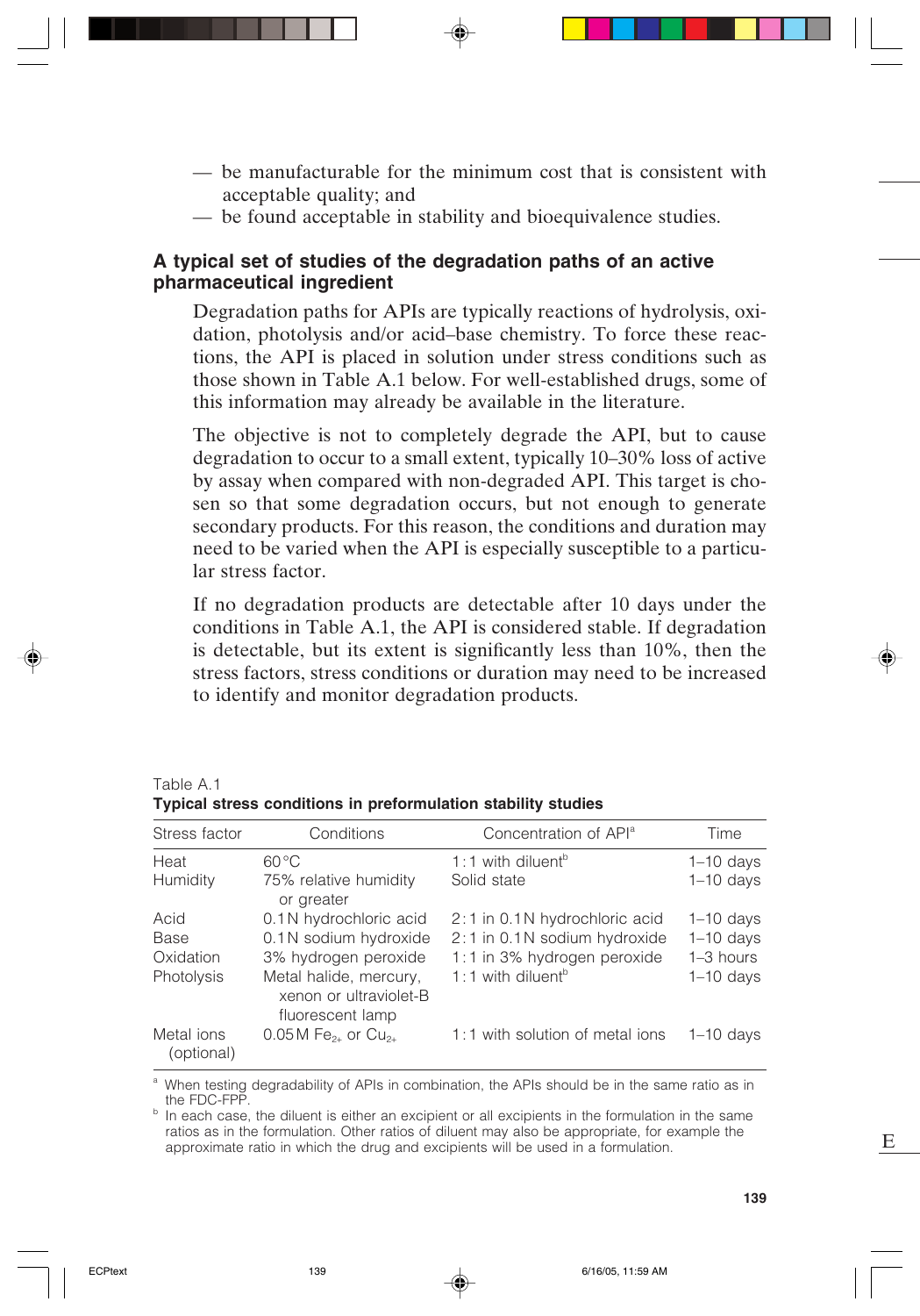— be manufacturable for the minimum cost that is consistent with acceptable quality; and
— be found acceptable in stability and bioequivalence studies.

### A typical set of studies of the degradation paths of an active pharmaceutical ingredient

Degradation paths for APIs are typically reactions of hydrolysis, oxidation, photolysis and/or acid–base chemistry. To force these reactions, the API is placed in solution under stress conditions such as those shown in Table A.1 below. For well-established drugs, some of this information may already be available in the literature.

The objective is not to completely degrade the API, but to cause degradation to occur to a small extent, typically 10–30% loss of active by assay when compared with non-degraded API. This target is chosen so that some degradation occurs, but not enough to generate secondary products. For this reason, the conditions and duration may need to be varied when the API is especially susceptible to a particular stress factor.

If no degradation products are detectable after 10 days under the conditions in Table A.1, the API is considered stable. If degradation is detectable, but its extent is significantly less than 10%, then the stress factors, stress conditions or duration may need to be increased to identify and monitor degradation products.

Table A.1
**Typical stress conditions in preformulation stability studies**

| Stress factor | Conditions | Concentration of API[a] | Time |
|---|---|---|---|
| Heat | 60 °C | 1 : 1 with diluent[b] | 1–10 days |
| Humidity | 75% relative humidity or greater | Solid state | 1–10 days |
| Acid | 0.1 N hydrochloric acid | 2 : 1 in 0.1 N hydrochloric acid | 1–10 days |
| Base | 0.1 N sodium hydroxide | 2 : 1 in 0.1 N sodium hydroxide | 1–10 days |
| Oxidation | 3% hydrogen peroxide | 1 : 1 in 3% hydrogen peroxide | 1–3 hours |
| Photolysis | Metal halide, mercury, xenon or ultraviolet-B fluorescent lamp | 1 : 1 with diluent[b] | 1–10 days |
| Metal ions (optional) | 0.05 M $Fe_{2+}$ or $Cu_{2+}$ | 1 : 1 with solution of metal ions | 1–10 days |

[a] When testing degradability of APIs in combination, the APIs should be in the same ratio as in the FDC-FPP.
[b] In each case, the diluent is either an excipient or all excipients in the formulation in the same ratios as in the formulation. Other ratios of diluent may also be appropriate, for example the approximate ratio in which the drug and excipients will be used in a formulation.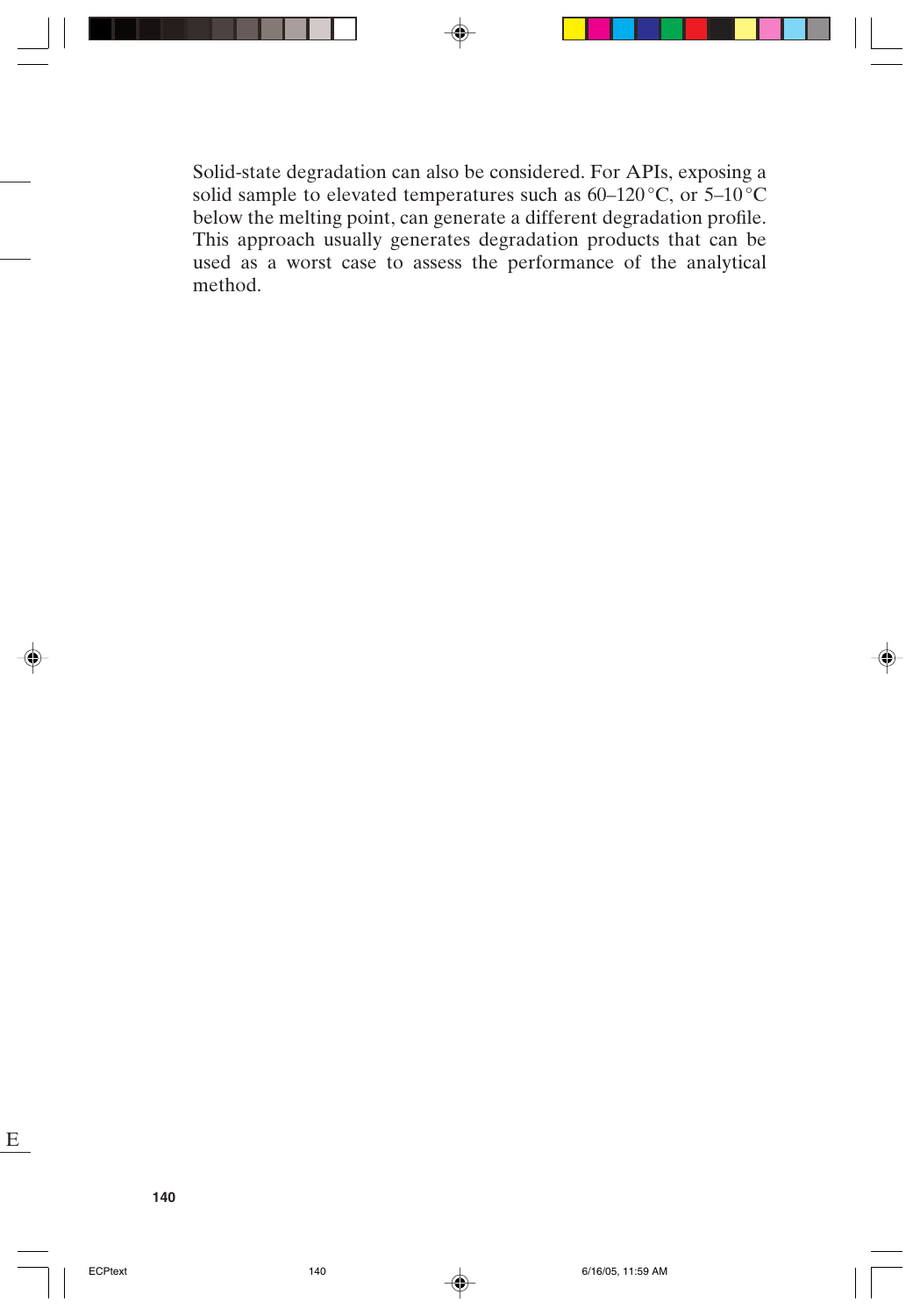Solid-state degradation can also be considered. For APIs, exposing a solid sample to elevated temperatures such as 60–120 °C, or 5–10 °C below the melting point, can generate a different degradation profile. This approach usually generates degradation products that can be used as a worst case to assess the performance of the analytical method.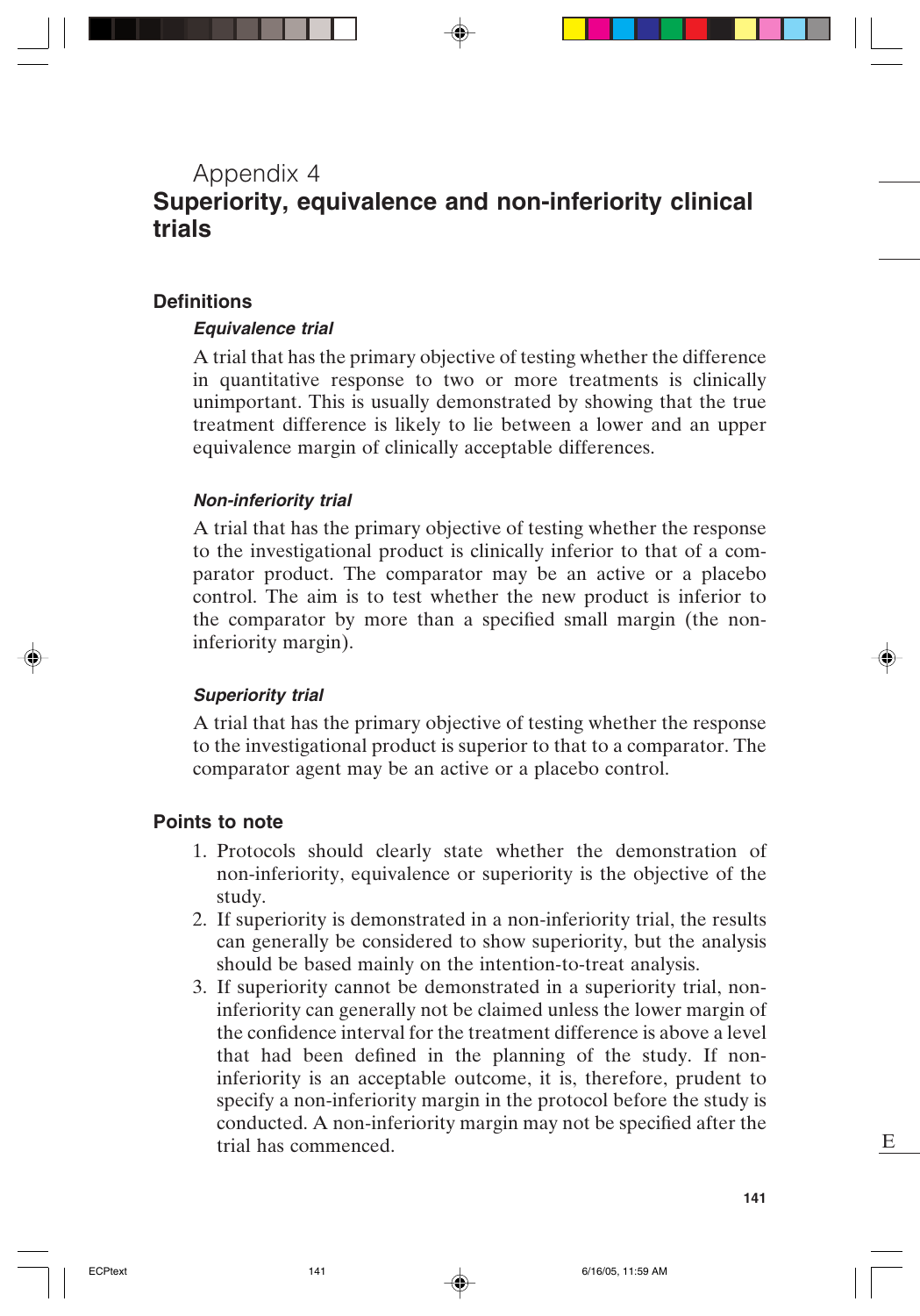# Appendix 4
## Superiority, equivalence and non-inferiority clinical trials

### Definitions

#### *Equivalence trial*

A trial that has the primary objective of testing whether the difference in quantitative response to two or more treatments is clinically unimportant. This is usually demonstrated by showing that the true treatment difference is likely to lie between a lower and an upper equivalence margin of clinically acceptable differences.

#### *Non-inferiority trial*

A trial that has the primary objective of testing whether the response to the investigational product is clinically inferior to that of a comparator product. The comparator may be an active or a placebo control. The aim is to test whether the new product is inferior to the comparator by more than a specified small margin (the non-inferiority margin).

#### *Superiority trial*

A trial that has the primary objective of testing whether the response to the investigational product is superior to that to a comparator. The comparator agent may be an active or a placebo control.

### Points to note

1. Protocols should clearly state whether the demonstration of non-inferiority, equivalence or superiority is the objective of the study.
2. If superiority is demonstrated in a non-inferiority trial, the results can generally be considered to show superiority, but the analysis should be based mainly on the intention-to-treat analysis.
3. If superiority cannot be demonstrated in a superiority trial, non-inferiority can generally not be claimed unless the lower margin of the confidence interval for the treatment difference is above a level that had been defined in the planning of the study. If non-inferiority is an acceptable outcome, it is, therefore, prudent to specify a non-inferiority margin in the protocol before the study is conducted. A non-inferiority margin may not be specified after the trial has commenced.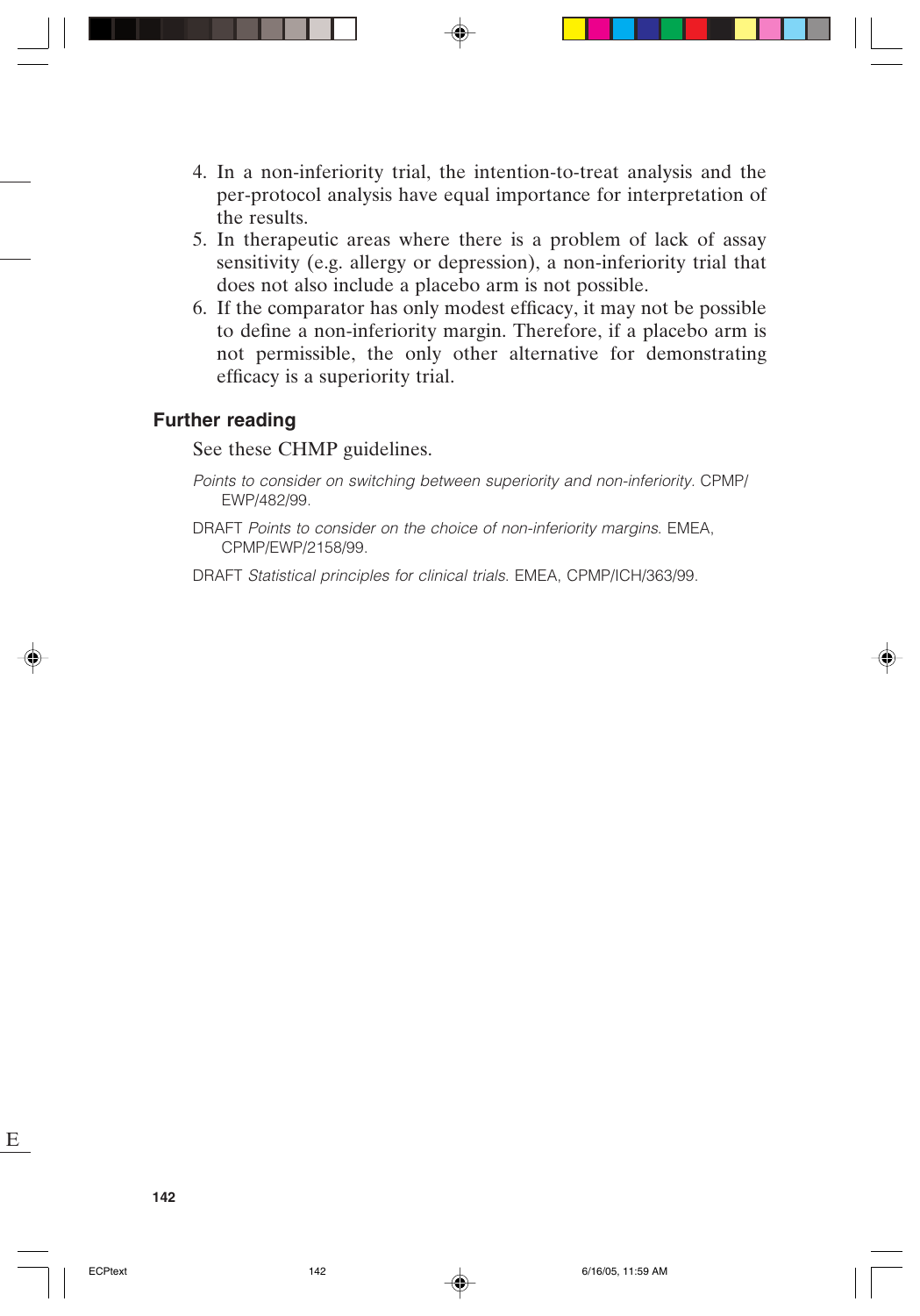4. In a non-inferiority trial, the intention-to-treat analysis and the per-protocol analysis have equal importance for interpretation of the results.
5. In therapeutic areas where there is a problem of lack of assay sensitivity (e.g. allergy or depression), a non-inferiority trial that does not also include a placebo arm is not possible.
6. If the comparator has only modest efficacy, it may not be possible to define a non-inferiority margin. Therefore, if a placebo arm is not permissible, the only other alternative for demonstrating efficacy is a superiority trial.

## Further reading

See these CHMP guidelines.

*Points to consider on switching between superiority and non-inferiority.* CPMP/EWP/482/99.

DRAFT *Points to consider on the choice of non-inferiority margins.* EMEA, CPMP/EWP/2158/99.

DRAFT *Statistical principles for clinical trials.* EMEA, CPMP/ICH/363/99.